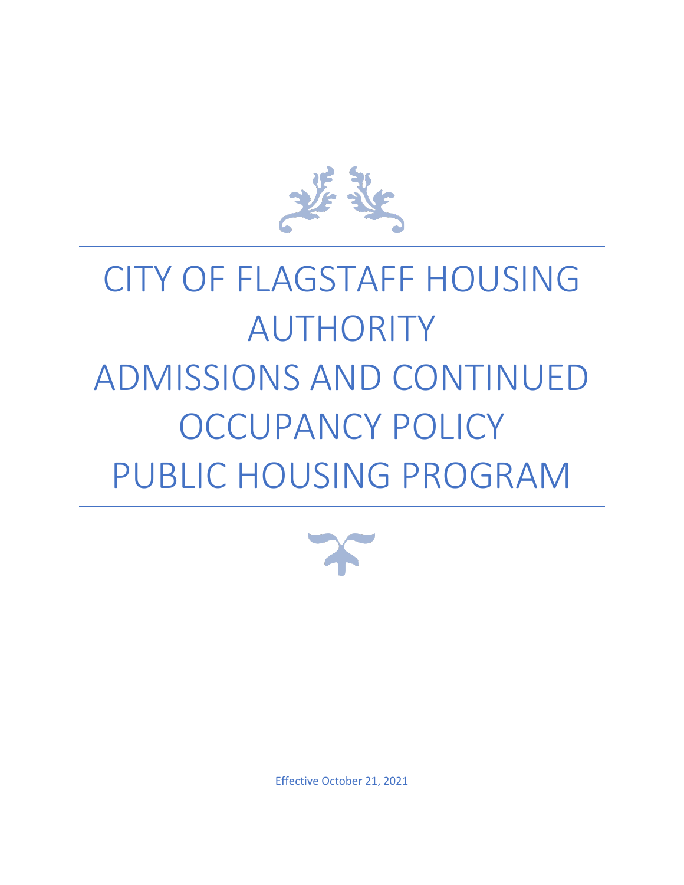# CITY OF FLAGSTAFF HOUSING AUTHORITY ADMISSIONS AND CONTINUED OCCUPANCY POLICY PUBLIC HOUSING PROGRAM

Effective October 21, 2021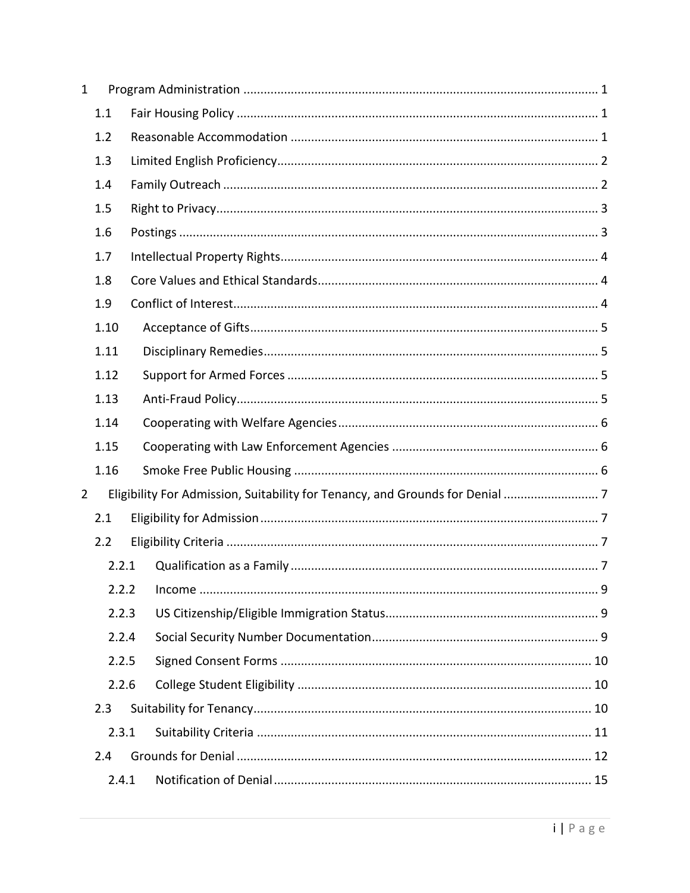1 Program Administration ........................................................................................................ 1

- 1.1 Fair Housing Policy .......................................................................................................... 1
- 1.2 Reasonable Accommodation .......................................................................................... 1
- 1.3 Limited English Proficiency.............................................................................................. 2
- 1.4 Family Outreach .............................................................................................................. 2
- 1.5 Right to Privacy................................................................................................................ 3
- 1.6 Postings ........................................................................................................................... 3
- 1.7 Intellectual Property Rights............................................................................................. 4
- 1.8 Core Values and Ethical Standards.................................................................................. 4
- 1.9 Conflict of Interest........................................................................................................... 4
- 1.10 Acceptance of Gifts...................................................................................................... 5
- 1.11 Disciplinary Remedies.................................................................................................. 5
- 1.12 Support for Armed Forces ........................................................................................... 5
- 1.13 Anti-Fraud Policy.......................................................................................................... 5
- 1.14 Cooperating with Welfare Agencies............................................................................ 6
- 1.15 Cooperating with Law Enforcement Agencies ............................................................ 6
- 1.16 Smoke Free Public Housing ......................................................................................... 6

2 Eligibility For Admission, Suitability for Tenancy, and Grounds for Denial ............................ 7

- 2.1 Eligibility for Admission................................................................................................... 7
- 2.2 Eligibility Criteria ............................................................................................................. 7
  - 2.2.1 Qualification as a Family .......................................................................................... 7
  - 2.2.2 Income ..................................................................................................................... 9
  - 2.2.3 US Citizenship/Eligible Immigration Status.............................................................. 9
  - 2.2.4 Social Security Number Documentation.................................................................. 9
  - 2.2.5 Signed Consent Forms ........................................................................................... 10
  - 2.2.6 College Student Eligibility ...................................................................................... 10
- 2.3 Suitability for Tenancy................................................................................................... 10
  - 2.3.1 Suitability Criteria .................................................................................................. 11
- 2.4 Grounds for Denial ........................................................................................................ 12
  - 2.4.1 Notification of Denial............................................................................................. 15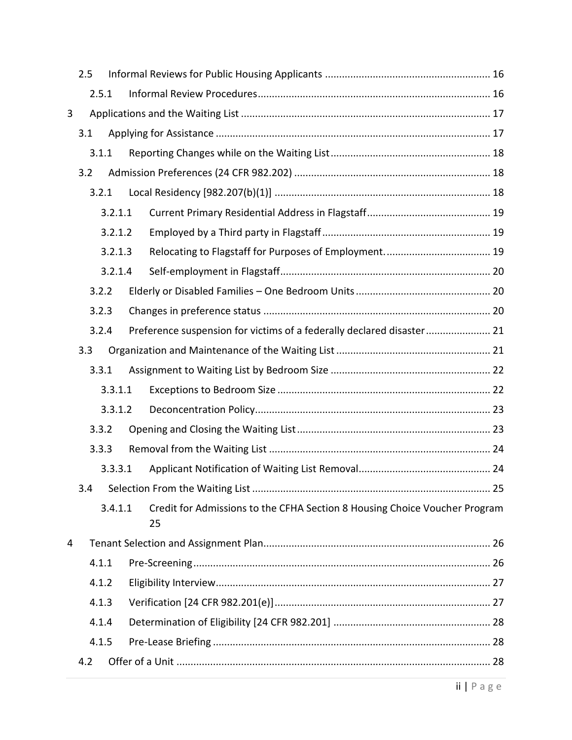- 2.5 Informal Reviews for Public Housing Applicants .......... 16
  - 2.5.1 Informal Review Procedures .......... 16
- 3 Applications and the Waiting List .......... 17
  - 3.1 Applying for Assistance .......... 17
    - 3.1.1 Reporting Changes while on the Waiting List .......... 18
  - 3.2 Admission Preferences (24 CFR 982.202) .......... 18
    - 3.2.1 Local Residency [982.207(b)(1)] .......... 18
      - 3.2.1.1 Current Primary Residential Address in Flagstaff .......... 19
      - 3.2.1.2 Employed by a Third party in Flagstaff .......... 19
      - 3.2.1.3 Relocating to Flagstaff for Purposes of Employment. .......... 19
      - 3.2.1.4 Self-employment in Flagstaff .......... 20
    - 3.2.2 Elderly or Disabled Families – One Bedroom Units .......... 20
    - 3.2.3 Changes in preference status .......... 20
    - 3.2.4 Preference suspension for victims of a federally declared disaster .......... 21
  - 3.3 Organization and Maintenance of the Waiting List .......... 21
    - 3.3.1 Assignment to Waiting List by Bedroom Size .......... 22
      - 3.3.1.1 Exceptions to Bedroom Size .......... 22
      - 3.3.1.2 Deconcentration Policy .......... 23
    - 3.3.2 Opening and Closing the Waiting List .......... 23
    - 3.3.3 Removal from the Waiting List .......... 24
      - 3.3.3.1 Applicant Notification of Waiting List Removal .......... 24
  - 3.4 Selection From the Waiting List .......... 25
      - 3.4.1.1 Credit for Admissions to the CFHA Section 8 Housing Choice Voucher Program 25
- 4 Tenant Selection and Assignment Plan .......... 26
    - 4.1.1 Pre-Screening .......... 26
    - 4.1.2 Eligibility Interview .......... 27
    - 4.1.3 Verification [24 CFR 982.201(e)] .......... 27
    - 4.1.4 Determination of Eligibility [24 CFR 982.201] .......... 28
    - 4.1.5 Pre-Lease Briefing .......... 28
  - 4.2 Offer of a Unit .......... 28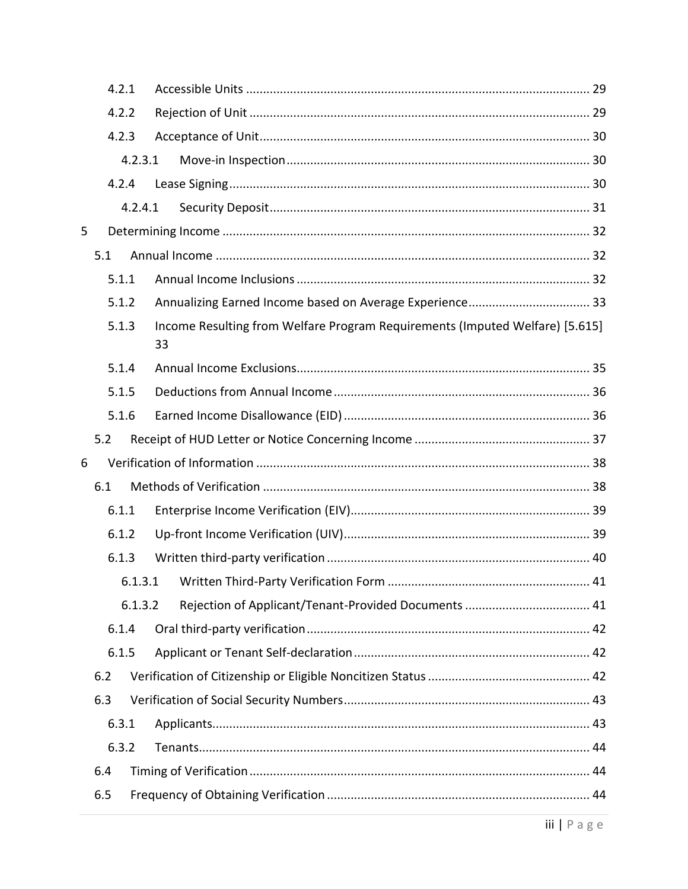- 4.2.1 Accessible Units ..... 29
- 4.2.2 Rejection of Unit ..... 29
- 4.2.3 Acceptance of Unit ..... 30
  - 4.2.3.1 Move-in Inspection ..... 30
- 4.2.4 Lease Signing ..... 30
  - 4.2.4.1 Security Deposit ..... 31

5 Determining Income ..... 32

- 5.1 Annual Income ..... 32
  - 5.1.1 Annual Income Inclusions ..... 32
  - 5.1.2 Annualizing Earned Income based on Average Experience ..... 33
  - 5.1.3 Income Resulting from Welfare Program Requirements (Imputed Welfare) [5.615] 33
  - 5.1.4 Annual Income Exclusions ..... 35
  - 5.1.5 Deductions from Annual Income ..... 36
  - 5.1.6 Earned Income Disallowance (EID) ..... 36
- 5.2 Receipt of HUD Letter or Notice Concerning Income ..... 37

6 Verification of Information ..... 38

- 6.1 Methods of Verification ..... 38
  - 6.1.1 Enterprise Income Verification (EIV) ..... 39
  - 6.1.2 Up-front Income Verification (UIV) ..... 39
  - 6.1.3 Written third-party verification ..... 40
    - 6.1.3.1 Written Third-Party Verification Form ..... 41
    - 6.1.3.2 Rejection of Applicant/Tenant-Provided Documents ..... 41
  - 6.1.4 Oral third-party verification ..... 42
  - 6.1.5 Applicant or Tenant Self-declaration ..... 42
- 6.2 Verification of Citizenship or Eligible Noncitizen Status ..... 42
- 6.3 Verification of Social Security Numbers ..... 43
  - 6.3.1 Applicants ..... 43
  - 6.3.2 Tenants ..... 44
- 6.4 Timing of Verification ..... 44
- 6.5 Frequency of Obtaining Verification ..... 44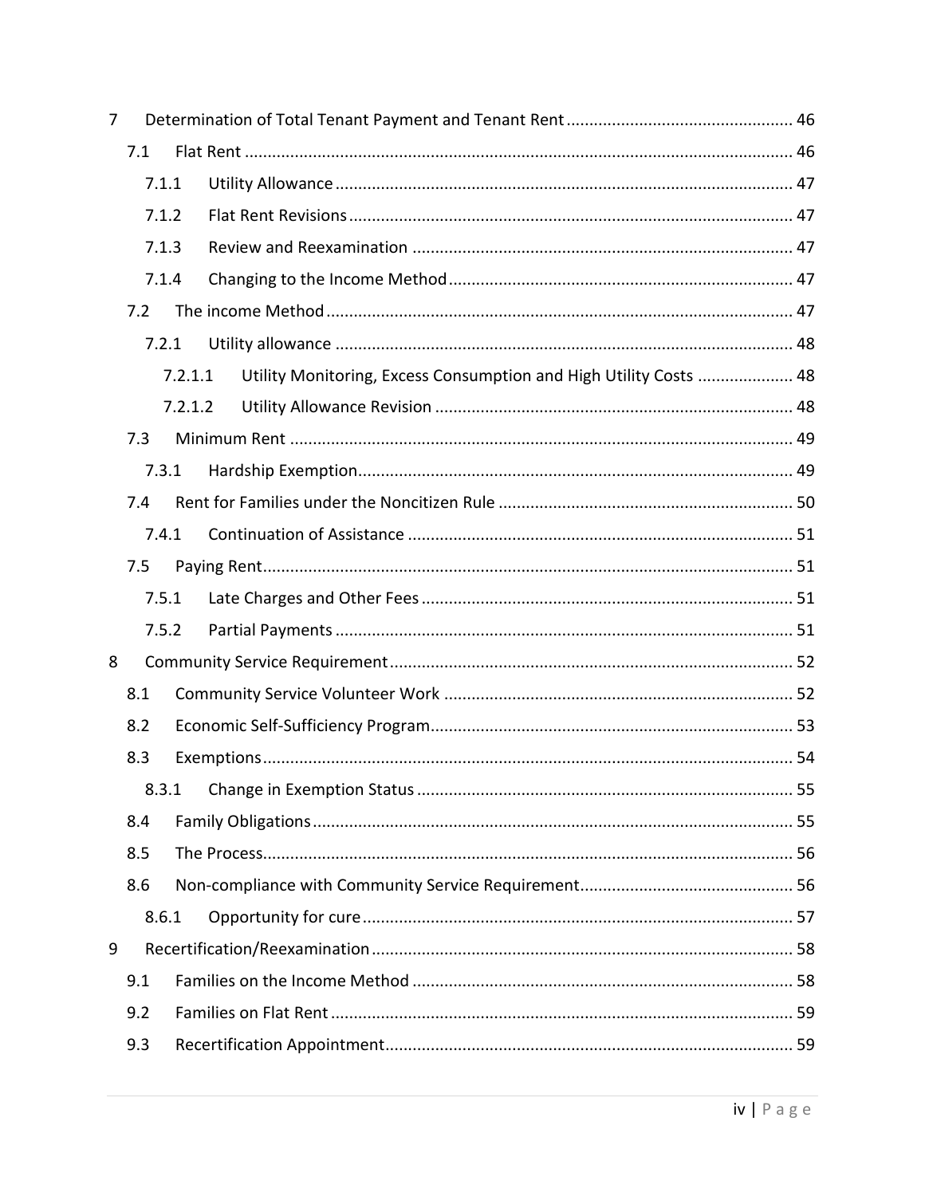7 Determination of Total Tenant Payment and Tenant Rent ... 46

7.1 Flat Rent ... 46

7.1.1 Utility Allowance ... 47

7.1.2 Flat Rent Revisions ... 47

7.1.3 Review and Reexamination ... 47

7.1.4 Changing to the Income Method ... 47

7.2 The income Method ... 47

7.2.1 Utility allowance ... 48

7.2.1.1 Utility Monitoring, Excess Consumption and High Utility Costs ... 48

7.2.1.2 Utility Allowance Revision ... 48

7.3 Minimum Rent ... 49

7.3.1 Hardship Exemption ... 49

7.4 Rent for Families under the Noncitizen Rule ... 50

7.4.1 Continuation of Assistance ... 51

7.5 Paying Rent ... 51

7.5.1 Late Charges and Other Fees ... 51

7.5.2 Partial Payments ... 51

8 Community Service Requirement ... 52

8.1 Community Service Volunteer Work ... 52

8.2 Economic Self-Sufficiency Program ... 53

8.3 Exemptions ... 54

8.3.1 Change in Exemption Status ... 55

8.4 Family Obligations ... 55

8.5 The Process ... 56

8.6 Non-compliance with Community Service Requirement ... 56

8.6.1 Opportunity for cure ... 57

9 Recertification/Reexamination ... 58

9.1 Families on the Income Method ... 58

9.2 Families on Flat Rent ... 59

9.3 Recertification Appointment ... 59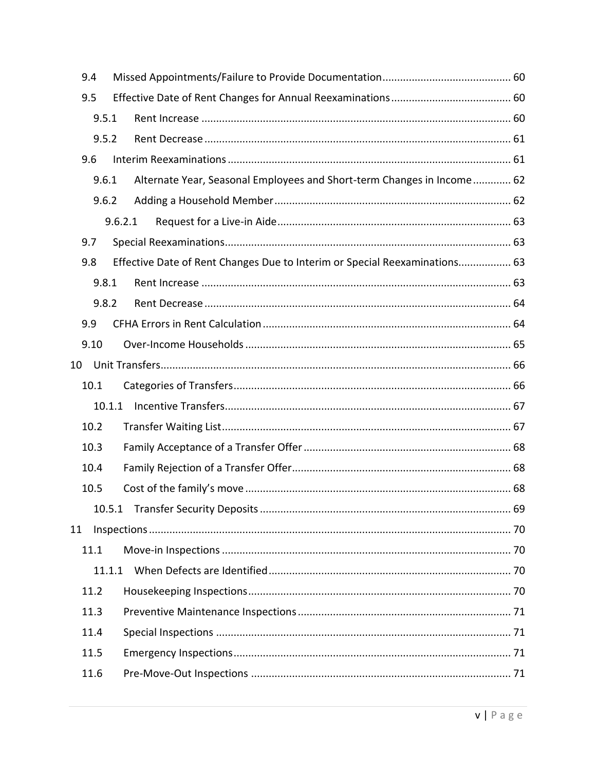- 9.4 Missed Appointments/Failure to Provide Documentation ........ 60
- 9.5 Effective Date of Rent Changes for Annual Reexaminations ........ 60
  - 9.5.1 Rent Increase ........ 60
  - 9.5.2 Rent Decrease ........ 61
- 9.6 Interim Reexaminations ........ 61
  - 9.6.1 Alternate Year, Seasonal Employees and Short-term Changes in Income ........ 62
  - 9.6.2 Adding a Household Member ........ 62
    - 9.6.2.1 Request for a Live-in Aide ........ 63
- 9.7 Special Reexaminations ........ 63
- 9.8 Effective Date of Rent Changes Due to Interim or Special Reexaminations ........ 63
  - 9.8.1 Rent Increase ........ 63
  - 9.8.2 Rent Decrease ........ 64
- 9.9 CFHA Errors in Rent Calculation ........ 64
- 9.10 Over-Income Households ........ 65

10 Unit Transfers ........ 66

- 10.1 Categories of Transfers ........ 66
  - 10.1.1 Incentive Transfers ........ 67
- 10.2 Transfer Waiting List ........ 67
- 10.3 Family Acceptance of a Transfer Offer ........ 68
- 10.4 Family Rejection of a Transfer Offer ........ 68
- 10.5 Cost of the family's move ........ 68
  - 10.5.1 Transfer Security Deposits ........ 69

11 Inspections ........ 70

- 11.1 Move-in Inspections ........ 70
  - 11.1.1 When Defects are Identified ........ 70
- 11.2 Housekeeping Inspections ........ 70
- 11.3 Preventive Maintenance Inspections ........ 71
- 11.4 Special Inspections ........ 71
- 11.5 Emergency Inspections ........ 71
- 11.6 Pre-Move-Out Inspections ........ 71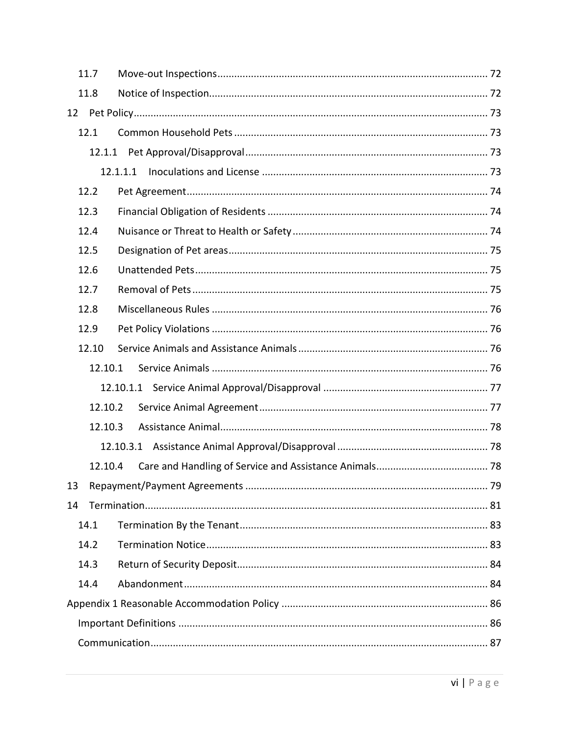- 11.7 Move-out Inspections ... 72
- 11.8 Notice of Inspection ... 72
- 12 Pet Policy ... 73
  - 12.1 Common Household Pets ... 73
    - 12.1.1 Pet Approval/Disapproval ... 73
      - 12.1.1.1 Inoculations and License ... 73
  - 12.2 Pet Agreement ... 74
  - 12.3 Financial Obligation of Residents ... 74
  - 12.4 Nuisance or Threat to Health or Safety ... 74
  - 12.5 Designation of Pet areas ... 75
  - 12.6 Unattended Pets ... 75
  - 12.7 Removal of Pets ... 75
  - 12.8 Miscellaneous Rules ... 76
  - 12.9 Pet Policy Violations ... 76
  - 12.10 Service Animals and Assistance Animals ... 76
    - 12.10.1 Service Animals ... 76
      - 12.10.1.1 Service Animal Approval/Disapproval ... 77
    - 12.10.2 Service Animal Agreement ... 77
    - 12.10.3 Assistance Animal ... 78
      - 12.10.3.1 Assistance Animal Approval/Disapproval ... 78
    - 12.10.4 Care and Handling of Service and Assistance Animals ... 78
- 13 Repayment/Payment Agreements ... 79
- 14 Termination ... 81
  - 14.1 Termination By the Tenant ... 83
  - 14.2 Termination Notice ... 83
  - 14.3 Return of Security Deposit ... 84
  - 14.4 Abandonment ... 84
- Appendix 1 Reasonable Accommodation Policy ... 86
  - Important Definitions ... 86
  - Communication ... 87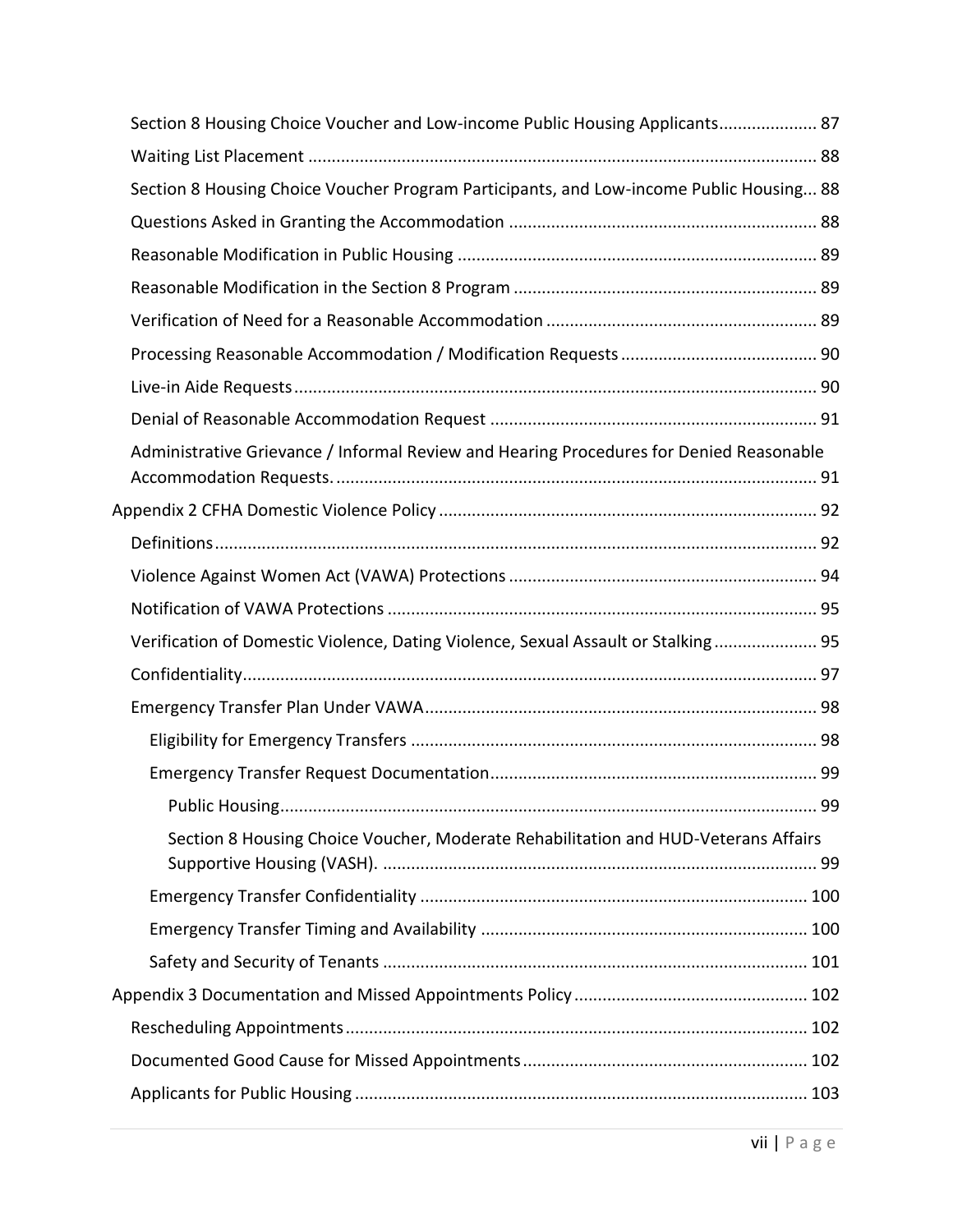Section 8 Housing Choice Voucher and Low-income Public Housing Applicants .................... 87
Waiting List Placement ........................................................................................................ 88
Section 8 Housing Choice Voucher Program Participants, and Low-income Public Housing... 88
Questions Asked in Granting the Accommodation ................................................................ 88
Reasonable Modification in Public Housing ......................................................................... 89
Reasonable Modification in the Section 8 Program .............................................................. 89
Verification of Need for a Reasonable Accommodation ........................................................ 89
Processing Reasonable Accommodation / Modification Requests ......................................... 90
Live-in Aide Requests ........................................................................................................... 90
Denial of Reasonable Accommodation Request .................................................................... 91
Administrative Grievance / Informal Review and Hearing Procedures for Denied Reasonable Accommodation Requests. ...................................................................................................... 91
Appendix 2 CFHA Domestic Violence Policy ............................................................................. 92
Definitions ............................................................................................................................ 92
Violence Against Women Act (VAWA) Protections ................................................................ 94
Notification of VAWA Protections ......................................................................................... 95
Verification of Domestic Violence, Dating Violence, Sexual Assault or Stalking ...................... 95
Confidentiality ....................................................................................................................... 97
Emergency Transfer Plan Under VAWA .................................................................................. 98
Eligibility for Emergency Transfers ...................................................................................... 98
Emergency Transfer Request Documentation ..................................................................... 99
Public Housing .................................................................................................................. 99
Section 8 Housing Choice Voucher, Moderate Rehabilitation and HUD-Veterans Affairs Supportive Housing (VASH). ............................................................................................ 99
Emergency Transfer Confidentiality .................................................................................. 100
Emergency Transfer Timing and Availability ..................................................................... 100
Safety and Security of Tenants .......................................................................................... 101
Appendix 3 Documentation and Missed Appointments Policy ................................................. 102
Rescheduling Appointments .................................................................................................. 102
Documented Good Cause for Missed Appointments ............................................................ 102
Applicants for Public Housing ................................................................................................ 103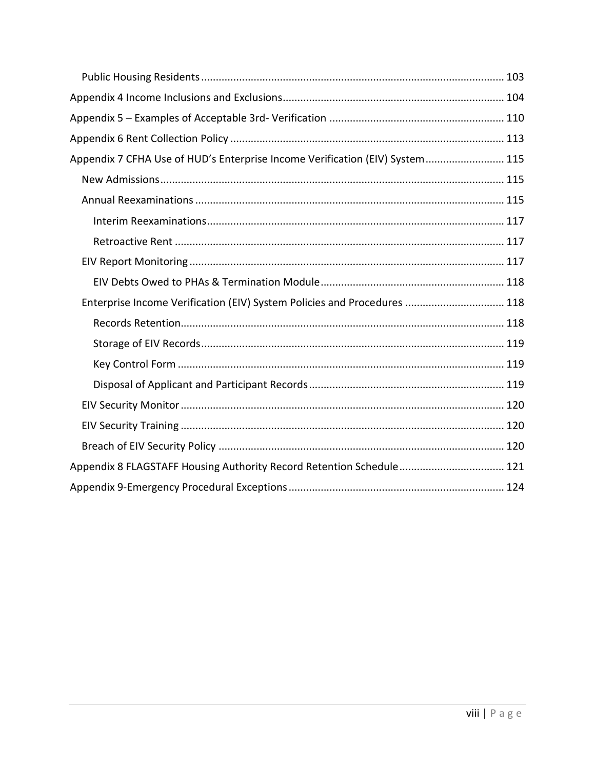Public Housing Residents ....................................................................................................... 103

Appendix 4 Income Inclusions and Exclusions ........................................................................... 104

Appendix 5 – Examples of Acceptable 3rd- Verification ........................................................... 110

Appendix 6 Rent Collection Policy ............................................................................................. 113

Appendix 7 CFHA Use of HUD's Enterprise Income Verification (EIV) System ........................... 115

New Admissions ..................................................................................................................... 115

Annual Reexaminations ......................................................................................................... 115

Interim Reexaminations ..................................................................................................... 117

Retroactive Rent ................................................................................................................ 117

EIV Report Monitoring ........................................................................................................... 117

EIV Debts Owed to PHAs & Termination Module ............................................................... 118

Enterprise Income Verification (EIV) System Policies and Procedures .................................. 118

Records Retention .............................................................................................................. 118

Storage of EIV Records ....................................................................................................... 119

Key Control Form ............................................................................................................... 119

Disposal of Applicant and Participant Records ................................................................... 119

EIV Security Monitor .............................................................................................................. 120

EIV Security Training .............................................................................................................. 120

Breach of EIV Security Policy ................................................................................................. 120

Appendix 8 FLAGSTAFF Housing Authority Record Retention Schedule .................................... 121

Appendix 9-Emergency Procedural Exceptions ......................................................................... 124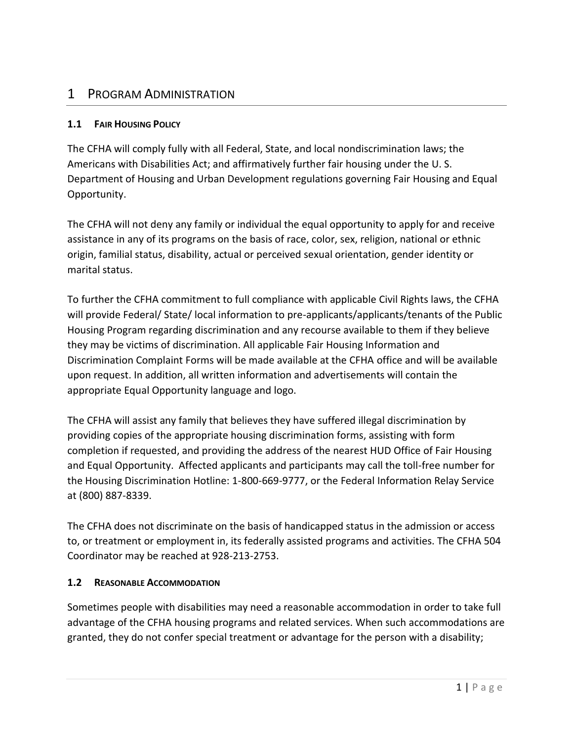# 1 PROGRAM ADMINISTRATION

## 1.1 FAIR HOUSING POLICY

The CFHA will comply fully with all Federal, State, and local nondiscrimination laws; the Americans with Disabilities Act; and affirmatively further fair housing under the U. S. Department of Housing and Urban Development regulations governing Fair Housing and Equal Opportunity.

The CFHA will not deny any family or individual the equal opportunity to apply for and receive assistance in any of its programs on the basis of race, color, sex, religion, national or ethnic origin, familial status, disability, actual or perceived sexual orientation, gender identity or marital status.

To further the CFHA commitment to full compliance with applicable Civil Rights laws, the CFHA will provide Federal/ State/ local information to pre-applicants/applicants/tenants of the Public Housing Program regarding discrimination and any recourse available to them if they believe they may be victims of discrimination. All applicable Fair Housing Information and Discrimination Complaint Forms will be made available at the CFHA office and will be available upon request. In addition, all written information and advertisements will contain the appropriate Equal Opportunity language and logo.

The CFHA will assist any family that believes they have suffered illegal discrimination by providing copies of the appropriate housing discrimination forms, assisting with form completion if requested, and providing the address of the nearest HUD Office of Fair Housing and Equal Opportunity. Affected applicants and participants may call the toll-free number for the Housing Discrimination Hotline: 1-800-669-9777, or the Federal Information Relay Service at (800) 887-8339.

The CFHA does not discriminate on the basis of handicapped status in the admission or access to, or treatment or employment in, its federally assisted programs and activities. The CFHA 504 Coordinator may be reached at 928-213-2753.

## 1.2 REASONABLE ACCOMMODATION

Sometimes people with disabilities may need a reasonable accommodation in order to take full advantage of the CFHA housing programs and related services. When such accommodations are granted, they do not confer special treatment or advantage for the person with a disability;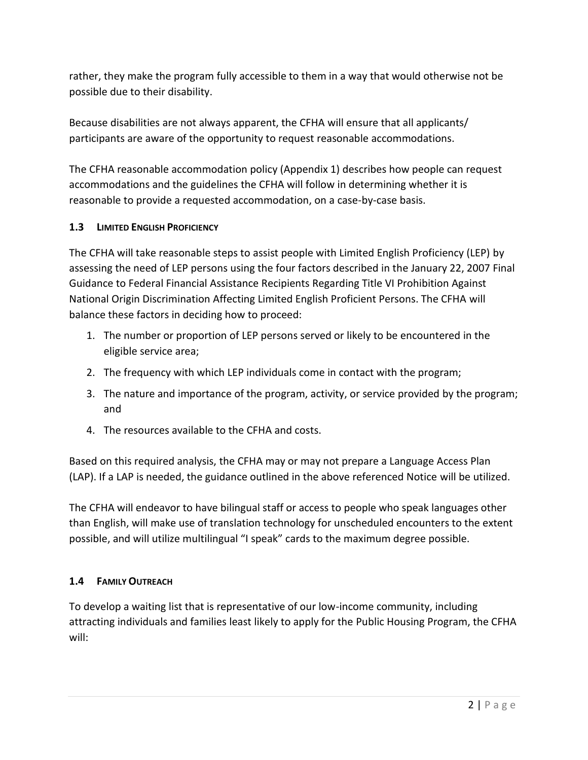rather, they make the program fully accessible to them in a way that would otherwise not be possible due to their disability.

Because disabilities are not always apparent, the CFHA will ensure that all applicants/ participants are aware of the opportunity to request reasonable accommodations.

The CFHA reasonable accommodation policy (Appendix 1) describes how people can request accommodations and the guidelines the CFHA will follow in determining whether it is reasonable to provide a requested accommodation, on a case-by-case basis.

### 1.3 LIMITED ENGLISH PROFICIENCY

The CFHA will take reasonable steps to assist people with Limited English Proficiency (LEP) by assessing the need of LEP persons using the four factors described in the January 22, 2007 Final Guidance to Federal Financial Assistance Recipients Regarding Title VI Prohibition Against National Origin Discrimination Affecting Limited English Proficient Persons. The CFHA will balance these factors in deciding how to proceed:

1. The number or proportion of LEP persons served or likely to be encountered in the eligible service area;
2. The frequency with which LEP individuals come in contact with the program;
3. The nature and importance of the program, activity, or service provided by the program; and
4. The resources available to the CFHA and costs.

Based on this required analysis, the CFHA may or may not prepare a Language Access Plan (LAP). If a LAP is needed, the guidance outlined in the above referenced Notice will be utilized.

The CFHA will endeavor to have bilingual staff or access to people who speak languages other than English, will make use of translation technology for unscheduled encounters to the extent possible, and will utilize multilingual "I speak" cards to the maximum degree possible.

### 1.4 FAMILY OUTREACH

To develop a waiting list that is representative of our low-income community, including attracting individuals and families least likely to apply for the Public Housing Program, the CFHA will: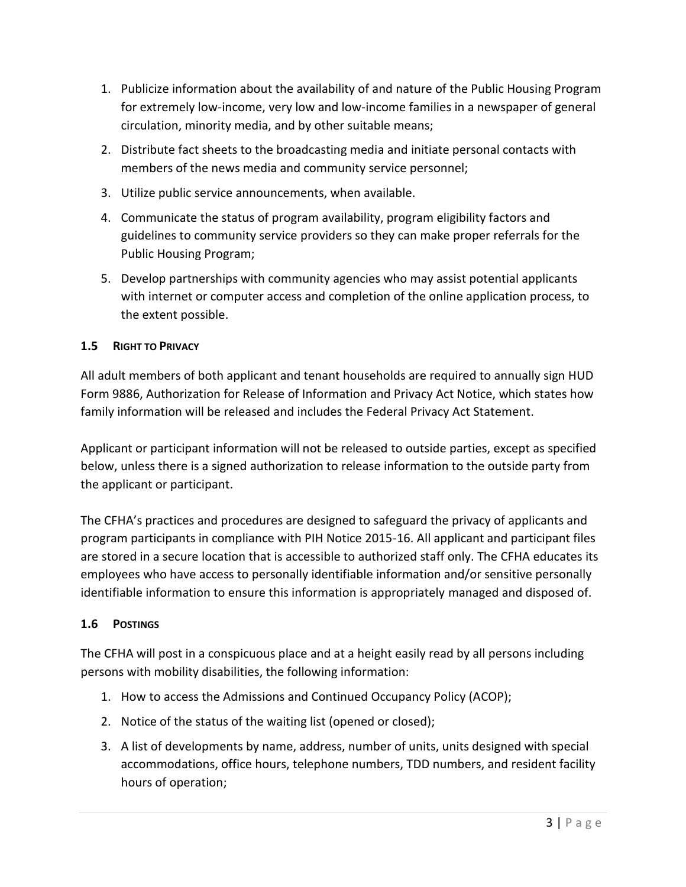1. Publicize information about the availability of and nature of the Public Housing Program for extremely low-income, very low and low-income families in a newspaper of general circulation, minority media, and by other suitable means;
2. Distribute fact sheets to the broadcasting media and initiate personal contacts with members of the news media and community service personnel;
3. Utilize public service announcements, when available.
4. Communicate the status of program availability, program eligibility factors and guidelines to community service providers so they can make proper referrals for the Public Housing Program;
5. Develop partnerships with community agencies who may assist potential applicants with internet or computer access and completion of the online application process, to the extent possible.

### 1.5 Right to Privacy

All adult members of both applicant and tenant households are required to annually sign HUD Form 9886, Authorization for Release of Information and Privacy Act Notice, which states how family information will be released and includes the Federal Privacy Act Statement.

Applicant or participant information will not be released to outside parties, except as specified below, unless there is a signed authorization to release information to the outside party from the applicant or participant.

The CFHA's practices and procedures are designed to safeguard the privacy of applicants and program participants in compliance with PIH Notice 2015-16. All applicant and participant files are stored in a secure location that is accessible to authorized staff only. The CFHA educates its employees who have access to personally identifiable information and/or sensitive personally identifiable information to ensure this information is appropriately managed and disposed of.

### 1.6 Postings

The CFHA will post in a conspicuous place and at a height easily read by all persons including persons with mobility disabilities, the following information:

1. How to access the Admissions and Continued Occupancy Policy (ACOP);
2. Notice of the status of the waiting list (opened or closed);
3. A list of developments by name, address, number of units, units designed with special accommodations, office hours, telephone numbers, TDD numbers, and resident facility hours of operation;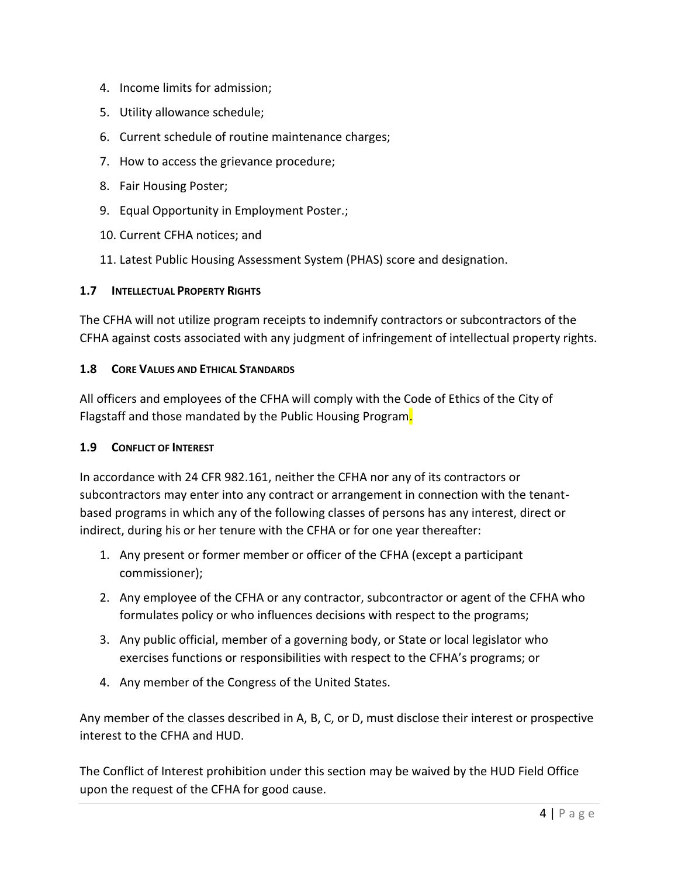4. Income limits for admission;
5. Utility allowance schedule;
6. Current schedule of routine maintenance charges;
7. How to access the grievance procedure;
8. Fair Housing Poster;
9. Equal Opportunity in Employment Poster.;
10. Current CFHA notices; and
11. Latest Public Housing Assessment System (PHAS) score and designation.

### 1.7 Intellectual Property Rights

The CFHA will not utilize program receipts to indemnify contractors or subcontractors of the CFHA against costs associated with any judgment of infringement of intellectual property rights.

### 1.8 Core Values and Ethical Standards

All officers and employees of the CFHA will comply with the Code of Ethics of the City of Flagstaff and those mandated by the Public Housing Program.

### 1.9 Conflict of Interest

In accordance with 24 CFR 982.161, neither the CFHA nor any of its contractors or subcontractors may enter into any contract or arrangement in connection with the tenant-based programs in which any of the following classes of persons has any interest, direct or indirect, during his or her tenure with the CFHA or for one year thereafter:

1. Any present or former member or officer of the CFHA (except a participant commissioner);
2. Any employee of the CFHA or any contractor, subcontractor or agent of the CFHA who formulates policy or who influences decisions with respect to the programs;
3. Any public official, member of a governing body, or State or local legislator who exercises functions or responsibilities with respect to the CFHA's programs; or
4. Any member of the Congress of the United States.

Any member of the classes described in A, B, C, or D, must disclose their interest or prospective interest to the CFHA and HUD.

The Conflict of Interest prohibition under this section may be waived by the HUD Field Office upon the request of the CFHA for good cause.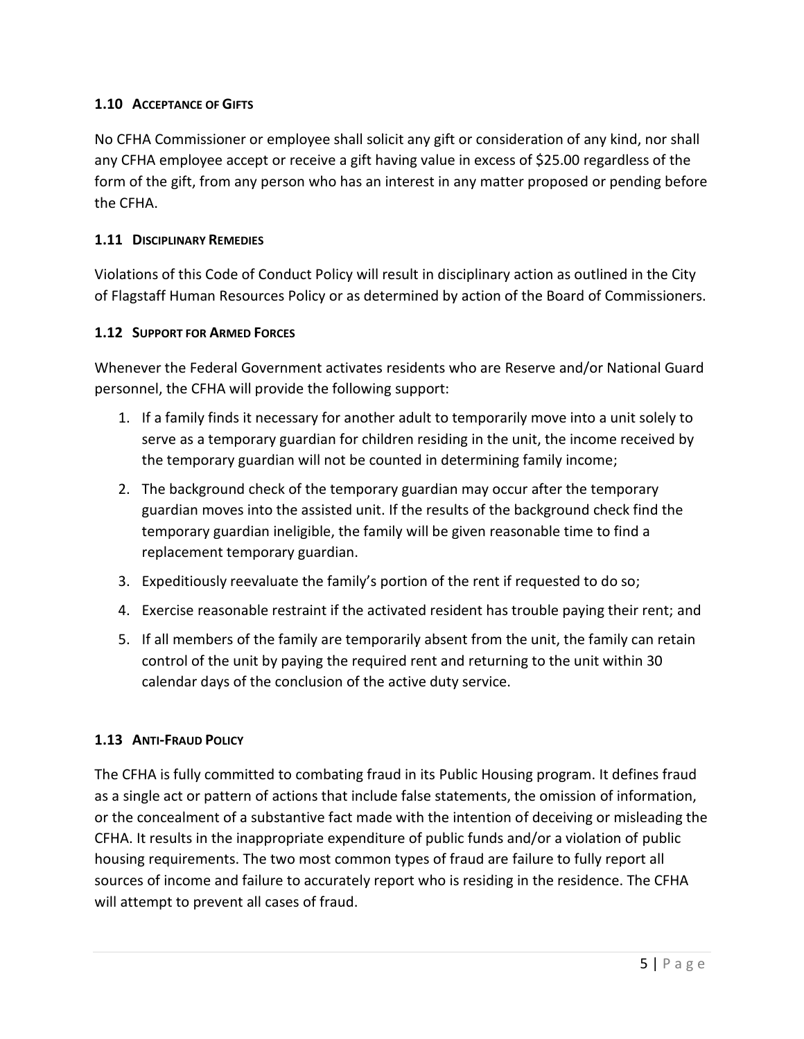### 1.10 Acceptance of Gifts

No CFHA Commissioner or employee shall solicit any gift or consideration of any kind, nor shall any CFHA employee accept or receive a gift having value in excess of $25.00 regardless of the form of the gift, from any person who has an interest in any matter proposed or pending before the CFHA.

### 1.11 Disciplinary Remedies

Violations of this Code of Conduct Policy will result in disciplinary action as outlined in the City of Flagstaff Human Resources Policy or as determined by action of the Board of Commissioners.

### 1.12 Support for Armed Forces

Whenever the Federal Government activates residents who are Reserve and/or National Guard personnel, the CFHA will provide the following support:

1. If a family finds it necessary for another adult to temporarily move into a unit solely to serve as a temporary guardian for children residing in the unit, the income received by the temporary guardian will not be counted in determining family income;
2. The background check of the temporary guardian may occur after the temporary guardian moves into the assisted unit. If the results of the background check find the temporary guardian ineligible, the family will be given reasonable time to find a replacement temporary guardian.
3. Expeditiously reevaluate the family's portion of the rent if requested to do so;
4. Exercise reasonable restraint if the activated resident has trouble paying their rent; and
5. If all members of the family are temporarily absent from the unit, the family can retain control of the unit by paying the required rent and returning to the unit within 30 calendar days of the conclusion of the active duty service.

### 1.13 Anti-Fraud Policy

The CFHA is fully committed to combating fraud in its Public Housing program. It defines fraud as a single act or pattern of actions that include false statements, the omission of information, or the concealment of a substantive fact made with the intention of deceiving or misleading the CFHA. It results in the inappropriate expenditure of public funds and/or a violation of public housing requirements. The two most common types of fraud are failure to fully report all sources of income and failure to accurately report who is residing in the residence. The CFHA will attempt to prevent all cases of fraud.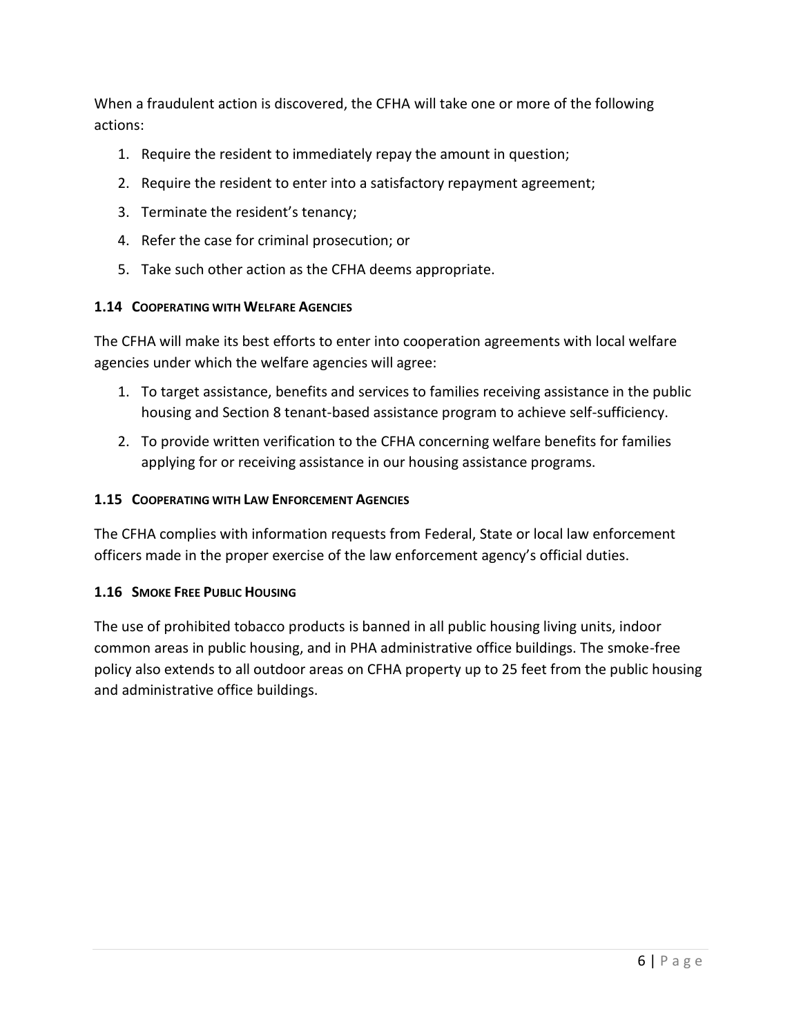When a fraudulent action is discovered, the CFHA will take one or more of the following actions:

1. Require the resident to immediately repay the amount in question;
2. Require the resident to enter into a satisfactory repayment agreement;
3. Terminate the resident's tenancy;
4. Refer the case for criminal prosecution; or
5. Take such other action as the CFHA deems appropriate.

### 1.14 COOPERATING WITH WELFARE AGENCIES

The CFHA will make its best efforts to enter into cooperation agreements with local welfare agencies under which the welfare agencies will agree:

1. To target assistance, benefits and services to families receiving assistance in the public housing and Section 8 tenant-based assistance program to achieve self-sufficiency.
2. To provide written verification to the CFHA concerning welfare benefits for families applying for or receiving assistance in our housing assistance programs.

### 1.15 COOPERATING WITH LAW ENFORCEMENT AGENCIES

The CFHA complies with information requests from Federal, State or local law enforcement officers made in the proper exercise of the law enforcement agency's official duties.

### 1.16 SMOKE FREE PUBLIC HOUSING

The use of prohibited tobacco products is banned in all public housing living units, indoor common areas in public housing, and in PHA administrative office buildings. The smoke-free policy also extends to all outdoor areas on CFHA property up to 25 feet from the public housing and administrative office buildings.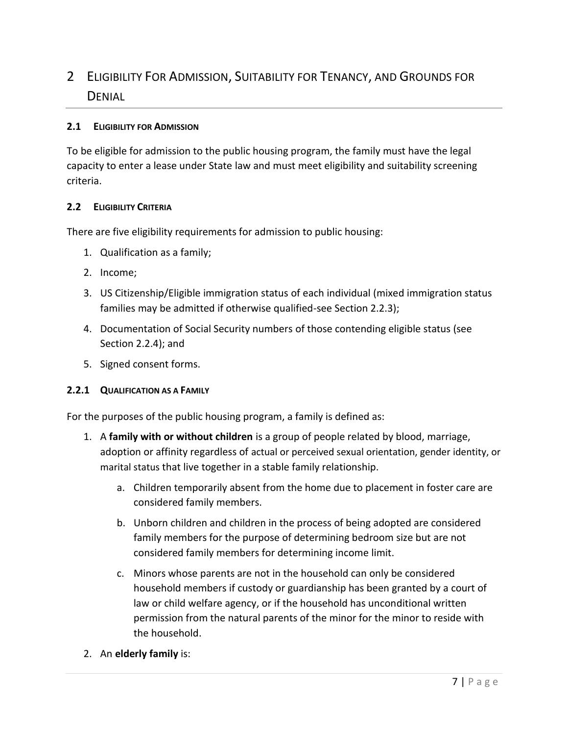# 2 Eligibility For Admission, Suitability for Tenancy, and Grounds for Denial

### 2.1 Eligibility for Admission

To be eligible for admission to the public housing program, the family must have the legal capacity to enter a lease under State law and must meet eligibility and suitability screening criteria.

### 2.2 Eligibility Criteria

There are five eligibility requirements for admission to public housing:

1. Qualification as a family;
2. Income;
3. US Citizenship/Eligible immigration status of each individual (mixed immigration status families may be admitted if otherwise qualified-see Section 2.2.3);
4. Documentation of Social Security numbers of those contending eligible status (see Section 2.2.4); and
5. Signed consent forms.

#### 2.2.1 Qualification as a Family

For the purposes of the public housing program, a family is defined as:

1. A **family with or without children** is a group of people related by blood, marriage, adoption or affinity regardless of actual or perceived sexual orientation, gender identity, or marital status that live together in a stable family relationship.
    a. Children temporarily absent from the home due to placement in foster care are considered family members.
    b. Unborn children and children in the process of being adopted are considered family members for the purpose of determining bedroom size but are not considered family members for determining income limit.
    c. Minors whose parents are not in the household can only be considered household members if custody or guardianship has been granted by a court of law or child welfare agency, or if the household has unconditional written permission from the natural parents of the minor for the minor to reside with the household.
2. An **elderly family** is: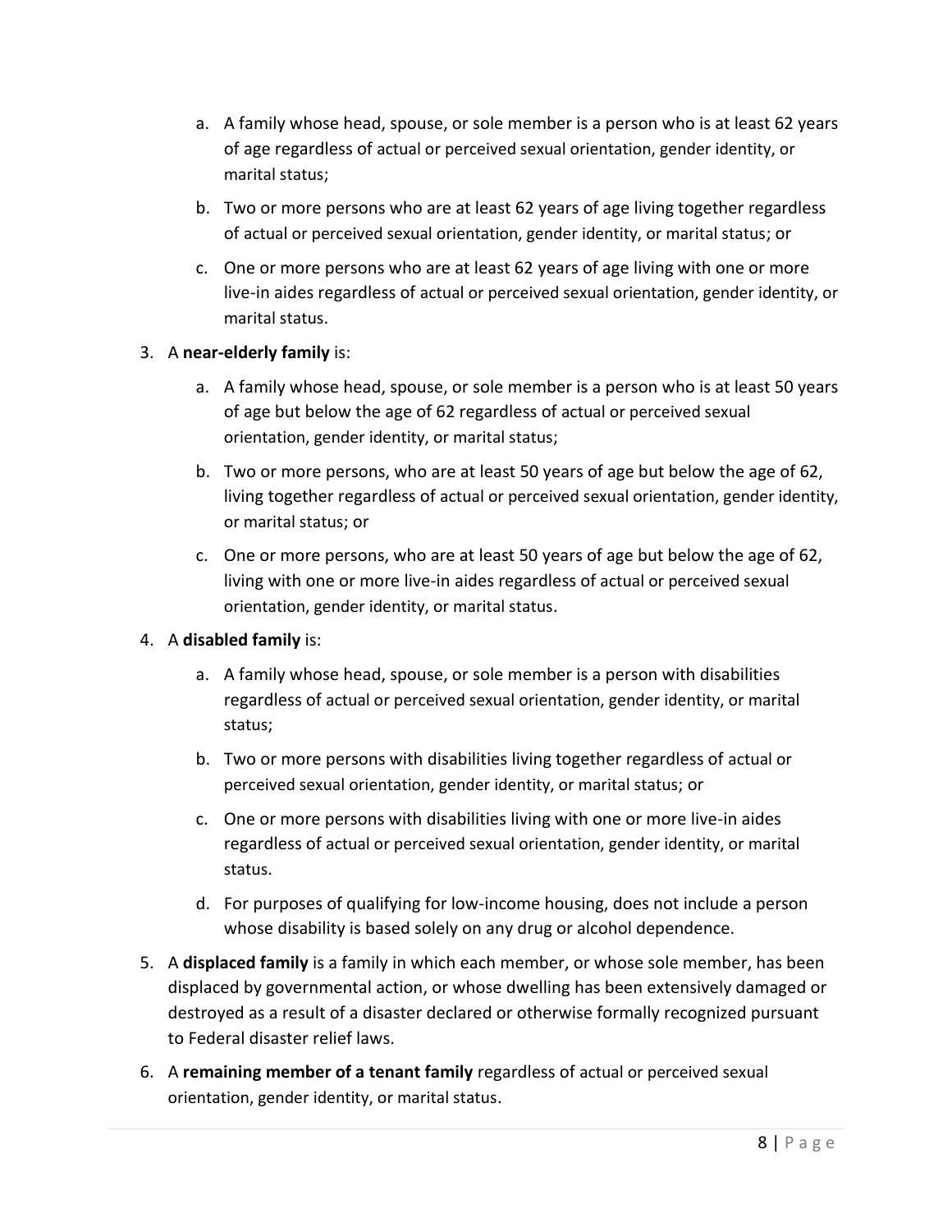a. A family whose head, spouse, or sole member is a person who is at least 62 years of age regardless of actual or perceived sexual orientation, gender identity, or marital status;
   b. Two or more persons who are at least 62 years of age living together regardless of actual or perceived sexual orientation, gender identity, or marital status; or
   c. One or more persons who are at least 62 years of age living with one or more live-in aides regardless of actual or perceived sexual orientation, gender identity, or marital status.

3. A **near-elderly family** is:
   a. A family whose head, spouse, or sole member is a person who is at least 50 years of age but below the age of 62 regardless of actual or perceived sexual orientation, gender identity, or marital status;
   b. Two or more persons, who are at least 50 years of age but below the age of 62, living together regardless of actual or perceived sexual orientation, gender identity, or marital status; or
   c. One or more persons, who are at least 50 years of age but below the age of 62, living with one or more live-in aides regardless of actual or perceived sexual orientation, gender identity, or marital status.

4. A **disabled family** is:
   a. A family whose head, spouse, or sole member is a person with disabilities regardless of actual or perceived sexual orientation, gender identity, or marital status;
   b. Two or more persons with disabilities living together regardless of actual or perceived sexual orientation, gender identity, or marital status; or
   c. One or more persons with disabilities living with one or more live-in aides regardless of actual or perceived sexual orientation, gender identity, or marital status.
   d. For purposes of qualifying for low-income housing, does not include a person whose disability is based solely on any drug or alcohol dependence.

5. A **displaced family** is a family in which each member, or whose sole member, has been displaced by governmental action, or whose dwelling has been extensively damaged or destroyed as a result of a disaster declared or otherwise formally recognized pursuant to Federal disaster relief laws.

6. A **remaining member of a tenant family** regardless of actual or perceived sexual orientation, gender identity, or marital status.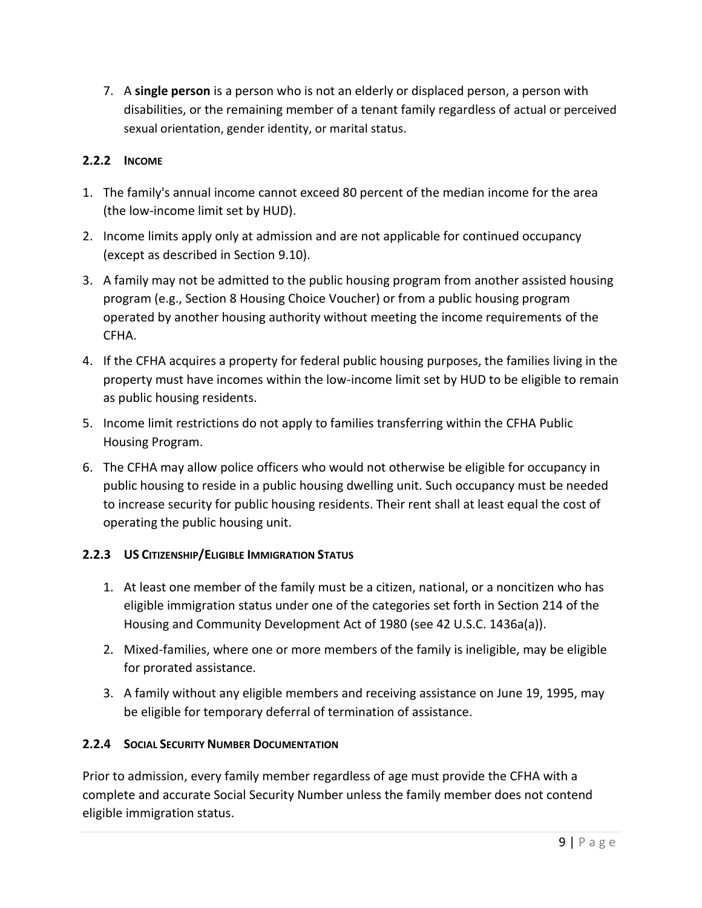7. A **single person** is a person who is not an elderly or displaced person, a person with disabilities, or the remaining member of a tenant family regardless of actual or perceived sexual orientation, gender identity, or marital status.

### 2.2.2 INCOME

1. The family's annual income cannot exceed 80 percent of the median income for the area (the low-income limit set by HUD).
2. Income limits apply only at admission and are not applicable for continued occupancy (except as described in Section 9.10).
3. A family may not be admitted to the public housing program from another assisted housing program (e.g., Section 8 Housing Choice Voucher) or from a public housing program operated by another housing authority without meeting the income requirements of the CFHA.
4. If the CFHA acquires a property for federal public housing purposes, the families living in the property must have incomes within the low-income limit set by HUD to be eligible to remain as public housing residents.
5. Income limit restrictions do not apply to families transferring within the CFHA Public Housing Program.
6. The CFHA may allow police officers who would not otherwise be eligible for occupancy in public housing to reside in a public housing dwelling unit. Such occupancy must be needed to increase security for public housing residents. Their rent shall at least equal the cost of operating the public housing unit.

### 2.2.3 US CITIZENSHIP/ELIGIBLE IMMIGRATION STATUS

1. At least one member of the family must be a citizen, national, or a noncitizen who has eligible immigration status under one of the categories set forth in Section 214 of the Housing and Community Development Act of 1980 (see 42 U.S.C. 1436a(a)).
2. Mixed-families, where one or more members of the family is ineligible, may be eligible for prorated assistance.
3. A family without any eligible members and receiving assistance on June 19, 1995, may be eligible for temporary deferral of termination of assistance.

### 2.2.4 SOCIAL SECURITY NUMBER DOCUMENTATION

Prior to admission, every family member regardless of age must provide the CFHA with a complete and accurate Social Security Number unless the family member does not contend eligible immigration status.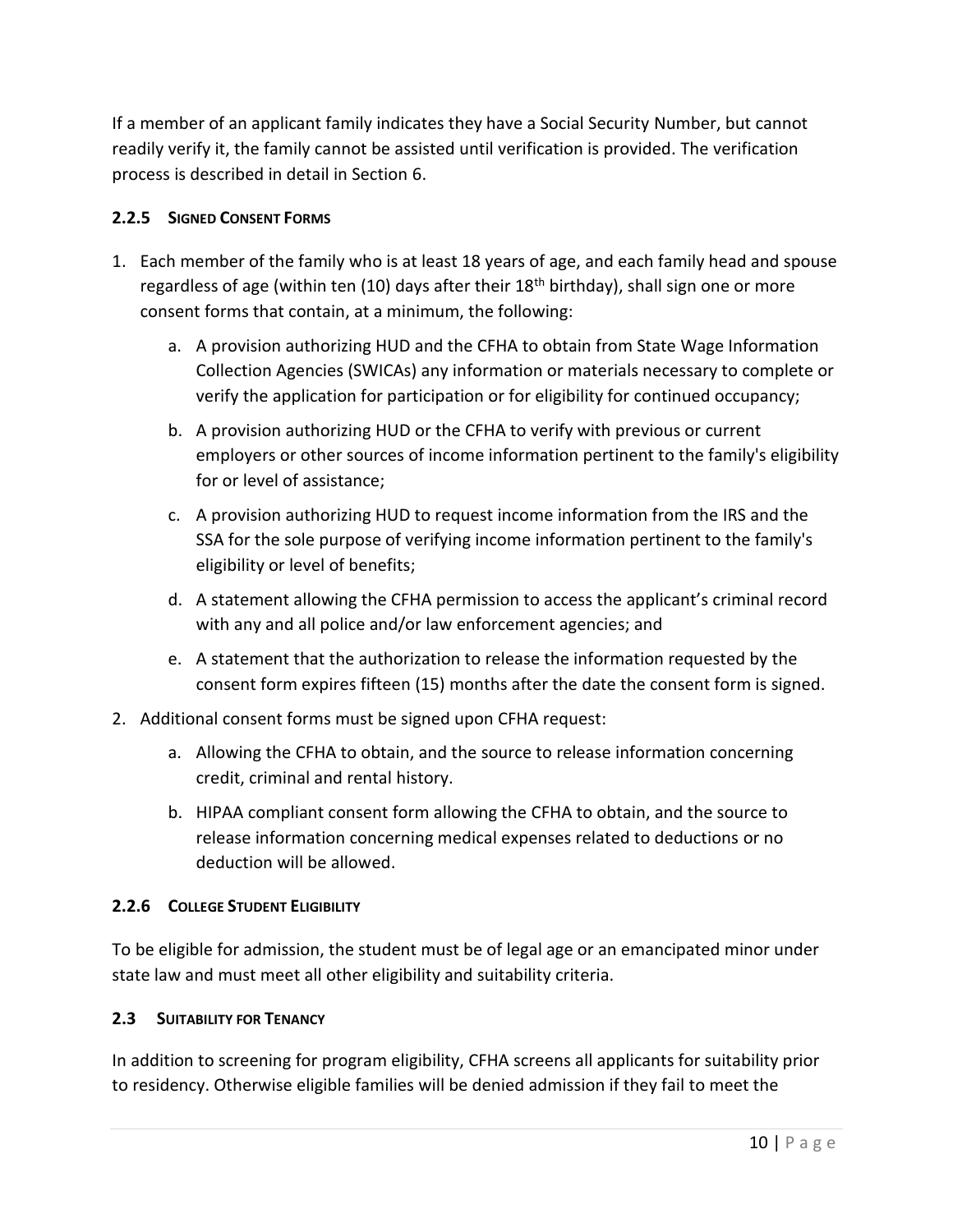If a member of an applicant family indicates they have a Social Security Number, but cannot readily verify it, the family cannot be assisted until verification is provided. The verification process is described in detail in Section 6.

### 2.2.5 Signed Consent Forms

1. Each member of the family who is at least 18 years of age, and each family head and spouse regardless of age (within ten (10) days after their 18th birthday), shall sign one or more consent forms that contain, at a minimum, the following:
    a. A provision authorizing HUD and the CFHA to obtain from State Wage Information Collection Agencies (SWICAs) any information or materials necessary to complete or verify the application for participation or for eligibility for continued occupancy;
    b. A provision authorizing HUD or the CFHA to verify with previous or current employers or other sources of income information pertinent to the family's eligibility for or level of assistance;
    c. A provision authorizing HUD to request income information from the IRS and the SSA for the sole purpose of verifying income information pertinent to the family's eligibility or level of benefits;
    d. A statement allowing the CFHA permission to access the applicant's criminal record with any and all police and/or law enforcement agencies; and
    e. A statement that the authorization to release the information requested by the consent form expires fifteen (15) months after the date the consent form is signed.
2. Additional consent forms must be signed upon CFHA request:
    a. Allowing the CFHA to obtain, and the source to release information concerning credit, criminal and rental history.
    b. HIPAA compliant consent form allowing the CFHA to obtain, and the source to release information concerning medical expenses related to deductions or no deduction will be allowed.

### 2.2.6 College Student Eligibility

To be eligible for admission, the student must be of legal age or an emancipated minor under state law and must meet all other eligibility and suitability criteria.

## 2.3 Suitability for Tenancy

In addition to screening for program eligibility, CFHA screens all applicants for suitability prior to residency. Otherwise eligible families will be denied admission if they fail to meet the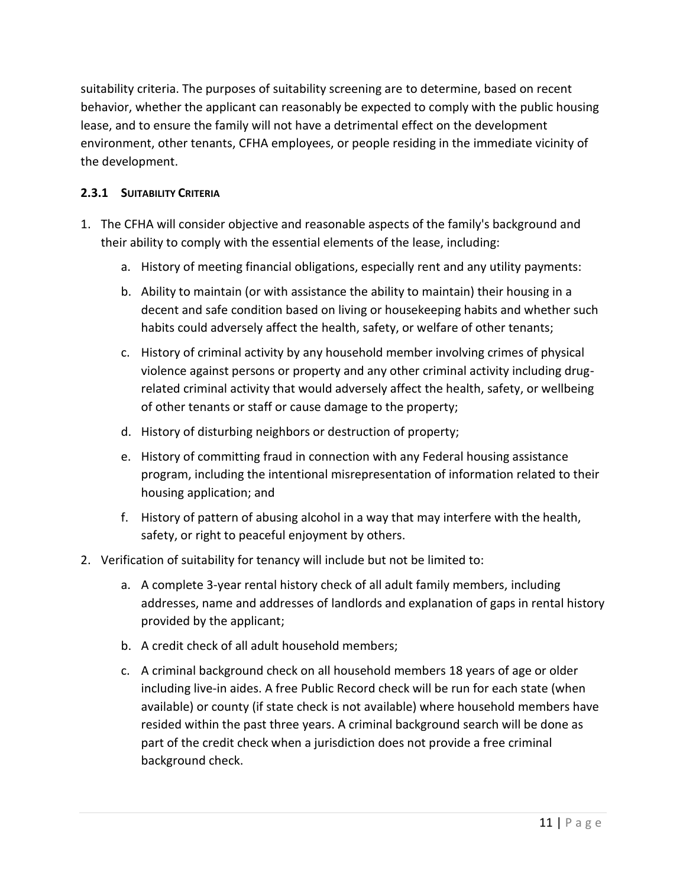suitability criteria. The purposes of suitability screening are to determine, based on recent behavior, whether the applicant can reasonably be expected to comply with the public housing lease, and to ensure the family will not have a detrimental effect on the development environment, other tenants, CFHA employees, or people residing in the immediate vicinity of the development.

### 2.3.1 Suitability Criteria

1. The CFHA will consider objective and reasonable aspects of the family's background and their ability to comply with the essential elements of the lease, including:
    a. History of meeting financial obligations, especially rent and any utility payments:
    b. Ability to maintain (or with assistance the ability to maintain) their housing in a decent and safe condition based on living or housekeeping habits and whether such habits could adversely affect the health, safety, or welfare of other tenants;
    c. History of criminal activity by any household member involving crimes of physical violence against persons or property and any other criminal activity including drug-related criminal activity that would adversely affect the health, safety, or wellbeing of other tenants or staff or cause damage to the property;
    d. History of disturbing neighbors or destruction of property;
    e. History of committing fraud in connection with any Federal housing assistance program, including the intentional misrepresentation of information related to their housing application; and
    f. History of pattern of abusing alcohol in a way that may interfere with the health, safety, or right to peaceful enjoyment by others.
2. Verification of suitability for tenancy will include but not be limited to:
    a. A complete 3-year rental history check of all adult family members, including addresses, name and addresses of landlords and explanation of gaps in rental history provided by the applicant;
    b. A credit check of all adult household members;
    c. A criminal background check on all household members 18 years of age or older including live-in aides. A free Public Record check will be run for each state (when available) or county (if state check is not available) where household members have resided within the past three years. A criminal background search will be done as part of the credit check when a jurisdiction does not provide a free criminal background check.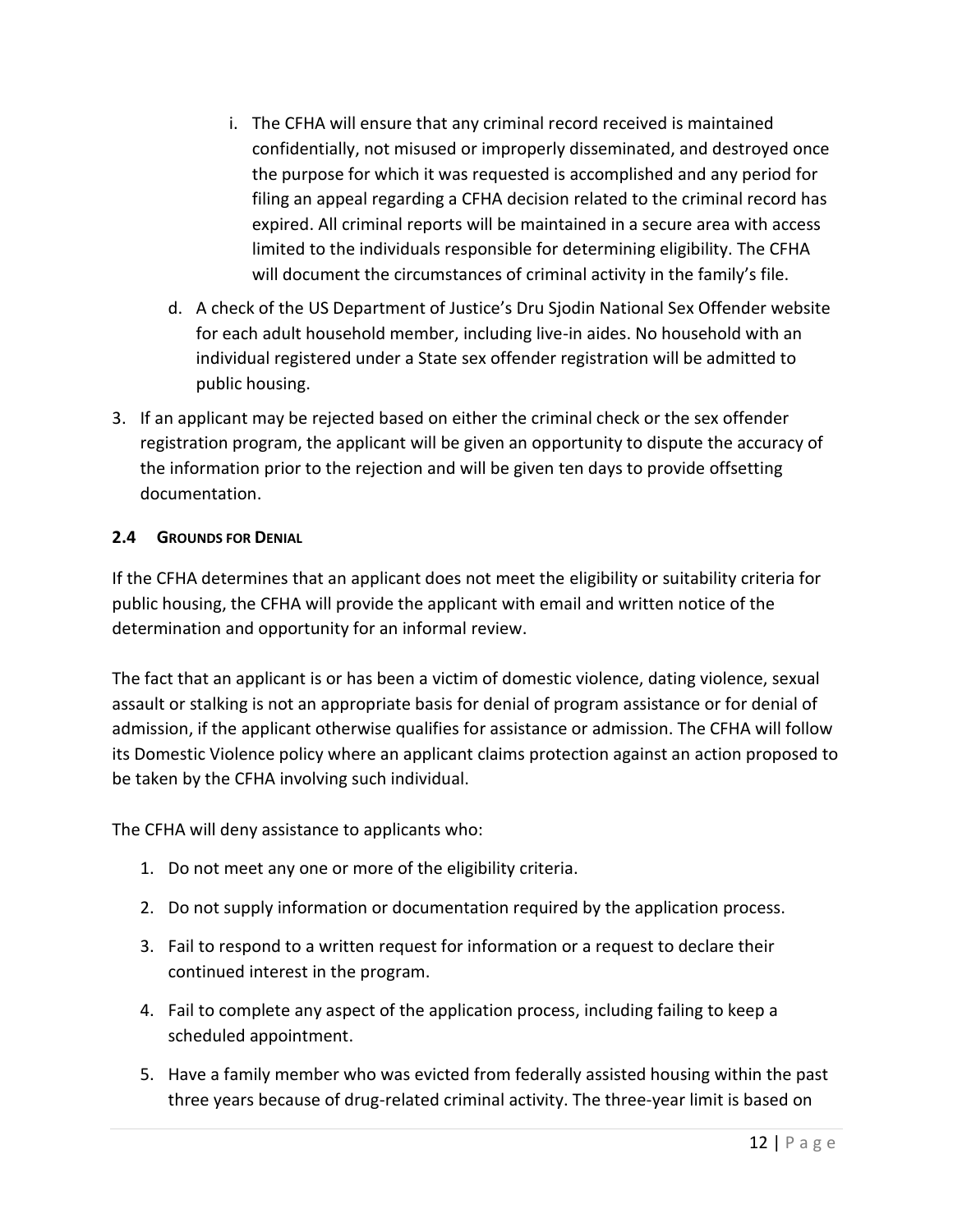i. The CFHA will ensure that any criminal record received is maintained confidentially, not misused or improperly disseminated, and destroyed once the purpose for which it was requested is accomplished and any period for filing an appeal regarding a CFHA decision related to the criminal record has expired. All criminal reports will be maintained in a secure area with access limited to the individuals responsible for determining eligibility. The CFHA will document the circumstances of criminal activity in the family's file.

d. A check of the US Department of Justice's Dru Sjodin National Sex Offender website for each adult household member, including live-in aides. No household with an individual registered under a State sex offender registration will be admitted to public housing.

3. If an applicant may be rejected based on either the criminal check or the sex offender registration program, the applicant will be given an opportunity to dispute the accuracy of the information prior to the rejection and will be given ten days to provide offsetting documentation.

### 2.4 Grounds for Denial

If the CFHA determines that an applicant does not meet the eligibility or suitability criteria for public housing, the CFHA will provide the applicant with email and written notice of the determination and opportunity for an informal review.

The fact that an applicant is or has been a victim of domestic violence, dating violence, sexual assault or stalking is not an appropriate basis for denial of program assistance or for denial of admission, if the applicant otherwise qualifies for assistance or admission. The CFHA will follow its Domestic Violence policy where an applicant claims protection against an action proposed to be taken by the CFHA involving such individual.

The CFHA will deny assistance to applicants who:

1. Do not meet any one or more of the eligibility criteria.
2. Do not supply information or documentation required by the application process.
3. Fail to respond to a written request for information or a request to declare their continued interest in the program.
4. Fail to complete any aspect of the application process, including failing to keep a scheduled appointment.
5. Have a family member who was evicted from federally assisted housing within the past three years because of drug-related criminal activity. The three-year limit is based on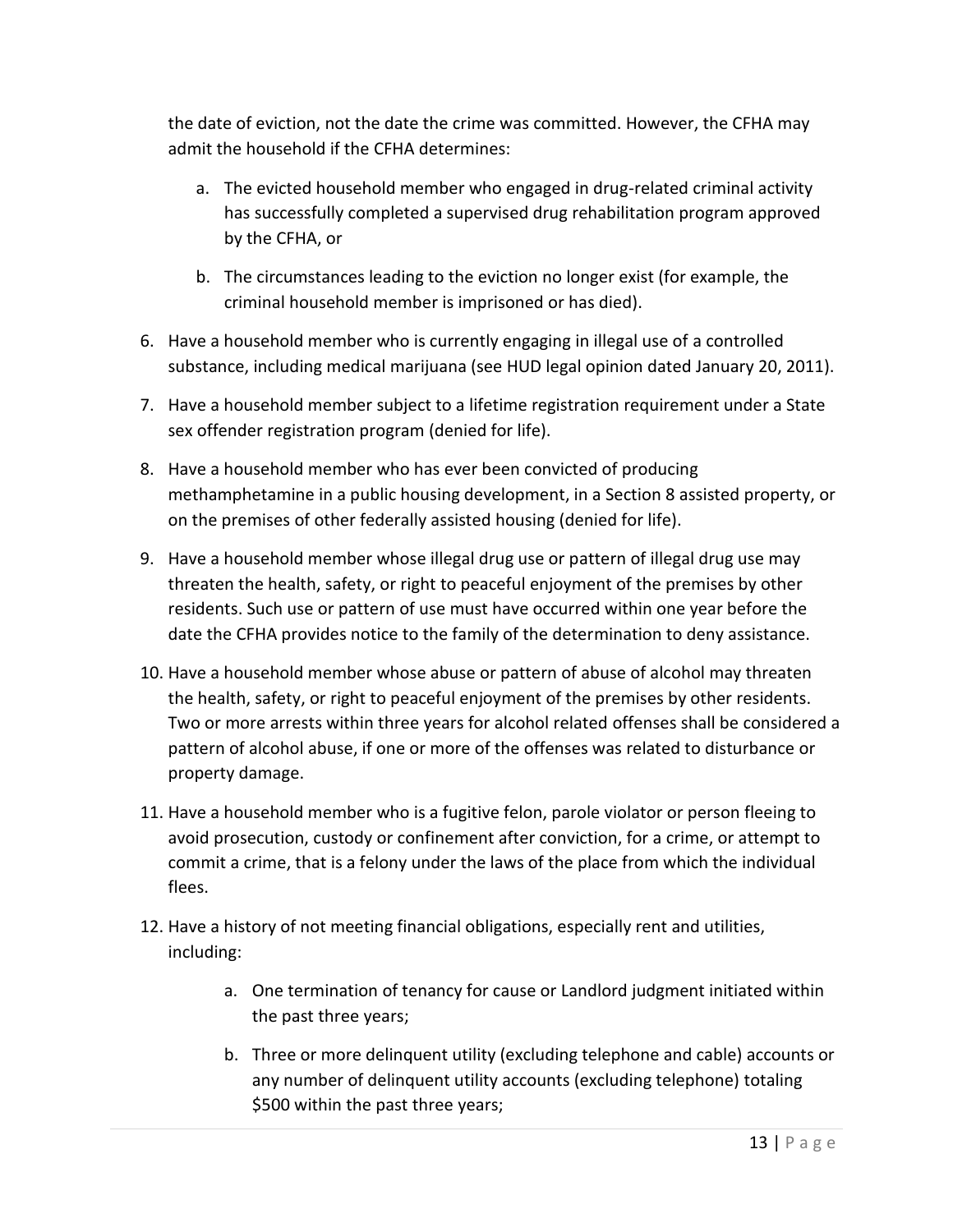the date of eviction, not the date the crime was committed. However, the CFHA may admit the household if the CFHA determines:

   a. The evicted household member who engaged in drug-related criminal activity has successfully completed a supervised drug rehabilitation program approved by the CFHA, or

   b. The circumstances leading to the eviction no longer exist (for example, the criminal household member is imprisoned or has died).

6. Have a household member who is currently engaging in illegal use of a controlled substance, including medical marijuana (see HUD legal opinion dated January 20, 2011).

7. Have a household member subject to a lifetime registration requirement under a State sex offender registration program (denied for life).

8. Have a household member who has ever been convicted of producing methamphetamine in a public housing development, in a Section 8 assisted property, or on the premises of other federally assisted housing (denied for life).

9. Have a household member whose illegal drug use or pattern of illegal drug use may threaten the health, safety, or right to peaceful enjoyment of the premises by other residents. Such use or pattern of use must have occurred within one year before the date the CFHA provides notice to the family of the determination to deny assistance.

10. Have a household member whose abuse or pattern of abuse of alcohol may threaten the health, safety, or right to peaceful enjoyment of the premises by other residents. Two or more arrests within three years for alcohol related offenses shall be considered a pattern of alcohol abuse, if one or more of the offenses was related to disturbance or property damage.

11. Have a household member who is a fugitive felon, parole violator or person fleeing to avoid prosecution, custody or confinement after conviction, for a crime, or attempt to commit a crime, that is a felony under the laws of the place from which the individual flees.

12. Have a history of not meeting financial obligations, especially rent and utilities, including:

    a. One termination of tenancy for cause or Landlord judgment initiated within the past three years;

    b. Three or more delinquent utility (excluding telephone and cable) accounts or any number of delinquent utility accounts (excluding telephone) totaling $500 within the past three years;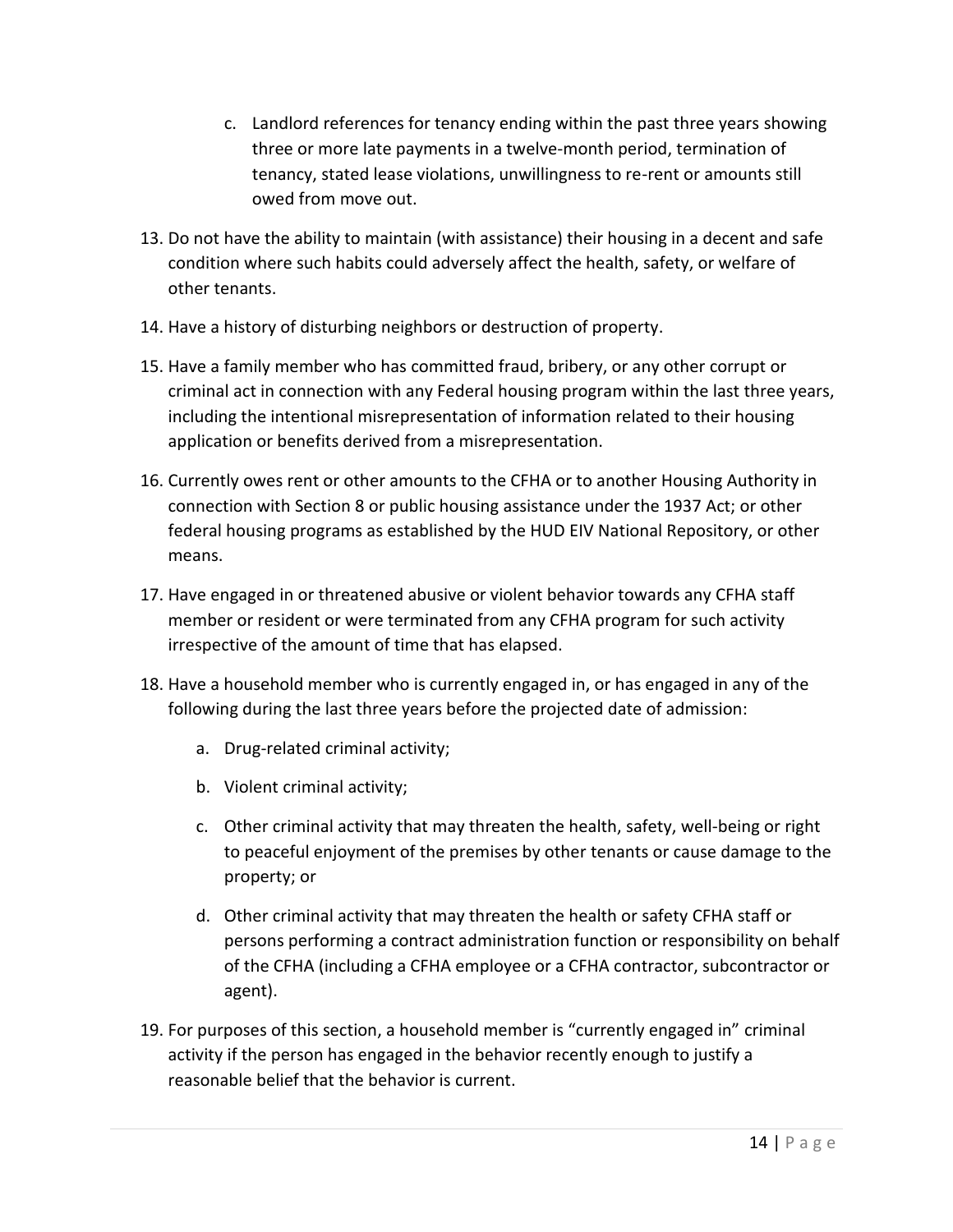c. Landlord references for tenancy ending within the past three years showing three or more late payments in a twelve-month period, termination of tenancy, stated lease violations, unwillingness to re-rent or amounts still owed from move out.

13. Do not have the ability to maintain (with assistance) their housing in a decent and safe condition where such habits could adversely affect the health, safety, or welfare of other tenants.
14. Have a history of disturbing neighbors or destruction of property.
15. Have a family member who has committed fraud, bribery, or any other corrupt or criminal act in connection with any Federal housing program within the last three years, including the intentional misrepresentation of information related to their housing application or benefits derived from a misrepresentation.
16. Currently owes rent or other amounts to the CFHA or to another Housing Authority in connection with Section 8 or public housing assistance under the 1937 Act; or other federal housing programs as established by the HUD EIV National Repository, or other means.
17. Have engaged in or threatened abusive or violent behavior towards any CFHA staff member or resident or were terminated from any CFHA program for such activity irrespective of the amount of time that has elapsed.
18. Have a household member who is currently engaged in, or has engaged in any of the following during the last three years before the projected date of admission:
    a. Drug-related criminal activity;
    b. Violent criminal activity;
    c. Other criminal activity that may threaten the health, safety, well-being or right to peaceful enjoyment of the premises by other tenants or cause damage to the property; or
    d. Other criminal activity that may threaten the health or safety CFHA staff or persons performing a contract administration function or responsibility on behalf of the CFHA (including a CFHA employee or a CFHA contractor, subcontractor or agent).
19. For purposes of this section, a household member is "currently engaged in" criminal activity if the person has engaged in the behavior recently enough to justify a reasonable belief that the behavior is current.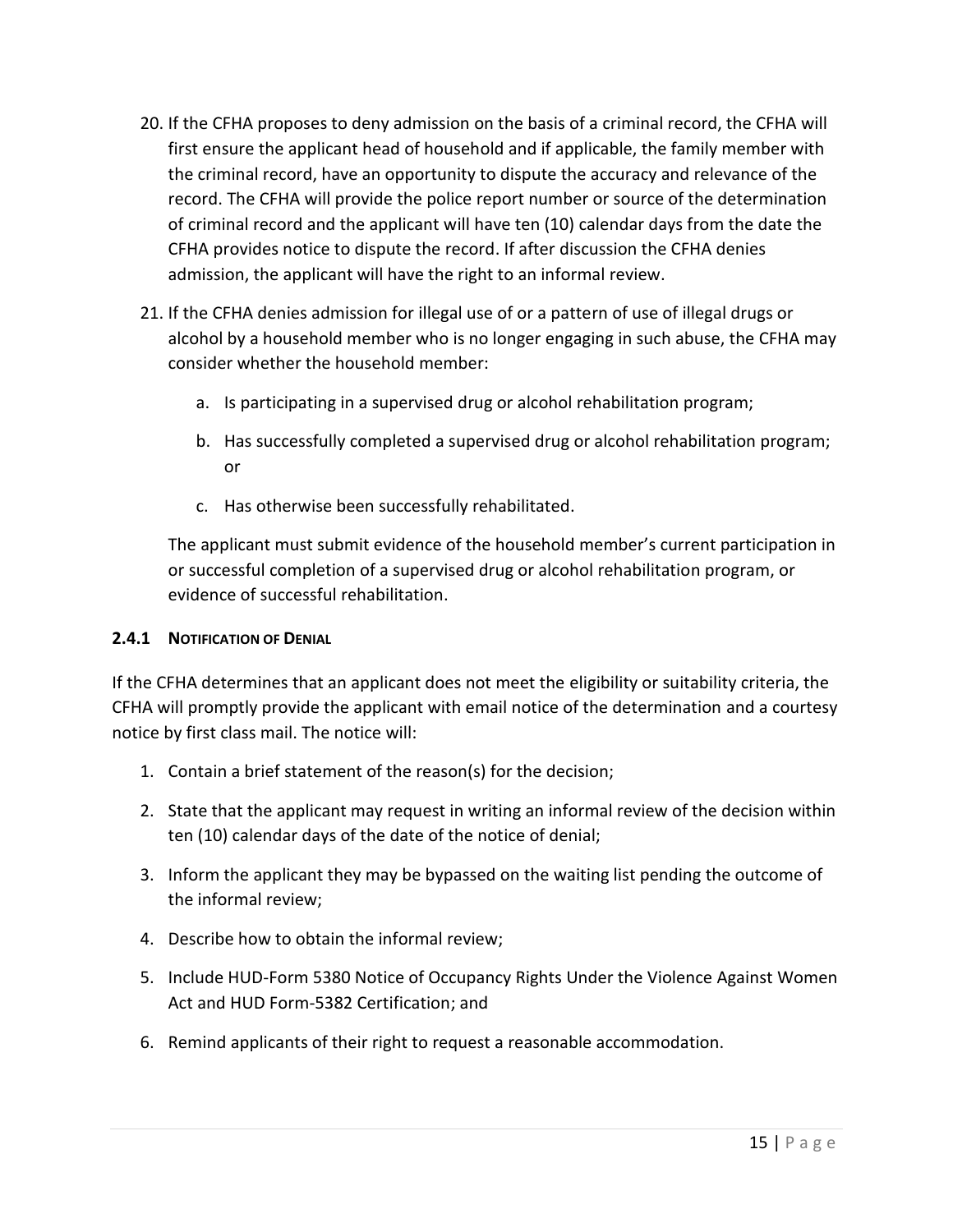20. If the CFHA proposes to deny admission on the basis of a criminal record, the CFHA will first ensure the applicant head of household and if applicable, the family member with the criminal record, have an opportunity to dispute the accuracy and relevance of the record. The CFHA will provide the police report number or source of the determination of criminal record and the applicant will have ten (10) calendar days from the date the CFHA provides notice to dispute the record. If after discussion the CFHA denies admission, the applicant will have the right to an informal review.

21. If the CFHA denies admission for illegal use of or a pattern of use of illegal drugs or alcohol by a household member who is no longer engaging in such abuse, the CFHA may consider whether the household member:

    a. Is participating in a supervised drug or alcohol rehabilitation program;

    b. Has successfully completed a supervised drug or alcohol rehabilitation program; or

    c. Has otherwise been successfully rehabilitated.

    The applicant must submit evidence of the household member's current participation in or successful completion of a supervised drug or alcohol rehabilitation program, or evidence of successful rehabilitation.

#### 2.4.1 Notification of Denial

If the CFHA determines that an applicant does not meet the eligibility or suitability criteria, the CFHA will promptly provide the applicant with email notice of the determination and a courtesy notice by first class mail. The notice will:

1. Contain a brief statement of the reason(s) for the decision;
2. State that the applicant may request in writing an informal review of the decision within ten (10) calendar days of the date of the notice of denial;
3. Inform the applicant they may be bypassed on the waiting list pending the outcome of the informal review;
4. Describe how to obtain the informal review;
5. Include HUD-Form 5380 Notice of Occupancy Rights Under the Violence Against Women Act and HUD Form-5382 Certification; and
6. Remind applicants of their right to request a reasonable accommodation.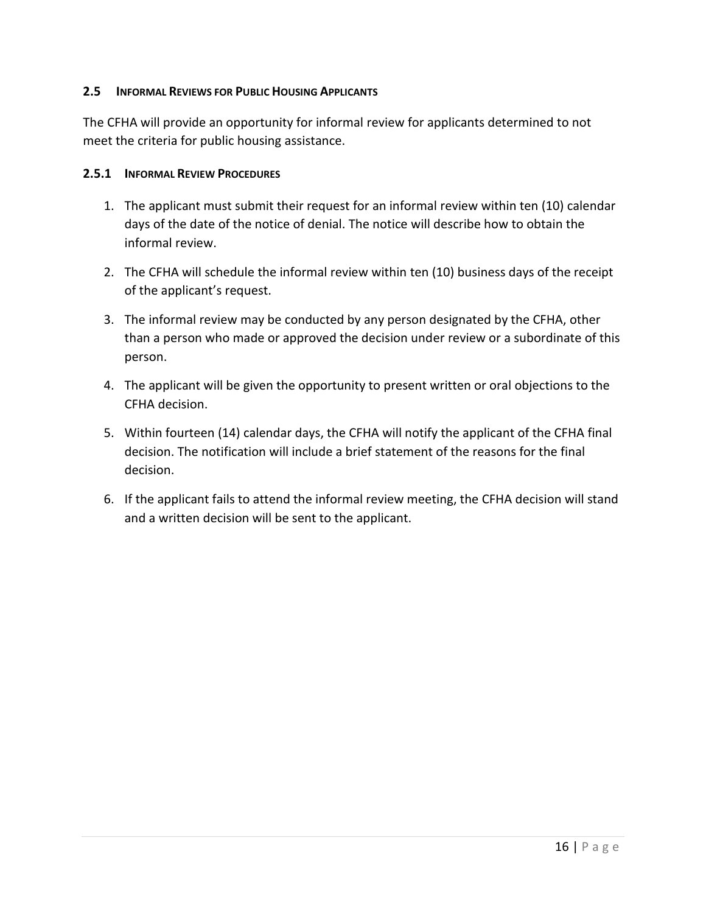### 2.5 Informal Reviews for Public Housing Applicants

The CFHA will provide an opportunity for informal review for applicants determined to not meet the criteria for public housing assistance.

#### 2.5.1 Informal Review Procedures

1. The applicant must submit their request for an informal review within ten (10) calendar days of the date of the notice of denial. The notice will describe how to obtain the informal review.
2. The CFHA will schedule the informal review within ten (10) business days of the receipt of the applicant's request.
3. The informal review may be conducted by any person designated by the CFHA, other than a person who made or approved the decision under review or a subordinate of this person.
4. The applicant will be given the opportunity to present written or oral objections to the CFHA decision.
5. Within fourteen (14) calendar days, the CFHA will notify the applicant of the CFHA final decision. The notification will include a brief statement of the reasons for the final decision.
6. If the applicant fails to attend the informal review meeting, the CFHA decision will stand and a written decision will be sent to the applicant.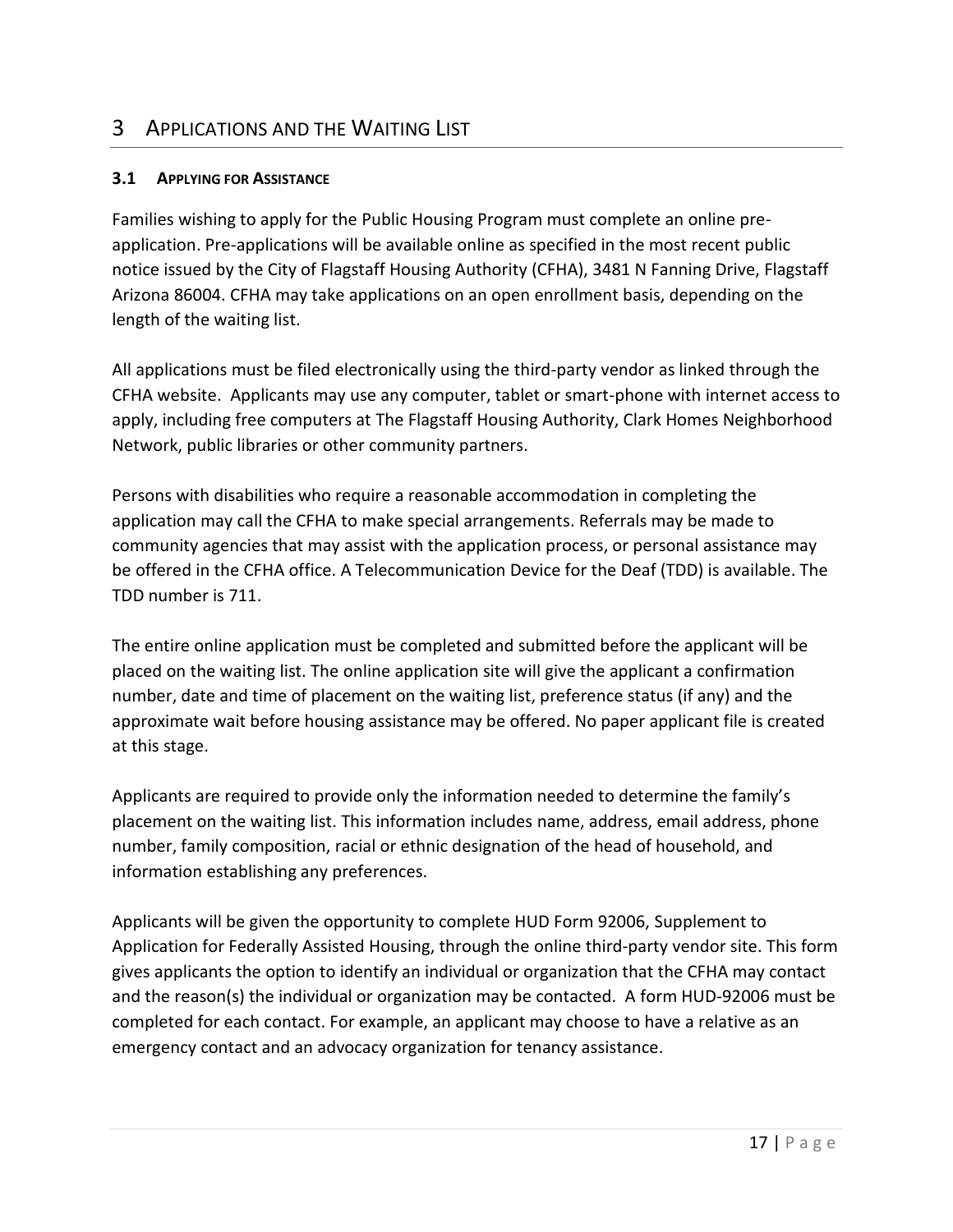# 3 APPLICATIONS AND THE WAITING LIST

## 3.1 APPLYING FOR ASSISTANCE

Families wishing to apply for the Public Housing Program must complete an online pre-application. Pre-applications will be available online as specified in the most recent public notice issued by the City of Flagstaff Housing Authority (CFHA), 3481 N Fanning Drive, Flagstaff Arizona 86004. CFHA may take applications on an open enrollment basis, depending on the length of the waiting list.

All applications must be filed electronically using the third-party vendor as linked through the CFHA website. Applicants may use any computer, tablet or smart-phone with internet access to apply, including free computers at The Flagstaff Housing Authority, Clark Homes Neighborhood Network, public libraries or other community partners.

Persons with disabilities who require a reasonable accommodation in completing the application may call the CFHA to make special arrangements. Referrals may be made to community agencies that may assist with the application process, or personal assistance may be offered in the CFHA office. A Telecommunication Device for the Deaf (TDD) is available. The TDD number is 711.

The entire online application must be completed and submitted before the applicant will be placed on the waiting list. The online application site will give the applicant a confirmation number, date and time of placement on the waiting list, preference status (if any) and the approximate wait before housing assistance may be offered. No paper applicant file is created at this stage.

Applicants are required to provide only the information needed to determine the family's placement on the waiting list. This information includes name, address, email address, phone number, family composition, racial or ethnic designation of the head of household, and information establishing any preferences.

Applicants will be given the opportunity to complete HUD Form 92006, Supplement to Application for Federally Assisted Housing, through the online third-party vendor site. This form gives applicants the option to identify an individual or organization that the CFHA may contact and the reason(s) the individual or organization may be contacted. A form HUD-92006 must be completed for each contact. For example, an applicant may choose to have a relative as an emergency contact and an advocacy organization for tenancy assistance.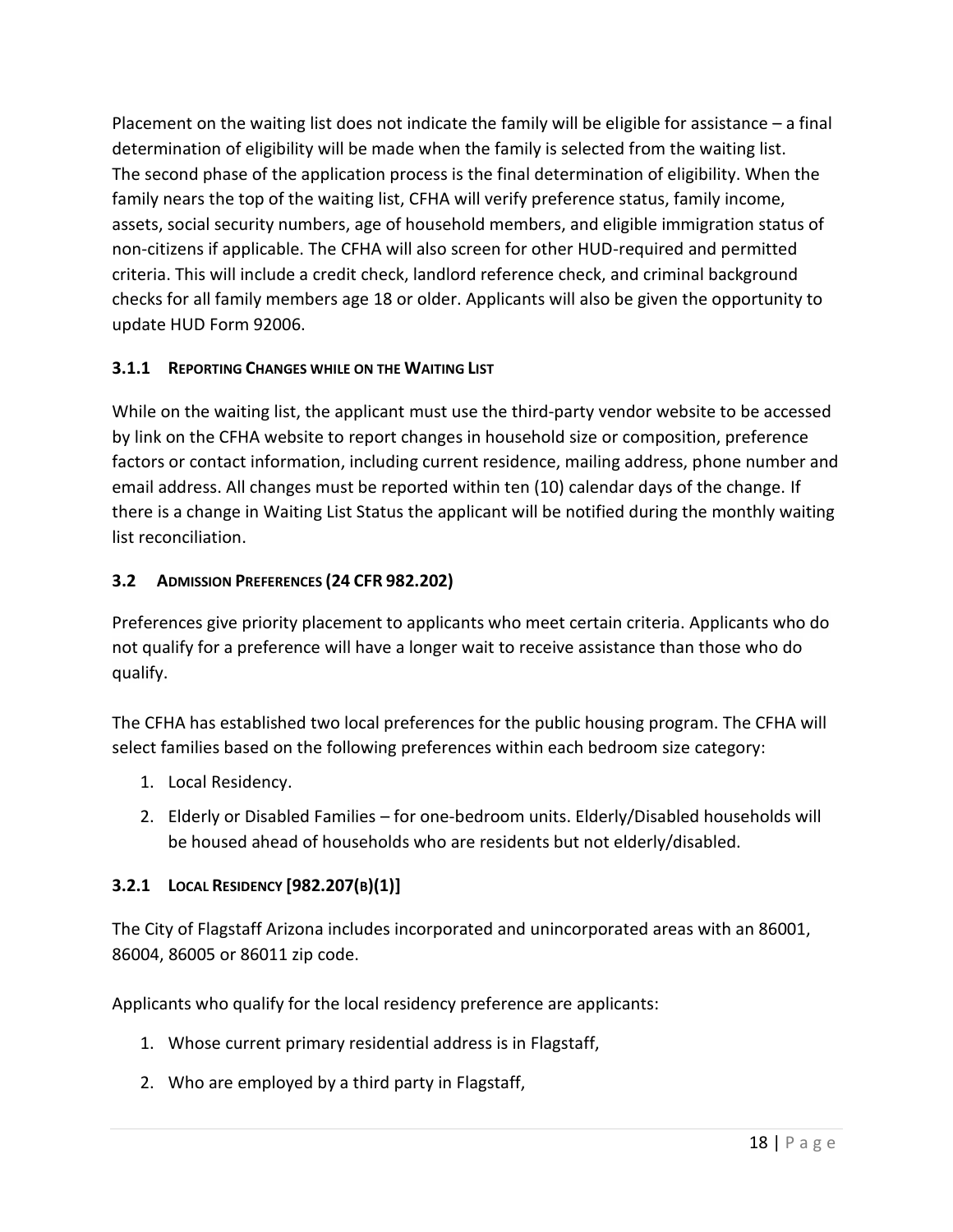Placement on the waiting list does not indicate the family will be eligible for assistance – a final determination of eligibility will be made when the family is selected from the waiting list.
The second phase of the application process is the final determination of eligibility. When the family nears the top of the waiting list, CFHA will verify preference status, family income, assets, social security numbers, age of household members, and eligible immigration status of non-citizens if applicable. The CFHA will also screen for other HUD-required and permitted criteria. This will include a credit check, landlord reference check, and criminal background checks for all family members age 18 or older. Applicants will also be given the opportunity to update HUD Form 92006.

### 3.1.1 Reporting Changes while on the Waiting List

While on the waiting list, the applicant must use the third-party vendor website to be accessed by link on the CFHA website to report changes in household size or composition, preference factors or contact information, including current residence, mailing address, phone number and email address. All changes must be reported within ten (10) calendar days of the change. If there is a change in Waiting List Status the applicant will be notified during the monthly waiting list reconciliation.

## 3.2 Admission Preferences (24 CFR 982.202)

Preferences give priority placement to applicants who meet certain criteria. Applicants who do not qualify for a preference will have a longer wait to receive assistance than those who do qualify.

The CFHA has established two local preferences for the public housing program. The CFHA will select families based on the following preferences within each bedroom size category:

1. Local Residency.
2. Elderly or Disabled Families – for one-bedroom units. Elderly/Disabled households will be housed ahead of households who are residents but not elderly/disabled.

### 3.2.1 Local Residency [982.207(b)(1)]

The City of Flagstaff Arizona includes incorporated and unincorporated areas with an 86001, 86004, 86005 or 86011 zip code.

Applicants who qualify for the local residency preference are applicants:

1. Whose current primary residential address is in Flagstaff,
2. Who are employed by a third party in Flagstaff,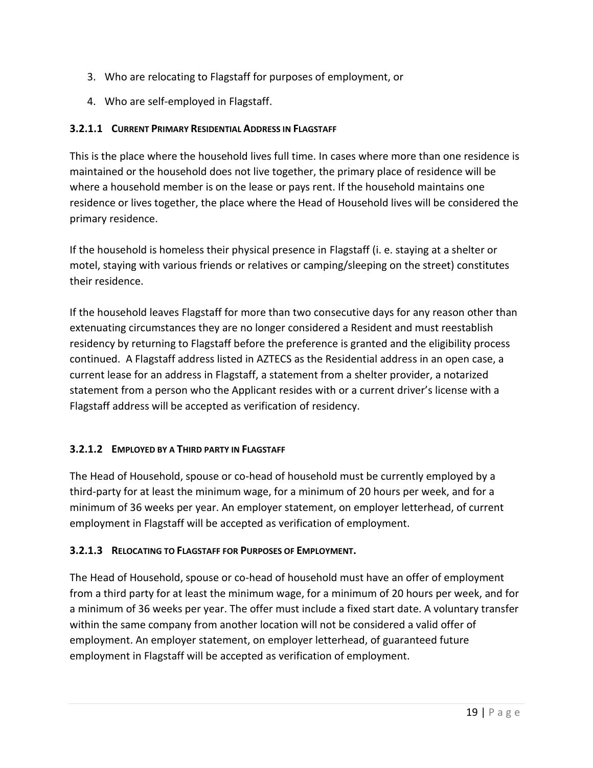3. Who are relocating to Flagstaff for purposes of employment, or
4. Who are self-employed in Flagstaff.

#### 3.2.1.1 Current Primary Residential Address in Flagstaff

This is the place where the household lives full time. In cases where more than one residence is maintained or the household does not live together, the primary place of residence will be where a household member is on the lease or pays rent. If the household maintains one residence or lives together, the place where the Head of Household lives will be considered the primary residence.

If the household is homeless their physical presence in Flagstaff (i. e. staying at a shelter or motel, staying with various friends or relatives or camping/sleeping on the street) constitutes their residence.

If the household leaves Flagstaff for more than two consecutive days for any reason other than extenuating circumstances they are no longer considered a Resident and must reestablish residency by returning to Flagstaff before the preference is granted and the eligibility process continued. A Flagstaff address listed in AZTECS as the Residential address in an open case, a current lease for an address in Flagstaff, a statement from a shelter provider, a notarized statement from a person who the Applicant resides with or a current driver's license with a Flagstaff address will be accepted as verification of residency.

#### 3.2.1.2 Employed by a Third party in Flagstaff

The Head of Household, spouse or co-head of household must be currently employed by a third-party for at least the minimum wage, for a minimum of 20 hours per week, and for a minimum of 36 weeks per year. An employer statement, on employer letterhead, of current employment in Flagstaff will be accepted as verification of employment.

#### 3.2.1.3 Relocating to Flagstaff for Purposes of Employment.

The Head of Household, spouse or co-head of household must have an offer of employment from a third party for at least the minimum wage, for a minimum of 20 hours per week, and for a minimum of 36 weeks per year. The offer must include a fixed start date. A voluntary transfer within the same company from another location will not be considered a valid offer of employment. An employer statement, on employer letterhead, of guaranteed future employment in Flagstaff will be accepted as verification of employment.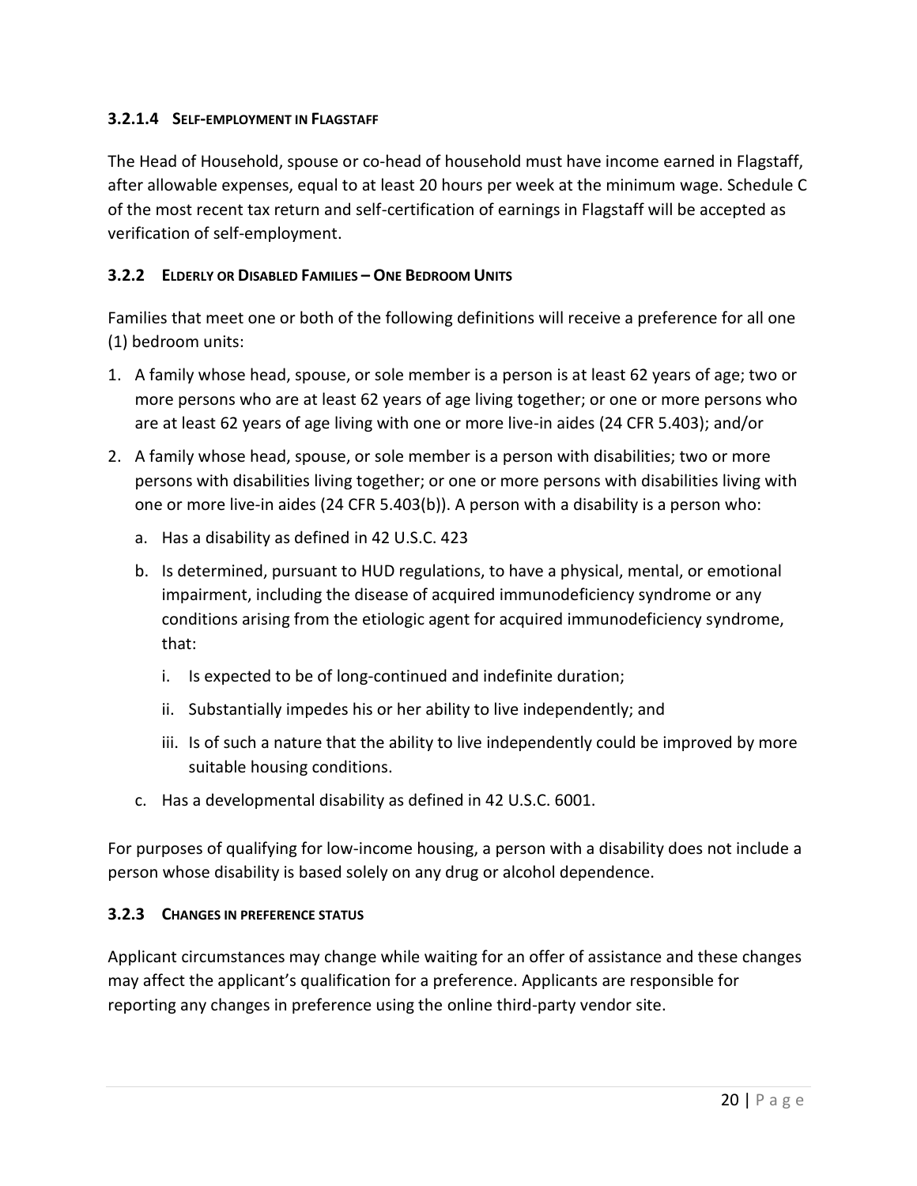#### 3.2.1.4 Self-employment in Flagstaff

The Head of Household, spouse or co-head of household must have income earned in Flagstaff, after allowable expenses, equal to at least 20 hours per week at the minimum wage. Schedule C of the most recent tax return and self-certification of earnings in Flagstaff will be accepted as verification of self-employment.

### 3.2.2 Elderly or Disabled Families – One Bedroom Units

Families that meet one or both of the following definitions will receive a preference for all one (1) bedroom units:

1. A family whose head, spouse, or sole member is a person is at least 62 years of age; two or more persons who are at least 62 years of age living together; or one or more persons who are at least 62 years of age living with one or more live-in aides (24 CFR 5.403); and/or
2. A family whose head, spouse, or sole member is a person with disabilities; two or more persons with disabilities living together; or one or more persons with disabilities living with one or more live-in aides (24 CFR 5.403(b)). A person with a disability is a person who:
   a. Has a disability as defined in 42 U.S.C. 423
   b. Is determined, pursuant to HUD regulations, to have a physical, mental, or emotional impairment, including the disease of acquired immunodeficiency syndrome or any conditions arising from the etiologic agent for acquired immunodeficiency syndrome, that:
      i. Is expected to be of long-continued and indefinite duration;
      ii. Substantially impedes his or her ability to live independently; and
      iii. Is of such a nature that the ability to live independently could be improved by more suitable housing conditions.
   c. Has a developmental disability as defined in 42 U.S.C. 6001.

For purposes of qualifying for low-income housing, a person with a disability does not include a person whose disability is based solely on any drug or alcohol dependence.

### 3.2.3 Changes in preference status

Applicant circumstances may change while waiting for an offer of assistance and these changes may affect the applicant's qualification for a preference. Applicants are responsible for reporting any changes in preference using the online third-party vendor site.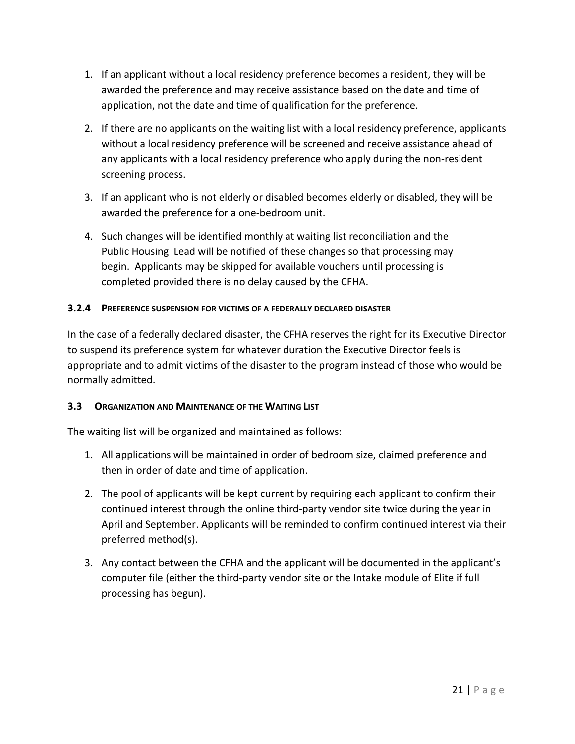1. If an applicant without a local residency preference becomes a resident, they will be awarded the preference and may receive assistance based on the date and time of application, not the date and time of qualification for the preference.

2. If there are no applicants on the waiting list with a local residency preference, applicants without a local residency preference will be screened and receive assistance ahead of any applicants with a local residency preference who apply during the non-resident screening process.

3. If an applicant who is not elderly or disabled becomes elderly or disabled, they will be awarded the preference for a one-bedroom unit.

4. Such changes will be identified monthly at waiting list reconciliation and the Public Housing Lead will be notified of these changes so that processing may begin. Applicants may be skipped for available vouchers until processing is completed provided there is no delay caused by the CFHA.

#### 3.2.4 Preference suspension for victims of a federally declared disaster

In the case of a federally declared disaster, the CFHA reserves the right for its Executive Director to suspend its preference system for whatever duration the Executive Director feels is appropriate and to admit victims of the disaster to the program instead of those who would be normally admitted.

### 3.3 Organization and Maintenance of the Waiting List

The waiting list will be organized and maintained as follows:

1. All applications will be maintained in order of bedroom size, claimed preference and then in order of date and time of application.

2. The pool of applicants will be kept current by requiring each applicant to confirm their continued interest through the online third-party vendor site twice during the year in April and September. Applicants will be reminded to confirm continued interest via their preferred method(s).

3. Any contact between the CFHA and the applicant will be documented in the applicant's computer file (either the third-party vendor site or the Intake module of Elite if full processing has begun).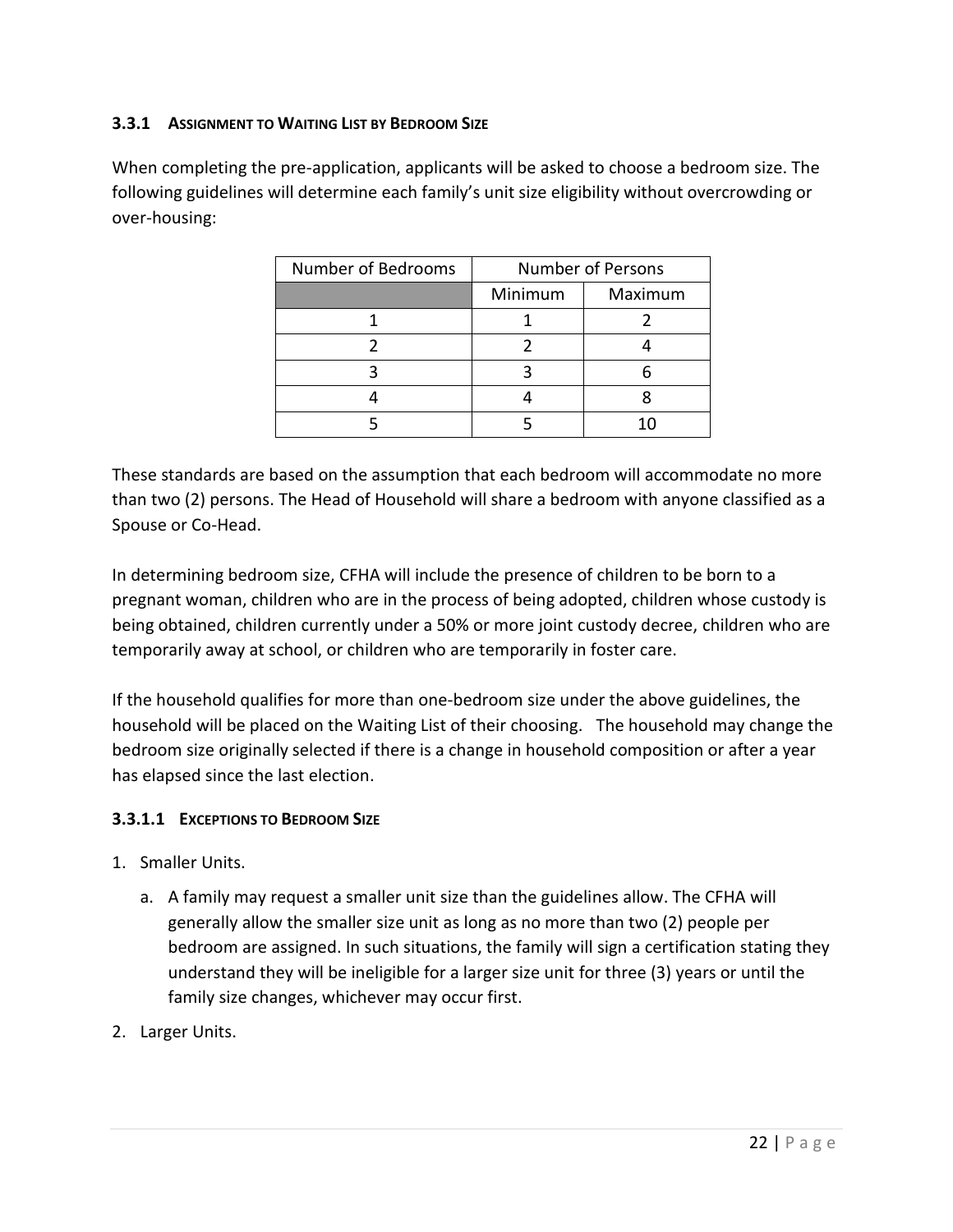### 3.3.1 Assignment to Waiting List by Bedroom Size

When completing the pre-application, applicants will be asked to choose a bedroom size. The following guidelines will determine each family's unit size eligibility without overcrowding or over-housing:

| Number of Bedrooms | Number of Persons | |
|---|---|---|
| | Minimum | Maximum |
| 1 | 1 | 2 |
| 2 | 2 | 4 |
| 3 | 3 | 6 |
| 4 | 4 | 8 |
| 5 | 5 | 10 |

These standards are based on the assumption that each bedroom will accommodate no more than two (2) persons. The Head of Household will share a bedroom with anyone classified as a Spouse or Co-Head.

In determining bedroom size, CFHA will include the presence of children to be born to a pregnant woman, children who are in the process of being adopted, children whose custody is being obtained, children currently under a 50% or more joint custody decree, children who are temporarily away at school, or children who are temporarily in foster care.

If the household qualifies for more than one-bedroom size under the above guidelines, the household will be placed on the Waiting List of their choosing. The household may change the bedroom size originally selected if there is a change in household composition or after a year has elapsed since the last election.

#### 3.3.1.1 Exceptions to Bedroom Size

1. Smaller Units.
   a. A family may request a smaller unit size than the guidelines allow. The CFHA will generally allow the smaller size unit as long as no more than two (2) people per bedroom are assigned. In such situations, the family will sign a certification stating they understand they will be ineligible for a larger size unit for three (3) years or until the family size changes, whichever may occur first.
2. Larger Units.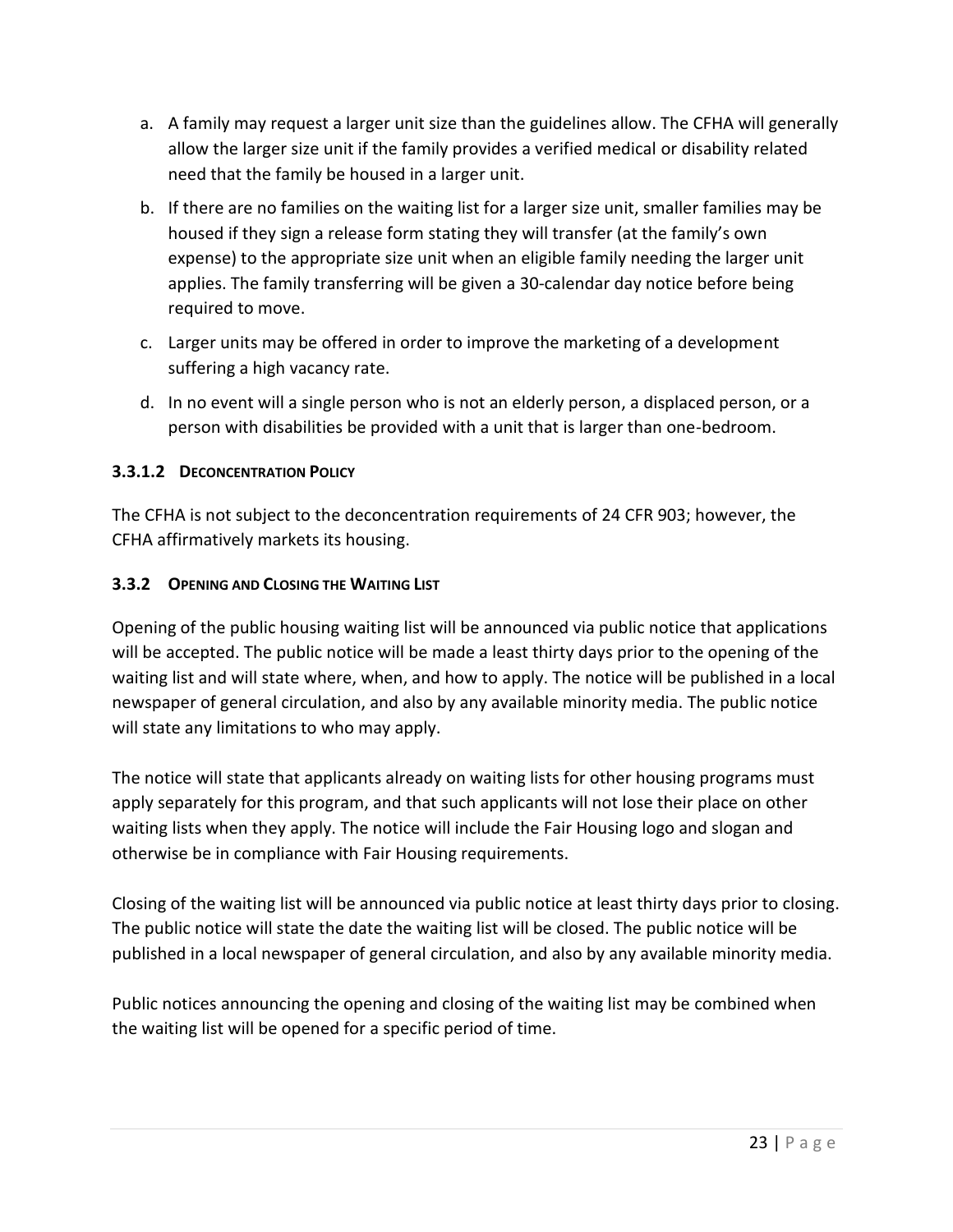a. A family may request a larger unit size than the guidelines allow. The CFHA will generally allow the larger size unit if the family provides a verified medical or disability related need that the family be housed in a larger unit.
b. If there are no families on the waiting list for a larger size unit, smaller families may be housed if they sign a release form stating they will transfer (at the family's own expense) to the appropriate size unit when an eligible family needing the larger unit applies. The family transferring will be given a 30-calendar day notice before being required to move.
c. Larger units may be offered in order to improve the marketing of a development suffering a high vacancy rate.
d. In no event will a single person who is not an elderly person, a displaced person, or a person with disabilities be provided with a unit that is larger than one-bedroom.

#### 3.3.1.2 Deconcentration Policy

The CFHA is not subject to the deconcentration requirements of 24 CFR 903; however, the CFHA affirmatively markets its housing.

### 3.3.2 Opening and Closing the Waiting List

Opening of the public housing waiting list will be announced via public notice that applications will be accepted. The public notice will be made a least thirty days prior to the opening of the waiting list and will state where, when, and how to apply. The notice will be published in a local newspaper of general circulation, and also by any available minority media. The public notice will state any limitations to who may apply.

The notice will state that applicants already on waiting lists for other housing programs must apply separately for this program, and that such applicants will not lose their place on other waiting lists when they apply. The notice will include the Fair Housing logo and slogan and otherwise be in compliance with Fair Housing requirements.

Closing of the waiting list will be announced via public notice at least thirty days prior to closing. The public notice will state the date the waiting list will be closed. The public notice will be published in a local newspaper of general circulation, and also by any available minority media.

Public notices announcing the opening and closing of the waiting list may be combined when the waiting list will be opened for a specific period of time.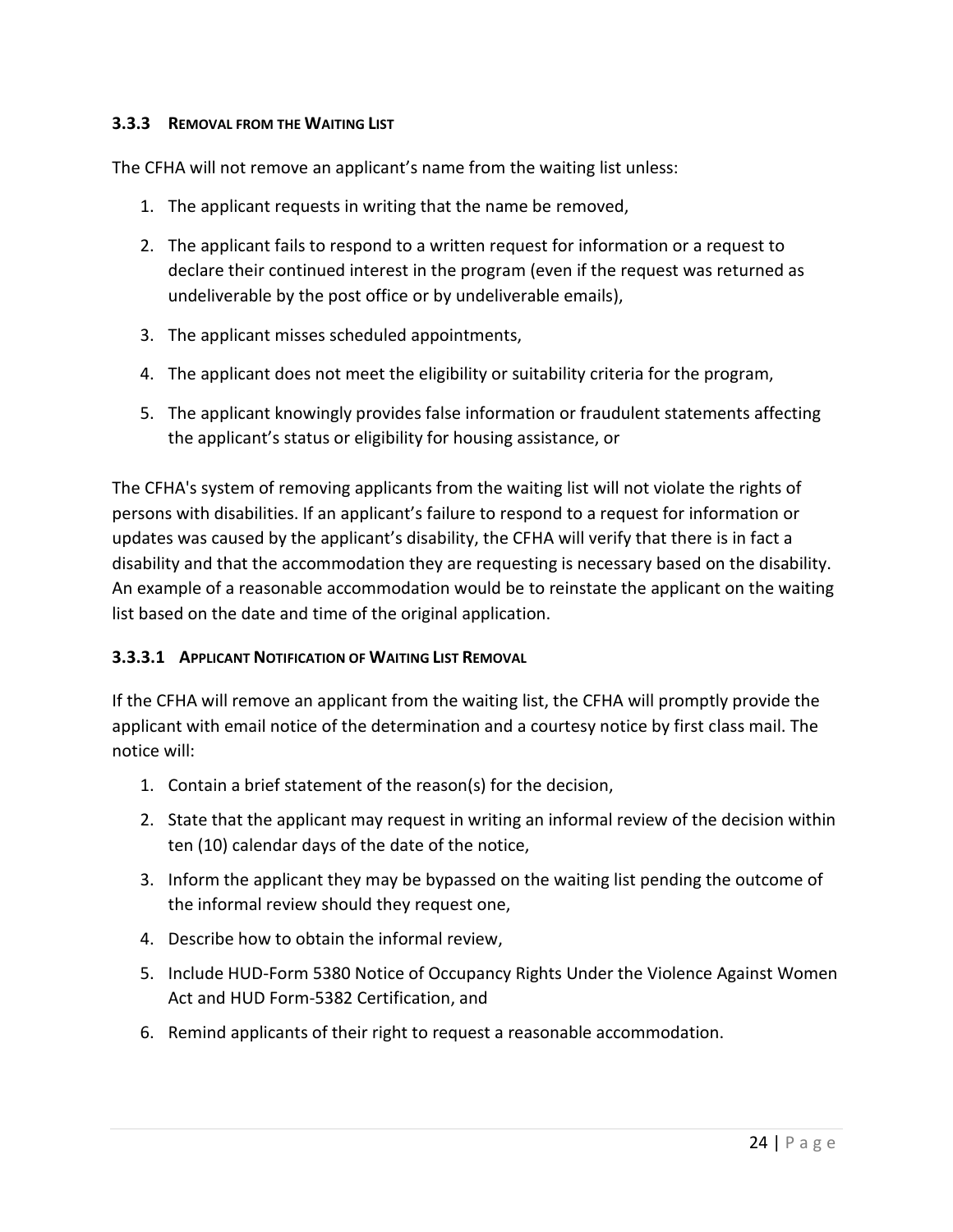### 3.3.3 REMOVAL FROM THE WAITING LIST

The CFHA will not remove an applicant's name from the waiting list unless:

1. The applicant requests in writing that the name be removed,
2. The applicant fails to respond to a written request for information or a request to declare their continued interest in the program (even if the request was returned as undeliverable by the post office or by undeliverable emails),
3. The applicant misses scheduled appointments,
4. The applicant does not meet the eligibility or suitability criteria for the program,
5. The applicant knowingly provides false information or fraudulent statements affecting the applicant's status or eligibility for housing assistance, or

The CFHA's system of removing applicants from the waiting list will not violate the rights of persons with disabilities. If an applicant's failure to respond to a request for information or updates was caused by the applicant's disability, the CFHA will verify that there is in fact a disability and that the accommodation they are requesting is necessary based on the disability. An example of a reasonable accommodation would be to reinstate the applicant on the waiting list based on the date and time of the original application.

#### 3.3.3.1 APPLICANT NOTIFICATION OF WAITING LIST REMOVAL

If the CFHA will remove an applicant from the waiting list, the CFHA will promptly provide the applicant with email notice of the determination and a courtesy notice by first class mail. The notice will:

1. Contain a brief statement of the reason(s) for the decision,
2. State that the applicant may request in writing an informal review of the decision within ten (10) calendar days of the date of the notice,
3. Inform the applicant they may be bypassed on the waiting list pending the outcome of the informal review should they request one,
4. Describe how to obtain the informal review,
5. Include HUD-Form 5380 Notice of Occupancy Rights Under the Violence Against Women Act and HUD Form-5382 Certification, and
6. Remind applicants of their right to request a reasonable accommodation.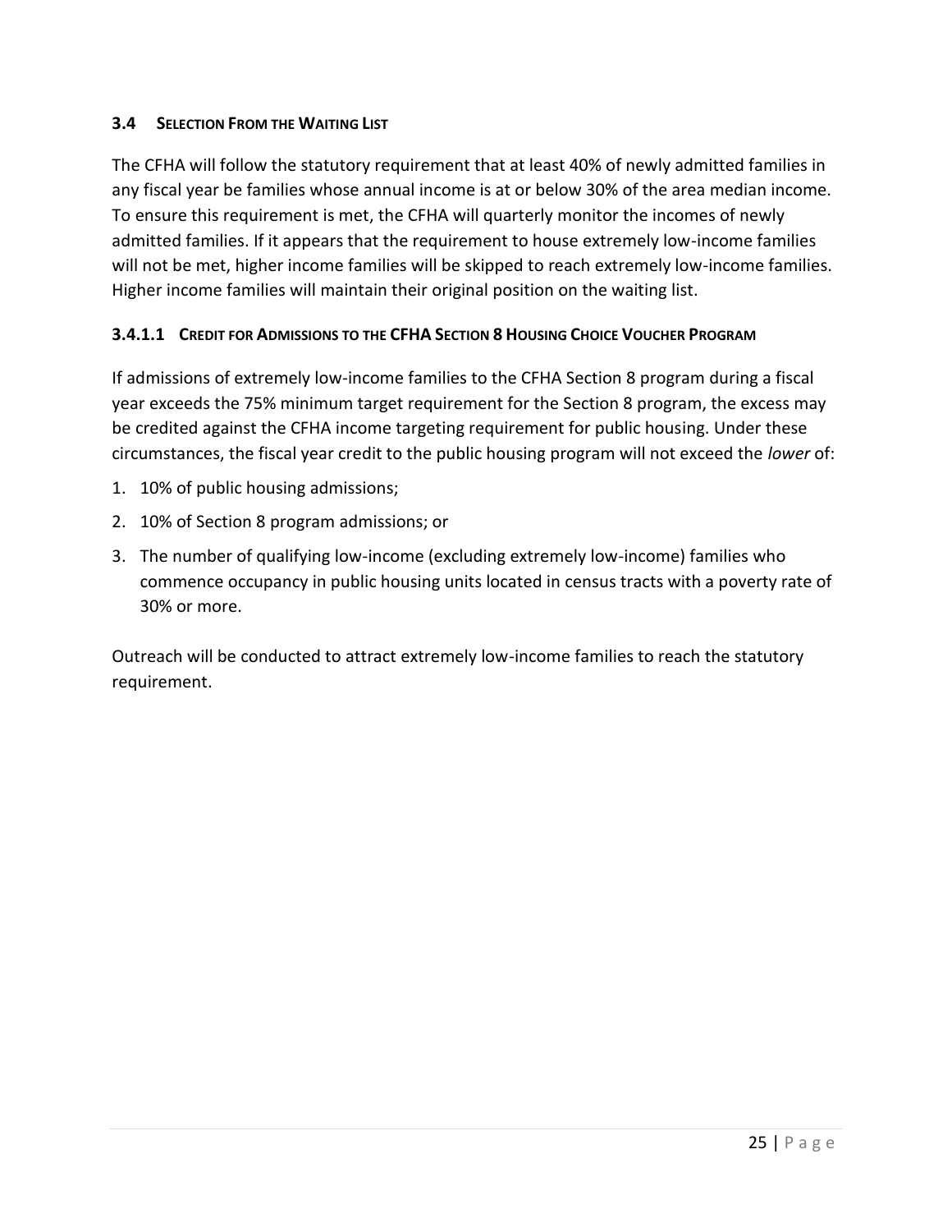### 3.4 Selection From the Waiting List

The CFHA will follow the statutory requirement that at least 40% of newly admitted families in any fiscal year be families whose annual income is at or below 30% of the area median income. To ensure this requirement is met, the CFHA will quarterly monitor the incomes of newly admitted families. If it appears that the requirement to house extremely low-income families will not be met, higher income families will be skipped to reach extremely low-income families. Higher income families will maintain their original position on the waiting list.

#### 3.4.1.1 Credit for Admissions to the CFHA Section 8 Housing Choice Voucher Program

If admissions of extremely low-income families to the CFHA Section 8 program during a fiscal year exceeds the 75% minimum target requirement for the Section 8 program, the excess may be credited against the CFHA income targeting requirement for public housing. Under these circumstances, the fiscal year credit to the public housing program will not exceed the *lower* of:

1. 10% of public housing admissions;
2. 10% of Section 8 program admissions; or
3. The number of qualifying low-income (excluding extremely low-income) families who commence occupancy in public housing units located in census tracts with a poverty rate of 30% or more.

Outreach will be conducted to attract extremely low-income families to reach the statutory requirement.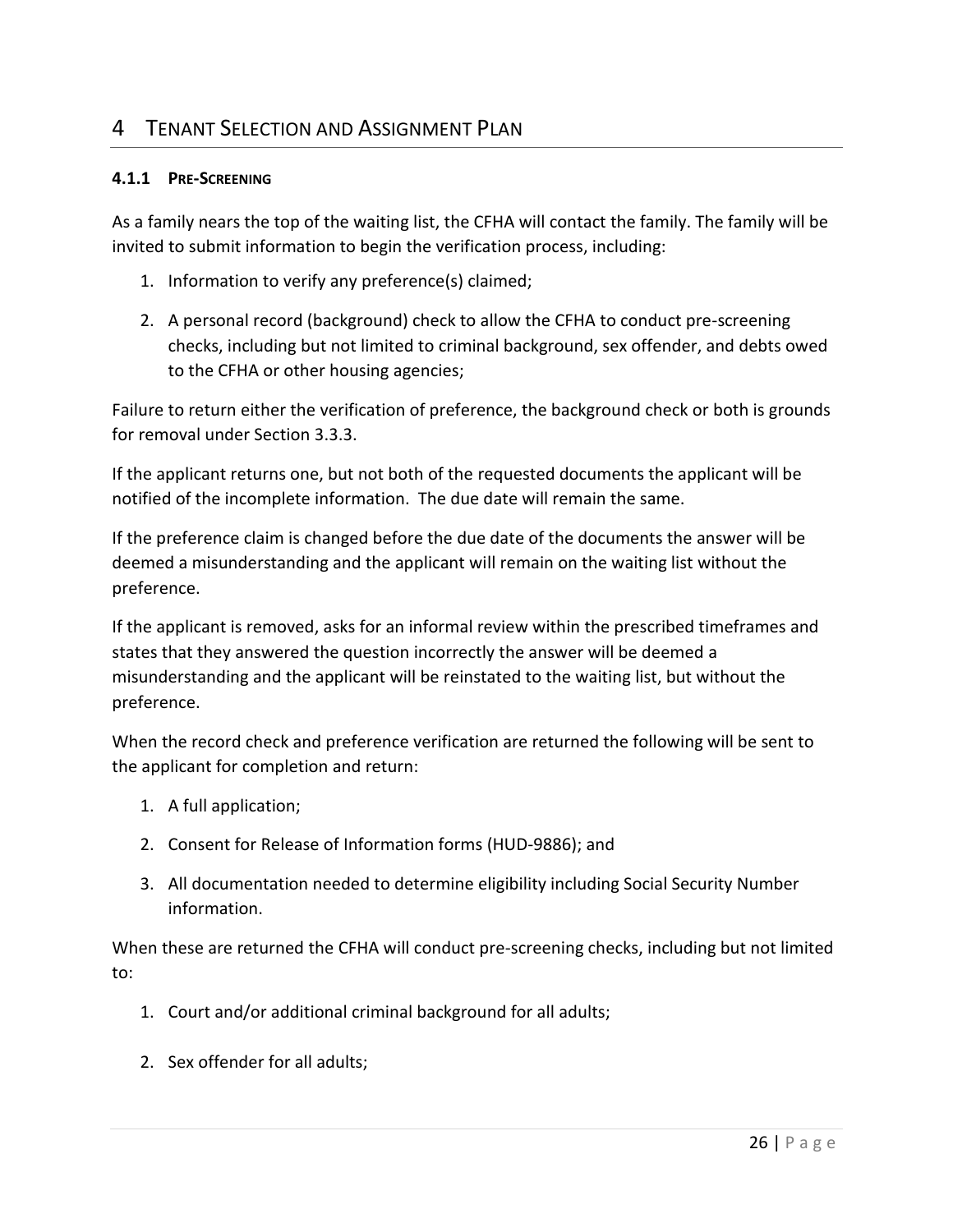# 4 TENANT SELECTION AND ASSIGNMENT PLAN

### 4.1.1 PRE-SCREENING

As a family nears the top of the waiting list, the CFHA will contact the family. The family will be invited to submit information to begin the verification process, including:

1. Information to verify any preference(s) claimed;
2. A personal record (background) check to allow the CFHA to conduct pre-screening checks, including but not limited to criminal background, sex offender, and debts owed to the CFHA or other housing agencies;

Failure to return either the verification of preference, the background check or both is grounds for removal under Section 3.3.3.

If the applicant returns one, but not both of the requested documents the applicant will be notified of the incomplete information. The due date will remain the same.

If the preference claim is changed before the due date of the documents the answer will be deemed a misunderstanding and the applicant will remain on the waiting list without the preference.

If the applicant is removed, asks for an informal review within the prescribed timeframes and states that they answered the question incorrectly the answer will be deemed a misunderstanding and the applicant will be reinstated to the waiting list, but without the preference.

When the record check and preference verification are returned the following will be sent to the applicant for completion and return:

1. A full application;
2. Consent for Release of Information forms (HUD-9886); and
3. All documentation needed to determine eligibility including Social Security Number information.

When these are returned the CFHA will conduct pre-screening checks, including but not limited to:

1. Court and/or additional criminal background for all adults;
2. Sex offender for all adults;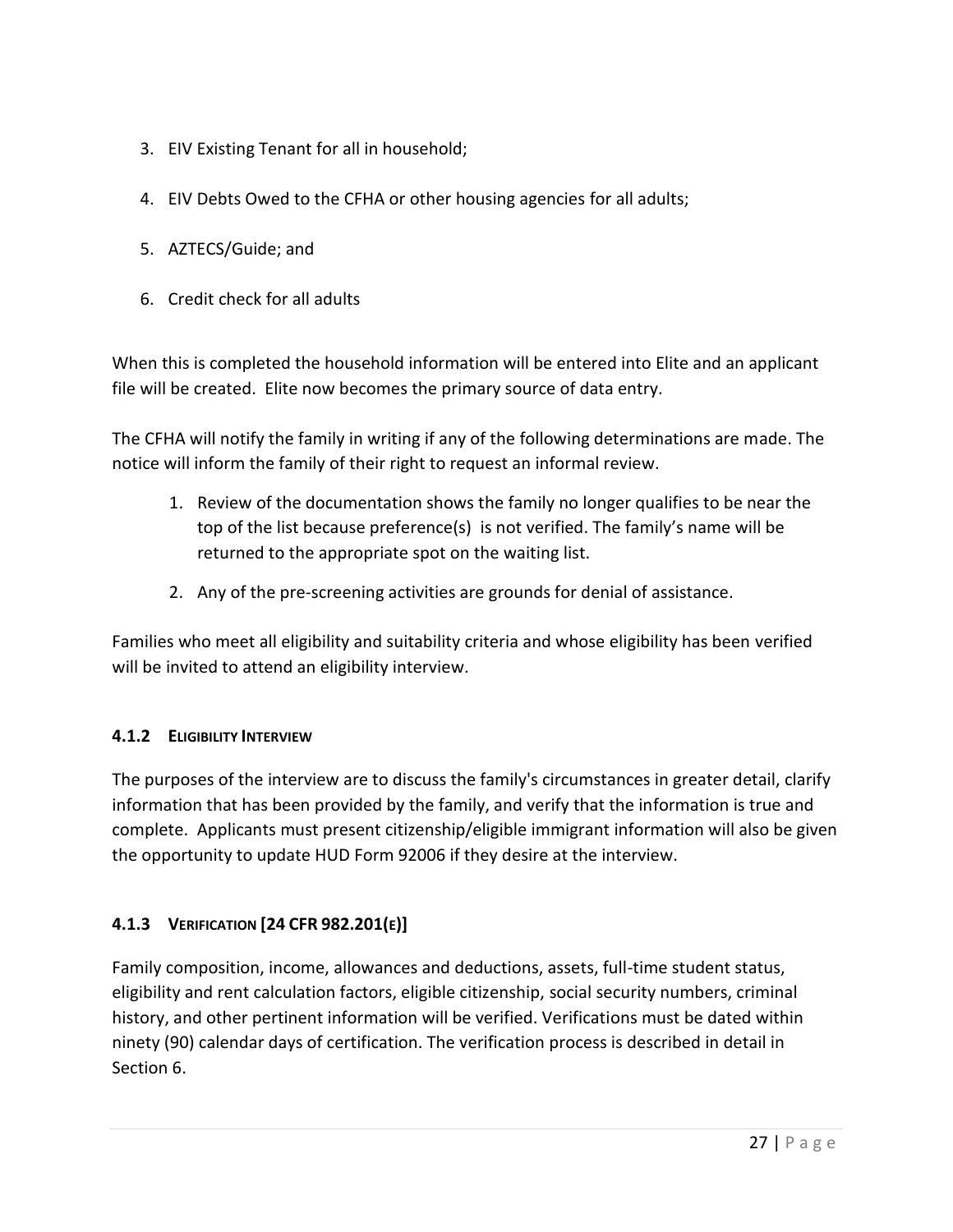3. EIV Existing Tenant for all in household;
4. EIV Debts Owed to the CFHA or other housing agencies for all adults;
5. AZTECS/Guide; and
6. Credit check for all adults

When this is completed the household information will be entered into Elite and an applicant file will be created. Elite now becomes the primary source of data entry.

The CFHA will notify the family in writing if any of the following determinations are made. The notice will inform the family of their right to request an informal review.

1. Review of the documentation shows the family no longer qualifies to be near the top of the list because preference(s) is not verified. The family's name will be returned to the appropriate spot on the waiting list.
2. Any of the pre-screening activities are grounds for denial of assistance.

Families who meet all eligibility and suitability criteria and whose eligibility has been verified will be invited to attend an eligibility interview.

### 4.1.2 Eligibility Interview

The purposes of the interview are to discuss the family's circumstances in greater detail, clarify information that has been provided by the family, and verify that the information is true and complete. Applicants must present citizenship/eligible immigrant information will also be given the opportunity to update HUD Form 92006 if they desire at the interview.

### 4.1.3 Verification [24 CFR 982.201(e)]

Family composition, income, allowances and deductions, assets, full-time student status, eligibility and rent calculation factors, eligible citizenship, social security numbers, criminal history, and other pertinent information will be verified. Verifications must be dated within ninety (90) calendar days of certification. The verification process is described in detail in Section 6.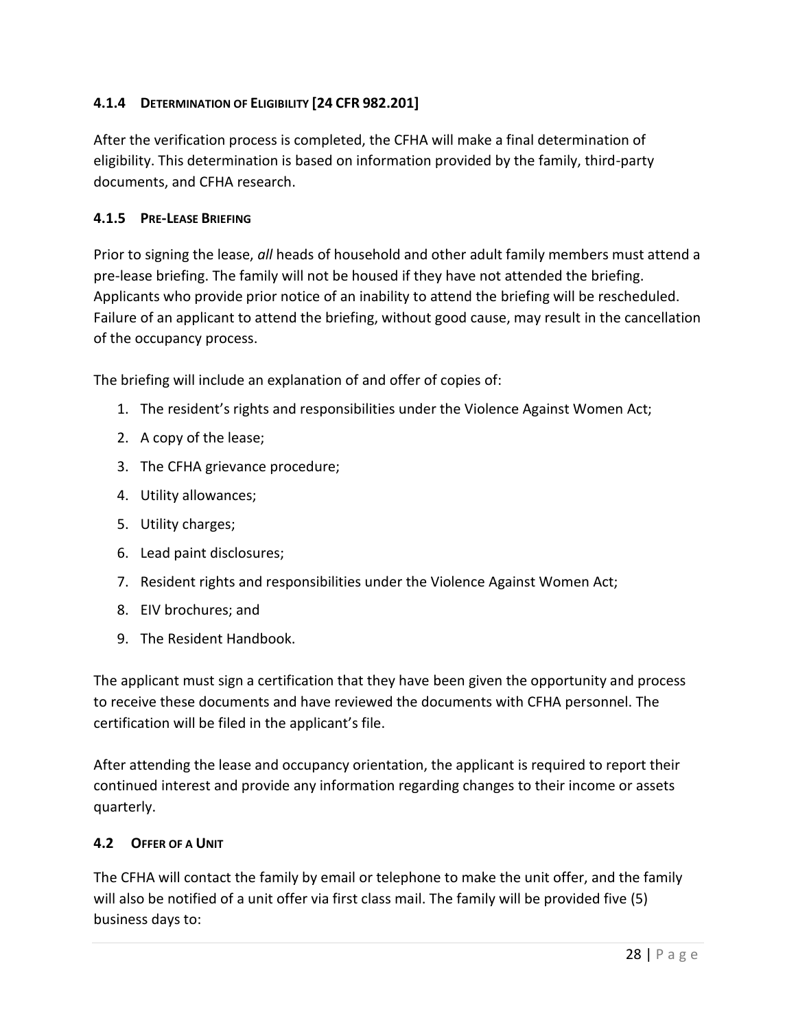### 4.1.4 Determination of Eligibility [24 CFR 982.201]

After the verification process is completed, the CFHA will make a final determination of eligibility. This determination is based on information provided by the family, third-party documents, and CFHA research.

### 4.1.5 Pre-Lease Briefing

Prior to signing the lease, *all* heads of household and other adult family members must attend a pre-lease briefing. The family will not be housed if they have not attended the briefing. Applicants who provide prior notice of an inability to attend the briefing will be rescheduled. Failure of an applicant to attend the briefing, without good cause, may result in the cancellation of the occupancy process.

The briefing will include an explanation of and offer of copies of:

1. The resident's rights and responsibilities under the Violence Against Women Act;
2. A copy of the lease;
3. The CFHA grievance procedure;
4. Utility allowances;
5. Utility charges;
6. Lead paint disclosures;
7. Resident rights and responsibilities under the Violence Against Women Act;
8. EIV brochures; and
9. The Resident Handbook.

The applicant must sign a certification that they have been given the opportunity and process to receive these documents and have reviewed the documents with CFHA personnel. The certification will be filed in the applicant's file.

After attending the lease and occupancy orientation, the applicant is required to report their continued interest and provide any information regarding changes to their income or assets quarterly.

## 4.2 Offer of a Unit

The CFHA will contact the family by email or telephone to make the unit offer, and the family will also be notified of a unit offer via first class mail. The family will be provided five (5) business days to: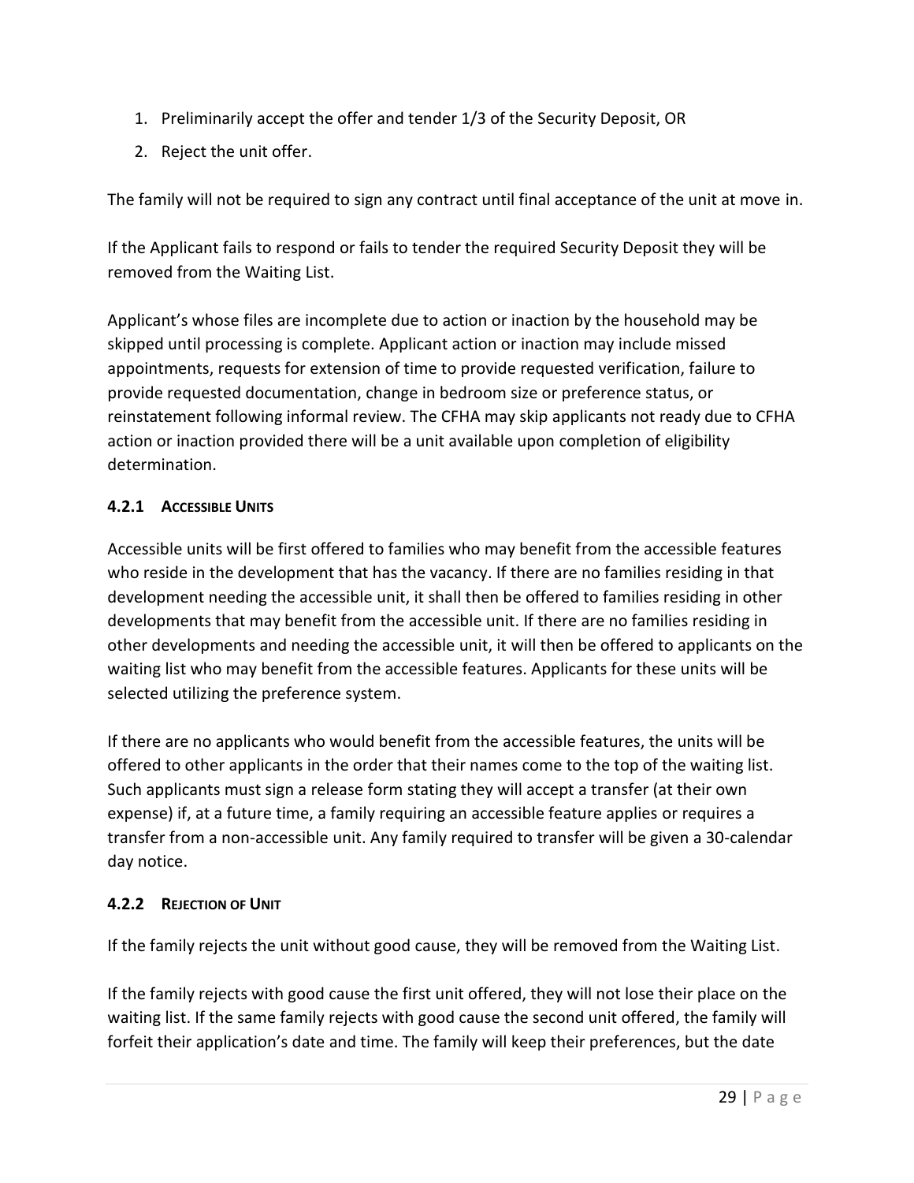1. Preliminarily accept the offer and tender 1/3 of the Security Deposit, OR
2. Reject the unit offer.

The family will not be required to sign any contract until final acceptance of the unit at move in.

If the Applicant fails to respond or fails to tender the required Security Deposit they will be removed from the Waiting List.

Applicant's whose files are incomplete due to action or inaction by the household may be skipped until processing is complete. Applicant action or inaction may include missed appointments, requests for extension of time to provide requested verification, failure to provide requested documentation, change in bedroom size or preference status, or reinstatement following informal review. The CFHA may skip applicants not ready due to CFHA action or inaction provided there will be a unit available upon completion of eligibility determination.

### 4.2.1 Accessible Units

Accessible units will be first offered to families who may benefit from the accessible features who reside in the development that has the vacancy. If there are no families residing in that development needing the accessible unit, it shall then be offered to families residing in other developments that may benefit from the accessible unit. If there are no families residing in other developments and needing the accessible unit, it will then be offered to applicants on the waiting list who may benefit from the accessible features. Applicants for these units will be selected utilizing the preference system.

If there are no applicants who would benefit from the accessible features, the units will be offered to other applicants in the order that their names come to the top of the waiting list. Such applicants must sign a release form stating they will accept a transfer (at their own expense) if, at a future time, a family requiring an accessible feature applies or requires a transfer from a non-accessible unit. Any family required to transfer will be given a 30-calendar day notice.

### 4.2.2 Rejection of Unit

If the family rejects the unit without good cause, they will be removed from the Waiting List.

If the family rejects with good cause the first unit offered, they will not lose their place on the waiting list. If the same family rejects with good cause the second unit offered, the family will forfeit their application's date and time. The family will keep their preferences, but the date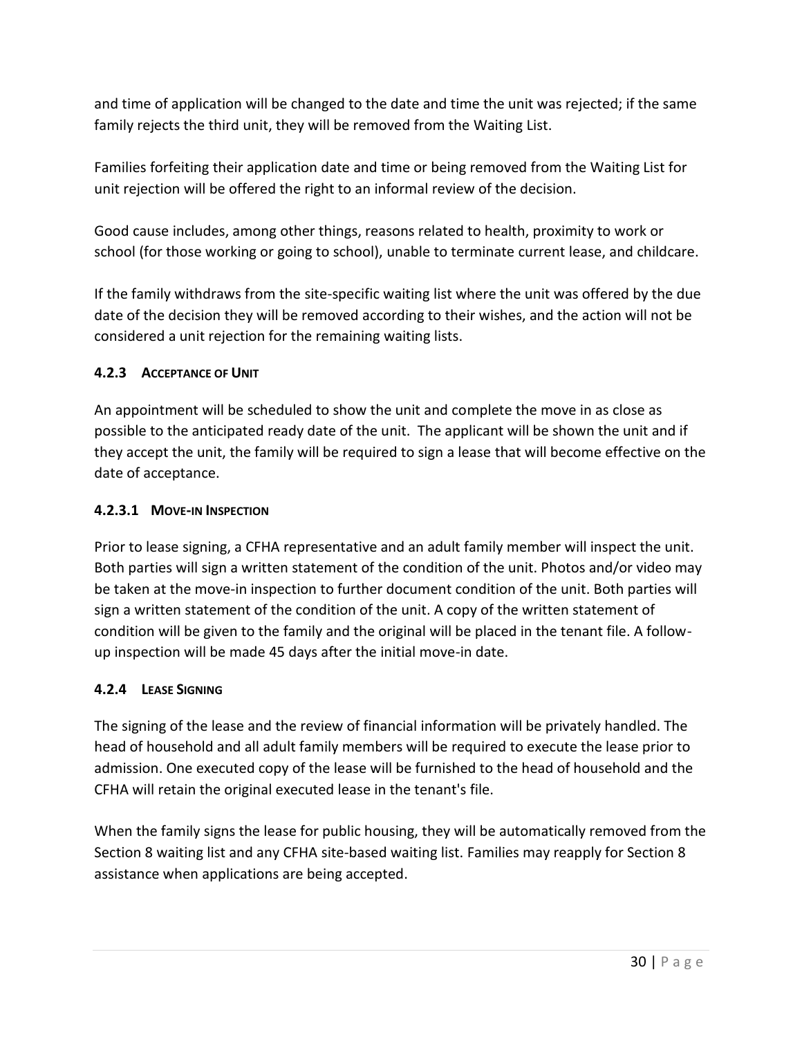and time of application will be changed to the date and time the unit was rejected; if the same family rejects the third unit, they will be removed from the Waiting List.

Families forfeiting their application date and time or being removed from the Waiting List for unit rejection will be offered the right to an informal review of the decision.

Good cause includes, among other things, reasons related to health, proximity to work or school (for those working or going to school), unable to terminate current lease, and childcare.

If the family withdraws from the site-specific waiting list where the unit was offered by the due date of the decision they will be removed according to their wishes, and the action will not be considered a unit rejection for the remaining waiting lists.

### 4.2.3 Acceptance of Unit

An appointment will be scheduled to show the unit and complete the move in as close as possible to the anticipated ready date of the unit. The applicant will be shown the unit and if they accept the unit, the family will be required to sign a lease that will become effective on the date of acceptance.

#### 4.2.3.1 Move-in Inspection

Prior to lease signing, a CFHA representative and an adult family member will inspect the unit. Both parties will sign a written statement of the condition of the unit. Photos and/or video may be taken at the move-in inspection to further document condition of the unit. Both parties will sign a written statement of the condition of the unit. A copy of the written statement of condition will be given to the family and the original will be placed in the tenant file. A follow-up inspection will be made 45 days after the initial move-in date.

### 4.2.4 Lease Signing

The signing of the lease and the review of financial information will be privately handled. The head of household and all adult family members will be required to execute the lease prior to admission. One executed copy of the lease will be furnished to the head of household and the CFHA will retain the original executed lease in the tenant's file.

When the family signs the lease for public housing, they will be automatically removed from the Section 8 waiting list and any CFHA site-based waiting list. Families may reapply for Section 8 assistance when applications are being accepted.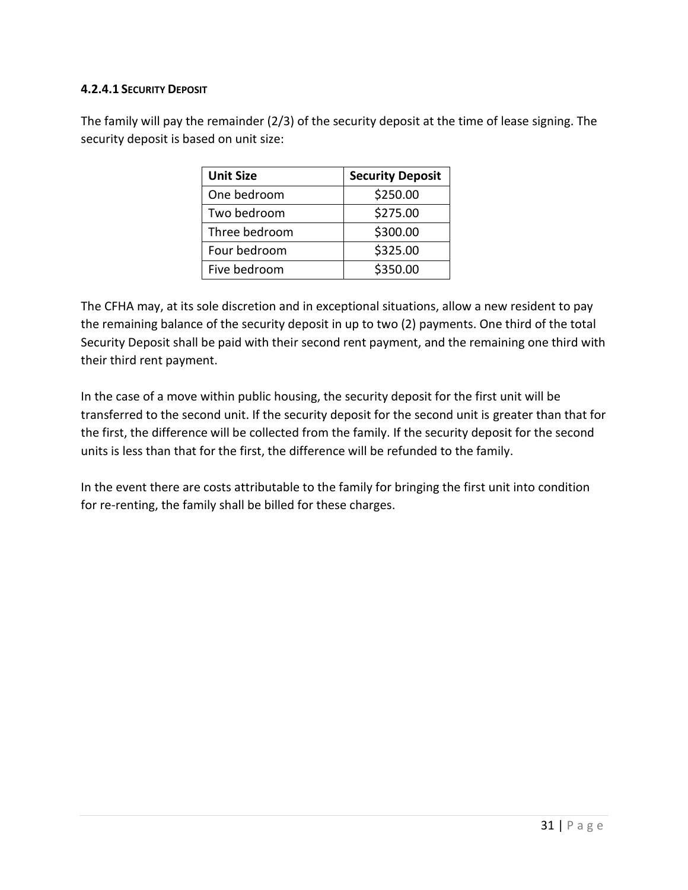#### 4.2.4.1 Security Deposit

The family will pay the remainder (2/3) of the security deposit at the time of lease signing. The security deposit is based on unit size:

| Unit Size | Security Deposit |
|---|---|
| One bedroom | $250.00 |
| Two bedroom | $275.00 |
| Three bedroom | $300.00 |
| Four bedroom | $325.00 |
| Five bedroom | $350.00 |

The CFHA may, at its sole discretion and in exceptional situations, allow a new resident to pay the remaining balance of the security deposit in up to two (2) payments. One third of the total Security Deposit shall be paid with their second rent payment, and the remaining one third with their third rent payment.

In the case of a move within public housing, the security deposit for the first unit will be transferred to the second unit. If the security deposit for the second unit is greater than that for the first, the difference will be collected from the family. If the security deposit for the second units is less than that for the first, the difference will be refunded to the family.

In the event there are costs attributable to the family for bringing the first unit into condition for re-renting, the family shall be billed for these charges.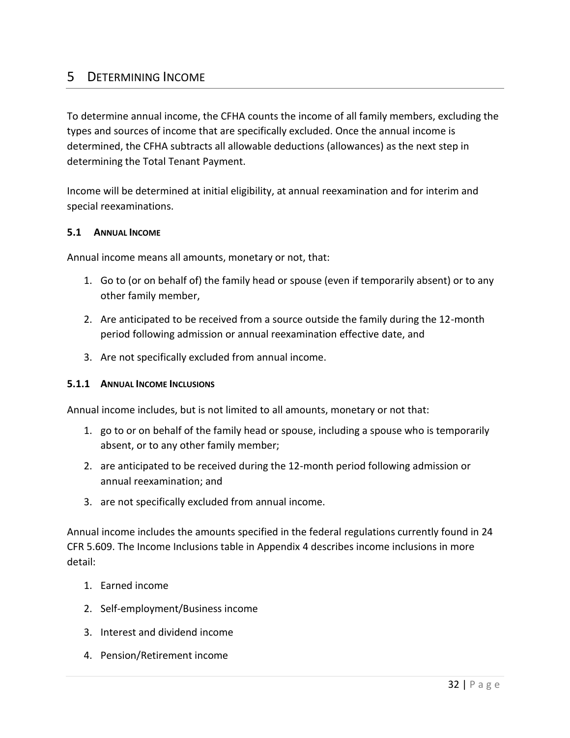# 5 DETERMINING INCOME

To determine annual income, the CFHA counts the income of all family members, excluding the types and sources of income that are specifically excluded. Once the annual income is determined, the CFHA subtracts all allowable deductions (allowances) as the next step in determining the Total Tenant Payment.

Income will be determined at initial eligibility, at annual reexamination and for interim and special reexaminations.

## 5.1 ANNUAL INCOME

Annual income means all amounts, monetary or not, that:

1. Go to (or on behalf of) the family head or spouse (even if temporarily absent) or to any other family member,
2. Are anticipated to be received from a source outside the family during the 12-month period following admission or annual reexamination effective date, and
3. Are not specifically excluded from annual income.

### 5.1.1 ANNUAL INCOME INCLUSIONS

Annual income includes, but is not limited to all amounts, monetary or not that:

1. go to or on behalf of the family head or spouse, including a spouse who is temporarily absent, or to any other family member;
2. are anticipated to be received during the 12-month period following admission or annual reexamination; and
3. are not specifically excluded from annual income.

Annual income includes the amounts specified in the federal regulations currently found in 24 CFR 5.609. The Income Inclusions table in Appendix 4 describes income inclusions in more detail:

1. Earned income
2. Self-employment/Business income
3. Interest and dividend income
4. Pension/Retirement income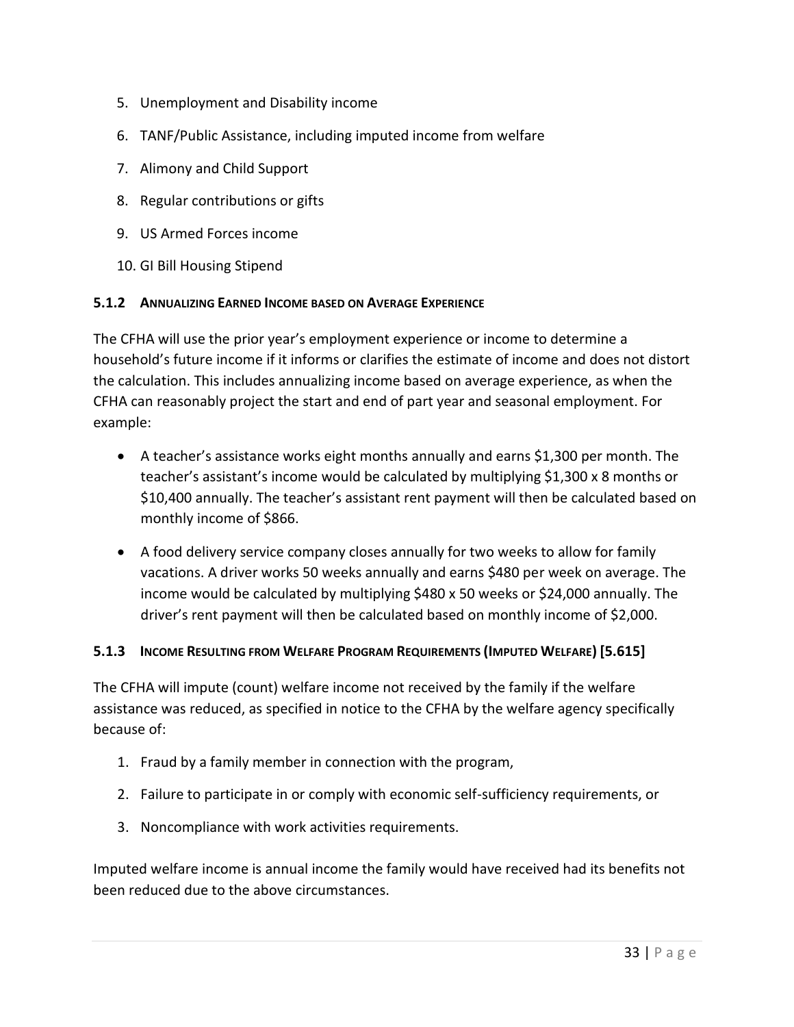5. Unemployment and Disability income
6. TANF/Public Assistance, including imputed income from welfare
7. Alimony and Child Support
8. Regular contributions or gifts
9. US Armed Forces income
10. GI Bill Housing Stipend

### 5.1.2 Annualizing Earned Income based on Average Experience

The CFHA will use the prior year's employment experience or income to determine a household's future income if it informs or clarifies the estimate of income and does not distort the calculation. This includes annualizing income based on average experience, as when the CFHA can reasonably project the start and end of part year and seasonal employment. For example:

- A teacher's assistance works eight months annually and earns $1,300 per month. The teacher's assistant's income would be calculated by multiplying $1,300 x 8 months or $10,400 annually. The teacher's assistant rent payment will then be calculated based on monthly income of $866.
- A food delivery service company closes annually for two weeks to allow for family vacations. A driver works 50 weeks annually and earns $480 per week on average. The income would be calculated by multiplying $480 x 50 weeks or $24,000 annually. The driver's rent payment will then be calculated based on monthly income of $2,000.

### 5.1.3 Income Resulting from Welfare Program Requirements (Imputed Welfare) [5.615]

The CFHA will impute (count) welfare income not received by the family if the welfare assistance was reduced, as specified in notice to the CFHA by the welfare agency specifically because of:

1. Fraud by a family member in connection with the program,
2. Failure to participate in or comply with economic self-sufficiency requirements, or
3. Noncompliance with work activities requirements.

Imputed welfare income is annual income the family would have received had its benefits not been reduced due to the above circumstances.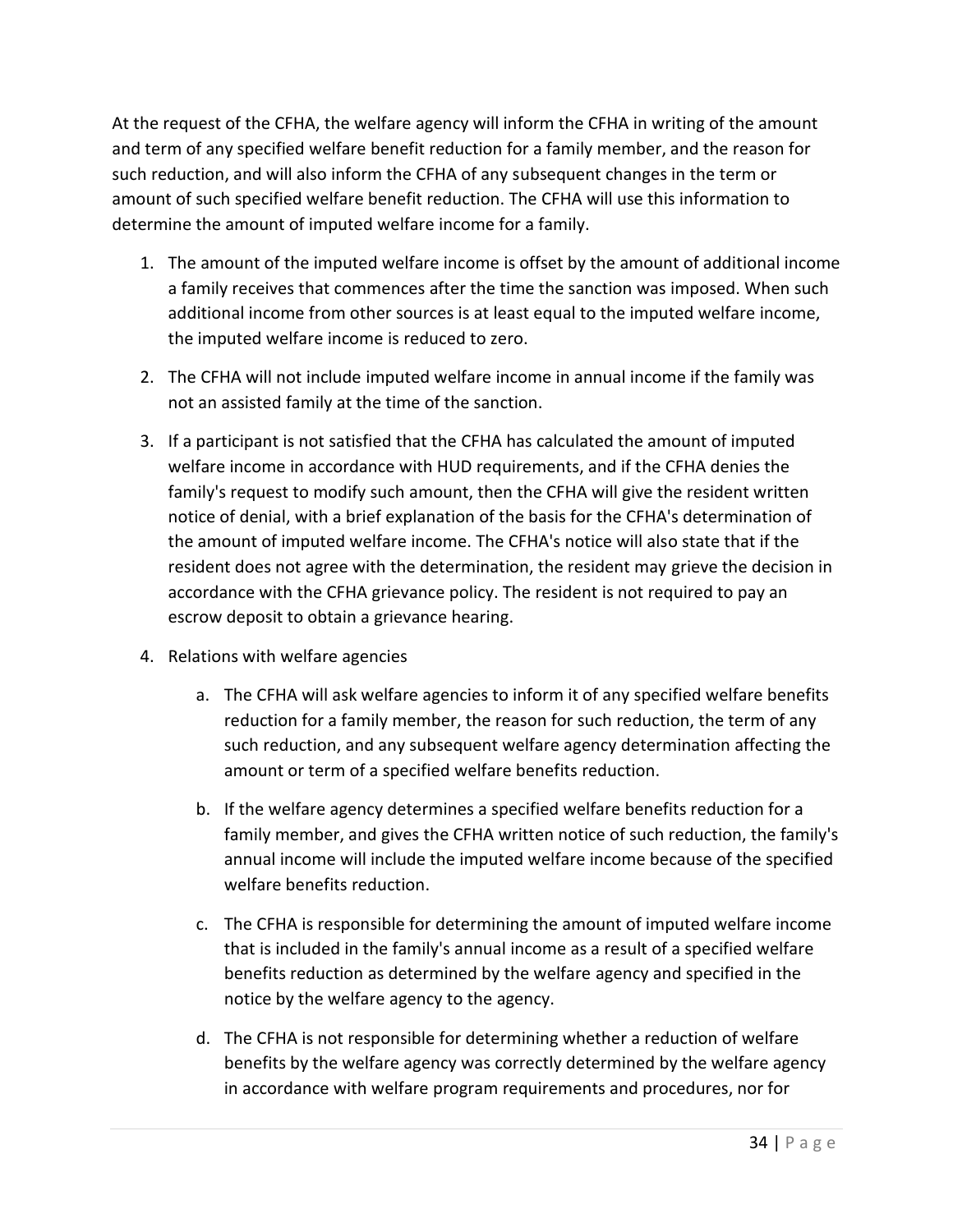At the request of the CFHA, the welfare agency will inform the CFHA in writing of the amount and term of any specified welfare benefit reduction for a family member, and the reason for such reduction, and will also inform the CFHA of any subsequent changes in the term or amount of such specified welfare benefit reduction. The CFHA will use this information to determine the amount of imputed welfare income for a family.

1. The amount of the imputed welfare income is offset by the amount of additional income a family receives that commences after the time the sanction was imposed. When such additional income from other sources is at least equal to the imputed welfare income, the imputed welfare income is reduced to zero.

2. The CFHA will not include imputed welfare income in annual income if the family was not an assisted family at the time of the sanction.

3. If a participant is not satisfied that the CFHA has calculated the amount of imputed welfare income in accordance with HUD requirements, and if the CFHA denies the family's request to modify such amount, then the CFHA will give the resident written notice of denial, with a brief explanation of the basis for the CFHA's determination of the amount of imputed welfare income. The CFHA's notice will also state that if the resident does not agree with the determination, the resident may grieve the decision in accordance with the CFHA grievance policy. The resident is not required to pay an escrow deposit to obtain a grievance hearing.

4. Relations with welfare agencies

    a. The CFHA will ask welfare agencies to inform it of any specified welfare benefits reduction for a family member, the reason for such reduction, the term of any such reduction, and any subsequent welfare agency determination affecting the amount or term of a specified welfare benefits reduction.

    b. If the welfare agency determines a specified welfare benefits reduction for a family member, and gives the CFHA written notice of such reduction, the family's annual income will include the imputed welfare income because of the specified welfare benefits reduction.

    c. The CFHA is responsible for determining the amount of imputed welfare income that is included in the family's annual income as a result of a specified welfare benefits reduction as determined by the welfare agency and specified in the notice by the welfare agency to the agency.

    d. The CFHA is not responsible for determining whether a reduction of welfare benefits by the welfare agency was correctly determined by the welfare agency in accordance with welfare program requirements and procedures, nor for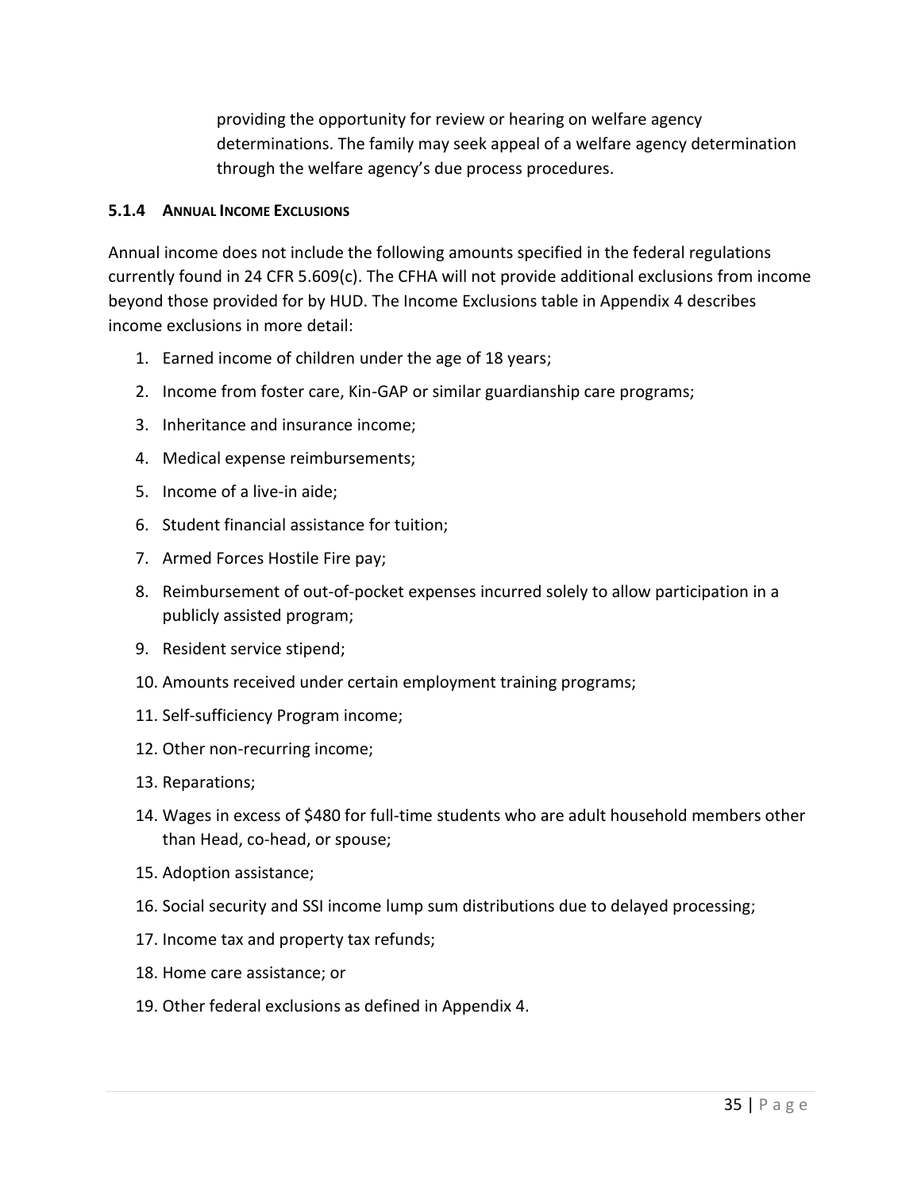providing the opportunity for review or hearing on welfare agency determinations. The family may seek appeal of a welfare agency determination through the welfare agency's due process procedures.

#### 5.1.4 ANNUAL INCOME EXCLUSIONS

Annual income does not include the following amounts specified in the federal regulations currently found in 24 CFR 5.609(c). The CFHA will not provide additional exclusions from income beyond those provided for by HUD. The Income Exclusions table in Appendix 4 describes income exclusions in more detail:

1. Earned income of children under the age of 18 years;
2. Income from foster care, Kin-GAP or similar guardianship care programs;
3. Inheritance and insurance income;
4. Medical expense reimbursements;
5. Income of a live-in aide;
6. Student financial assistance for tuition;
7. Armed Forces Hostile Fire pay;
8. Reimbursement of out-of-pocket expenses incurred solely to allow participation in a publicly assisted program;
9. Resident service stipend;
10. Amounts received under certain employment training programs;
11. Self-sufficiency Program income;
12. Other non-recurring income;
13. Reparations;
14. Wages in excess of $480 for full-time students who are adult household members other than Head, co-head, or spouse;
15. Adoption assistance;
16. Social security and SSI income lump sum distributions due to delayed processing;
17. Income tax and property tax refunds;
18. Home care assistance; or
19. Other federal exclusions as defined in Appendix 4.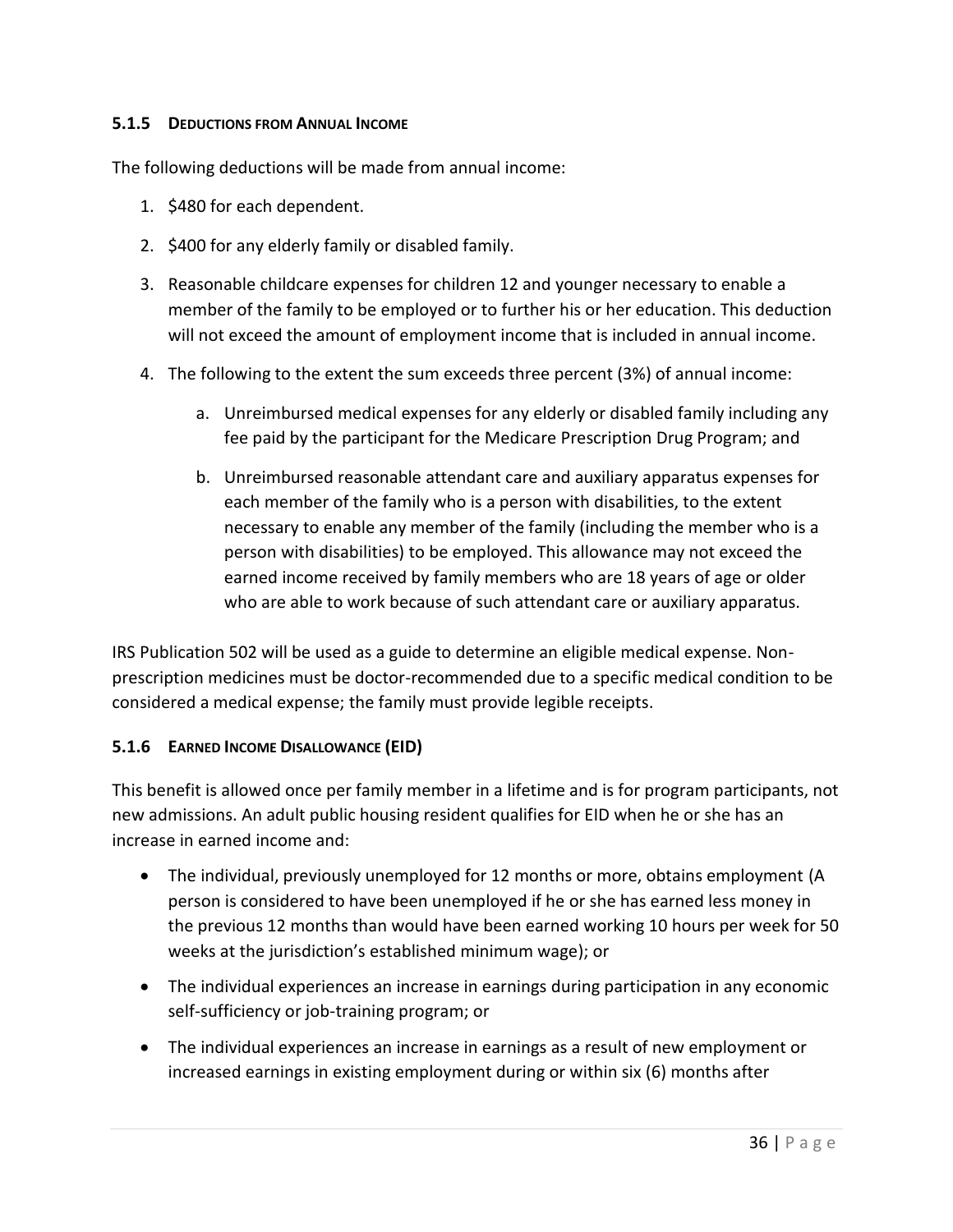### 5.1.5 DEDUCTIONS FROM ANNUAL INCOME

The following deductions will be made from annual income:

1. $480 for each dependent.
2. $400 for any elderly family or disabled family.
3. Reasonable childcare expenses for children 12 and younger necessary to enable a member of the family to be employed or to further his or her education. This deduction will not exceed the amount of employment income that is included in annual income.
4. The following to the extent the sum exceeds three percent (3%) of annual income:
   a. Unreimbursed medical expenses for any elderly or disabled family including any fee paid by the participant for the Medicare Prescription Drug Program; and
   b. Unreimbursed reasonable attendant care and auxiliary apparatus expenses for each member of the family who is a person with disabilities, to the extent necessary to enable any member of the family (including the member who is a person with disabilities) to be employed. This allowance may not exceed the earned income received by family members who are 18 years of age or older who are able to work because of such attendant care or auxiliary apparatus.

IRS Publication 502 will be used as a guide to determine an eligible medical expense. Non-prescription medicines must be doctor-recommended due to a specific medical condition to be considered a medical expense; the family must provide legible receipts.

### 5.1.6 EARNED INCOME DISALLOWANCE (EID)

This benefit is allowed once per family member in a lifetime and is for program participants, not new admissions. An adult public housing resident qualifies for EID when he or she has an increase in earned income and:

- The individual, previously unemployed for 12 months or more, obtains employment (A person is considered to have been unemployed if he or she has earned less money in the previous 12 months than would have been earned working 10 hours per week for 50 weeks at the jurisdiction's established minimum wage); or
- The individual experiences an increase in earnings during participation in any economic self-sufficiency or job-training program; or
- The individual experiences an increase in earnings as a result of new employment or increased earnings in existing employment during or within six (6) months after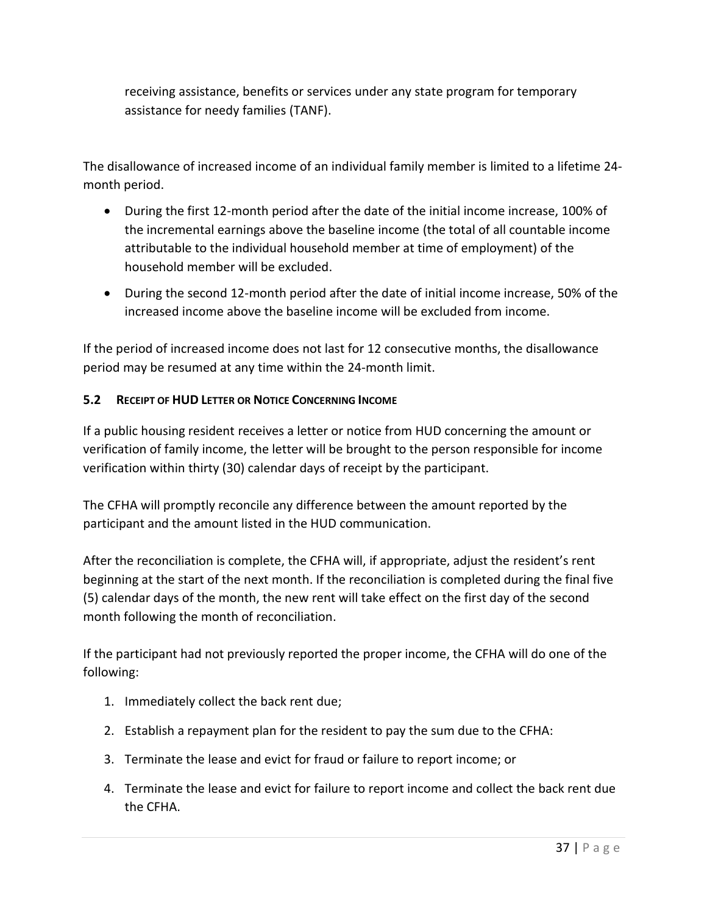receiving assistance, benefits or services under any state program for temporary assistance for needy families (TANF).

The disallowance of increased income of an individual family member is limited to a lifetime 24-month period.

- During the first 12-month period after the date of the initial income increase, 100% of the incremental earnings above the baseline income (the total of all countable income attributable to the individual household member at time of employment) of the household member will be excluded.
- During the second 12-month period after the date of initial income increase, 50% of the increased income above the baseline income will be excluded from income.

If the period of increased income does not last for 12 consecutive months, the disallowance period may be resumed at any time within the 24-month limit.

### 5.2 RECEIPT OF HUD LETTER OR NOTICE CONCERNING INCOME

If a public housing resident receives a letter or notice from HUD concerning the amount or verification of family income, the letter will be brought to the person responsible for income verification within thirty (30) calendar days of receipt by the participant.

The CFHA will promptly reconcile any difference between the amount reported by the participant and the amount listed in the HUD communication.

After the reconciliation is complete, the CFHA will, if appropriate, adjust the resident's rent beginning at the start of the next month. If the reconciliation is completed during the final five (5) calendar days of the month, the new rent will take effect on the first day of the second month following the month of reconciliation.

If the participant had not previously reported the proper income, the CFHA will do one of the following:

1. Immediately collect the back rent due;
2. Establish a repayment plan for the resident to pay the sum due to the CFHA:
3. Terminate the lease and evict for fraud or failure to report income; or
4. Terminate the lease and evict for failure to report income and collect the back rent due the CFHA.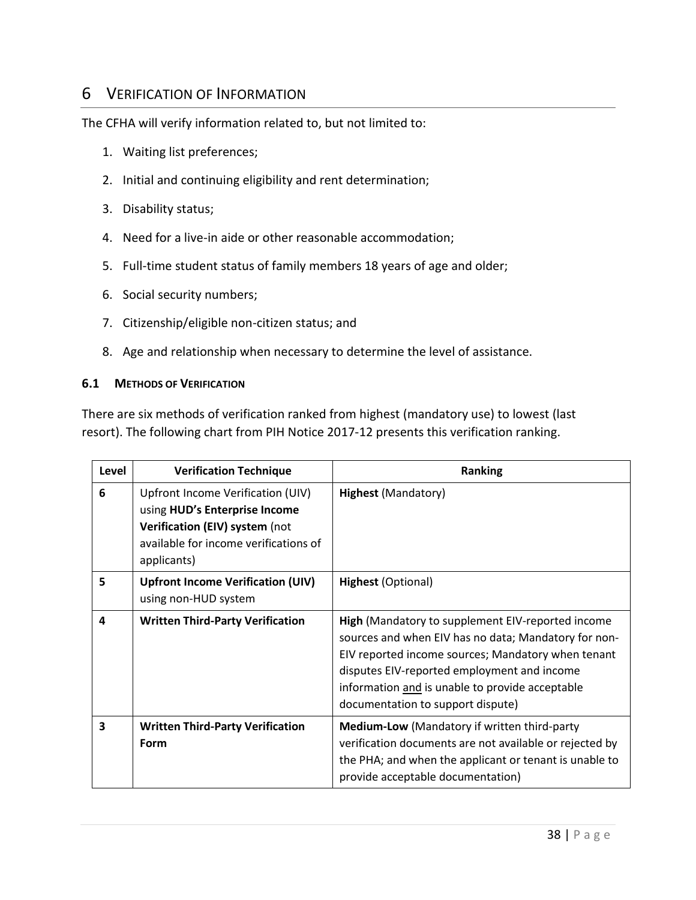# 6 Verification of Information

The CFHA will verify information related to, but not limited to:

1. Waiting list preferences;
2. Initial and continuing eligibility and rent determination;
3. Disability status;
4. Need for a live-in aide or other reasonable accommodation;
5. Full-time student status of family members 18 years of age and older;
6. Social security numbers;
7. Citizenship/eligible non-citizen status; and
8. Age and relationship when necessary to determine the level of assistance.

### 6.1 Methods of Verification

There are six methods of verification ranked from highest (mandatory use) to lowest (last resort). The following chart from PIH Notice 2017-12 presents this verification ranking.

| Level | Verification Technique | Ranking |
|---|---|---|
| **6** | Upfront Income Verification (UIV) using **HUD's Enterprise Income Verification (EIV) system** (not available for income verifications of applicants) | **Highest** (Mandatory) |
| **5** | **Upfront Income Verification (UIV)** using non-HUD system | **Highest** (Optional) |
| **4** | **Written Third-Party Verification** | **High** (Mandatory to supplement EIV-reported income sources and when EIV has no data; Mandatory for non-EIV reported income sources; Mandatory when tenant disputes EIV-reported employment and income information and is unable to provide acceptable documentation to support dispute) |
| **3** | **Written Third-Party Verification Form** | **Medium-Low** (Mandatory if written third-party verification documents are not available or rejected by the PHA; and when the applicant or tenant is unable to provide acceptable documentation) |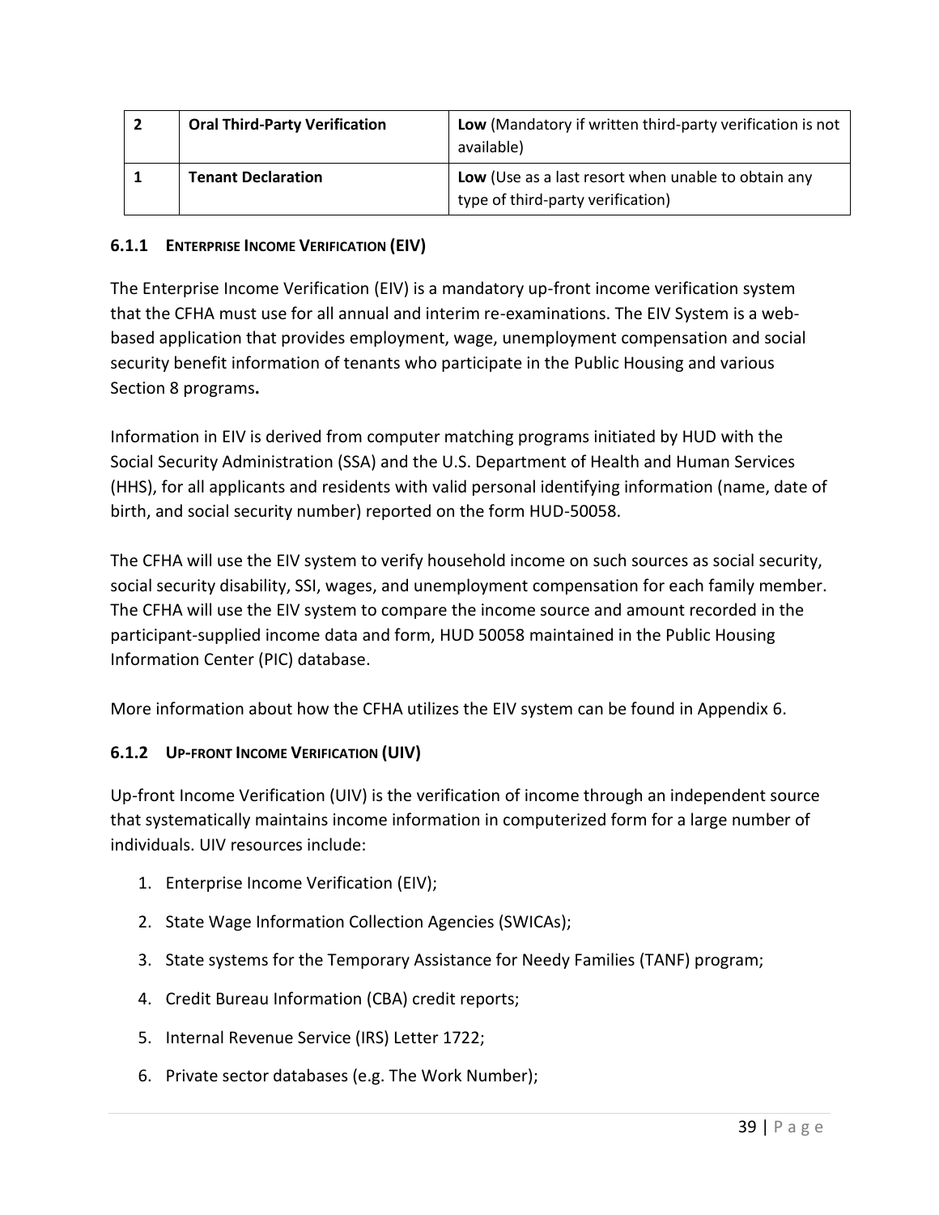| 2 | **Oral Third-Party Verification** | **Low** (Mandatory if written third-party verification is not available) |
|---|---|---|
| 1 | **Tenant Declaration** | **Low** (Use as a last resort when unable to obtain any type of third-party verification) |

### 6.1.1 Enterprise Income Verification (EIV)

The Enterprise Income Verification (EIV) is a mandatory up-front income verification system that the CFHA must use for all annual and interim re-examinations. The EIV System is a web-based application that provides employment, wage, unemployment compensation and social security benefit information of tenants who participate in the Public Housing and various Section 8 programs**.**

Information in EIV is derived from computer matching programs initiated by HUD with the Social Security Administration (SSA) and the U.S. Department of Health and Human Services (HHS), for all applicants and residents with valid personal identifying information (name, date of birth, and social security number) reported on the form HUD-50058.

The CFHA will use the EIV system to verify household income on such sources as social security, social security disability, SSI, wages, and unemployment compensation for each family member. The CFHA will use the EIV system to compare the income source and amount recorded in the participant-supplied income data and form, HUD 50058 maintained in the Public Housing Information Center (PIC) database.

More information about how the CFHA utilizes the EIV system can be found in Appendix 6.

### 6.1.2 Up-front Income Verification (UIV)

Up-front Income Verification (UIV) is the verification of income through an independent source that systematically maintains income information in computerized form for a large number of individuals. UIV resources include:

1. Enterprise Income Verification (EIV);
2. State Wage Information Collection Agencies (SWICAs);
3. State systems for the Temporary Assistance for Needy Families (TANF) program;
4. Credit Bureau Information (CBA) credit reports;
5. Internal Revenue Service (IRS) Letter 1722;
6. Private sector databases (e.g. The Work Number);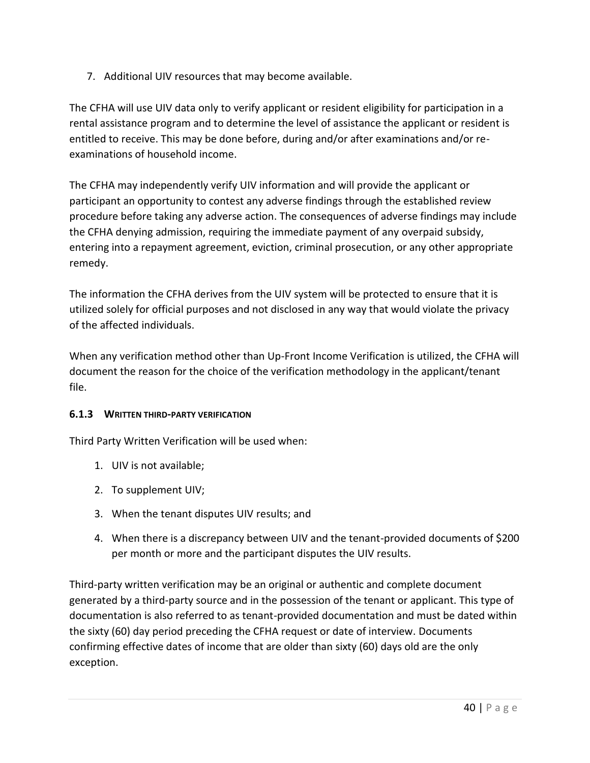7. Additional UIV resources that may become available.

The CFHA will use UIV data only to verify applicant or resident eligibility for participation in a rental assistance program and to determine the level of assistance the applicant or resident is entitled to receive. This may be done before, during and/or after examinations and/or re-examinations of household income.

The CFHA may independently verify UIV information and will provide the applicant or participant an opportunity to contest any adverse findings through the established review procedure before taking any adverse action. The consequences of adverse findings may include the CFHA denying admission, requiring the immediate payment of any overpaid subsidy, entering into a repayment agreement, eviction, criminal prosecution, or any other appropriate remedy.

The information the CFHA derives from the UIV system will be protected to ensure that it is utilized solely for official purposes and not disclosed in any way that would violate the privacy of the affected individuals.

When any verification method other than Up-Front Income Verification is utilized, the CFHA will document the reason for the choice of the verification methodology in the applicant/tenant file.

### 6.1.3 WRITTEN THIRD-PARTY VERIFICATION

Third Party Written Verification will be used when:

1. UIV is not available;
2. To supplement UIV;
3. When the tenant disputes UIV results; and
4. When there is a discrepancy between UIV and the tenant-provided documents of $200 per month or more and the participant disputes the UIV results.

Third-party written verification may be an original or authentic and complete document generated by a third-party source and in the possession of the tenant or applicant. This type of documentation is also referred to as tenant-provided documentation and must be dated within the sixty (60) day period preceding the CFHA request or date of interview. Documents confirming effective dates of income that are older than sixty (60) days old are the only exception.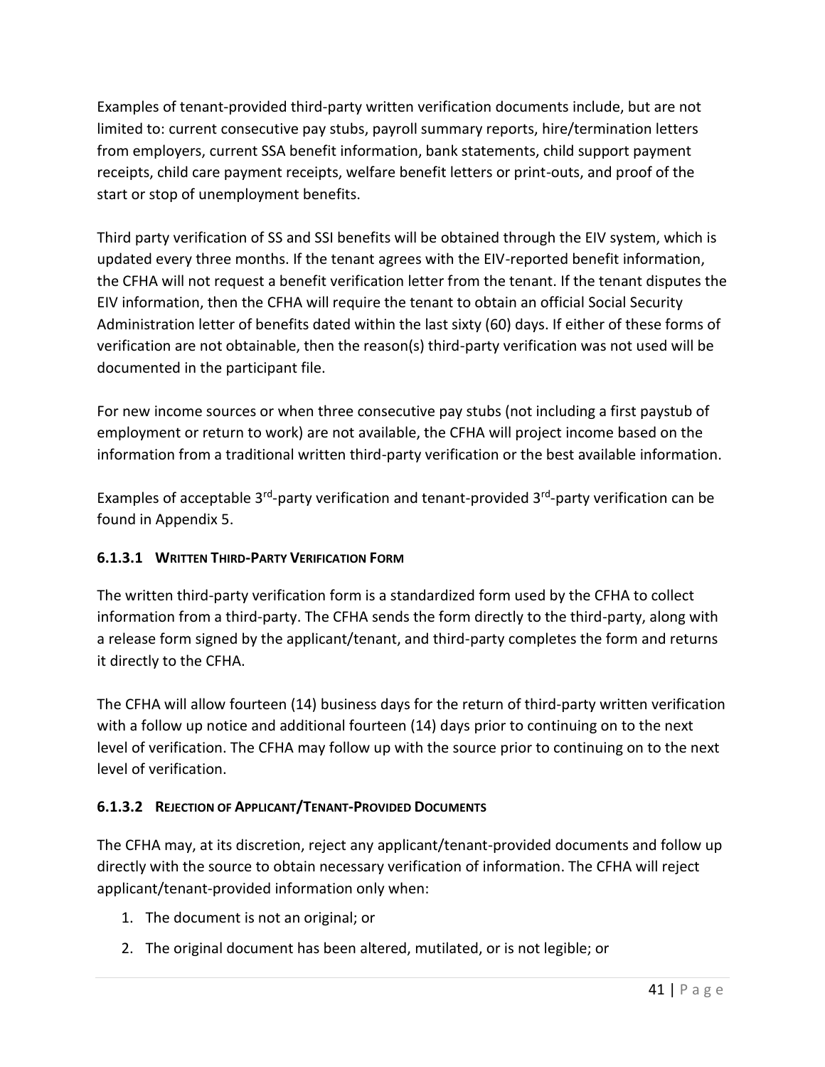Examples of tenant-provided third-party written verification documents include, but are not limited to: current consecutive pay stubs, payroll summary reports, hire/termination letters from employers, current SSA benefit information, bank statements, child support payment receipts, child care payment receipts, welfare benefit letters or print-outs, and proof of the start or stop of unemployment benefits.

Third party verification of SS and SSI benefits will be obtained through the EIV system, which is updated every three months. If the tenant agrees with the EIV-reported benefit information, the CFHA will not request a benefit verification letter from the tenant. If the tenant disputes the EIV information, then the CFHA will require the tenant to obtain an official Social Security Administration letter of benefits dated within the last sixty (60) days. If either of these forms of verification are not obtainable, then the reason(s) third-party verification was not used will be documented in the participant file.

For new income sources or when three consecutive pay stubs (not including a first paystub of employment or return to work) are not available, the CFHA will project income based on the information from a traditional written third-party verification or the best available information.

Examples of acceptable 3rd-party verification and tenant-provided 3rd-party verification can be found in Appendix 5.

#### 6.1.3.1 Written Third-Party Verification Form

The written third-party verification form is a standardized form used by the CFHA to collect information from a third-party. The CFHA sends the form directly to the third-party, along with a release form signed by the applicant/tenant, and third-party completes the form and returns it directly to the CFHA.

The CFHA will allow fourteen (14) business days for the return of third-party written verification with a follow up notice and additional fourteen (14) days prior to continuing on to the next level of verification. The CFHA may follow up with the source prior to continuing on to the next level of verification.

#### 6.1.3.2 Rejection of Applicant/Tenant-Provided Documents

The CFHA may, at its discretion, reject any applicant/tenant-provided documents and follow up directly with the source to obtain necessary verification of information. The CFHA will reject applicant/tenant-provided information only when:

1. The document is not an original; or
2. The original document has been altered, mutilated, or is not legible; or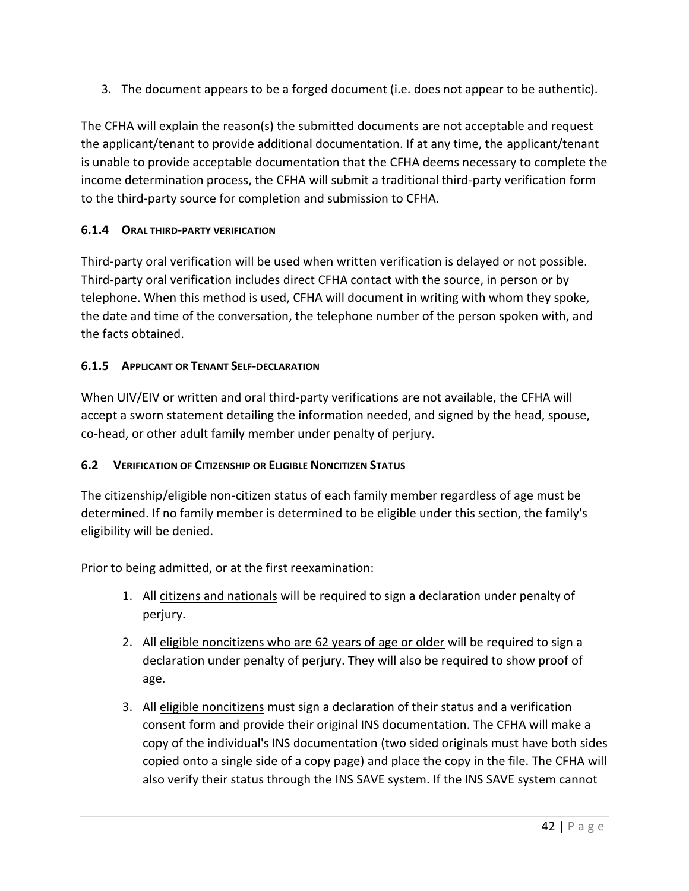3. The document appears to be a forged document (i.e. does not appear to be authentic).

The CFHA will explain the reason(s) the submitted documents are not acceptable and request the applicant/tenant to provide additional documentation. If at any time, the applicant/tenant is unable to provide acceptable documentation that the CFHA deems necessary to complete the income determination process, the CFHA will submit a traditional third-party verification form to the third-party source for completion and submission to CFHA.

### 6.1.4 ORAL THIRD-PARTY VERIFICATION

Third-party oral verification will be used when written verification is delayed or not possible. Third-party oral verification includes direct CFHA contact with the source, in person or by telephone. When this method is used, CFHA will document in writing with whom they spoke, the date and time of the conversation, the telephone number of the person spoken with, and the facts obtained.

### 6.1.5 APPLICANT OR TENANT SELF-DECLARATION

When UIV/EIV or written and oral third-party verifications are not available, the CFHA will accept a sworn statement detailing the information needed, and signed by the head, spouse, co-head, or other adult family member under penalty of perjury.

## 6.2 VERIFICATION OF CITIZENSHIP OR ELIGIBLE NONCITIZEN STATUS

The citizenship/eligible non-citizen status of each family member regardless of age must be determined. If no family member is determined to be eligible under this section, the family's eligibility will be denied.

Prior to being admitted, or at the first reexamination:

1. All citizens and nationals will be required to sign a declaration under penalty of perjury.
2. All eligible noncitizens who are 62 years of age or older will be required to sign a declaration under penalty of perjury. They will also be required to show proof of age.
3. All eligible noncitizens must sign a declaration of their status and a verification consent form and provide their original INS documentation. The CFHA will make a copy of the individual's INS documentation (two sided originals must have both sides copied onto a single side of a copy page) and place the copy in the file. The CFHA will also verify their status through the INS SAVE system. If the INS SAVE system cannot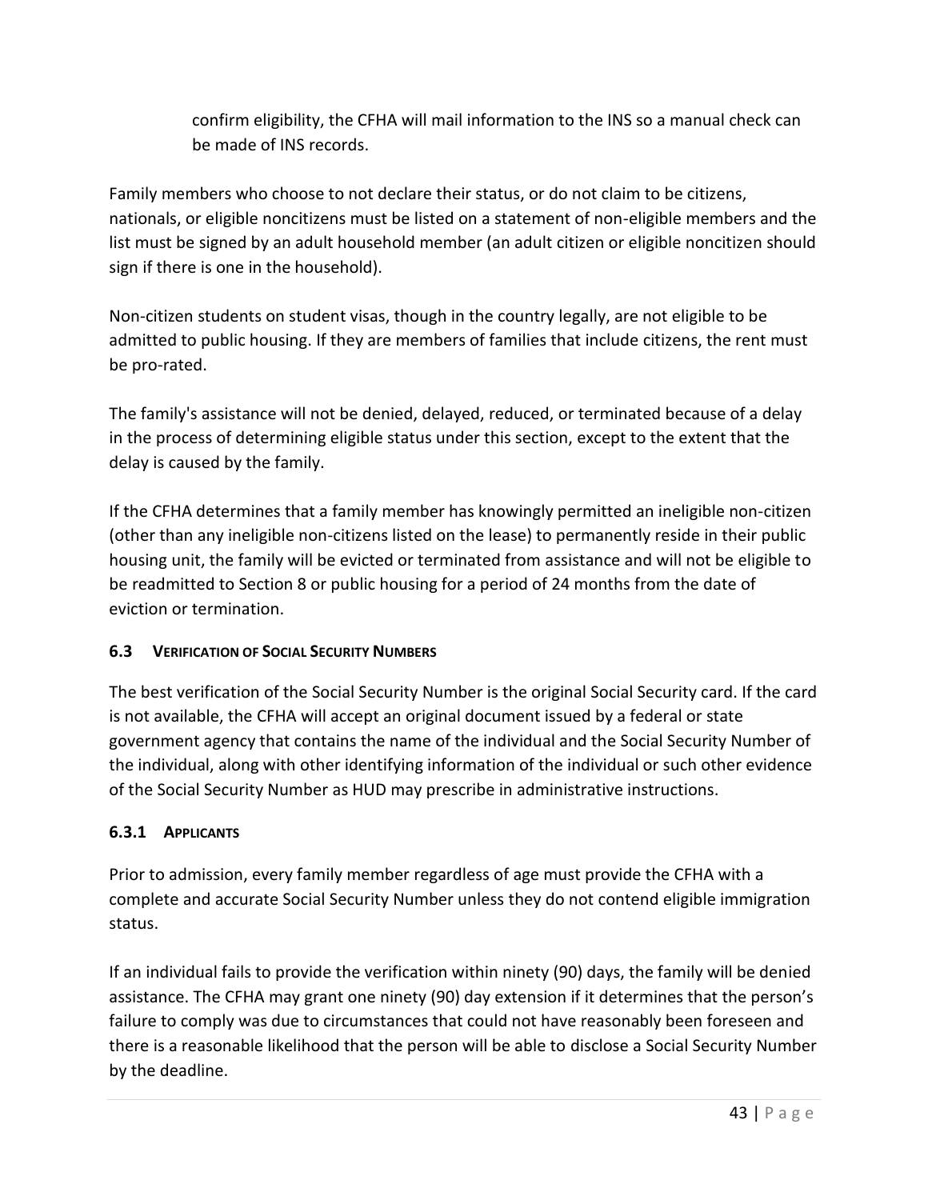confirm eligibility, the CFHA will mail information to the INS so a manual check can be made of INS records.

Family members who choose to not declare their status, or do not claim to be citizens, nationals, or eligible noncitizens must be listed on a statement of non-eligible members and the list must be signed by an adult household member (an adult citizen or eligible noncitizen should sign if there is one in the household).

Non-citizen students on student visas, though in the country legally, are not eligible to be admitted to public housing. If they are members of families that include citizens, the rent must be pro-rated.

The family's assistance will not be denied, delayed, reduced, or terminated because of a delay in the process of determining eligible status under this section, except to the extent that the delay is caused by the family.

If the CFHA determines that a family member has knowingly permitted an ineligible non-citizen (other than any ineligible non-citizens listed on the lease) to permanently reside in their public housing unit, the family will be evicted or terminated from assistance and will not be eligible to be readmitted to Section 8 or public housing for a period of 24 months from the date of eviction or termination.

### 6.3 Verification of Social Security Numbers

The best verification of the Social Security Number is the original Social Security card. If the card is not available, the CFHA will accept an original document issued by a federal or state government agency that contains the name of the individual and the Social Security Number of the individual, along with other identifying information of the individual or such other evidence of the Social Security Number as HUD may prescribe in administrative instructions.

#### 6.3.1 Applicants

Prior to admission, every family member regardless of age must provide the CFHA with a complete and accurate Social Security Number unless they do not contend eligible immigration status.

If an individual fails to provide the verification within ninety (90) days, the family will be denied assistance. The CFHA may grant one ninety (90) day extension if it determines that the person's failure to comply was due to circumstances that could not have reasonably been foreseen and there is a reasonable likelihood that the person will be able to disclose a Social Security Number by the deadline.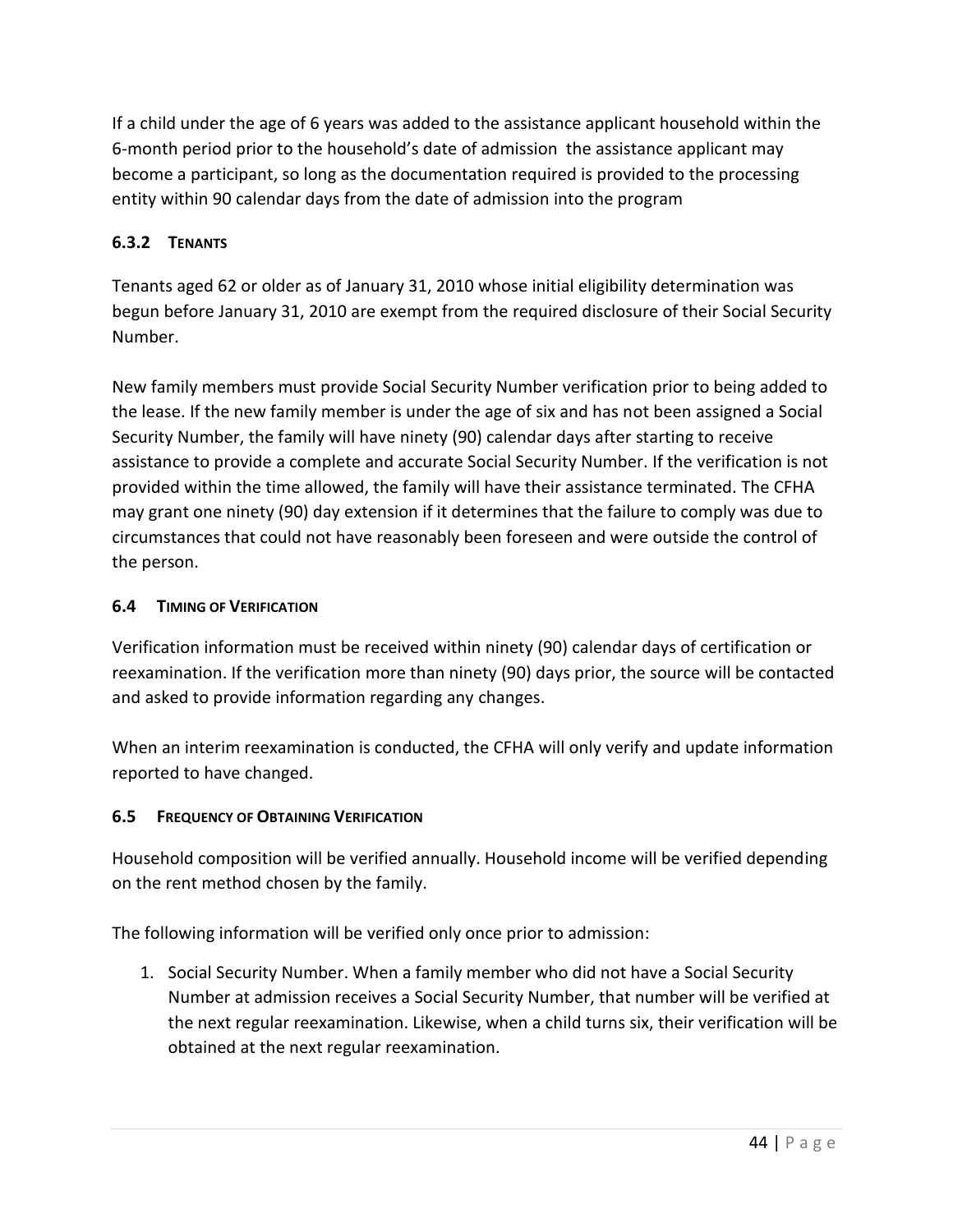If a child under the age of 6 years was added to the assistance applicant household within the 6-month period prior to the household's date of admission  the assistance applicant may become a participant, so long as the documentation required is provided to the processing entity within 90 calendar days from the date of admission into the program

### 6.3.2 Tenants

Tenants aged 62 or older as of January 31, 2010 whose initial eligibility determination was begun before January 31, 2010 are exempt from the required disclosure of their Social Security Number.

New family members must provide Social Security Number verification prior to being added to the lease. If the new family member is under the age of six and has not been assigned a Social Security Number, the family will have ninety (90) calendar days after starting to receive assistance to provide a complete and accurate Social Security Number. If the verification is not provided within the time allowed, the family will have their assistance terminated. The CFHA may grant one ninety (90) day extension if it determines that the failure to comply was due to circumstances that could not have reasonably been foreseen and were outside the control of the person.

## 6.4 Timing of Verification

Verification information must be received within ninety (90) calendar days of certification or reexamination. If the verification more than ninety (90) days prior, the source will be contacted and asked to provide information regarding any changes.

When an interim reexamination is conducted, the CFHA will only verify and update information reported to have changed.

## 6.5 Frequency of Obtaining Verification

Household composition will be verified annually. Household income will be verified depending on the rent method chosen by the family.

The following information will be verified only once prior to admission:

1. Social Security Number. When a family member who did not have a Social Security Number at admission receives a Social Security Number, that number will be verified at the next regular reexamination. Likewise, when a child turns six, their verification will be obtained at the next regular reexamination.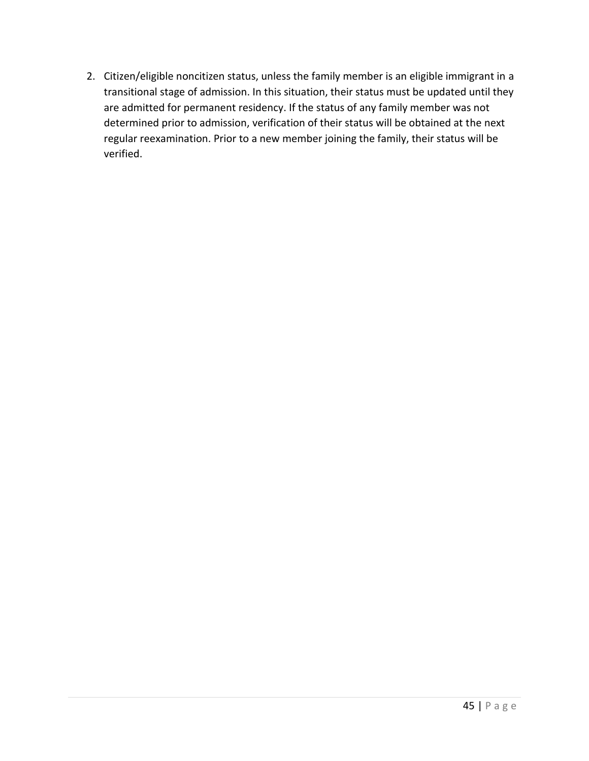2. Citizen/eligible noncitizen status, unless the family member is an eligible immigrant in a transitional stage of admission. In this situation, their status must be updated until they are admitted for permanent residency. If the status of any family member was not determined prior to admission, verification of their status will be obtained at the next regular reexamination. Prior to a new member joining the family, their status will be verified.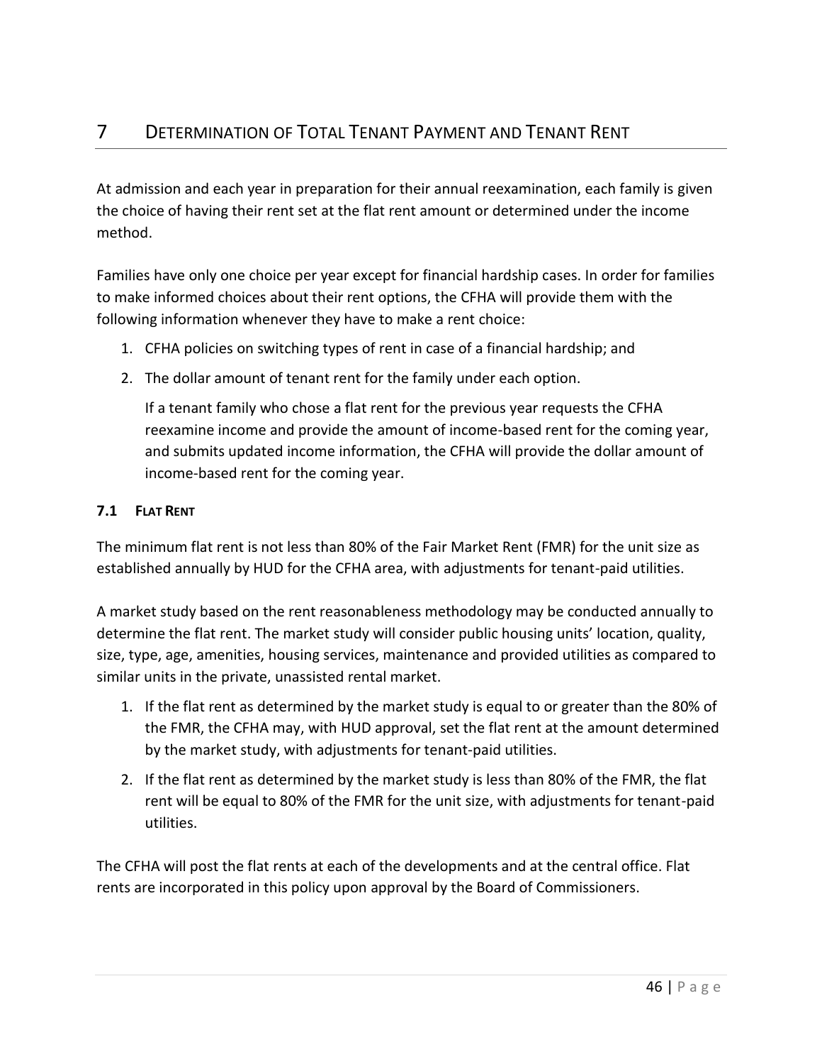# 7 DETERMINATION OF TOTAL TENANT PAYMENT AND TENANT RENT

At admission and each year in preparation for their annual reexamination, each family is given the choice of having their rent set at the flat rent amount or determined under the income method.

Families have only one choice per year except for financial hardship cases. In order for families to make informed choices about their rent options, the CFHA will provide them with the following information whenever they have to make a rent choice:

1. CFHA policies on switching types of rent in case of a financial hardship; and
2. The dollar amount of tenant rent for the family under each option.

   If a tenant family who chose a flat rent for the previous year requests the CFHA reexamine income and provide the amount of income-based rent for the coming year, and submits updated income information, the CFHA will provide the dollar amount of income-based rent for the coming year.

## 7.1 FLAT RENT

The minimum flat rent is not less than 80% of the Fair Market Rent (FMR) for the unit size as established annually by HUD for the CFHA area, with adjustments for tenant-paid utilities.

A market study based on the rent reasonableness methodology may be conducted annually to determine the flat rent. The market study will consider public housing units' location, quality, size, type, age, amenities, housing services, maintenance and provided utilities as compared to similar units in the private, unassisted rental market.

1. If the flat rent as determined by the market study is equal to or greater than the 80% of the FMR, the CFHA may, with HUD approval, set the flat rent at the amount determined by the market study, with adjustments for tenant-paid utilities.
2. If the flat rent as determined by the market study is less than 80% of the FMR, the flat rent will be equal to 80% of the FMR for the unit size, with adjustments for tenant-paid utilities.

The CFHA will post the flat rents at each of the developments and at the central office. Flat rents are incorporated in this policy upon approval by the Board of Commissioners.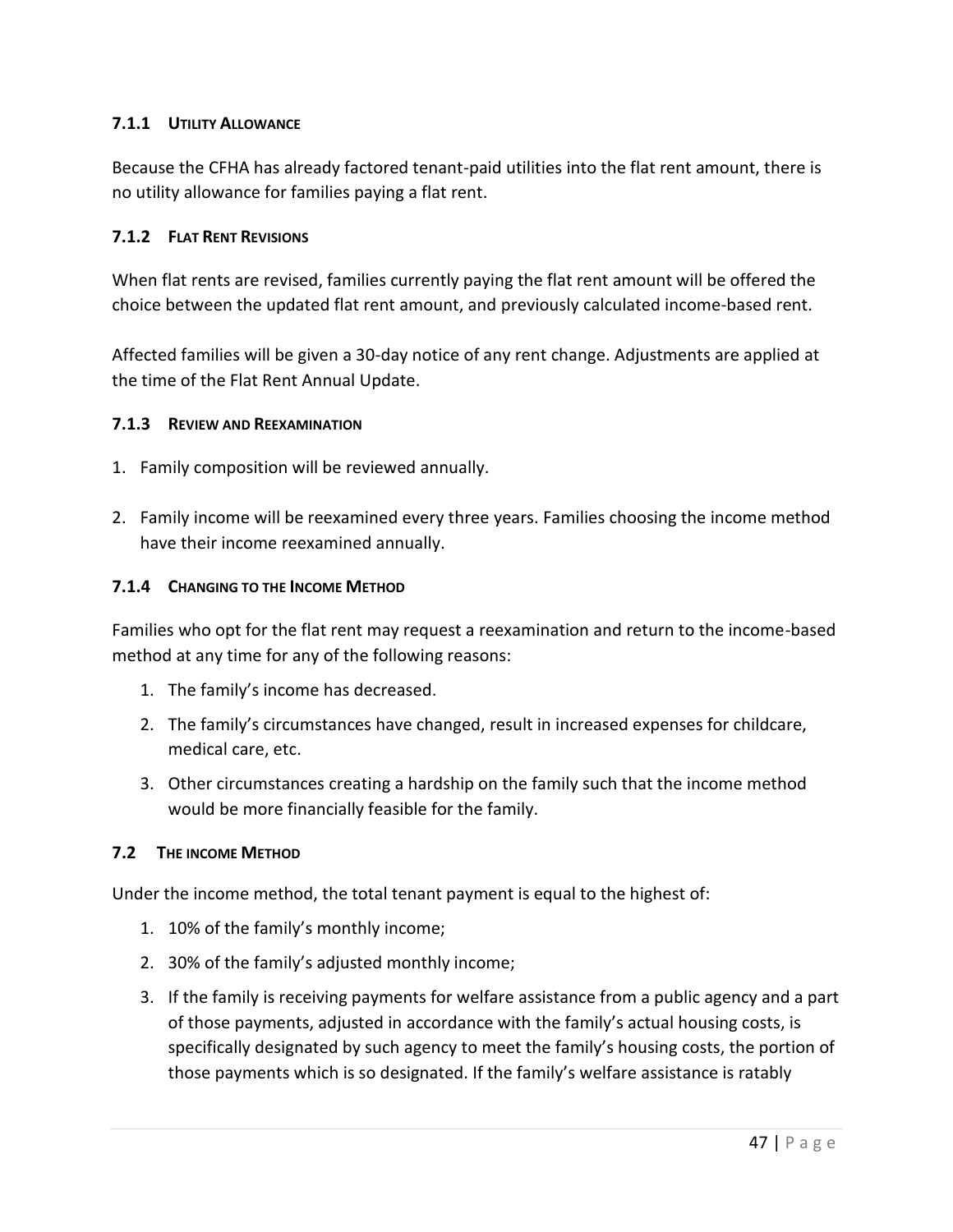### 7.1.1 Utility Allowance

Because the CFHA has already factored tenant-paid utilities into the flat rent amount, there is no utility allowance for families paying a flat rent.

### 7.1.2 Flat Rent Revisions

When flat rents are revised, families currently paying the flat rent amount will be offered the choice between the updated flat rent amount, and previously calculated income-based rent.

Affected families will be given a 30-day notice of any rent change. Adjustments are applied at the time of the Flat Rent Annual Update.

### 7.1.3 Review and Reexamination

1. Family composition will be reviewed annually.
2. Family income will be reexamined every three years. Families choosing the income method have their income reexamined annually.

### 7.1.4 Changing to the Income Method

Families who opt for the flat rent may request a reexamination and return to the income-based method at any time for any of the following reasons:

1. The family's income has decreased.
2. The family's circumstances have changed, result in increased expenses for childcare, medical care, etc.
3. Other circumstances creating a hardship on the family such that the income method would be more financially feasible for the family.

## 7.2 The Income Method

Under the income method, the total tenant payment is equal to the highest of:

1. 10% of the family's monthly income;
2. 30% of the family's adjusted monthly income;
3. If the family is receiving payments for welfare assistance from a public agency and a part of those payments, adjusted in accordance with the family's actual housing costs, is specifically designated by such agency to meet the family's housing costs, the portion of those payments which is so designated. If the family's welfare assistance is ratably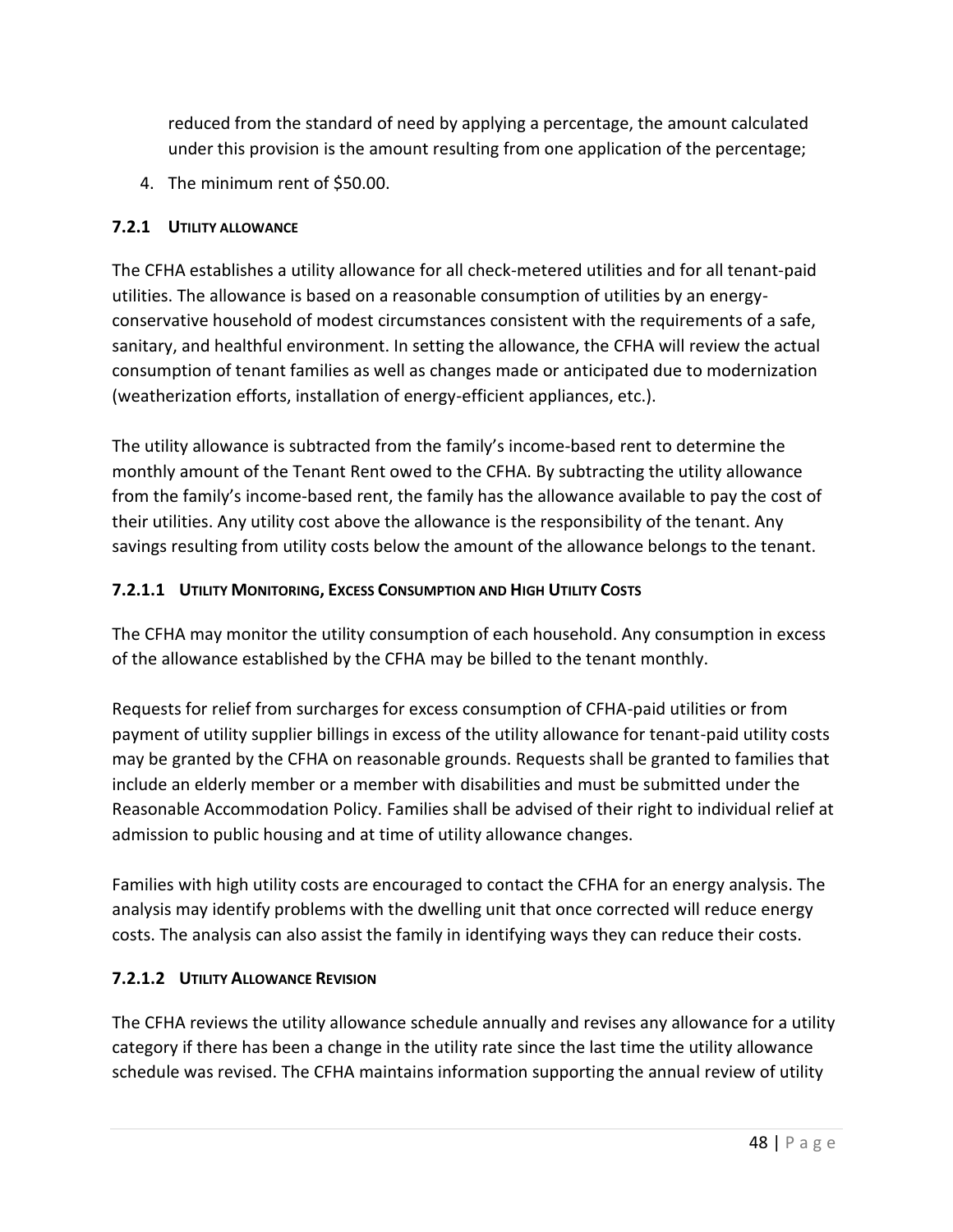reduced from the standard of need by applying a percentage, the amount calculated under this provision is the amount resulting from one application of the percentage;

4. The minimum rent of $50.00.

### 7.2.1 Utility Allowance

The CFHA establishes a utility allowance for all check-metered utilities and for all tenant-paid utilities. The allowance is based on a reasonable consumption of utilities by an energy-conservative household of modest circumstances consistent with the requirements of a safe, sanitary, and healthful environment. In setting the allowance, the CFHA will review the actual consumption of tenant families as well as changes made or anticipated due to modernization (weatherization efforts, installation of energy-efficient appliances, etc.).

The utility allowance is subtracted from the family's income-based rent to determine the monthly amount of the Tenant Rent owed to the CFHA. By subtracting the utility allowance from the family's income-based rent, the family has the allowance available to pay the cost of their utilities. Any utility cost above the allowance is the responsibility of the tenant. Any savings resulting from utility costs below the amount of the allowance belongs to the tenant.

#### 7.2.1.1 Utility Monitoring, Excess Consumption and High Utility Costs

The CFHA may monitor the utility consumption of each household. Any consumption in excess of the allowance established by the CFHA may be billed to the tenant monthly.

Requests for relief from surcharges for excess consumption of CFHA-paid utilities or from payment of utility supplier billings in excess of the utility allowance for tenant-paid utility costs may be granted by the CFHA on reasonable grounds. Requests shall be granted to families that include an elderly member or a member with disabilities and must be submitted under the Reasonable Accommodation Policy. Families shall be advised of their right to individual relief at admission to public housing and at time of utility allowance changes.

Families with high utility costs are encouraged to contact the CFHA for an energy analysis. The analysis may identify problems with the dwelling unit that once corrected will reduce energy costs. The analysis can also assist the family in identifying ways they can reduce their costs.

#### 7.2.1.2 Utility Allowance Revision

The CFHA reviews the utility allowance schedule annually and revises any allowance for a utility category if there has been a change in the utility rate since the last time the utility allowance schedule was revised. The CFHA maintains information supporting the annual review of utility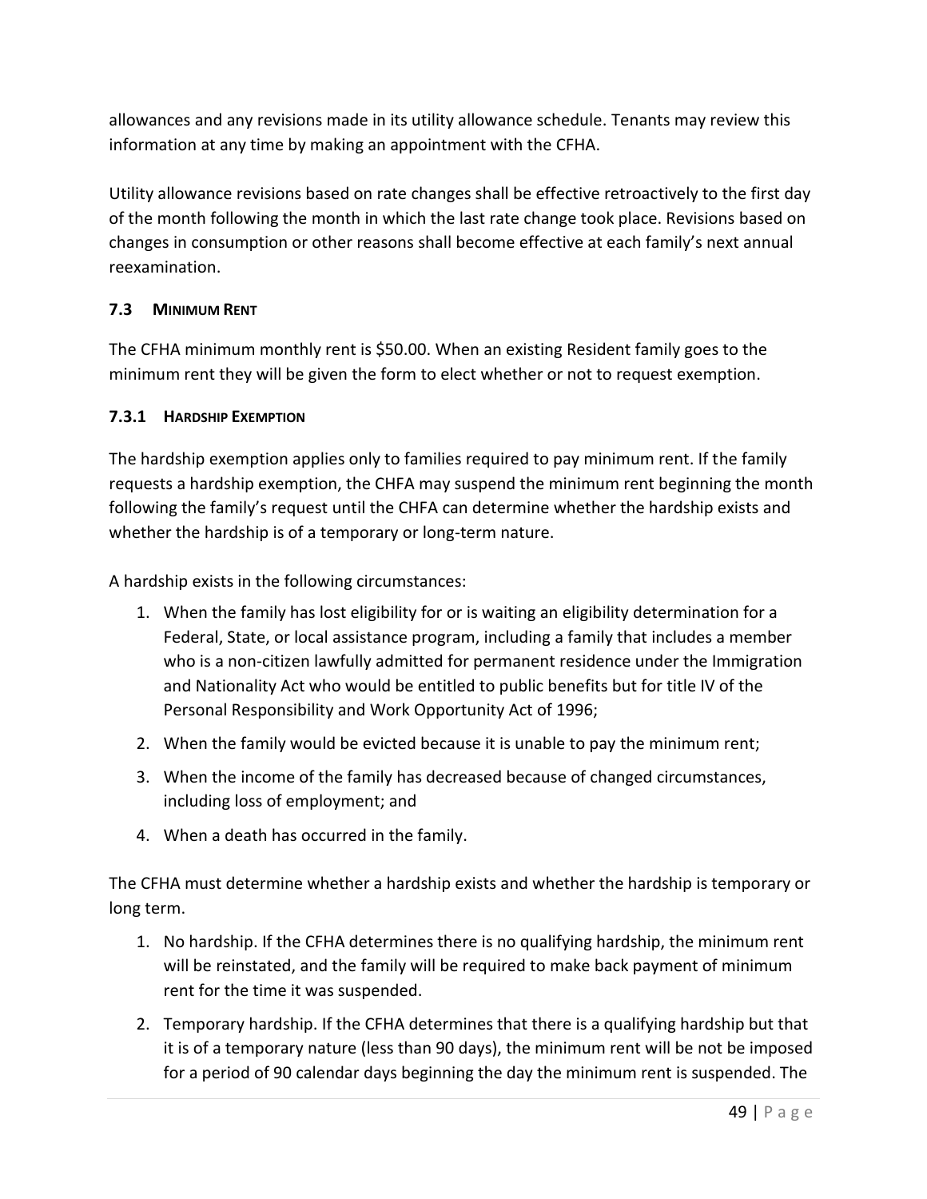allowances and any revisions made in its utility allowance schedule. Tenants may review this information at any time by making an appointment with the CFHA.

Utility allowance revisions based on rate changes shall be effective retroactively to the first day of the month following the month in which the last rate change took place. Revisions based on changes in consumption or other reasons shall become effective at each family's next annual reexamination.

### 7.3 Minimum Rent

The CFHA minimum monthly rent is $50.00. When an existing Resident family goes to the minimum rent they will be given the form to elect whether or not to request exemption.

#### 7.3.1 Hardship Exemption

The hardship exemption applies only to families required to pay minimum rent. If the family requests a hardship exemption, the CHFA may suspend the minimum rent beginning the month following the family's request until the CHFA can determine whether the hardship exists and whether the hardship is of a temporary or long-term nature.

A hardship exists in the following circumstances:

1. When the family has lost eligibility for or is waiting an eligibility determination for a Federal, State, or local assistance program, including a family that includes a member who is a non-citizen lawfully admitted for permanent residence under the Immigration and Nationality Act who would be entitled to public benefits but for title IV of the Personal Responsibility and Work Opportunity Act of 1996;
2. When the family would be evicted because it is unable to pay the minimum rent;
3. When the income of the family has decreased because of changed circumstances, including loss of employment; and
4. When a death has occurred in the family.

The CFHA must determine whether a hardship exists and whether the hardship is temporary or long term.

1. No hardship. If the CFHA determines there is no qualifying hardship, the minimum rent will be reinstated, and the family will be required to make back payment of minimum rent for the time it was suspended.
2. Temporary hardship. If the CFHA determines that there is a qualifying hardship but that it is of a temporary nature (less than 90 days), the minimum rent will be not be imposed for a period of 90 calendar days beginning the day the minimum rent is suspended. The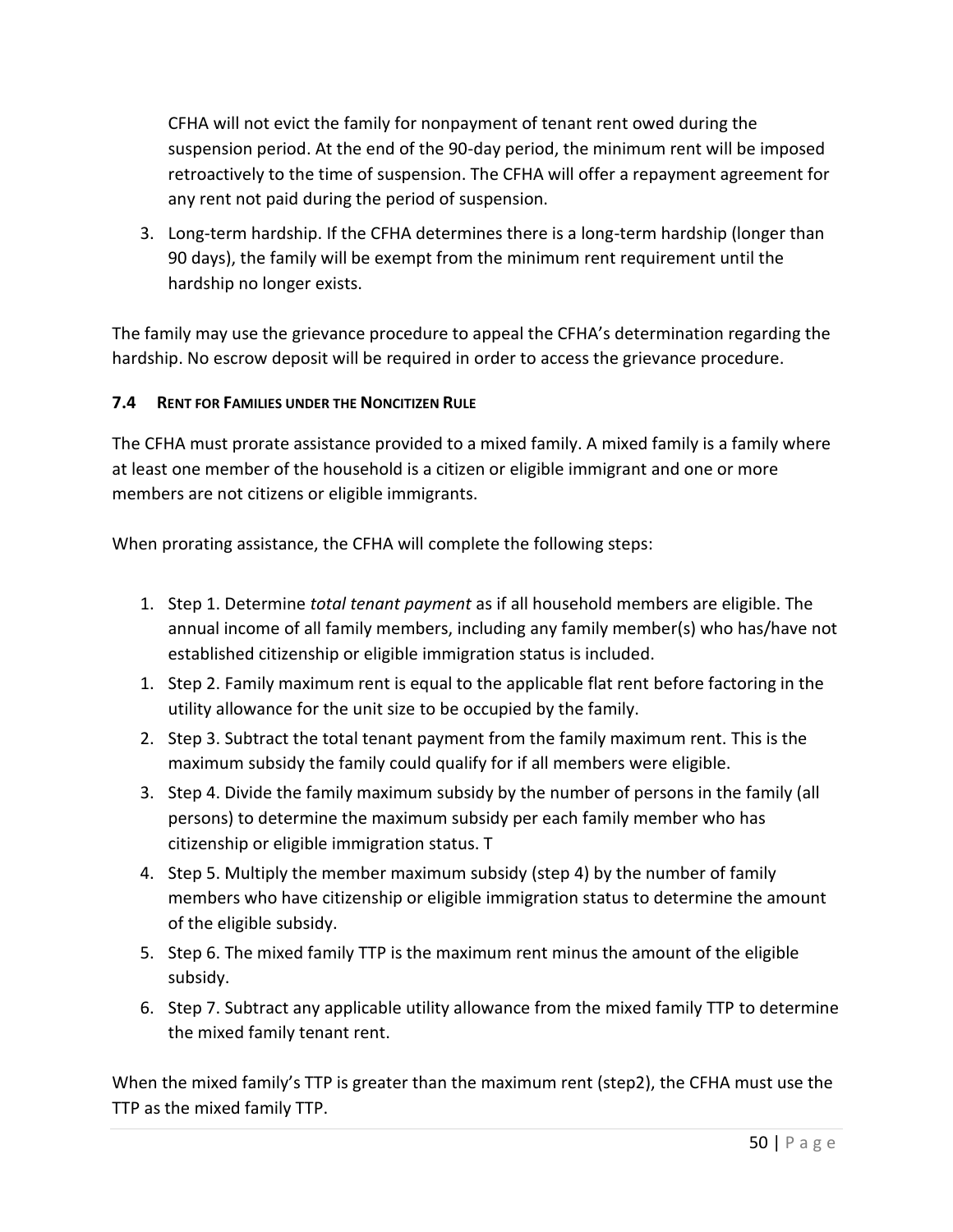CFHA will not evict the family for nonpayment of tenant rent owed during the suspension period. At the end of the 90-day period, the minimum rent will be imposed retroactively to the time of suspension. The CFHA will offer a repayment agreement for any rent not paid during the period of suspension.

3. Long-term hardship. If the CFHA determines there is a long-term hardship (longer than 90 days), the family will be exempt from the minimum rent requirement until the hardship no longer exists.

The family may use the grievance procedure to appeal the CFHA's determination regarding the hardship. No escrow deposit will be required in order to access the grievance procedure.

### 7.4 Rent for Families under the Noncitizen Rule

The CFHA must prorate assistance provided to a mixed family. A mixed family is a family where at least one member of the household is a citizen or eligible immigrant and one or more members are not citizens or eligible immigrants.

When prorating assistance, the CFHA will complete the following steps:

1. Step 1. Determine *total tenant payment* as if all household members are eligible. The annual income of all family members, including any family member(s) who has/have not established citizenship or eligible immigration status is included.
1. Step 2. Family maximum rent is equal to the applicable flat rent before factoring in the utility allowance for the unit size to be occupied by the family.
2. Step 3. Subtract the total tenant payment from the family maximum rent. This is the maximum subsidy the family could qualify for if all members were eligible.
3. Step 4. Divide the family maximum subsidy by the number of persons in the family (all persons) to determine the maximum subsidy per each family member who has citizenship or eligible immigration status. T
4. Step 5. Multiply the member maximum subsidy (step 4) by the number of family members who have citizenship or eligible immigration status to determine the amount of the eligible subsidy.
5. Step 6. The mixed family TTP is the maximum rent minus the amount of the eligible subsidy.
6. Step 7. Subtract any applicable utility allowance from the mixed family TTP to determine the mixed family tenant rent.

When the mixed family's TTP is greater than the maximum rent (step2), the CFHA must use the TTP as the mixed family TTP.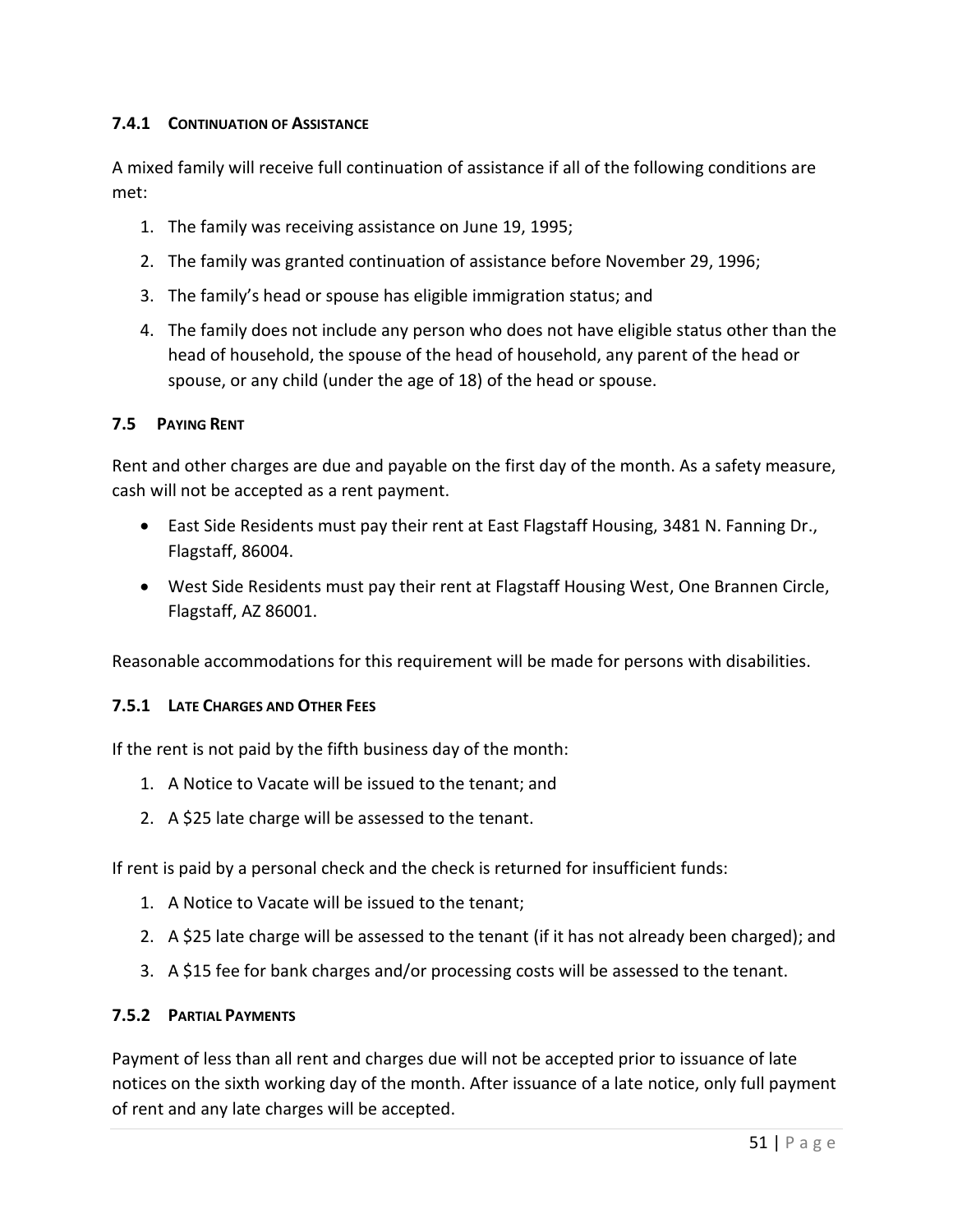### 7.4.1 CONTINUATION OF ASSISTANCE

A mixed family will receive full continuation of assistance if all of the following conditions are met:

1. The family was receiving assistance on June 19, 1995;
2. The family was granted continuation of assistance before November 29, 1996;
3. The family's head or spouse has eligible immigration status; and
4. The family does not include any person who does not have eligible status other than the head of household, the spouse of the head of household, any parent of the head or spouse, or any child (under the age of 18) of the head or spouse.

## 7.5 PAYING RENT

Rent and other charges are due and payable on the first day of the month. As a safety measure, cash will not be accepted as a rent payment.

- East Side Residents must pay their rent at East Flagstaff Housing, 3481 N. Fanning Dr., Flagstaff, 86004.
- West Side Residents must pay their rent at Flagstaff Housing West, One Brannen Circle, Flagstaff, AZ 86001.

Reasonable accommodations for this requirement will be made for persons with disabilities.

### 7.5.1 LATE CHARGES AND OTHER FEES

If the rent is not paid by the fifth business day of the month:

1. A Notice to Vacate will be issued to the tenant; and
2. A $25 late charge will be assessed to the tenant.

If rent is paid by a personal check and the check is returned for insufficient funds:

1. A Notice to Vacate will be issued to the tenant;
2. A $25 late charge will be assessed to the tenant (if it has not already been charged); and
3. A $15 fee for bank charges and/or processing costs will be assessed to the tenant.

### 7.5.2 PARTIAL PAYMENTS

Payment of less than all rent and charges due will not be accepted prior to issuance of late notices on the sixth working day of the month. After issuance of a late notice, only full payment of rent and any late charges will be accepted.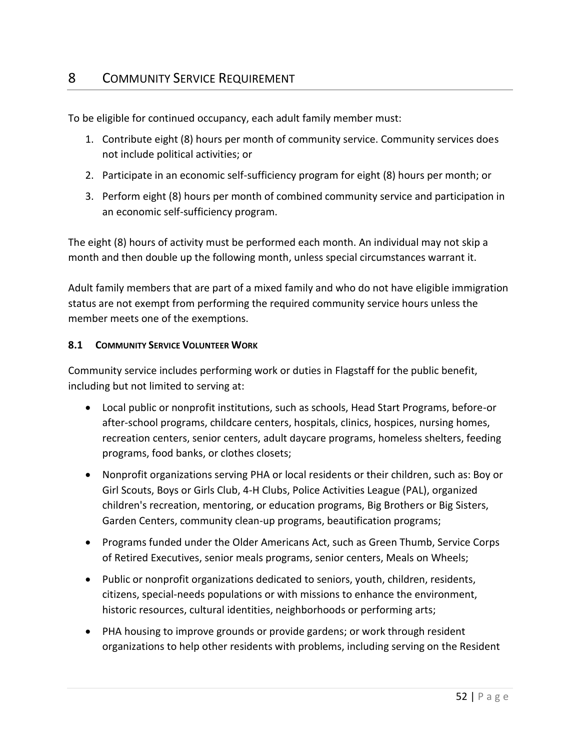# 8 COMMUNITY SERVICE REQUIREMENT

To be eligible for continued occupancy, each adult family member must:

1. Contribute eight (8) hours per month of community service. Community services does not include political activities; or
2. Participate in an economic self-sufficiency program for eight (8) hours per month; or
3. Perform eight (8) hours per month of combined community service and participation in an economic self-sufficiency program.

The eight (8) hours of activity must be performed each month. An individual may not skip a month and then double up the following month, unless special circumstances warrant it.

Adult family members that are part of a mixed family and who do not have eligible immigration status are not exempt from performing the required community service hours unless the member meets one of the exemptions.

## 8.1 COMMUNITY SERVICE VOLUNTEER WORK

Community service includes performing work or duties in Flagstaff for the public benefit, including but not limited to serving at:

- Local public or nonprofit institutions, such as schools, Head Start Programs, before-or after-school programs, childcare centers, hospitals, clinics, hospices, nursing homes, recreation centers, senior centers, adult daycare programs, homeless shelters, feeding programs, food banks, or clothes closets;
- Nonprofit organizations serving PHA or local residents or their children, such as: Boy or Girl Scouts, Boys or Girls Club, 4-H Clubs, Police Activities League (PAL), organized children's recreation, mentoring, or education programs, Big Brothers or Big Sisters, Garden Centers, community clean-up programs, beautification programs;
- Programs funded under the Older Americans Act, such as Green Thumb, Service Corps of Retired Executives, senior meals programs, senior centers, Meals on Wheels;
- Public or nonprofit organizations dedicated to seniors, youth, children, residents, citizens, special-needs populations or with missions to enhance the environment, historic resources, cultural identities, neighborhoods or performing arts;
- PHA housing to improve grounds or provide gardens; or work through resident organizations to help other residents with problems, including serving on the Resident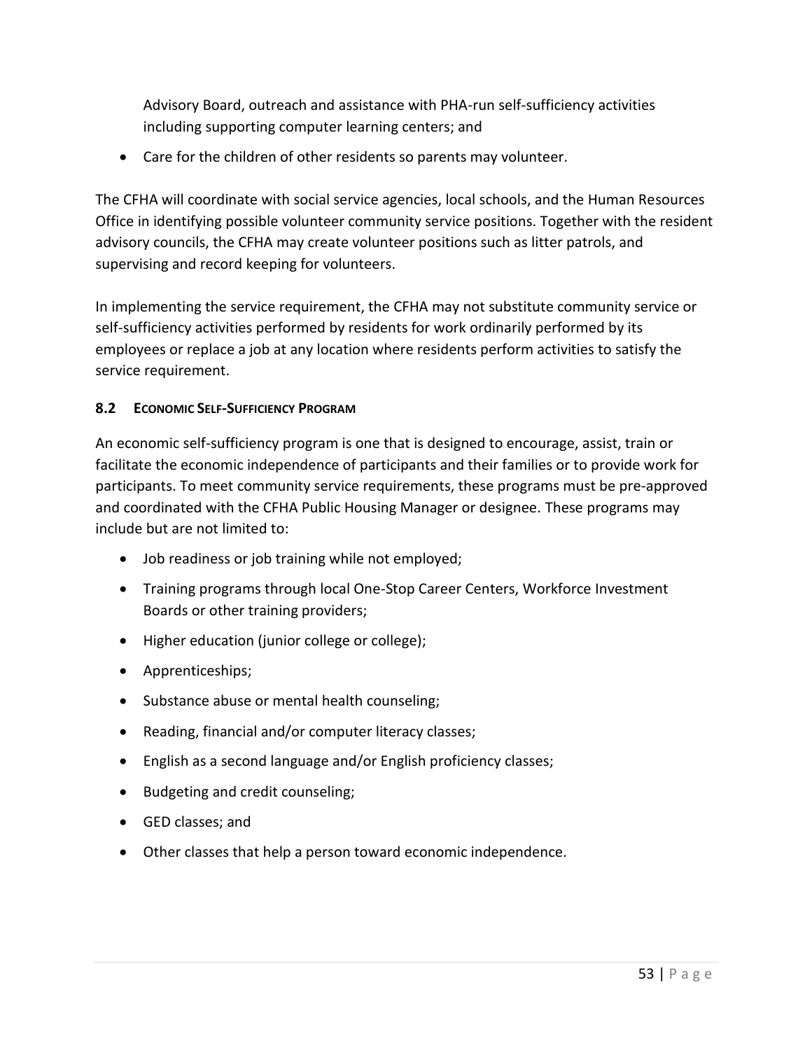Advisory Board, outreach and assistance with PHA-run self-sufficiency activities including supporting computer learning centers; and

- Care for the children of other residents so parents may volunteer.

The CFHA will coordinate with social service agencies, local schools, and the Human Resources Office in identifying possible volunteer community service positions. Together with the resident advisory councils, the CFHA may create volunteer positions such as litter patrols, and supervising and record keeping for volunteers.

In implementing the service requirement, the CFHA may not substitute community service or self-sufficiency activities performed by residents for work ordinarily performed by its employees or replace a job at any location where residents perform activities to satisfy the service requirement.

### 8.2 Economic Self-Sufficiency Program

An economic self-sufficiency program is one that is designed to encourage, assist, train or facilitate the economic independence of participants and their families or to provide work for participants. To meet community service requirements, these programs must be pre-approved and coordinated with the CFHA Public Housing Manager or designee. These programs may include but are not limited to:

- Job readiness or job training while not employed;
- Training programs through local One-Stop Career Centers, Workforce Investment Boards or other training providers;
- Higher education (junior college or college);
- Apprenticeships;
- Substance abuse or mental health counseling;
- Reading, financial and/or computer literacy classes;
- English as a second language and/or English proficiency classes;
- Budgeting and credit counseling;
- GED classes; and
- Other classes that help a person toward economic independence.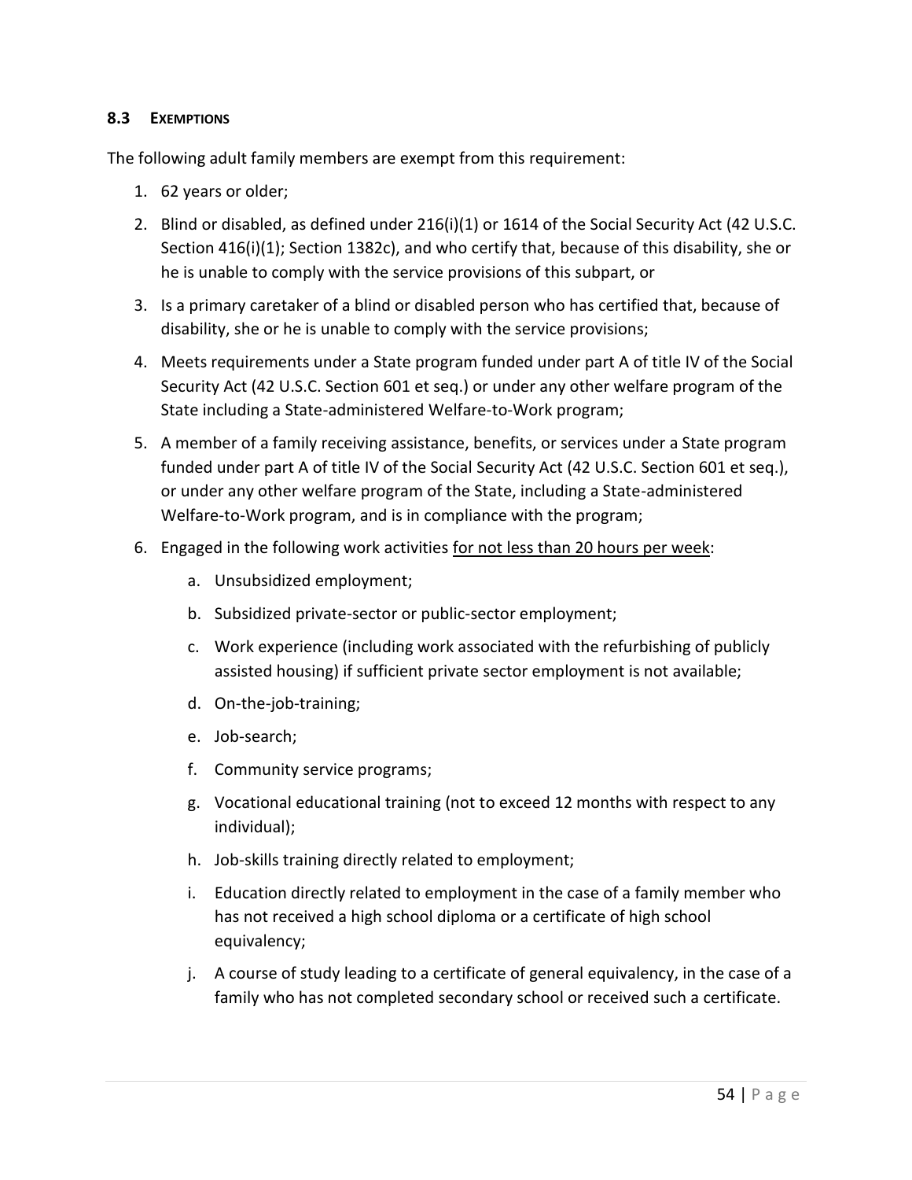### 8.3 EXEMPTIONS

The following adult family members are exempt from this requirement:

1. 62 years or older;
2. Blind or disabled, as defined under 216(i)(1) or 1614 of the Social Security Act (42 U.S.C. Section 416(i)(1); Section 1382c), and who certify that, because of this disability, she or he is unable to comply with the service provisions of this subpart, or
3. Is a primary caretaker of a blind or disabled person who has certified that, because of disability, she or he is unable to comply with the service provisions;
4. Meets requirements under a State program funded under part A of title IV of the Social Security Act (42 U.S.C. Section 601 et seq.) or under any other welfare program of the State including a State-administered Welfare-to-Work program;
5. A member of a family receiving assistance, benefits, or services under a State program funded under part A of title IV of the Social Security Act (42 U.S.C. Section 601 et seq.), or under any other welfare program of the State, including a State-administered Welfare-to-Work program, and is in compliance with the program;
6. Engaged in the following work activities <u>for not less than 20 hours per week</u>:
    a. Unsubsidized employment;
    b. Subsidized private-sector or public-sector employment;
    c. Work experience (including work associated with the refurbishing of publicly assisted housing) if sufficient private sector employment is not available;
    d. On-the-job-training;
    e. Job-search;
    f. Community service programs;
    g. Vocational educational training (not to exceed 12 months with respect to any individual);
    h. Job-skills training directly related to employment;
    i. Education directly related to employment in the case of a family member who has not received a high school diploma or a certificate of high school equivalency;
    j. A course of study leading to a certificate of general equivalency, in the case of a family who has not completed secondary school or received such a certificate.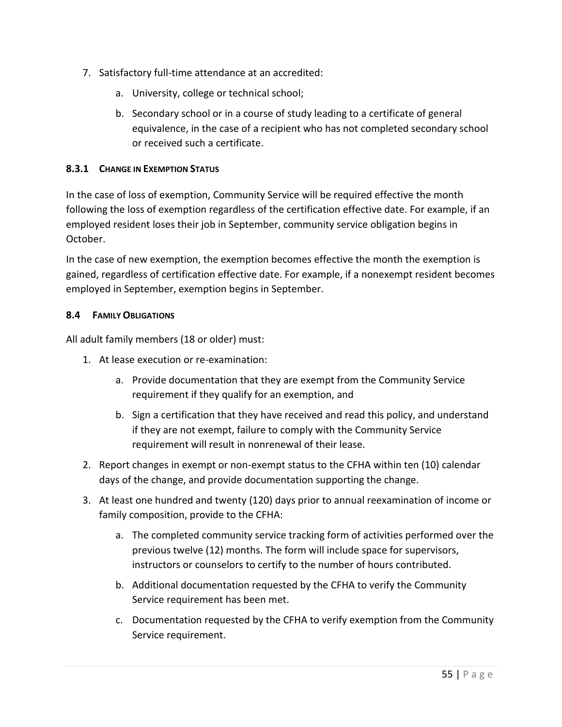7. Satisfactory full-time attendance at an accredited:
    a. University, college or technical school;
    b. Secondary school or in a course of study leading to a certificate of general equivalence, in the case of a recipient who has not completed secondary school or received such a certificate.

### 8.3.1 CHANGE IN EXEMPTION STATUS

In the case of loss of exemption, Community Service will be required effective the month following the loss of exemption regardless of the certification effective date. For example, if an employed resident loses their job in September, community service obligation begins in October.

In the case of new exemption, the exemption becomes effective the month the exemption is gained, regardless of certification effective date. For example, if a nonexempt resident becomes employed in September, exemption begins in September.

## 8.4 FAMILY OBLIGATIONS

All adult family members (18 or older) must:

1. At lease execution or re-examination:
    a. Provide documentation that they are exempt from the Community Service requirement if they qualify for an exemption, and
    b. Sign a certification that they have received and read this policy, and understand if they are not exempt, failure to comply with the Community Service requirement will result in nonrenewal of their lease.
2. Report changes in exempt or non-exempt status to the CFHA within ten (10) calendar days of the change, and provide documentation supporting the change.
3. At least one hundred and twenty (120) days prior to annual reexamination of income or family composition, provide to the CFHA:
    a. The completed community service tracking form of activities performed over the previous twelve (12) months. The form will include space for supervisors, instructors or counselors to certify to the number of hours contributed.
    b. Additional documentation requested by the CFHA to verify the Community Service requirement has been met.
    c. Documentation requested by the CFHA to verify exemption from the Community Service requirement.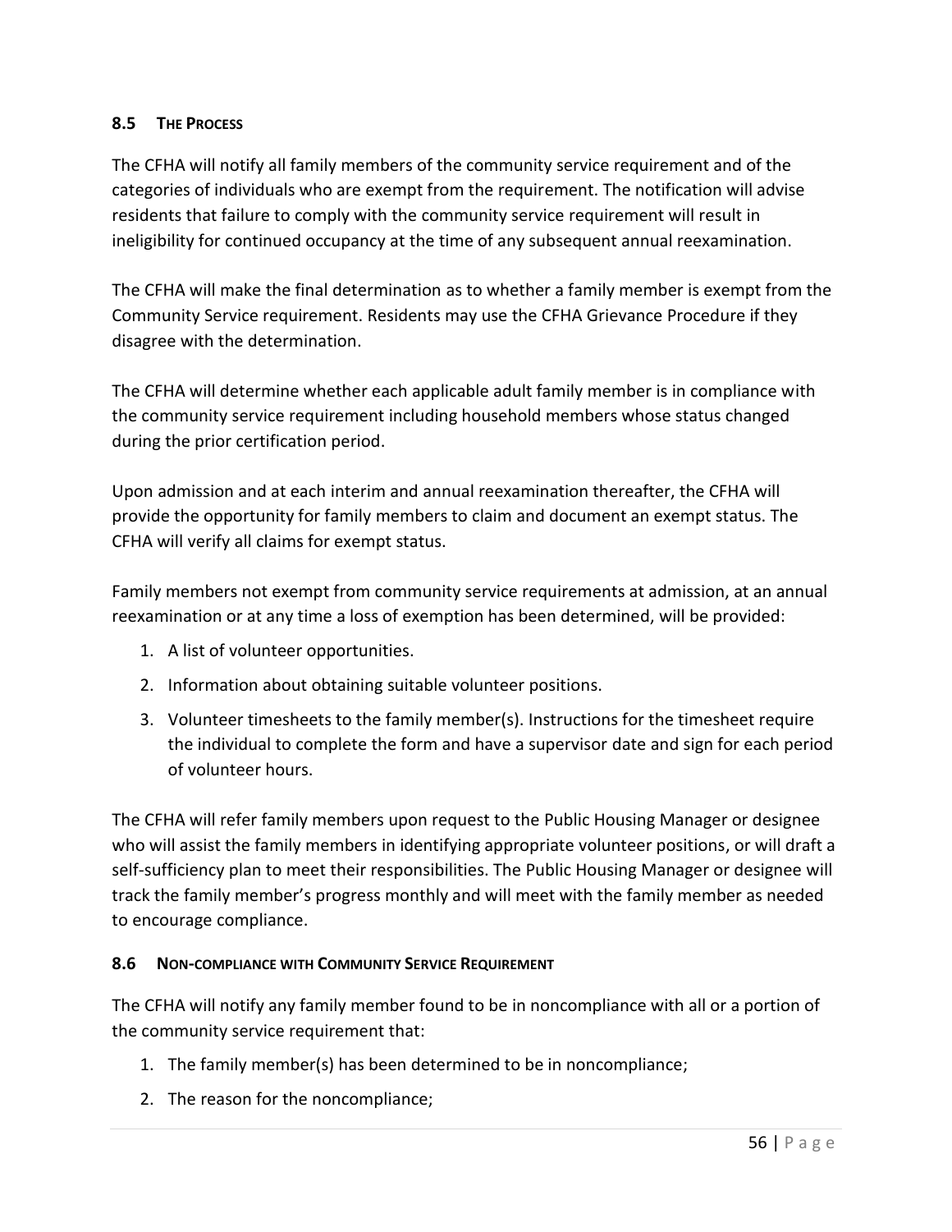### 8.5 The Process

The CFHA will notify all family members of the community service requirement and of the categories of individuals who are exempt from the requirement. The notification will advise residents that failure to comply with the community service requirement will result in ineligibility for continued occupancy at the time of any subsequent annual reexamination.

The CFHA will make the final determination as to whether a family member is exempt from the Community Service requirement. Residents may use the CFHA Grievance Procedure if they disagree with the determination.

The CFHA will determine whether each applicable adult family member is in compliance with the community service requirement including household members whose status changed during the prior certification period.

Upon admission and at each interim and annual reexamination thereafter, the CFHA will provide the opportunity for family members to claim and document an exempt status. The CFHA will verify all claims for exempt status.

Family members not exempt from community service requirements at admission, at an annual reexamination or at any time a loss of exemption has been determined, will be provided:

1. A list of volunteer opportunities.
2. Information about obtaining suitable volunteer positions.
3. Volunteer timesheets to the family member(s). Instructions for the timesheet require the individual to complete the form and have a supervisor date and sign for each period of volunteer hours.

The CFHA will refer family members upon request to the Public Housing Manager or designee who will assist the family members in identifying appropriate volunteer positions, or will draft a self-sufficiency plan to meet their responsibilities. The Public Housing Manager or designee will track the family member's progress monthly and will meet with the family member as needed to encourage compliance.

### 8.6 Non-compliance with Community Service Requirement

The CFHA will notify any family member found to be in noncompliance with all or a portion of the community service requirement that:

1. The family member(s) has been determined to be in noncompliance;
2. The reason for the noncompliance;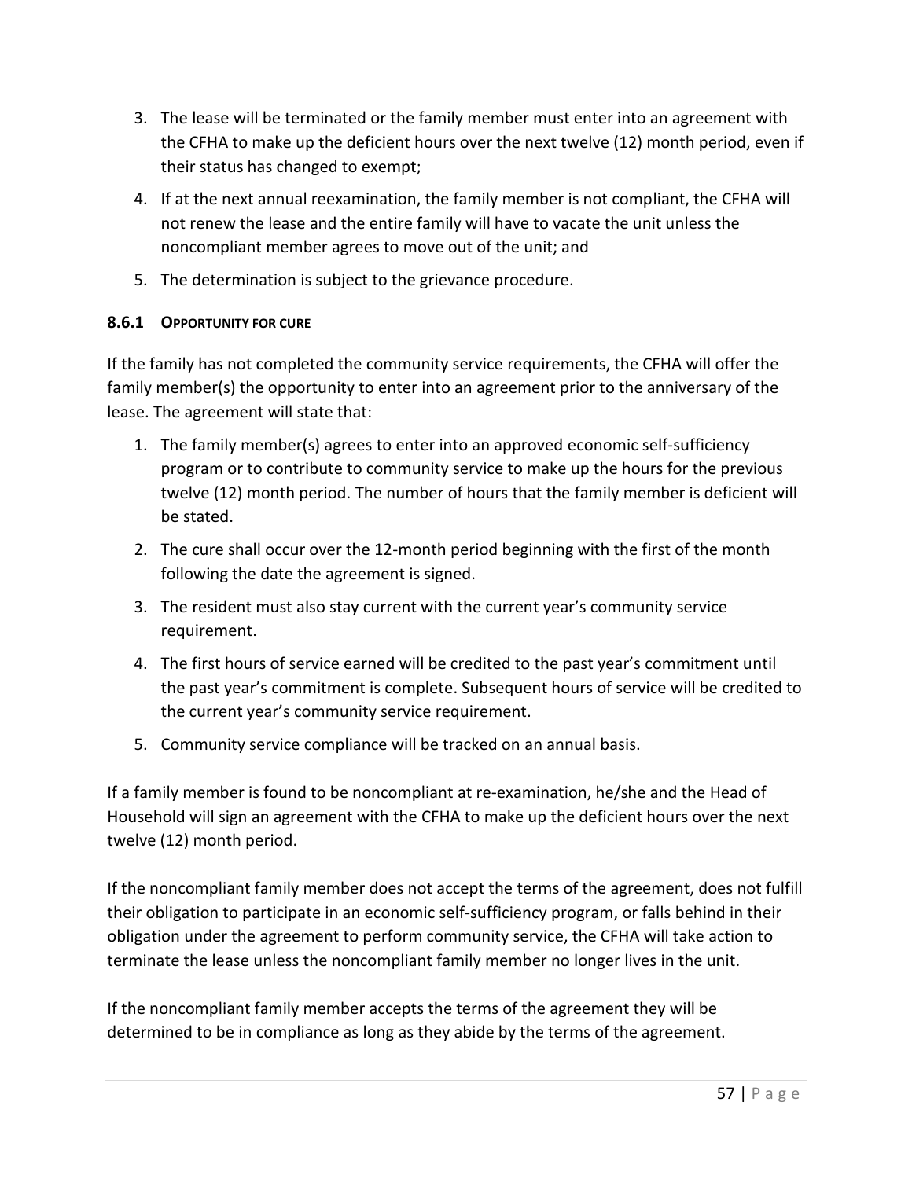3. The lease will be terminated or the family member must enter into an agreement with the CFHA to make up the deficient hours over the next twelve (12) month period, even if their status has changed to exempt;
4. If at the next annual reexamination, the family member is not compliant, the CFHA will not renew the lease and the entire family will have to vacate the unit unless the noncompliant member agrees to move out of the unit; and
5. The determination is subject to the grievance procedure.

### 8.6.1 OPPORTUNITY FOR CURE

If the family has not completed the community service requirements, the CFHA will offer the family member(s) the opportunity to enter into an agreement prior to the anniversary of the lease. The agreement will state that:

1. The family member(s) agrees to enter into an approved economic self-sufficiency program or to contribute to community service to make up the hours for the previous twelve (12) month period. The number of hours that the family member is deficient will be stated.
2. The cure shall occur over the 12-month period beginning with the first of the month following the date the agreement is signed.
3. The resident must also stay current with the current year's community service requirement.
4. The first hours of service earned will be credited to the past year's commitment until the past year's commitment is complete. Subsequent hours of service will be credited to the current year's community service requirement.
5. Community service compliance will be tracked on an annual basis.

If a family member is found to be noncompliant at re-examination, he/she and the Head of Household will sign an agreement with the CFHA to make up the deficient hours over the next twelve (12) month period.

If the noncompliant family member does not accept the terms of the agreement, does not fulfill their obligation to participate in an economic self-sufficiency program, or falls behind in their obligation under the agreement to perform community service, the CFHA will take action to terminate the lease unless the noncompliant family member no longer lives in the unit.

If the noncompliant family member accepts the terms of the agreement they will be determined to be in compliance as long as they abide by the terms of the agreement.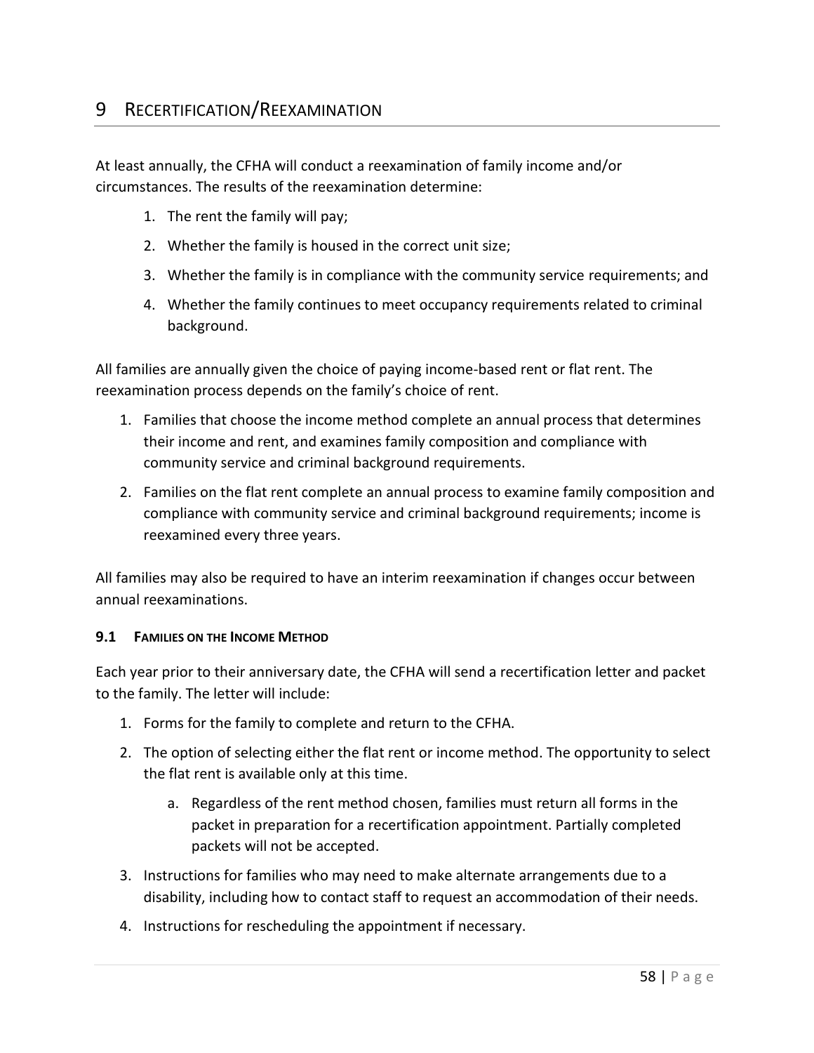# 9 Recertification/Reexamination

At least annually, the CFHA will conduct a reexamination of family income and/or circumstances. The results of the reexamination determine:

1. The rent the family will pay;
2. Whether the family is housed in the correct unit size;
3. Whether the family is in compliance with the community service requirements; and
4. Whether the family continues to meet occupancy requirements related to criminal background.

All families are annually given the choice of paying income-based rent or flat rent. The reexamination process depends on the family's choice of rent.

1. Families that choose the income method complete an annual process that determines their income and rent, and examines family composition and compliance with community service and criminal background requirements.
2. Families on the flat rent complete an annual process to examine family composition and compliance with community service and criminal background requirements; income is reexamined every three years.

All families may also be required to have an interim reexamination if changes occur between annual reexaminations.

### 9.1 Families on the Income Method

Each year prior to their anniversary date, the CFHA will send a recertification letter and packet to the family. The letter will include:

1. Forms for the family to complete and return to the CFHA.
2. The option of selecting either the flat rent or income method. The opportunity to select the flat rent is available only at this time.
    a. Regardless of the rent method chosen, families must return all forms in the packet in preparation for a recertification appointment. Partially completed packets will not be accepted.
3. Instructions for families who may need to make alternate arrangements due to a disability, including how to contact staff to request an accommodation of their needs.
4. Instructions for rescheduling the appointment if necessary.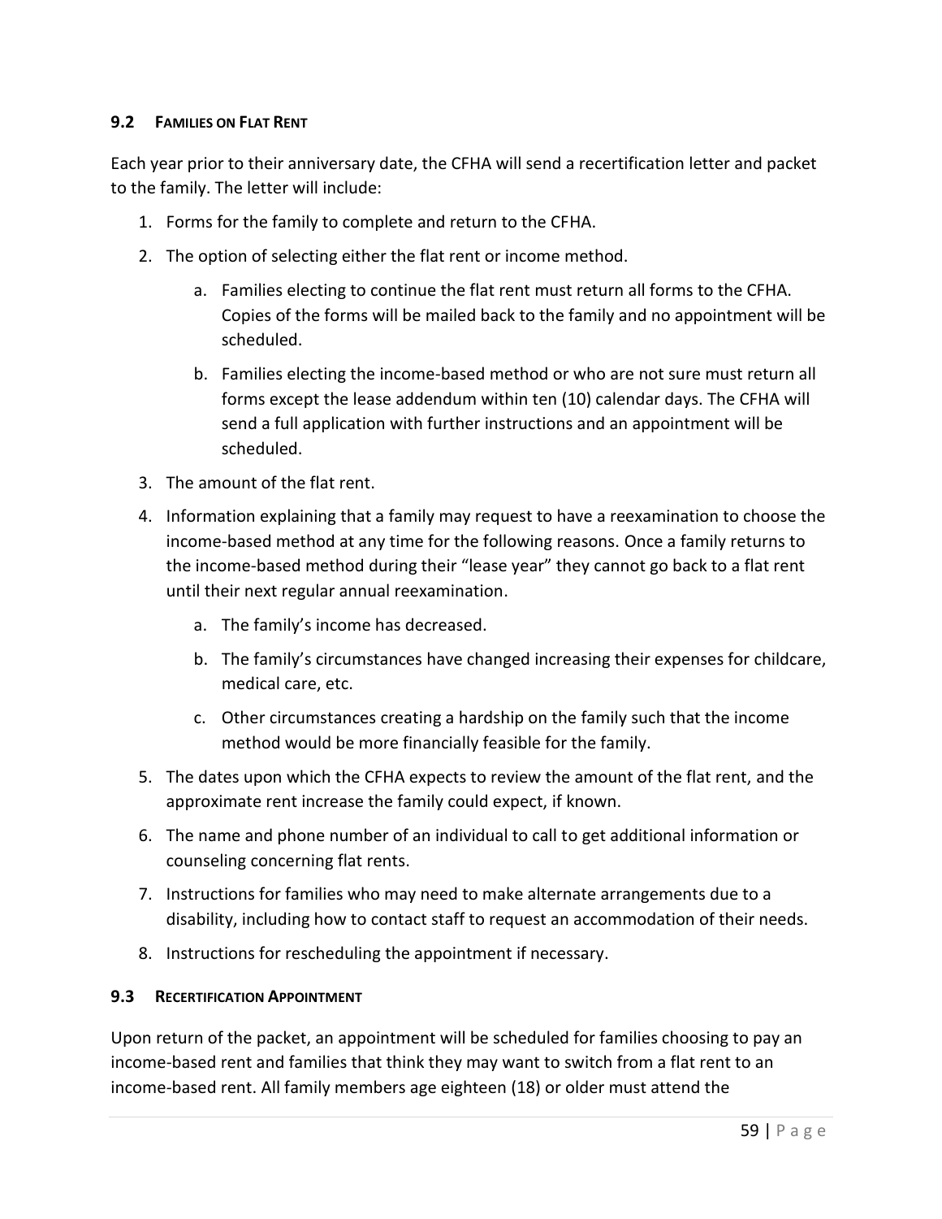### 9.2 Families on Flat Rent

Each year prior to their anniversary date, the CFHA will send a recertification letter and packet to the family. The letter will include:

1. Forms for the family to complete and return to the CFHA.
2. The option of selecting either the flat rent or income method.
    a. Families electing to continue the flat rent must return all forms to the CFHA. Copies of the forms will be mailed back to the family and no appointment will be scheduled.
    b. Families electing the income-based method or who are not sure must return all forms except the lease addendum within ten (10) calendar days. The CFHA will send a full application with further instructions and an appointment will be scheduled.
3. The amount of the flat rent.
4. Information explaining that a family may request to have a reexamination to choose the income-based method at any time for the following reasons. Once a family returns to the income-based method during their "lease year" they cannot go back to a flat rent until their next regular annual reexamination.
    a. The family's income has decreased.
    b. The family's circumstances have changed increasing their expenses for childcare, medical care, etc.
    c. Other circumstances creating a hardship on the family such that the income method would be more financially feasible for the family.
5. The dates upon which the CFHA expects to review the amount of the flat rent, and the approximate rent increase the family could expect, if known.
6. The name and phone number of an individual to call to get additional information or counseling concerning flat rents.
7. Instructions for families who may need to make alternate arrangements due to a disability, including how to contact staff to request an accommodation of their needs.
8. Instructions for rescheduling the appointment if necessary.

### 9.3 Recertification Appointment

Upon return of the packet, an appointment will be scheduled for families choosing to pay an income-based rent and families that think they may want to switch from a flat rent to an income-based rent. All family members age eighteen (18) or older must attend the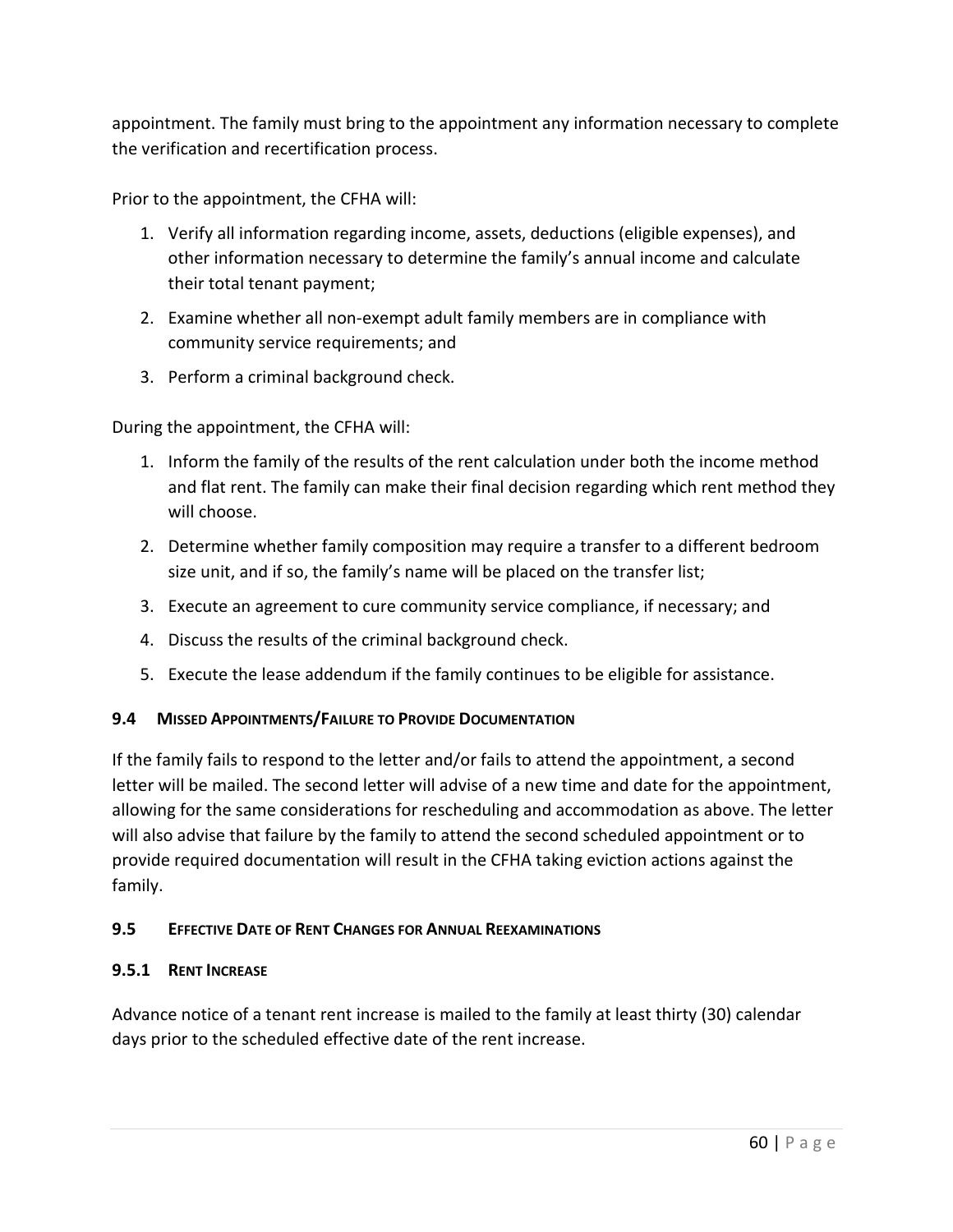appointment. The family must bring to the appointment any information necessary to complete the verification and recertification process.

Prior to the appointment, the CFHA will:

1. Verify all information regarding income, assets, deductions (eligible expenses), and other information necessary to determine the family's annual income and calculate their total tenant payment;
2. Examine whether all non-exempt adult family members are in compliance with community service requirements; and
3. Perform a criminal background check.

During the appointment, the CFHA will:

1. Inform the family of the results of the rent calculation under both the income method and flat rent. The family can make their final decision regarding which rent method they will choose.
2. Determine whether family composition may require a transfer to a different bedroom size unit, and if so, the family's name will be placed on the transfer list;
3. Execute an agreement to cure community service compliance, if necessary; and
4. Discuss the results of the criminal background check.
5. Execute the lease addendum if the family continues to be eligible for assistance.

### 9.4 MISSED APPOINTMENTS/FAILURE TO PROVIDE DOCUMENTATION

If the family fails to respond to the letter and/or fails to attend the appointment, a second letter will be mailed. The second letter will advise of a new time and date for the appointment, allowing for the same considerations for rescheduling and accommodation as above. The letter will also advise that failure by the family to attend the second scheduled appointment or to provide required documentation will result in the CFHA taking eviction actions against the family.

### 9.5 EFFECTIVE DATE OF RENT CHANGES FOR ANNUAL REEXAMINATIONS

#### 9.5.1 RENT INCREASE

Advance notice of a tenant rent increase is mailed to the family at least thirty (30) calendar days prior to the scheduled effective date of the rent increase.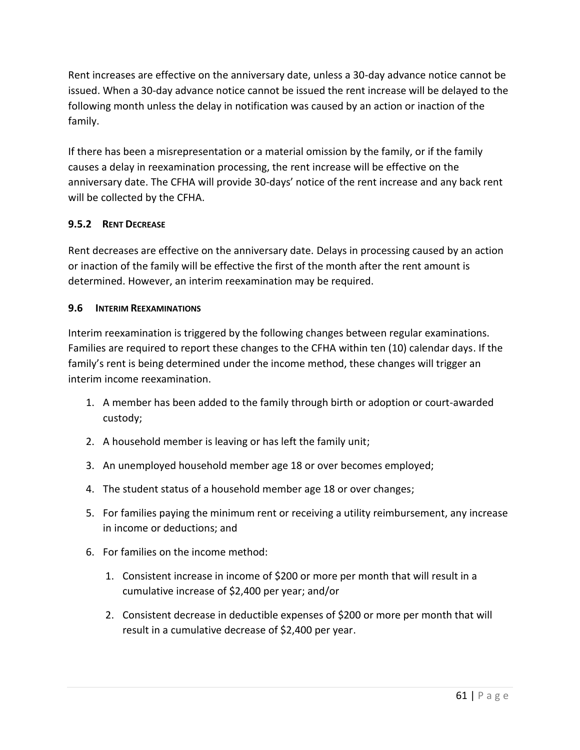Rent increases are effective on the anniversary date, unless a 30-day advance notice cannot be issued. When a 30-day advance notice cannot be issued the rent increase will be delayed to the following month unless the delay in notification was caused by an action or inaction of the family.

If there has been a misrepresentation or a material omission by the family, or if the family causes a delay in reexamination processing, the rent increase will be effective on the anniversary date. The CFHA will provide 30-days' notice of the rent increase and any back rent will be collected by the CFHA.

### 9.5.2 Rent Decrease

Rent decreases are effective on the anniversary date. Delays in processing caused by an action or inaction of the family will be effective the first of the month after the rent amount is determined. However, an interim reexamination may be required.

## 9.6 Interim Reexaminations

Interim reexamination is triggered by the following changes between regular examinations. Families are required to report these changes to the CFHA within ten (10) calendar days. If the family's rent is being determined under the income method, these changes will trigger an interim income reexamination.

1. A member has been added to the family through birth or adoption or court-awarded custody;
2. A household member is leaving or has left the family unit;
3. An unemployed household member age 18 or over becomes employed;
4. The student status of a household member age 18 or over changes;
5. For families paying the minimum rent or receiving a utility reimbursement, any increase in income or deductions; and
6. For families on the income method:
    1. Consistent increase in income of $200 or more per month that will result in a cumulative increase of $2,400 per year; and/or
    2. Consistent decrease in deductible expenses of $200 or more per month that will result in a cumulative decrease of $2,400 per year.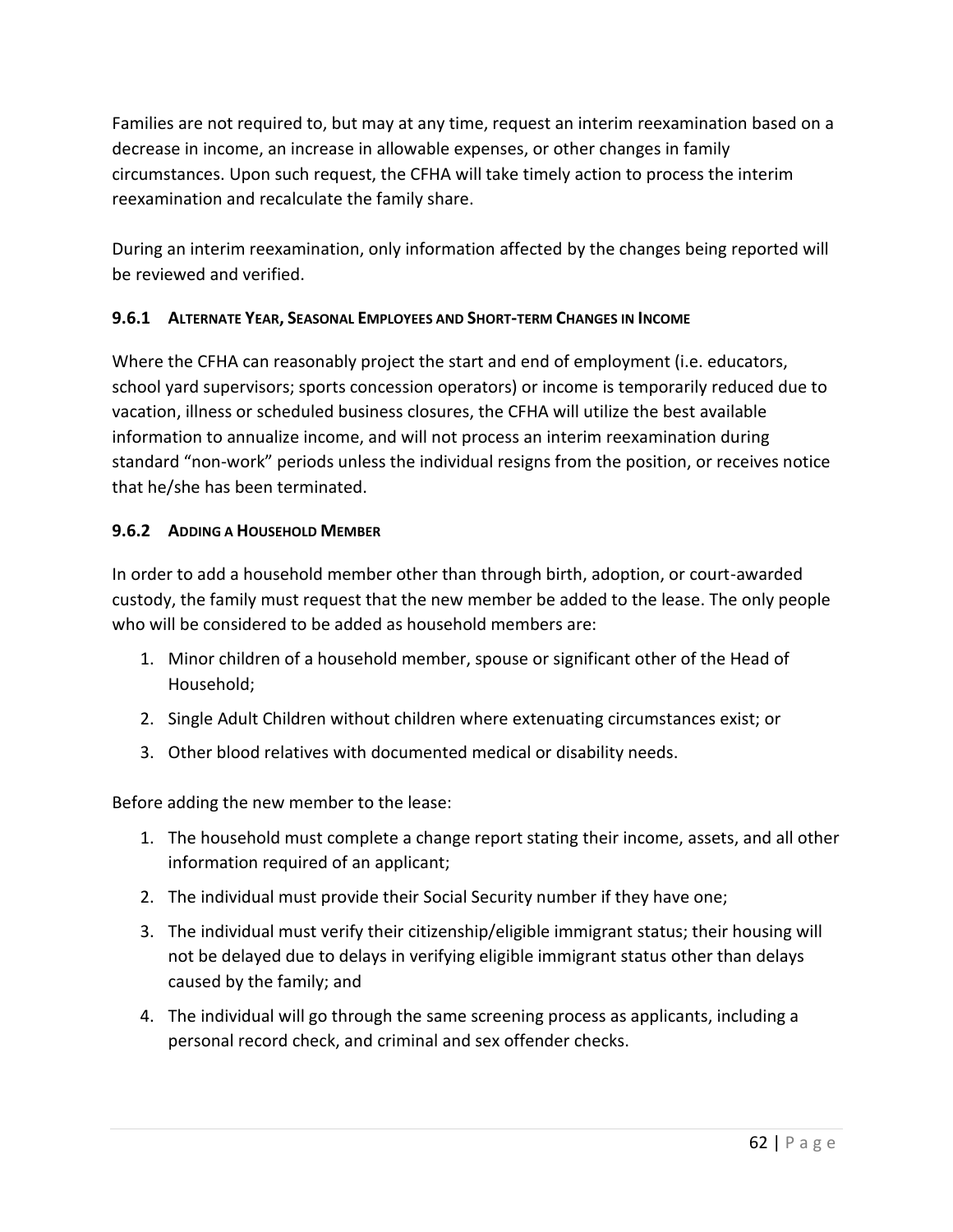Families are not required to, but may at any time, request an interim reexamination based on a decrease in income, an increase in allowable expenses, or other changes in family circumstances. Upon such request, the CFHA will take timely action to process the interim reexamination and recalculate the family share.

During an interim reexamination, only information affected by the changes being reported will be reviewed and verified.

### 9.6.1 Alternate Year, Seasonal Employees and Short-term Changes in Income

Where the CFHA can reasonably project the start and end of employment (i.e. educators, school yard supervisors; sports concession operators) or income is temporarily reduced due to vacation, illness or scheduled business closures, the CFHA will utilize the best available information to annualize income, and will not process an interim reexamination during standard "non-work" periods unless the individual resigns from the position, or receives notice that he/she has been terminated.

### 9.6.2 Adding a Household Member

In order to add a household member other than through birth, adoption, or court-awarded custody, the family must request that the new member be added to the lease. The only people who will be considered to be added as household members are:

1. Minor children of a household member, spouse or significant other of the Head of Household;
2. Single Adult Children without children where extenuating circumstances exist; or
3. Other blood relatives with documented medical or disability needs.

Before adding the new member to the lease:

1. The household must complete a change report stating their income, assets, and all other information required of an applicant;
2. The individual must provide their Social Security number if they have one;
3. The individual must verify their citizenship/eligible immigrant status; their housing will not be delayed due to delays in verifying eligible immigrant status other than delays caused by the family; and
4. The individual will go through the same screening process as applicants, including a personal record check, and criminal and sex offender checks.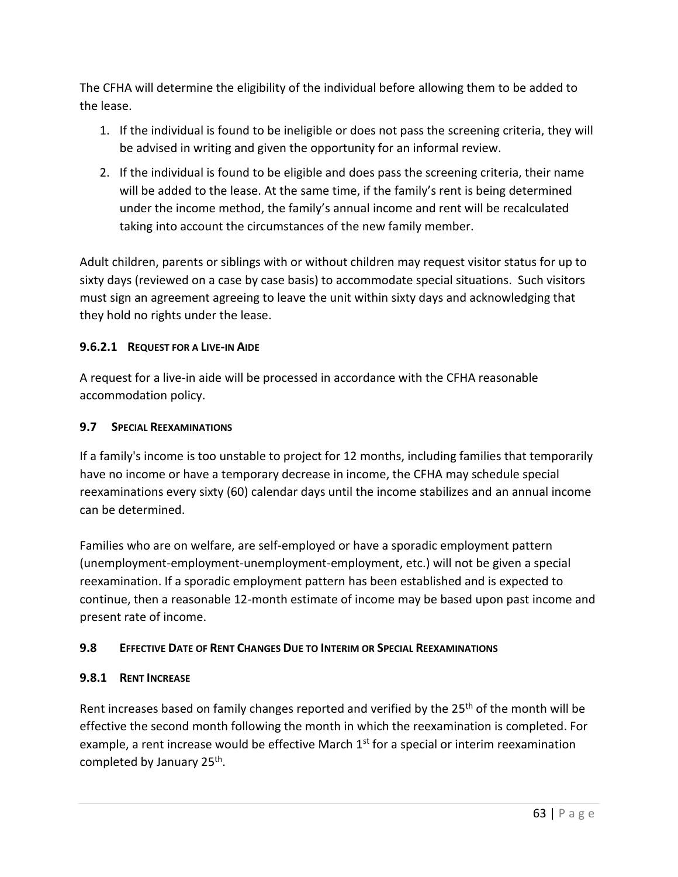The CFHA will determine the eligibility of the individual before allowing them to be added to the lease.

1. If the individual is found to be ineligible or does not pass the screening criteria, they will be advised in writing and given the opportunity for an informal review.
2. If the individual is found to be eligible and does pass the screening criteria, their name will be added to the lease. At the same time, if the family's rent is being determined under the income method, the family's annual income and rent will be recalculated taking into account the circumstances of the new family member.

Adult children, parents or siblings with or without children may request visitor status for up to sixty days (reviewed on a case by case basis) to accommodate special situations. Such visitors must sign an agreement agreeing to leave the unit within sixty days and acknowledging that they hold no rights under the lease.

#### 9.6.2.1 Request for a Live-in Aide

A request for a live-in aide will be processed in accordance with the CFHA reasonable accommodation policy.

### 9.7 Special Reexaminations

If a family's income is too unstable to project for 12 months, including families that temporarily have no income or have a temporary decrease in income, the CFHA may schedule special reexaminations every sixty (60) calendar days until the income stabilizes and an annual income can be determined.

Families who are on welfare, are self-employed or have a sporadic employment pattern (unemployment-employment-unemployment-employment, etc.) will not be given a special reexamination. If a sporadic employment pattern has been established and is expected to continue, then a reasonable 12-month estimate of income may be based upon past income and present rate of income.

### 9.8 Effective Date of Rent Changes Due to Interim or Special Reexaminations

#### 9.8.1 Rent Increase

Rent increases based on family changes reported and verified by the 25th of the month will be effective the second month following the month in which the reexamination is completed. For example, a rent increase would be effective March 1st for a special or interim reexamination completed by January 25th.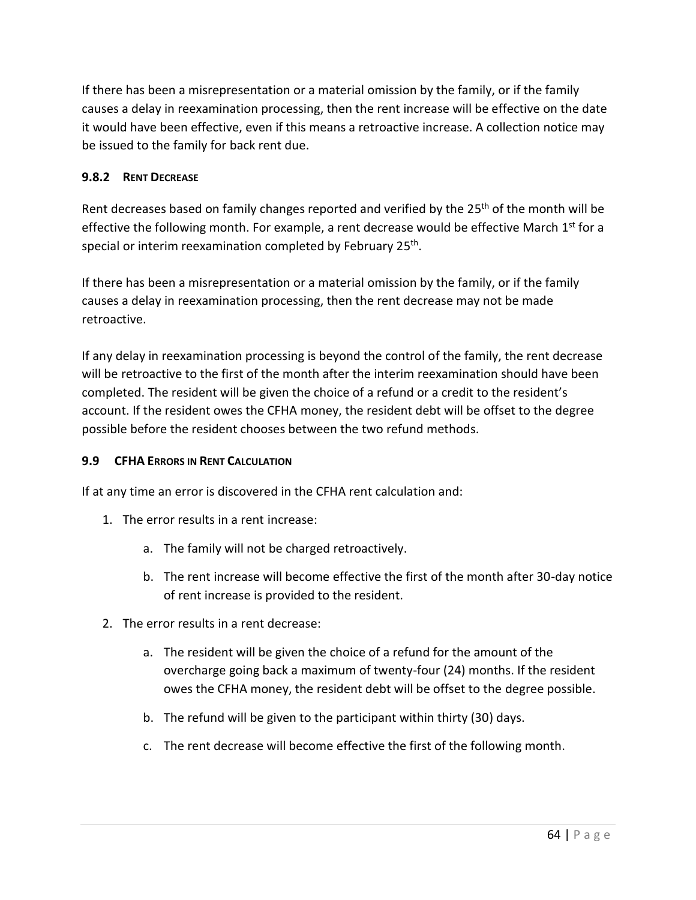If there has been a misrepresentation or a material omission by the family, or if the family causes a delay in reexamination processing, then the rent increase will be effective on the date it would have been effective, even if this means a retroactive increase. A collection notice may be issued to the family for back rent due.

### 9.8.2 Rent Decrease

Rent decreases based on family changes reported and verified by the 25th of the month will be effective the following month. For example, a rent decrease would be effective March 1st for a special or interim reexamination completed by February 25th.

If there has been a misrepresentation or a material omission by the family, or if the family causes a delay in reexamination processing, then the rent decrease may not be made retroactive.

If any delay in reexamination processing is beyond the control of the family, the rent decrease will be retroactive to the first of the month after the interim reexamination should have been completed. The resident will be given the choice of a refund or a credit to the resident's account. If the resident owes the CFHA money, the resident debt will be offset to the degree possible before the resident chooses between the two refund methods.

## 9.9 CFHA Errors in Rent Calculation

If at any time an error is discovered in the CFHA rent calculation and:

1. The error results in a rent increase:
    a. The family will not be charged retroactively.
    b. The rent increase will become effective the first of the month after 30-day notice of rent increase is provided to the resident.
2. The error results in a rent decrease:
    a. The resident will be given the choice of a refund for the amount of the overcharge going back a maximum of twenty-four (24) months. If the resident owes the CFHA money, the resident debt will be offset to the degree possible.
    b. The refund will be given to the participant within thirty (30) days.
    c. The rent decrease will become effective the first of the following month.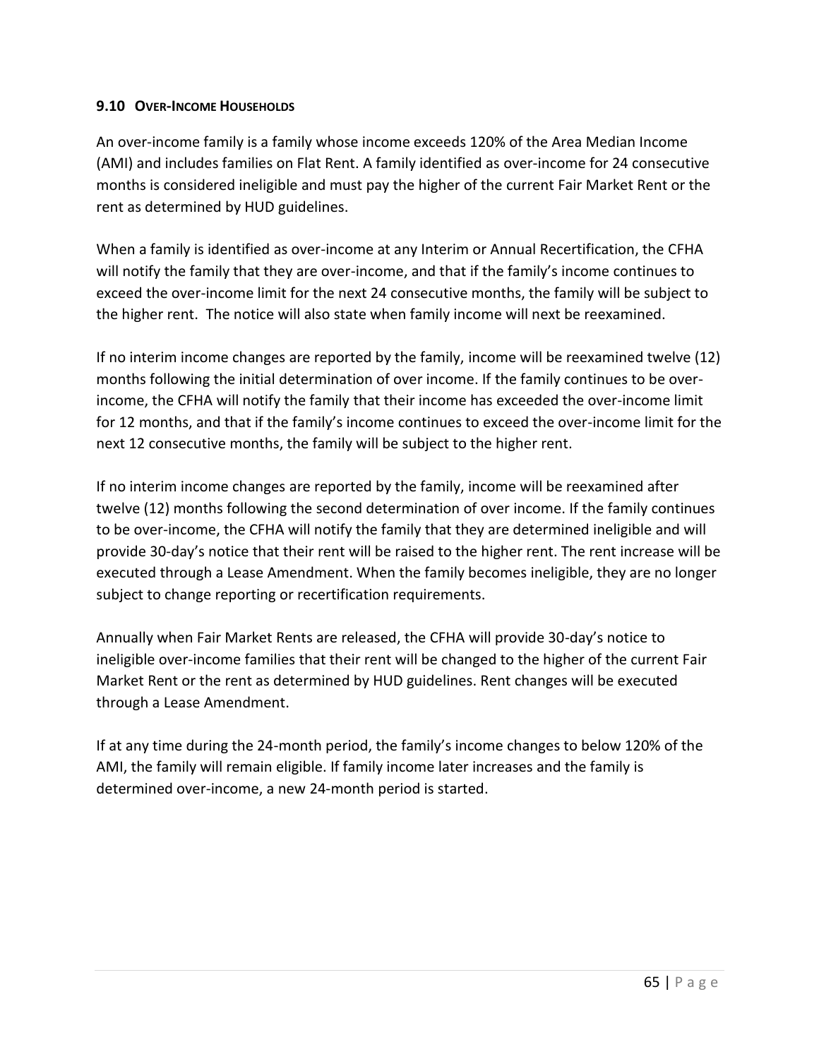### 9.10 Over-Income Households

An over-income family is a family whose income exceeds 120% of the Area Median Income (AMI) and includes families on Flat Rent. A family identified as over-income for 24 consecutive months is considered ineligible and must pay the higher of the current Fair Market Rent or the rent as determined by HUD guidelines.

When a family is identified as over-income at any Interim or Annual Recertification, the CFHA will notify the family that they are over-income, and that if the family's income continues to exceed the over-income limit for the next 24 consecutive months, the family will be subject to the higher rent. The notice will also state when family income will next be reexamined.

If no interim income changes are reported by the family, income will be reexamined twelve (12) months following the initial determination of over income. If the family continues to be over-income, the CFHA will notify the family that their income has exceeded the over-income limit for 12 months, and that if the family's income continues to exceed the over-income limit for the next 12 consecutive months, the family will be subject to the higher rent.

If no interim income changes are reported by the family, income will be reexamined after twelve (12) months following the second determination of over income. If the family continues to be over-income, the CFHA will notify the family that they are determined ineligible and will provide 30-day's notice that their rent will be raised to the higher rent. The rent increase will be executed through a Lease Amendment. When the family becomes ineligible, they are no longer subject to change reporting or recertification requirements.

Annually when Fair Market Rents are released, the CFHA will provide 30-day's notice to ineligible over-income families that their rent will be changed to the higher of the current Fair Market Rent or the rent as determined by HUD guidelines. Rent changes will be executed through a Lease Amendment.

If at any time during the 24-month period, the family's income changes to below 120% of the AMI, the family will remain eligible. If family income later increases and the family is determined over-income, a new 24-month period is started.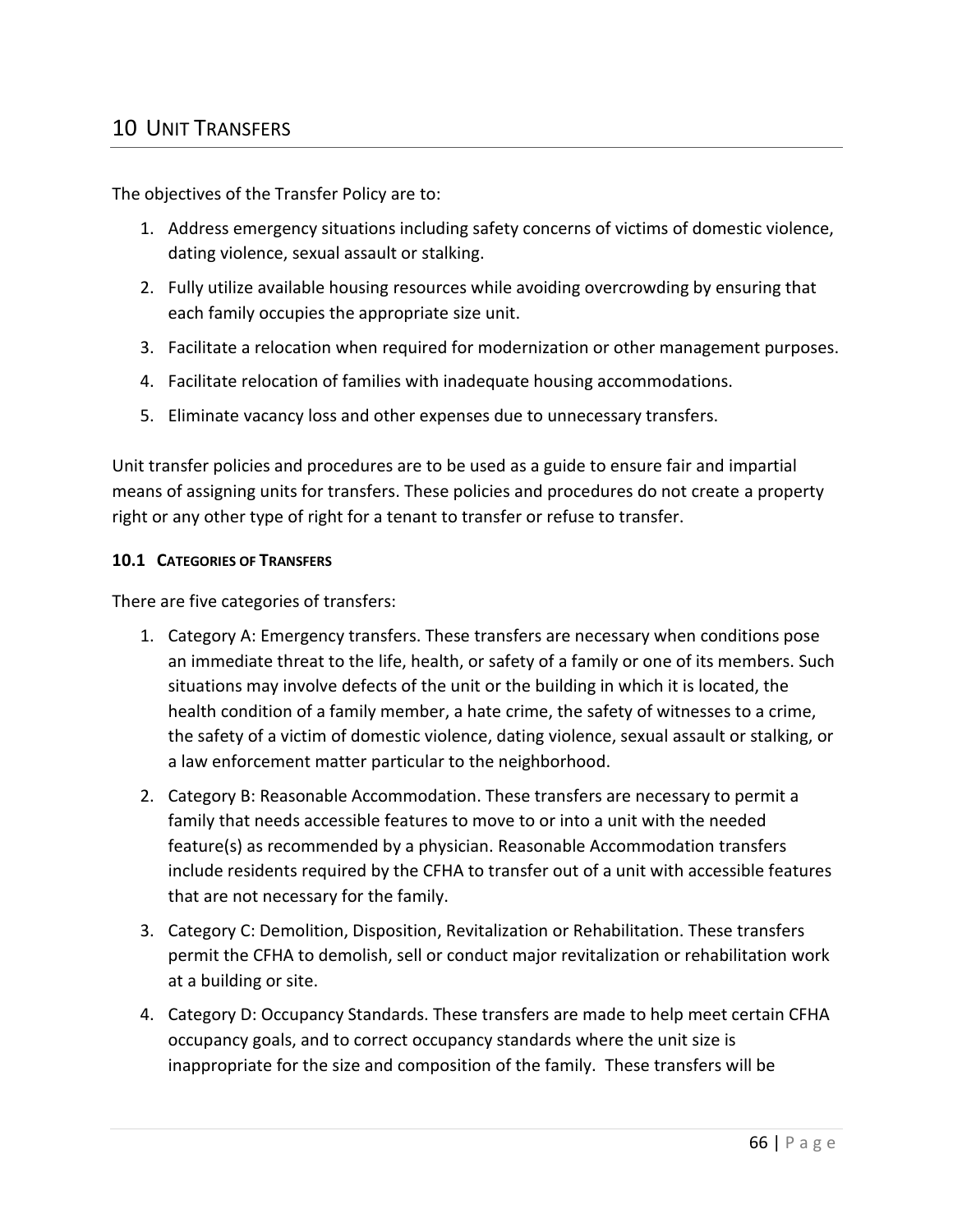# 10 Unit Transfers

The objectives of the Transfer Policy are to:

1. Address emergency situations including safety concerns of victims of domestic violence, dating violence, sexual assault or stalking.
2. Fully utilize available housing resources while avoiding overcrowding by ensuring that each family occupies the appropriate size unit.
3. Facilitate a relocation when required for modernization or other management purposes.
4. Facilitate relocation of families with inadequate housing accommodations.
5. Eliminate vacancy loss and other expenses due to unnecessary transfers.

Unit transfer policies and procedures are to be used as a guide to ensure fair and impartial means of assigning units for transfers. These policies and procedures do not create a property right or any other type of right for a tenant to transfer or refuse to transfer.

### 10.1 Categories of Transfers

There are five categories of transfers:

1. Category A: Emergency transfers. These transfers are necessary when conditions pose an immediate threat to the life, health, or safety of a family or one of its members. Such situations may involve defects of the unit or the building in which it is located, the health condition of a family member, a hate crime, the safety of witnesses to a crime, the safety of a victim of domestic violence, dating violence, sexual assault or stalking, or a law enforcement matter particular to the neighborhood.
2. Category B: Reasonable Accommodation. These transfers are necessary to permit a family that needs accessible features to move to or into a unit with the needed feature(s) as recommended by a physician. Reasonable Accommodation transfers include residents required by the CFHA to transfer out of a unit with accessible features that are not necessary for the family.
3. Category C: Demolition, Disposition, Revitalization or Rehabilitation. These transfers permit the CFHA to demolish, sell or conduct major revitalization or rehabilitation work at a building or site.
4. Category D: Occupancy Standards. These transfers are made to help meet certain CFHA occupancy goals, and to correct occupancy standards where the unit size is inappropriate for the size and composition of the family. These transfers will be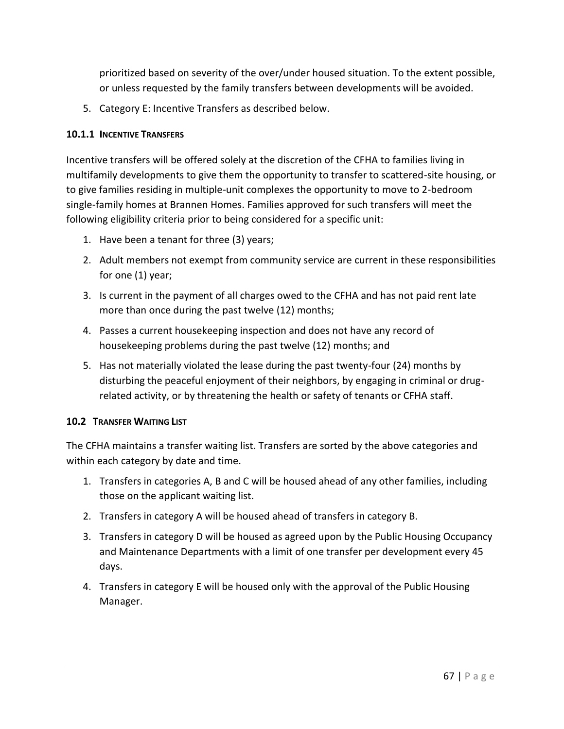prioritized based on severity of the over/under housed situation. To the extent possible, or unless requested by the family transfers between developments will be avoided.

5. Category E: Incentive Transfers as described below.

### 10.1.1 Incentive Transfers

Incentive transfers will be offered solely at the discretion of the CFHA to families living in multifamily developments to give them the opportunity to transfer to scattered-site housing, or to give families residing in multiple-unit complexes the opportunity to move to 2-bedroom single-family homes at Brannen Homes. Families approved for such transfers will meet the following eligibility criteria prior to being considered for a specific unit:

1. Have been a tenant for three (3) years;
2. Adult members not exempt from community service are current in these responsibilities for one (1) year;
3. Is current in the payment of all charges owed to the CFHA and has not paid rent late more than once during the past twelve (12) months;
4. Passes a current housekeeping inspection and does not have any record of housekeeping problems during the past twelve (12) months; and
5. Has not materially violated the lease during the past twenty-four (24) months by disturbing the peaceful enjoyment of their neighbors, by engaging in criminal or drug-related activity, or by threatening the health or safety of tenants or CFHA staff.

## 10.2 Transfer Waiting List

The CFHA maintains a transfer waiting list. Transfers are sorted by the above categories and within each category by date and time.

1. Transfers in categories A, B and C will be housed ahead of any other families, including those on the applicant waiting list.
2. Transfers in category A will be housed ahead of transfers in category B.
3. Transfers in category D will be housed as agreed upon by the Public Housing Occupancy and Maintenance Departments with a limit of one transfer per development every 45 days.
4. Transfers in category E will be housed only with the approval of the Public Housing Manager.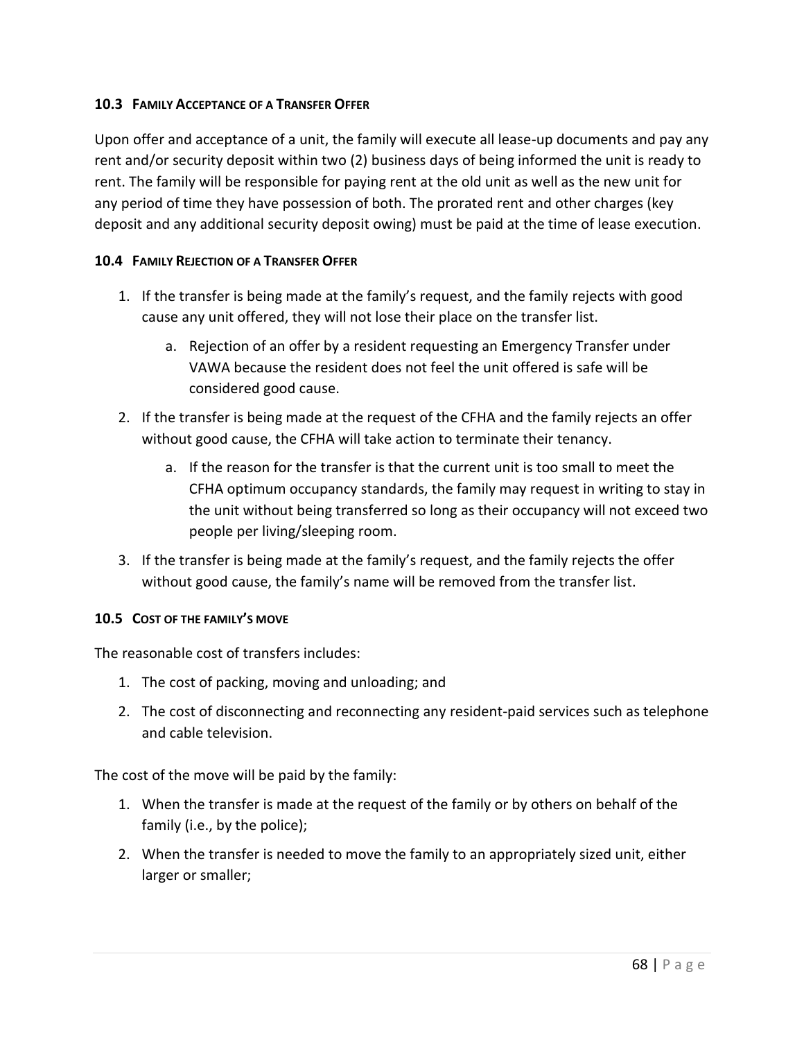### 10.3 Family Acceptance of a Transfer Offer

Upon offer and acceptance of a unit, the family will execute all lease-up documents and pay any rent and/or security deposit within two (2) business days of being informed the unit is ready to rent. The family will be responsible for paying rent at the old unit as well as the new unit for any period of time they have possession of both. The prorated rent and other charges (key deposit and any additional security deposit owing) must be paid at the time of lease execution.

### 10.4 Family Rejection of a Transfer Offer

1. If the transfer is being made at the family's request, and the family rejects with good cause any unit offered, they will not lose their place on the transfer list.
    a. Rejection of an offer by a resident requesting an Emergency Transfer under VAWA because the resident does not feel the unit offered is safe will be considered good cause.
2. If the transfer is being made at the request of the CFHA and the family rejects an offer without good cause, the CFHA will take action to terminate their tenancy.
    a. If the reason for the transfer is that the current unit is too small to meet the CFHA optimum occupancy standards, the family may request in writing to stay in the unit without being transferred so long as their occupancy will not exceed two people per living/sleeping room.
3. If the transfer is being made at the family's request, and the family rejects the offer without good cause, the family's name will be removed from the transfer list.

### 10.5 Cost of the Family's Move

The reasonable cost of transfers includes:

1. The cost of packing, moving and unloading; and
2. The cost of disconnecting and reconnecting any resident-paid services such as telephone and cable television.

The cost of the move will be paid by the family:

1. When the transfer is made at the request of the family or by others on behalf of the family (i.e., by the police);
2. When the transfer is needed to move the family to an appropriately sized unit, either larger or smaller;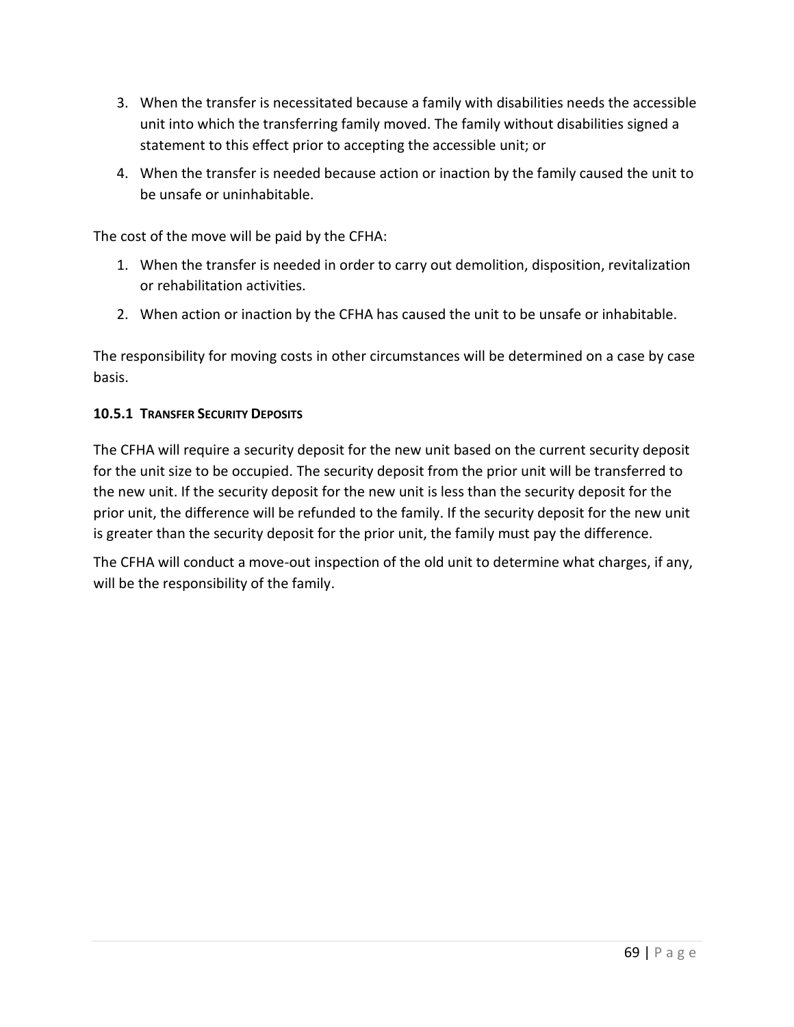3. When the transfer is necessitated because a family with disabilities needs the accessible unit into which the transferring family moved. The family without disabilities signed a statement to this effect prior to accepting the accessible unit; or
4. When the transfer is needed because action or inaction by the family caused the unit to be unsafe or uninhabitable.

The cost of the move will be paid by the CFHA:

1. When the transfer is needed in order to carry out demolition, disposition, revitalization or rehabilitation activities.
2. When action or inaction by the CFHA has caused the unit to be unsafe or inhabitable.

The responsibility for moving costs in other circumstances will be determined on a case by case basis.

#### 10.5.1 Transfer Security Deposits

The CFHA will require a security deposit for the new unit based on the current security deposit for the unit size to be occupied. The security deposit from the prior unit will be transferred to the new unit. If the security deposit for the new unit is less than the security deposit for the prior unit, the difference will be refunded to the family. If the security deposit for the new unit is greater than the security deposit for the prior unit, the family must pay the difference.

The CFHA will conduct a move-out inspection of the old unit to determine what charges, if any, will be the responsibility of the family.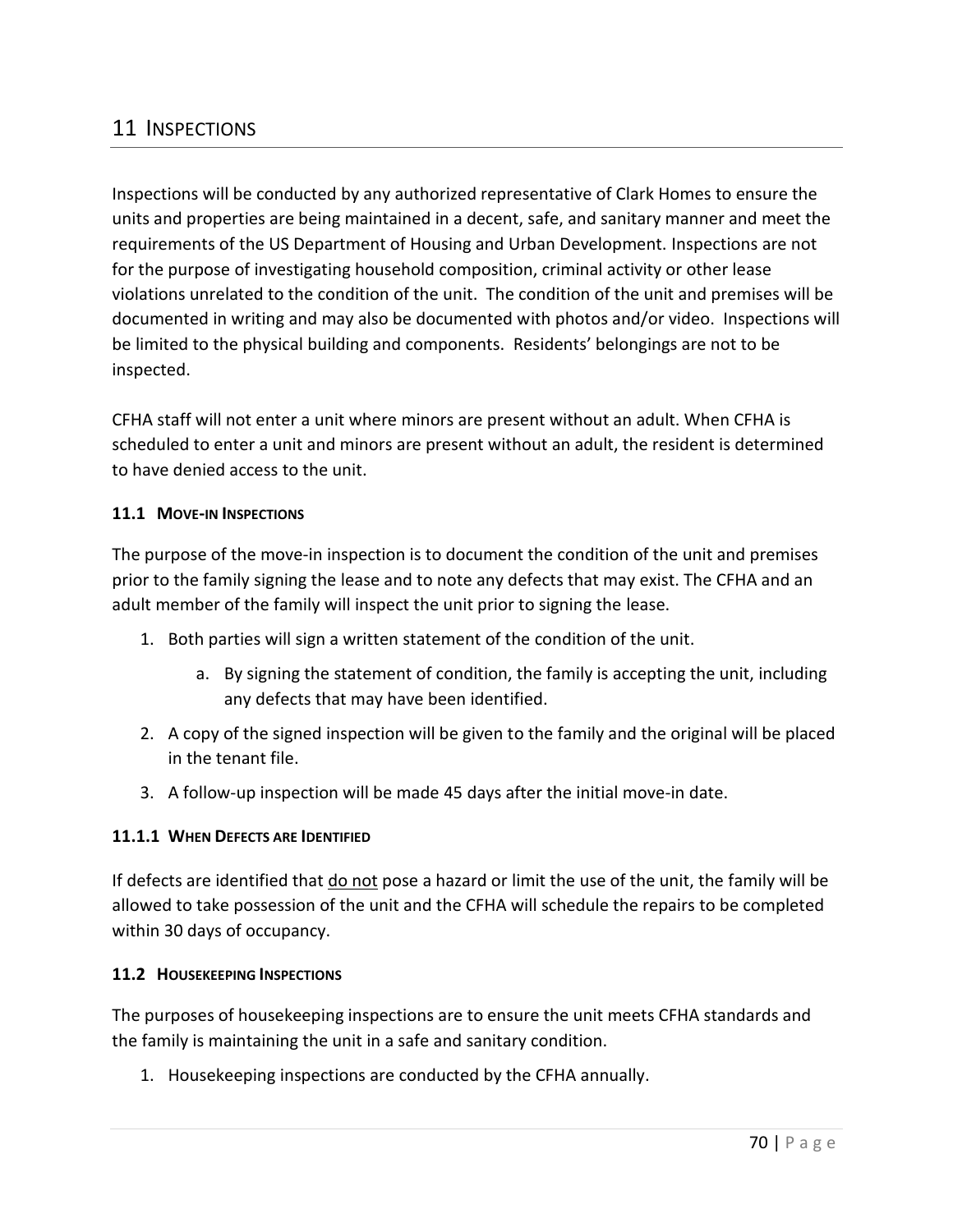# 11 INSPECTIONS

Inspections will be conducted by any authorized representative of Clark Homes to ensure the units and properties are being maintained in a decent, safe, and sanitary manner and meet the requirements of the US Department of Housing and Urban Development. Inspections are not for the purpose of investigating household composition, criminal activity or other lease violations unrelated to the condition of the unit. The condition of the unit and premises will be documented in writing and may also be documented with photos and/or video. Inspections will be limited to the physical building and components. Residents' belongings are not to be inspected.

CFHA staff will not enter a unit where minors are present without an adult. When CFHA is scheduled to enter a unit and minors are present without an adult, the resident is determined to have denied access to the unit.

### 11.1 MOVE-IN INSPECTIONS

The purpose of the move-in inspection is to document the condition of the unit and premises prior to the family signing the lease and to note any defects that may exist. The CFHA and an adult member of the family will inspect the unit prior to signing the lease.

1. Both parties will sign a written statement of the condition of the unit.
    a. By signing the statement of condition, the family is accepting the unit, including any defects that may have been identified.
2. A copy of the signed inspection will be given to the family and the original will be placed in the tenant file.
3. A follow-up inspection will be made 45 days after the initial move-in date.

#### 11.1.1 WHEN DEFECTS ARE IDENTIFIED

If defects are identified that <u>do not</u> pose a hazard or limit the use of the unit, the family will be allowed to take possession of the unit and the CFHA will schedule the repairs to be completed within 30 days of occupancy.

### 11.2 HOUSEKEEPING INSPECTIONS

The purposes of housekeeping inspections are to ensure the unit meets CFHA standards and the family is maintaining the unit in a safe and sanitary condition.

1. Housekeeping inspections are conducted by the CFHA annually.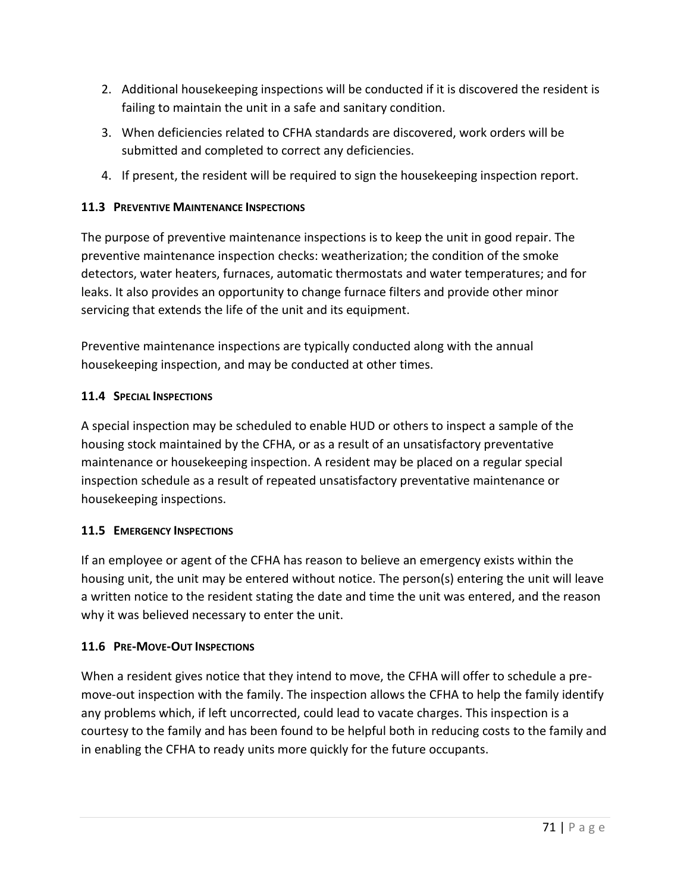2. Additional housekeeping inspections will be conducted if it is discovered the resident is failing to maintain the unit in a safe and sanitary condition.
3. When deficiencies related to CFHA standards are discovered, work orders will be submitted and completed to correct any deficiencies.
4. If present, the resident will be required to sign the housekeeping inspection report.

### 11.3 Preventive Maintenance Inspections

The purpose of preventive maintenance inspections is to keep the unit in good repair. The preventive maintenance inspection checks: weatherization; the condition of the smoke detectors, water heaters, furnaces, automatic thermostats and water temperatures; and for leaks. It also provides an opportunity to change furnace filters and provide other minor servicing that extends the life of the unit and its equipment.

Preventive maintenance inspections are typically conducted along with the annual housekeeping inspection, and may be conducted at other times.

### 11.4 Special Inspections

A special inspection may be scheduled to enable HUD or others to inspect a sample of the housing stock maintained by the CFHA, or as a result of an unsatisfactory preventative maintenance or housekeeping inspection. A resident may be placed on a regular special inspection schedule as a result of repeated unsatisfactory preventative maintenance or housekeeping inspections.

### 11.5 Emergency Inspections

If an employee or agent of the CFHA has reason to believe an emergency exists within the housing unit, the unit may be entered without notice. The person(s) entering the unit will leave a written notice to the resident stating the date and time the unit was entered, and the reason why it was believed necessary to enter the unit.

### 11.6 Pre-Move-Out Inspections

When a resident gives notice that they intend to move, the CFHA will offer to schedule a pre-move-out inspection with the family. The inspection allows the CFHA to help the family identify any problems which, if left uncorrected, could lead to vacate charges. This inspection is a courtesy to the family and has been found to be helpful both in reducing costs to the family and in enabling the CFHA to ready units more quickly for the future occupants.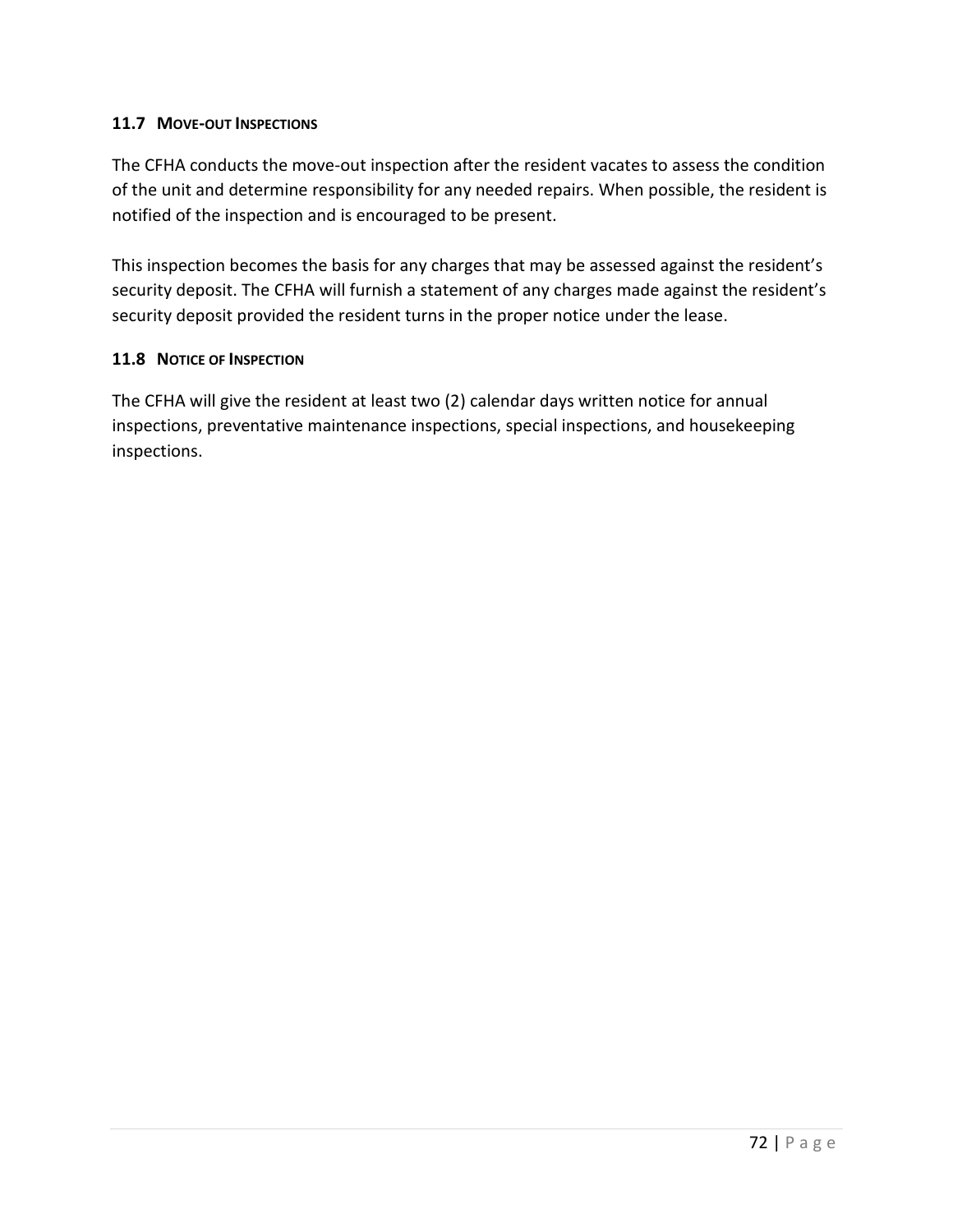### 11.7 MOVE-OUT INSPECTIONS

The CFHA conducts the move-out inspection after the resident vacates to assess the condition of the unit and determine responsibility for any needed repairs. When possible, the resident is notified of the inspection and is encouraged to be present.

This inspection becomes the basis for any charges that may be assessed against the resident's security deposit. The CFHA will furnish a statement of any charges made against the resident's security deposit provided the resident turns in the proper notice under the lease.

### 11.8 NOTICE OF INSPECTION

The CFHA will give the resident at least two (2) calendar days written notice for annual inspections, preventative maintenance inspections, special inspections, and housekeeping inspections.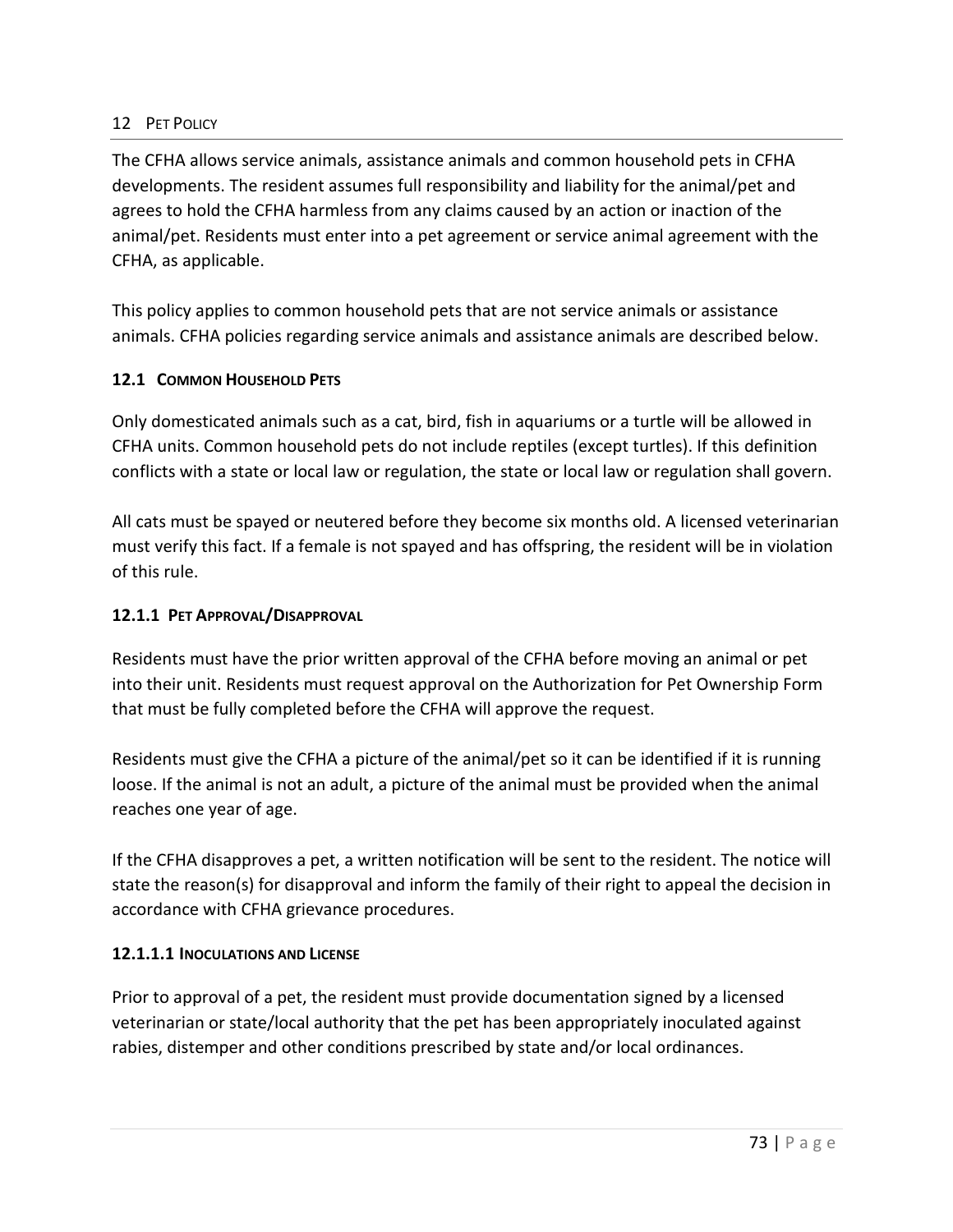# 12 PET POLICY

The CFHA allows service animals, assistance animals and common household pets in CFHA developments. The resident assumes full responsibility and liability for the animal/pet and agrees to hold the CFHA harmless from any claims caused by an action or inaction of the animal/pet. Residents must enter into a pet agreement or service animal agreement with the CFHA, as applicable.

This policy applies to common household pets that are not service animals or assistance animals. CFHA policies regarding service animals and assistance animals are described below.

## 12.1 COMMON HOUSEHOLD PETS

Only domesticated animals such as a cat, bird, fish in aquariums or a turtle will be allowed in CFHA units. Common household pets do not include reptiles (except turtles). If this definition conflicts with a state or local law or regulation, the state or local law or regulation shall govern.

All cats must be spayed or neutered before they become six months old. A licensed veterinarian must verify this fact. If a female is not spayed and has offspring, the resident will be in violation of this rule.

### 12.1.1 PET APPROVAL/DISAPPROVAL

Residents must have the prior written approval of the CFHA before moving an animal or pet into their unit. Residents must request approval on the Authorization for Pet Ownership Form that must be fully completed before the CFHA will approve the request.

Residents must give the CFHA a picture of the animal/pet so it can be identified if it is running loose. If the animal is not an adult, a picture of the animal must be provided when the animal reaches one year of age.

If the CFHA disapproves a pet, a written notification will be sent to the resident. The notice will state the reason(s) for disapproval and inform the family of their right to appeal the decision in accordance with CFHA grievance procedures.

#### 12.1.1.1 INOCULATIONS AND LICENSE

Prior to approval of a pet, the resident must provide documentation signed by a licensed veterinarian or state/local authority that the pet has been appropriately inoculated against rabies, distemper and other conditions prescribed by state and/or local ordinances.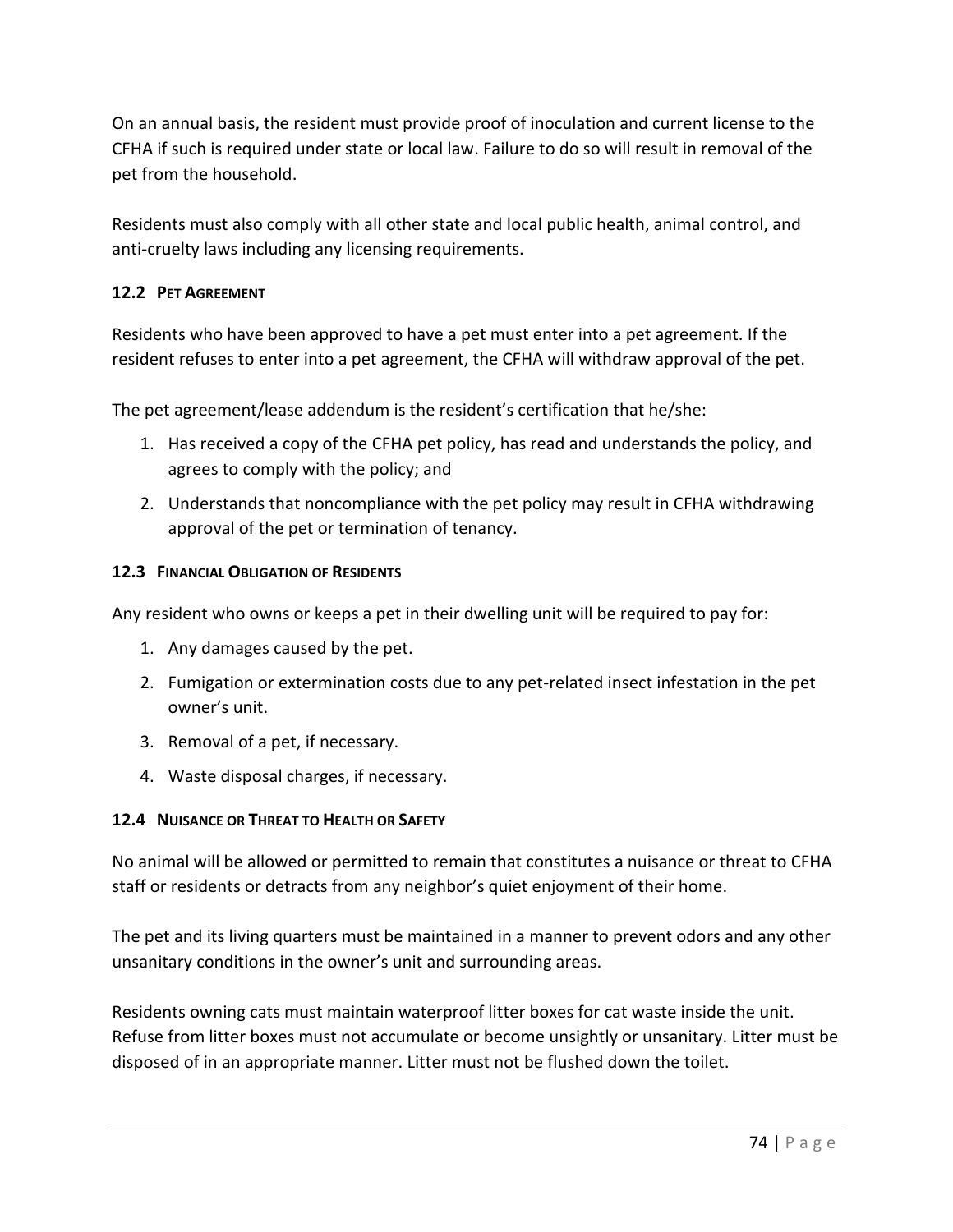On an annual basis, the resident must provide proof of inoculation and current license to the CFHA if such is required under state or local law. Failure to do so will result in removal of the pet from the household.

Residents must also comply with all other state and local public health, animal control, and anti-cruelty laws including any licensing requirements.

### 12.2 Pet Agreement

Residents who have been approved to have a pet must enter into a pet agreement. If the resident refuses to enter into a pet agreement, the CFHA will withdraw approval of the pet.

The pet agreement/lease addendum is the resident's certification that he/she:

1. Has received a copy of the CFHA pet policy, has read and understands the policy, and agrees to comply with the policy; and
2. Understands that noncompliance with the pet policy may result in CFHA withdrawing approval of the pet or termination of tenancy.

### 12.3 Financial Obligation of Residents

Any resident who owns or keeps a pet in their dwelling unit will be required to pay for:

1. Any damages caused by the pet.
2. Fumigation or extermination costs due to any pet-related insect infestation in the pet owner's unit.
3. Removal of a pet, if necessary.
4. Waste disposal charges, if necessary.

### 12.4 Nuisance or Threat to Health or Safety

No animal will be allowed or permitted to remain that constitutes a nuisance or threat to CFHA staff or residents or detracts from any neighbor's quiet enjoyment of their home.

The pet and its living quarters must be maintained in a manner to prevent odors and any other unsanitary conditions in the owner's unit and surrounding areas.

Residents owning cats must maintain waterproof litter boxes for cat waste inside the unit. Refuse from litter boxes must not accumulate or become unsightly or unsanitary. Litter must be disposed of in an appropriate manner. Litter must not be flushed down the toilet.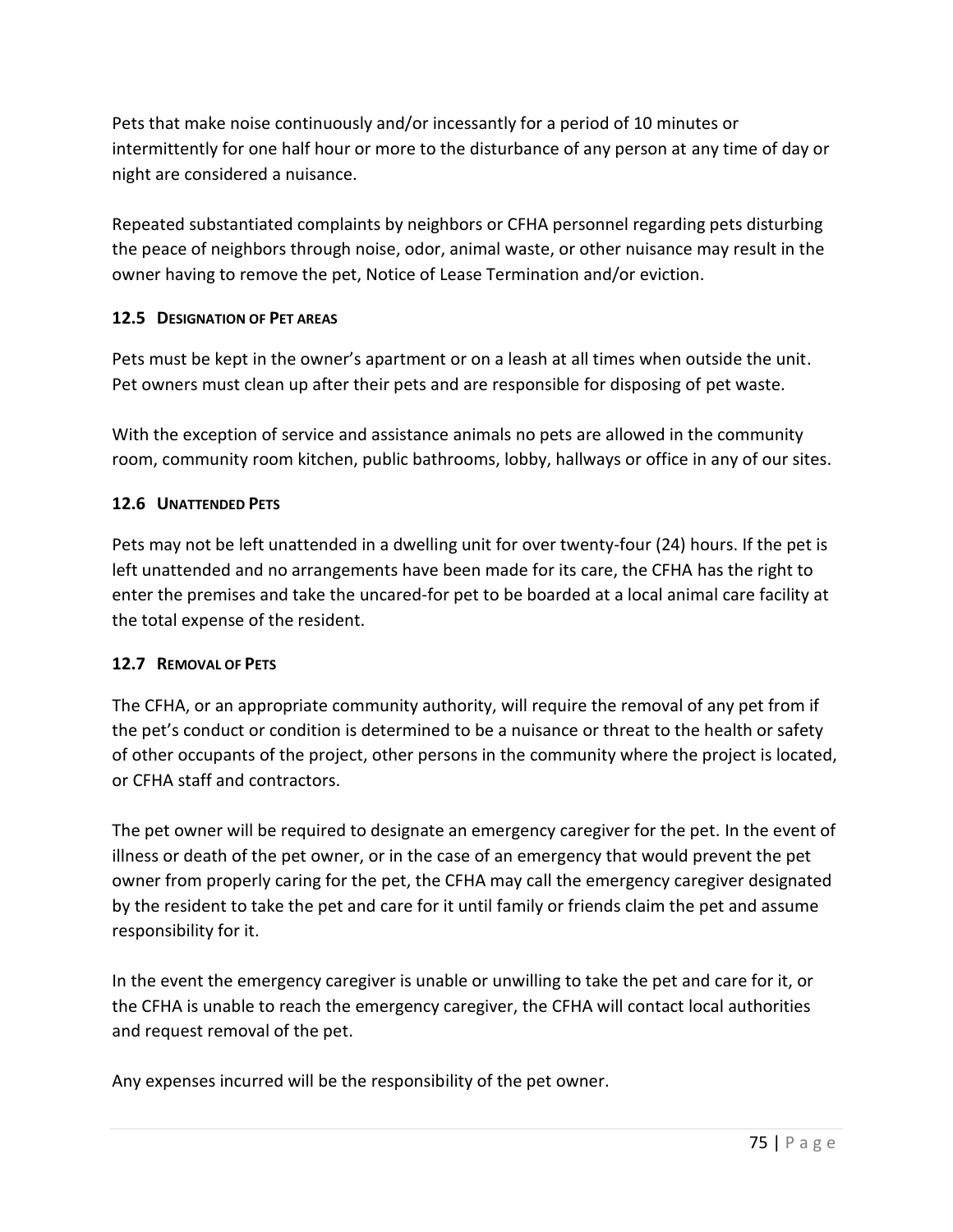Pets that make noise continuously and/or incessantly for a period of 10 minutes or intermittently for one half hour or more to the disturbance of any person at any time of day or night are considered a nuisance.

Repeated substantiated complaints by neighbors or CFHA personnel regarding pets disturbing the peace of neighbors through noise, odor, animal waste, or other nuisance may result in the owner having to remove the pet, Notice of Lease Termination and/or eviction.

### 12.5 Designation of Pet areas

Pets must be kept in the owner's apartment or on a leash at all times when outside the unit. Pet owners must clean up after their pets and are responsible for disposing of pet waste.

With the exception of service and assistance animals no pets are allowed in the community room, community room kitchen, public bathrooms, lobby, hallways or office in any of our sites.

### 12.6 Unattended Pets

Pets may not be left unattended in a dwelling unit for over twenty-four (24) hours. If the pet is left unattended and no arrangements have been made for its care, the CFHA has the right to enter the premises and take the uncared-for pet to be boarded at a local animal care facility at the total expense of the resident.

### 12.7 Removal of Pets

The CFHA, or an appropriate community authority, will require the removal of any pet from if the pet's conduct or condition is determined to be a nuisance or threat to the health or safety of other occupants of the project, other persons in the community where the project is located, or CFHA staff and contractors.

The pet owner will be required to designate an emergency caregiver for the pet. In the event of illness or death of the pet owner, or in the case of an emergency that would prevent the pet owner from properly caring for the pet, the CFHA may call the emergency caregiver designated by the resident to take the pet and care for it until family or friends claim the pet and assume responsibility for it.

In the event the emergency caregiver is unable or unwilling to take the pet and care for it, or the CFHA is unable to reach the emergency caregiver, the CFHA will contact local authorities and request removal of the pet.

Any expenses incurred will be the responsibility of the pet owner.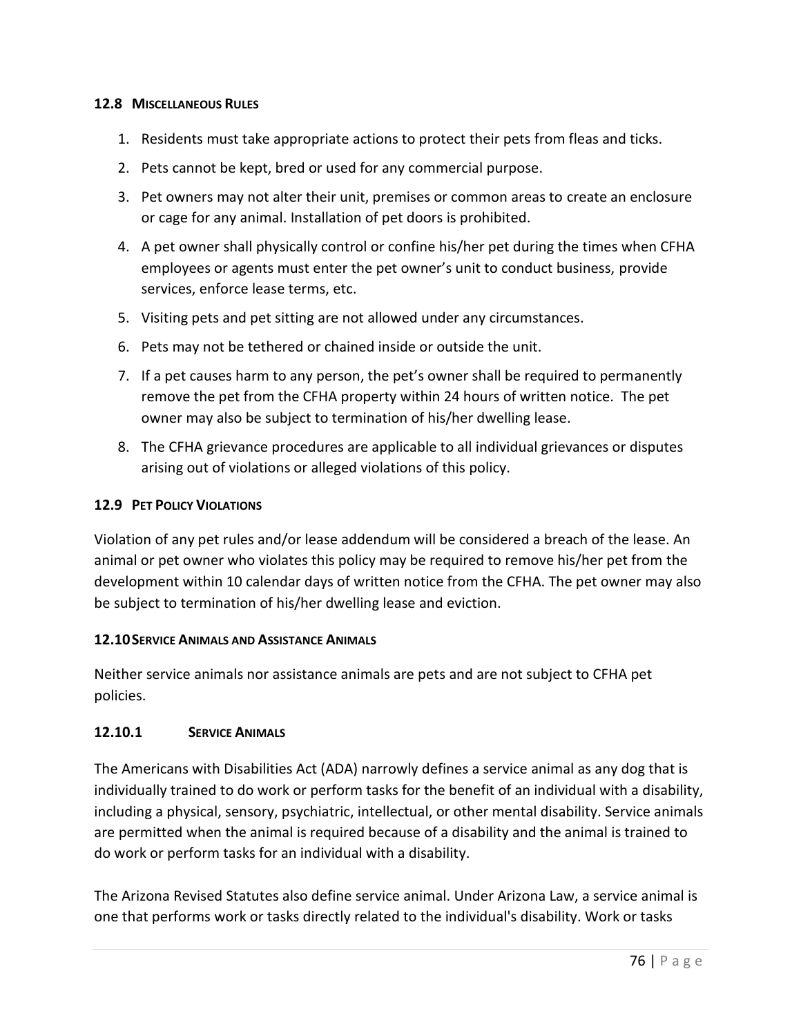### 12.8 MISCELLANEOUS RULES

1. Residents must take appropriate actions to protect their pets from fleas and ticks.
2. Pets cannot be kept, bred or used for any commercial purpose.
3. Pet owners may not alter their unit, premises or common areas to create an enclosure or cage for any animal. Installation of pet doors is prohibited.
4. A pet owner shall physically control or confine his/her pet during the times when CFHA employees or agents must enter the pet owner's unit to conduct business, provide services, enforce lease terms, etc.
5. Visiting pets and pet sitting are not allowed under any circumstances.
6. Pets may not be tethered or chained inside or outside the unit.
7. If a pet causes harm to any person, the pet's owner shall be required to permanently remove the pet from the CFHA property within 24 hours of written notice. The pet owner may also be subject to termination of his/her dwelling lease.
8. The CFHA grievance procedures are applicable to all individual grievances or disputes arising out of violations or alleged violations of this policy.

### 12.9 PET POLICY VIOLATIONS

Violation of any pet rules and/or lease addendum will be considered a breach of the lease. An animal or pet owner who violates this policy may be required to remove his/her pet from the development within 10 calendar days of written notice from the CFHA. The pet owner may also be subject to termination of his/her dwelling lease and eviction.

### 12.10 SERVICE ANIMALS AND ASSISTANCE ANIMALS

Neither service animals nor assistance animals are pets and are not subject to CFHA pet policies.

#### 12.10.1 SERVICE ANIMALS

The Americans with Disabilities Act (ADA) narrowly defines a service animal as any dog that is individually trained to do work or perform tasks for the benefit of an individual with a disability, including a physical, sensory, psychiatric, intellectual, or other mental disability. Service animals are permitted when the animal is required because of a disability and the animal is trained to do work or perform tasks for an individual with a disability.

The Arizona Revised Statutes also define service animal. Under Arizona Law, a service animal is one that performs work or tasks directly related to the individual's disability. Work or tasks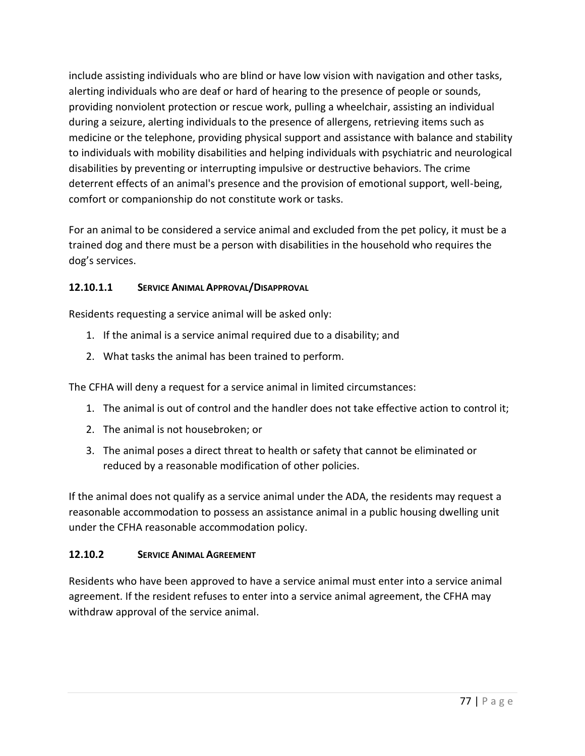include assisting individuals who are blind or have low vision with navigation and other tasks, alerting individuals who are deaf or hard of hearing to the presence of people or sounds, providing nonviolent protection or rescue work, pulling a wheelchair, assisting an individual during a seizure, alerting individuals to the presence of allergens, retrieving items such as medicine or the telephone, providing physical support and assistance with balance and stability to individuals with mobility disabilities and helping individuals with psychiatric and neurological disabilities by preventing or interrupting impulsive or destructive behaviors. The crime deterrent effects of an animal's presence and the provision of emotional support, well-being, comfort or companionship do not constitute work or tasks.

For an animal to be considered a service animal and excluded from the pet policy, it must be a trained dog and there must be a person with disabilities in the household who requires the dog's services.

#### 12.10.1.1 SERVICE ANIMAL APPROVAL/DISAPPROVAL

Residents requesting a service animal will be asked only:

1. If the animal is a service animal required due to a disability; and
2. What tasks the animal has been trained to perform.

The CFHA will deny a request for a service animal in limited circumstances:

1. The animal is out of control and the handler does not take effective action to control it;
2. The animal is not housebroken; or
3. The animal poses a direct threat to health or safety that cannot be eliminated or reduced by a reasonable modification of other policies.

If the animal does not qualify as a service animal under the ADA, the residents may request a reasonable accommodation to possess an assistance animal in a public housing dwelling unit under the CFHA reasonable accommodation policy.

### 12.10.2 SERVICE ANIMAL AGREEMENT

Residents who have been approved to have a service animal must enter into a service animal agreement. If the resident refuses to enter into a service animal agreement, the CFHA may withdraw approval of the service animal.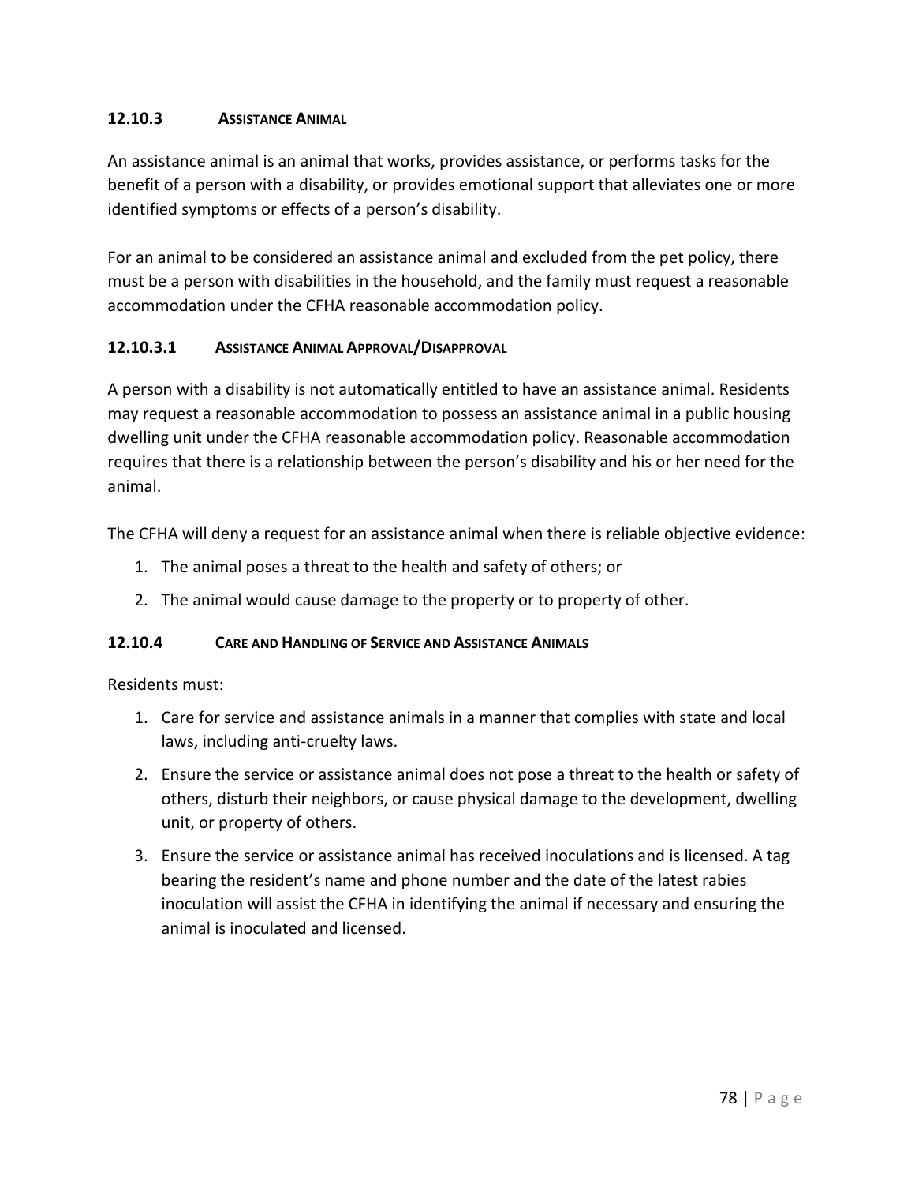#### 12.10.3 Assistance Animal

An assistance animal is an animal that works, provides assistance, or performs tasks for the benefit of a person with a disability, or provides emotional support that alleviates one or more identified symptoms or effects of a person's disability.

For an animal to be considered an assistance animal and excluded from the pet policy, there must be a person with disabilities in the household, and the family must request a reasonable accommodation under the CFHA reasonable accommodation policy.

##### 12.10.3.1 Assistance Animal Approval/Disapproval

A person with a disability is not automatically entitled to have an assistance animal. Residents may request a reasonable accommodation to possess an assistance animal in a public housing dwelling unit under the CFHA reasonable accommodation policy. Reasonable accommodation requires that there is a relationship between the person's disability and his or her need for the animal.

The CFHA will deny a request for an assistance animal when there is reliable objective evidence:

1. The animal poses a threat to the health and safety of others; or
2. The animal would cause damage to the property or to property of other.

#### 12.10.4 Care and Handling of Service and Assistance Animals

Residents must:

1. Care for service and assistance animals in a manner that complies with state and local laws, including anti-cruelty laws.
2. Ensure the service or assistance animal does not pose a threat to the health or safety of others, disturb their neighbors, or cause physical damage to the development, dwelling unit, or property of others.
3. Ensure the service or assistance animal has received inoculations and is licensed. A tag bearing the resident's name and phone number and the date of the latest rabies inoculation will assist the CFHA in identifying the animal if necessary and ensuring the animal is inoculated and licensed.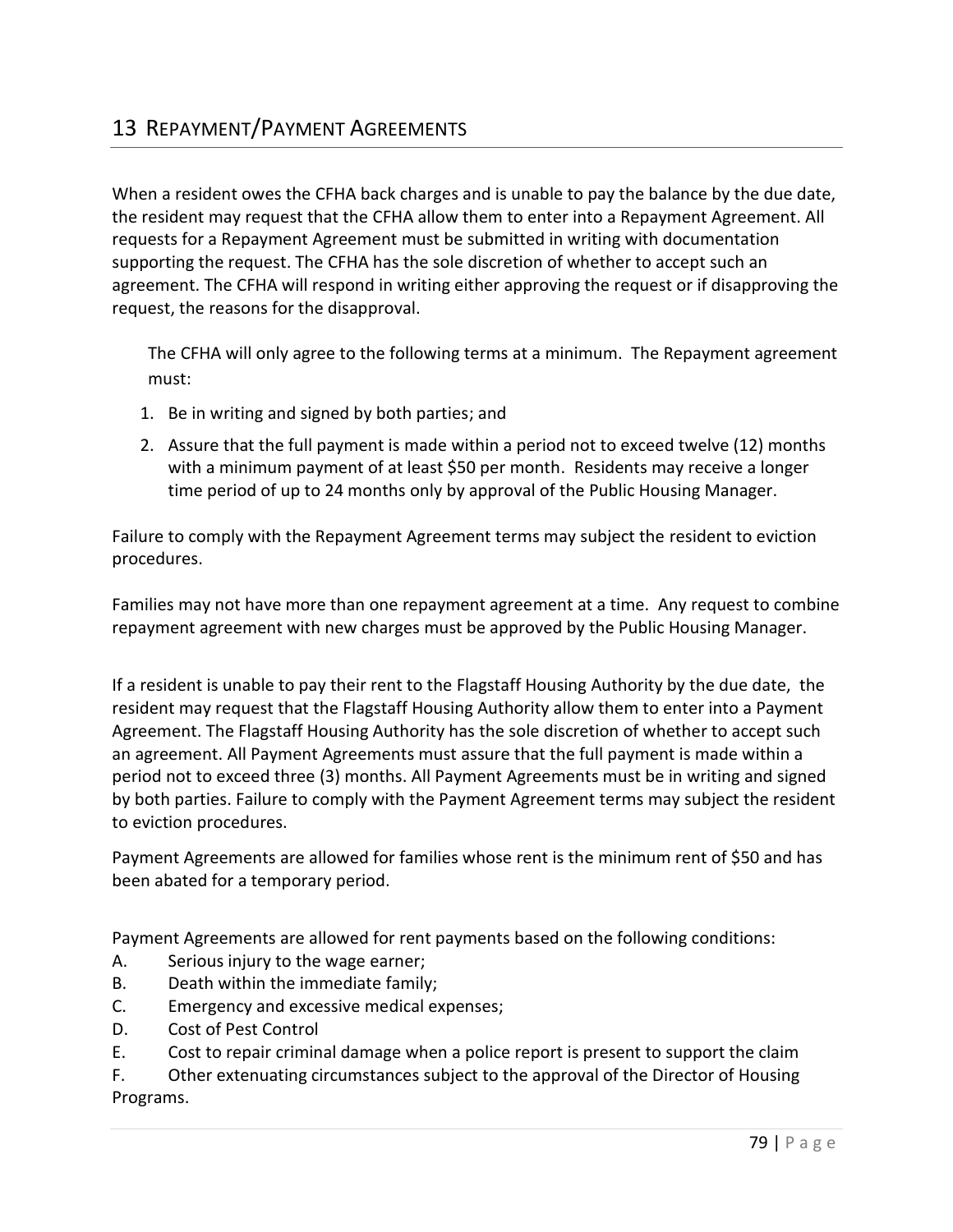# 13 Repayment/Payment Agreements

When a resident owes the CFHA back charges and is unable to pay the balance by the due date, the resident may request that the CFHA allow them to enter into a Repayment Agreement. All requests for a Repayment Agreement must be submitted in writing with documentation supporting the request. The CFHA has the sole discretion of whether to accept such an agreement. The CFHA will respond in writing either approving the request or if disapproving the request, the reasons for the disapproval.

The CFHA will only agree to the following terms at a minimum. The Repayment agreement must:

1. Be in writing and signed by both parties; and
2. Assure that the full payment is made within a period not to exceed twelve (12) months with a minimum payment of at least $50 per month. Residents may receive a longer time period of up to 24 months only by approval of the Public Housing Manager.

Failure to comply with the Repayment Agreement terms may subject the resident to eviction procedures.

Families may not have more than one repayment agreement at a time. Any request to combine repayment agreement with new charges must be approved by the Public Housing Manager.

If a resident is unable to pay their rent to the Flagstaff Housing Authority by the due date, the resident may request that the Flagstaff Housing Authority allow them to enter into a Payment Agreement. The Flagstaff Housing Authority has the sole discretion of whether to accept such an agreement. All Payment Agreements must assure that the full payment is made within a period not to exceed three (3) months. All Payment Agreements must be in writing and signed by both parties. Failure to comply with the Payment Agreement terms may subject the resident to eviction procedures.

Payment Agreements are allowed for families whose rent is the minimum rent of $50 and has been abated for a temporary period.

Payment Agreements are allowed for rent payments based on the following conditions:

A. Serious injury to the wage earner;
B. Death within the immediate family;
C. Emergency and excessive medical expenses;
D. Cost of Pest Control
E. Cost to repair criminal damage when a police report is present to support the claim
F. Other extenuating circumstances subject to the approval of the Director of Housing Programs.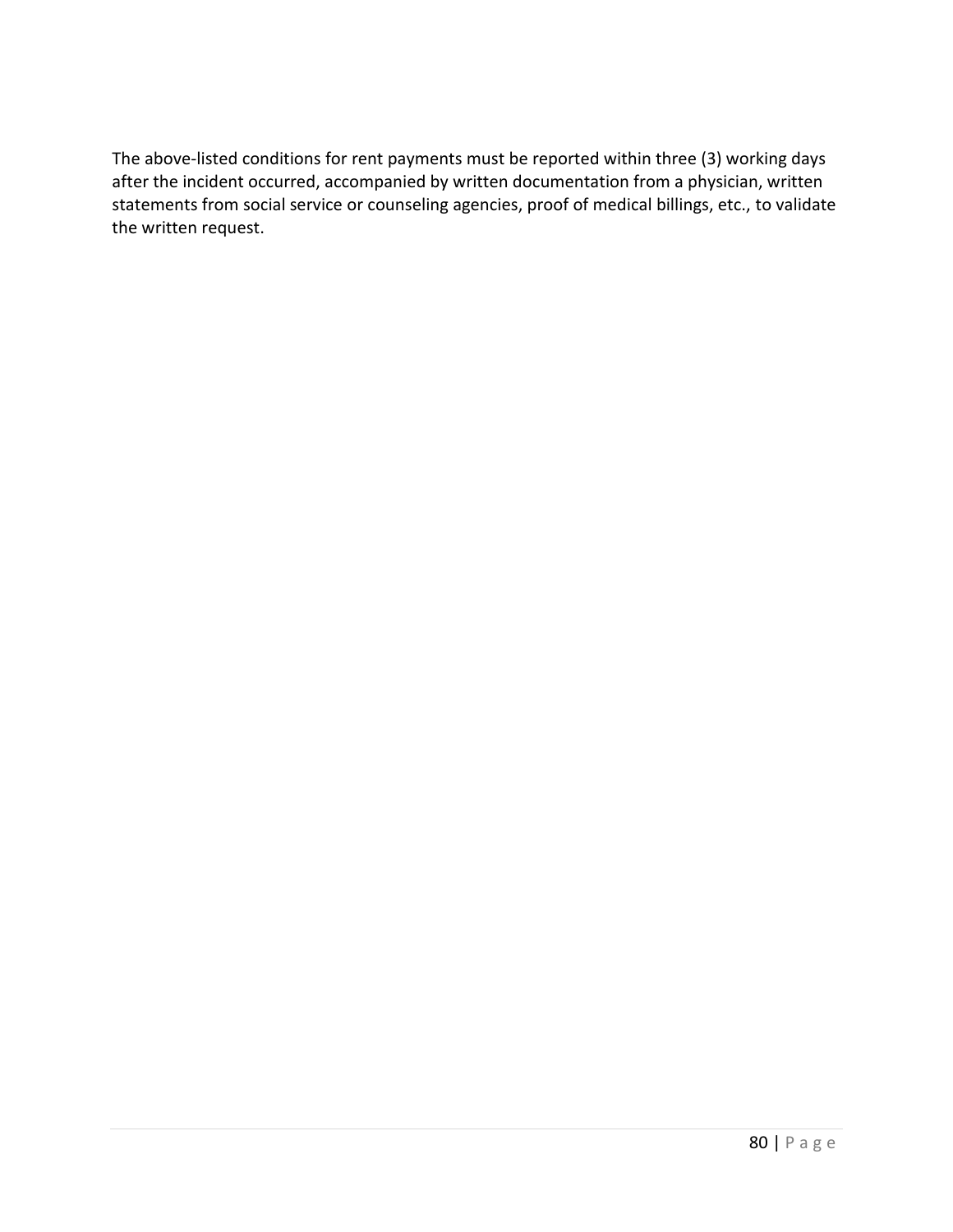The above-listed conditions for rent payments must be reported within three (3) working days after the incident occurred, accompanied by written documentation from a physician, written statements from social service or counseling agencies, proof of medical billings, etc., to validate the written request.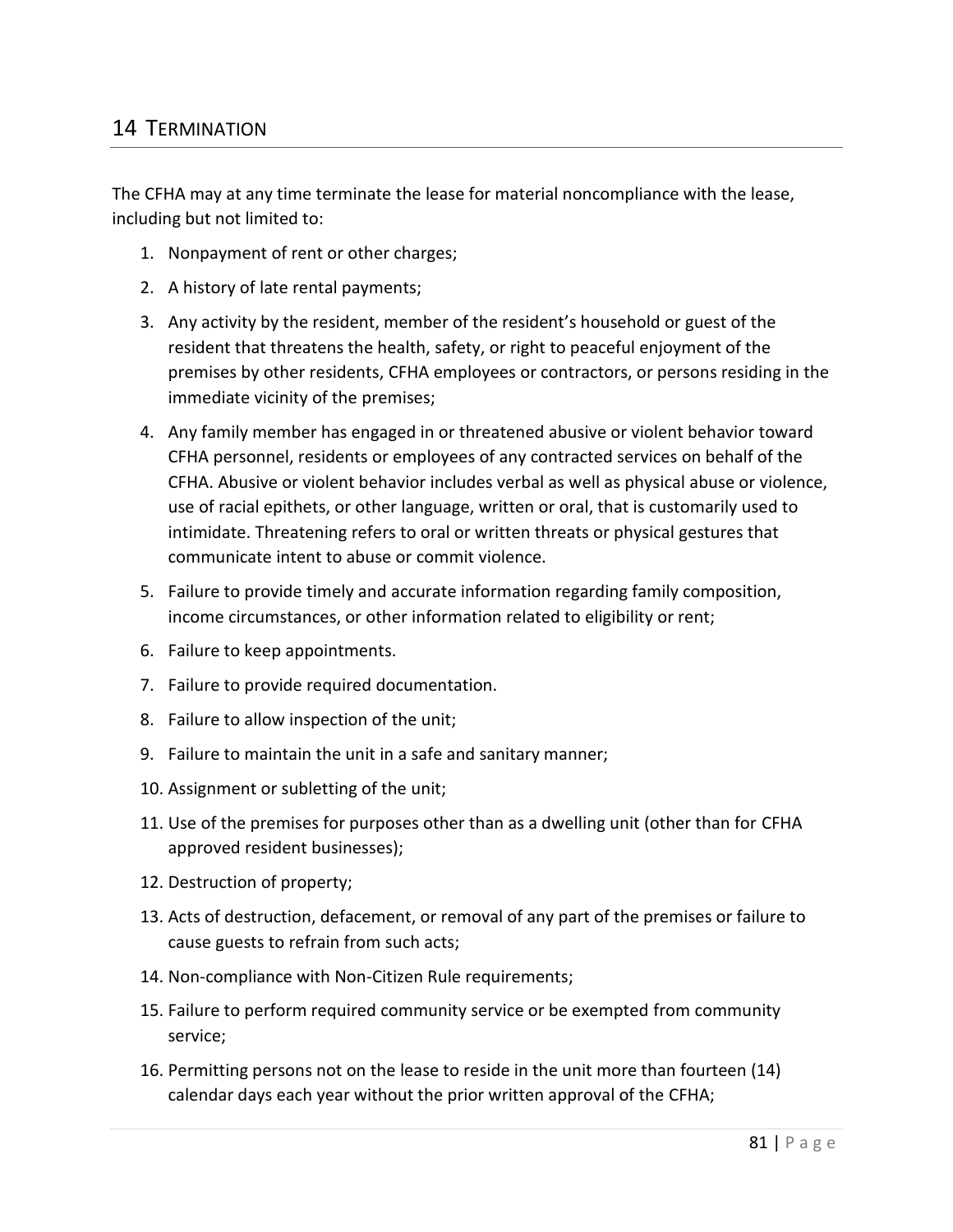# 14 Termination

The CFHA may at any time terminate the lease for material noncompliance with the lease, including but not limited to:

1. Nonpayment of rent or other charges;
2. A history of late rental payments;
3. Any activity by the resident, member of the resident's household or guest of the resident that threatens the health, safety, or right to peaceful enjoyment of the premises by other residents, CFHA employees or contractors, or persons residing in the immediate vicinity of the premises;
4. Any family member has engaged in or threatened abusive or violent behavior toward CFHA personnel, residents or employees of any contracted services on behalf of the CFHA. Abusive or violent behavior includes verbal as well as physical abuse or violence, use of racial epithets, or other language, written or oral, that is customarily used to intimidate. Threatening refers to oral or written threats or physical gestures that communicate intent to abuse or commit violence.
5. Failure to provide timely and accurate information regarding family composition, income circumstances, or other information related to eligibility or rent;
6. Failure to keep appointments.
7. Failure to provide required documentation.
8. Failure to allow inspection of the unit;
9. Failure to maintain the unit in a safe and sanitary manner;
10. Assignment or subletting of the unit;
11. Use of the premises for purposes other than as a dwelling unit (other than for CFHA approved resident businesses);
12. Destruction of property;
13. Acts of destruction, defacement, or removal of any part of the premises or failure to cause guests to refrain from such acts;
14. Non-compliance with Non-Citizen Rule requirements;
15. Failure to perform required community service or be exempted from community service;
16. Permitting persons not on the lease to reside in the unit more than fourteen (14) calendar days each year without the prior written approval of the CFHA;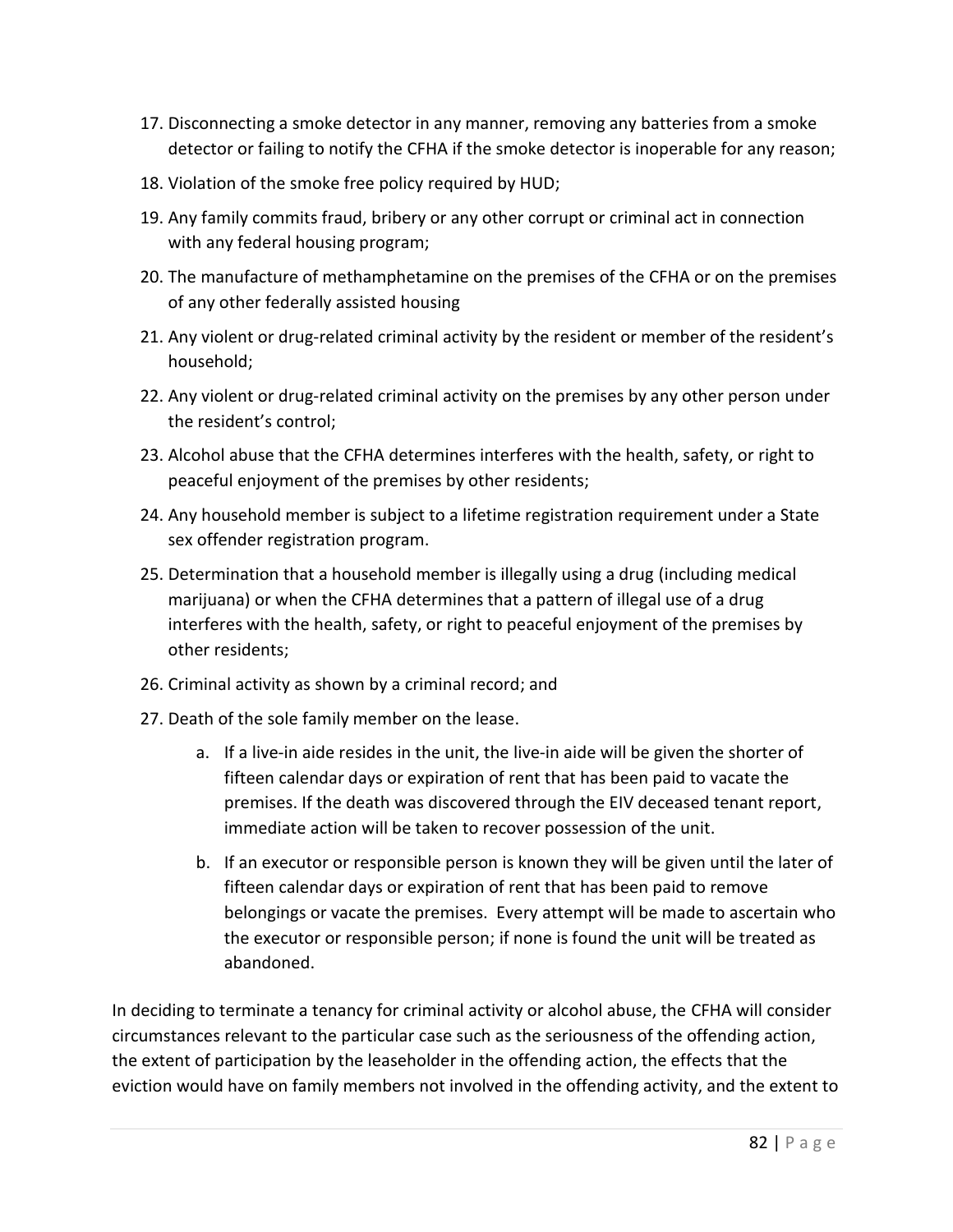17. Disconnecting a smoke detector in any manner, removing any batteries from a smoke detector or failing to notify the CFHA if the smoke detector is inoperable for any reason;
18. Violation of the smoke free policy required by HUD;
19. Any family commits fraud, bribery or any other corrupt or criminal act in connection with any federal housing program;
20. The manufacture of methamphetamine on the premises of the CFHA or on the premises of any other federally assisted housing
21. Any violent or drug-related criminal activity by the resident or member of the resident's household;
22. Any violent or drug-related criminal activity on the premises by any other person under the resident's control;
23. Alcohol abuse that the CFHA determines interferes with the health, safety, or right to peaceful enjoyment of the premises by other residents;
24. Any household member is subject to a lifetime registration requirement under a State sex offender registration program.
25. Determination that a household member is illegally using a drug (including medical marijuana) or when the CFHA determines that a pattern of illegal use of a drug interferes with the health, safety, or right to peaceful enjoyment of the premises by other residents;
26. Criminal activity as shown by a criminal record; and
27. Death of the sole family member on the lease.
    a. If a live-in aide resides in the unit, the live-in aide will be given the shorter of fifteen calendar days or expiration of rent that has been paid to vacate the premises. If the death was discovered through the EIV deceased tenant report, immediate action will be taken to recover possession of the unit.
    b. If an executor or responsible person is known they will be given until the later of fifteen calendar days or expiration of rent that has been paid to remove belongings or vacate the premises. Every attempt will be made to ascertain who the executor or responsible person; if none is found the unit will be treated as abandoned.

In deciding to terminate a tenancy for criminal activity or alcohol abuse, the CFHA will consider circumstances relevant to the particular case such as the seriousness of the offending action, the extent of participation by the leaseholder in the offending action, the effects that the eviction would have on family members not involved in the offending activity, and the extent to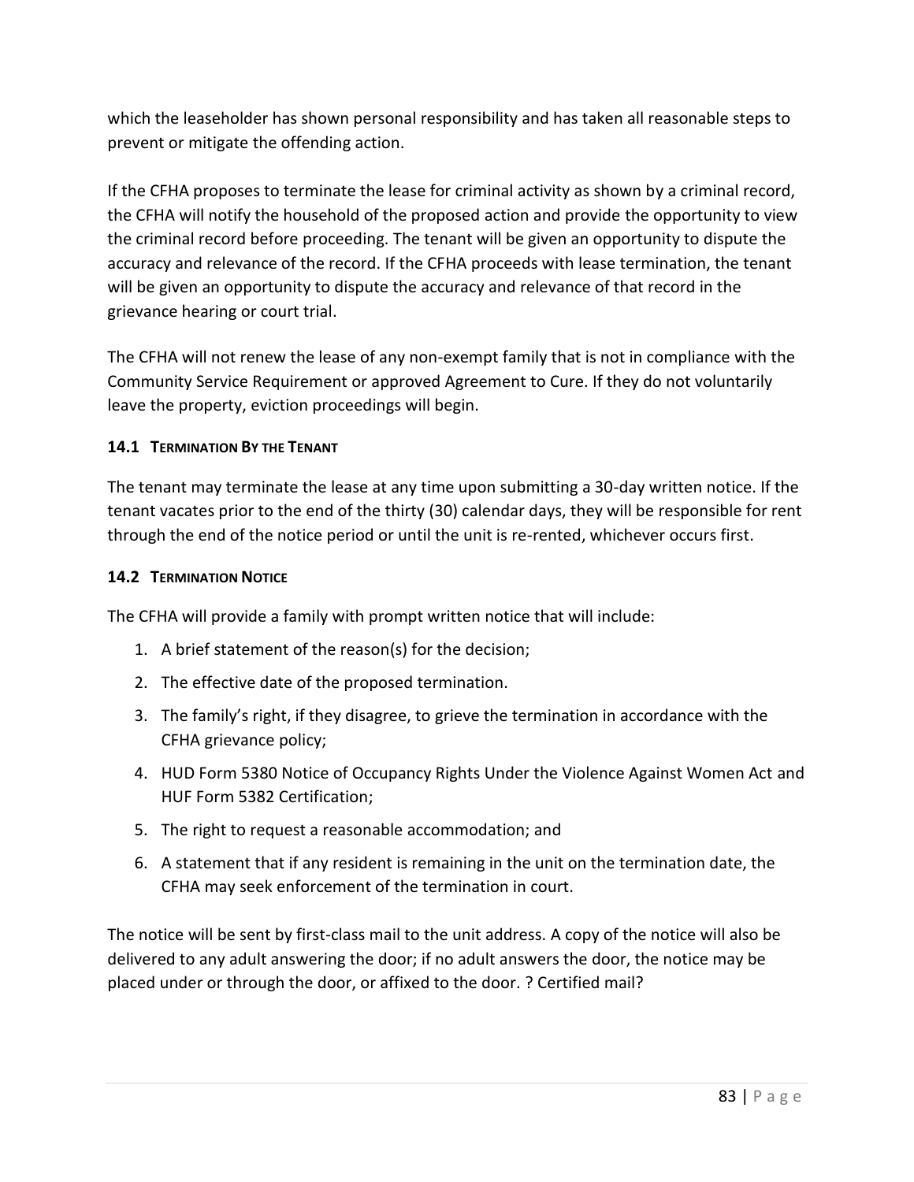which the leaseholder has shown personal responsibility and has taken all reasonable steps to prevent or mitigate the offending action.

If the CFHA proposes to terminate the lease for criminal activity as shown by a criminal record, the CFHA will notify the household of the proposed action and provide the opportunity to view the criminal record before proceeding. The tenant will be given an opportunity to dispute the accuracy and relevance of the record. If the CFHA proceeds with lease termination, the tenant will be given an opportunity to dispute the accuracy and relevance of that record in the grievance hearing or court trial.

The CFHA will not renew the lease of any non-exempt family that is not in compliance with the Community Service Requirement or approved Agreement to Cure. If they do not voluntarily leave the property, eviction proceedings will begin.

### 14.1 Termination By the Tenant

The tenant may terminate the lease at any time upon submitting a 30-day written notice. If the tenant vacates prior to the end of the thirty (30) calendar days, they will be responsible for rent through the end of the notice period or until the unit is re-rented, whichever occurs first.

### 14.2 Termination Notice

The CFHA will provide a family with prompt written notice that will include:

1. A brief statement of the reason(s) for the decision;
2. The effective date of the proposed termination.
3. The family's right, if they disagree, to grieve the termination in accordance with the CFHA grievance policy;
4. HUD Form 5380 Notice of Occupancy Rights Under the Violence Against Women Act and HUF Form 5382 Certification;
5. The right to request a reasonable accommodation; and
6. A statement that if any resident is remaining in the unit on the termination date, the CFHA may seek enforcement of the termination in court.

The notice will be sent by first-class mail to the unit address. A copy of the notice will also be delivered to any adult answering the door; if no adult answers the door, the notice may be placed under or through the door, or affixed to the door. ? Certified mail?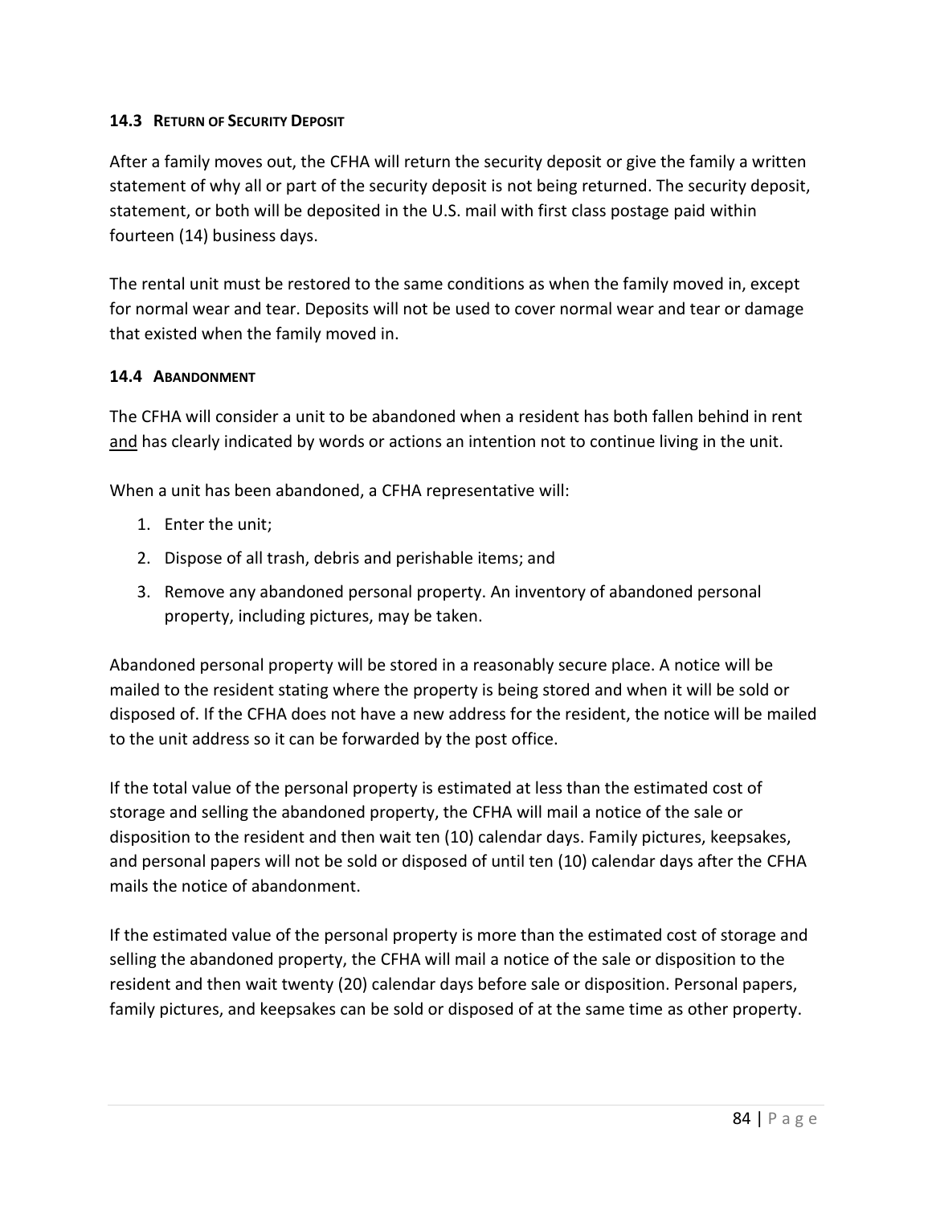### 14.3 Return of Security Deposit

After a family moves out, the CFHA will return the security deposit or give the family a written statement of why all or part of the security deposit is not being returned. The security deposit, statement, or both will be deposited in the U.S. mail with first class postage paid within fourteen (14) business days.

The rental unit must be restored to the same conditions as when the family moved in, except for normal wear and tear. Deposits will not be used to cover normal wear and tear or damage that existed when the family moved in.

### 14.4 Abandonment

The CFHA will consider a unit to be abandoned when a resident has both fallen behind in rent <u>and</u> has clearly indicated by words or actions an intention not to continue living in the unit.

When a unit has been abandoned, a CFHA representative will:

1. Enter the unit;
2. Dispose of all trash, debris and perishable items; and
3. Remove any abandoned personal property. An inventory of abandoned personal property, including pictures, may be taken.

Abandoned personal property will be stored in a reasonably secure place. A notice will be mailed to the resident stating where the property is being stored and when it will be sold or disposed of. If the CFHA does not have a new address for the resident, the notice will be mailed to the unit address so it can be forwarded by the post office.

If the total value of the personal property is estimated at less than the estimated cost of storage and selling the abandoned property, the CFHA will mail a notice of the sale or disposition to the resident and then wait ten (10) calendar days. Family pictures, keepsakes, and personal papers will not be sold or disposed of until ten (10) calendar days after the CFHA mails the notice of abandonment.

If the estimated value of the personal property is more than the estimated cost of storage and selling the abandoned property, the CFHA will mail a notice of the sale or disposition to the resident and then wait twenty (20) calendar days before sale or disposition. Personal papers, family pictures, and keepsakes can be sold or disposed of at the same time as other property.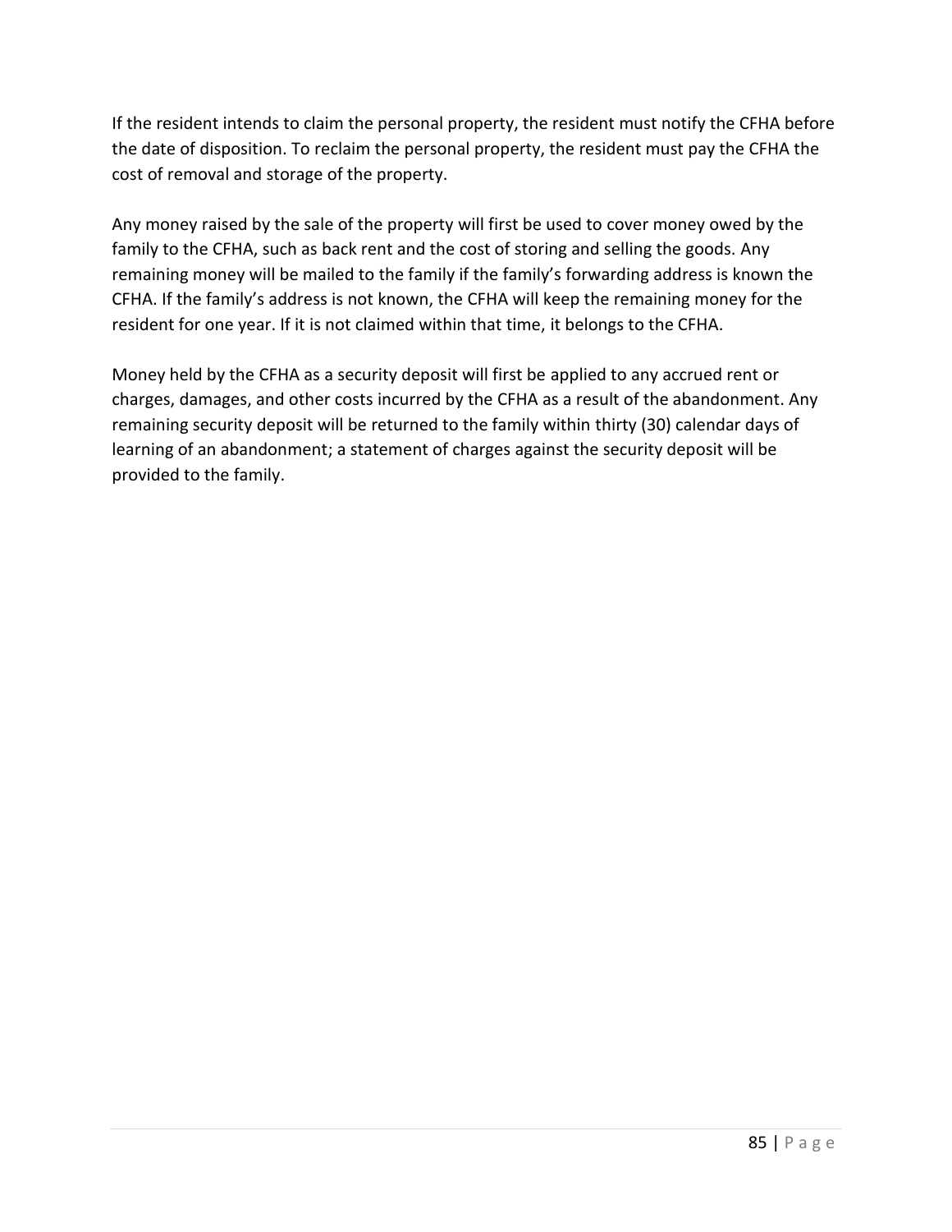If the resident intends to claim the personal property, the resident must notify the CFHA before the date of disposition. To reclaim the personal property, the resident must pay the CFHA the cost of removal and storage of the property.

Any money raised by the sale of the property will first be used to cover money owed by the family to the CFHA, such as back rent and the cost of storing and selling the goods. Any remaining money will be mailed to the family if the family's forwarding address is known the CFHA. If the family's address is not known, the CFHA will keep the remaining money for the resident for one year. If it is not claimed within that time, it belongs to the CFHA.

Money held by the CFHA as a security deposit will first be applied to any accrued rent or charges, damages, and other costs incurred by the CFHA as a result of the abandonment. Any remaining security deposit will be returned to the family within thirty (30) calendar days of learning of an abandonment; a statement of charges against the security deposit will be provided to the family.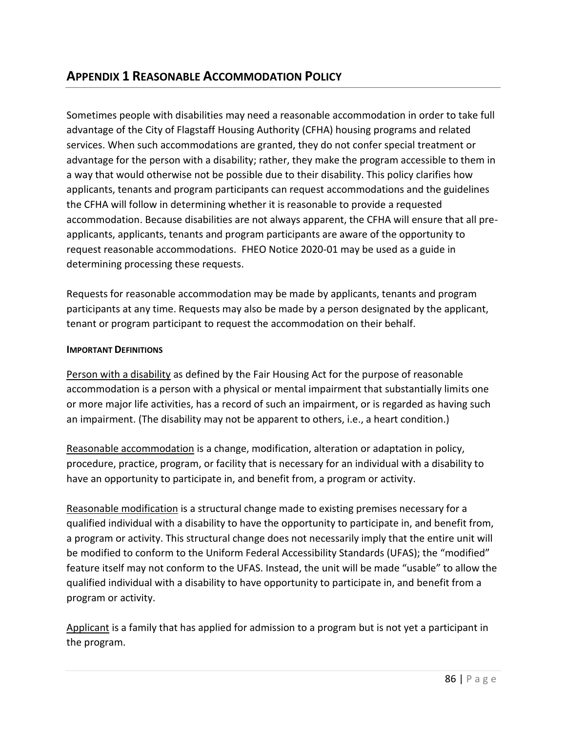## APPENDIX 1 REASONABLE ACCOMMODATION POLICY

Sometimes people with disabilities may need a reasonable accommodation in order to take full advantage of the City of Flagstaff Housing Authority (CFHA) housing programs and related services. When such accommodations are granted, they do not confer special treatment or advantage for the person with a disability; rather, they make the program accessible to them in a way that would otherwise not be possible due to their disability. This policy clarifies how applicants, tenants and program participants can request accommodations and the guidelines the CFHA will follow in determining whether it is reasonable to provide a requested accommodation. Because disabilities are not always apparent, the CFHA will ensure that all pre-applicants, applicants, tenants and program participants are aware of the opportunity to request reasonable accommodations. FHEO Notice 2020-01 may be used as a guide in determining processing these requests.

Requests for reasonable accommodation may be made by applicants, tenants and program participants at any time. Requests may also be made by a person designated by the applicant, tenant or program participant to request the accommodation on their behalf.

#### IMPORTANT DEFINITIONS

Person with a disability as defined by the Fair Housing Act for the purpose of reasonable accommodation is a person with a physical or mental impairment that substantially limits one or more major life activities, has a record of such an impairment, or is regarded as having such an impairment. (The disability may not be apparent to others, i.e., a heart condition.)

Reasonable accommodation is a change, modification, alteration or adaptation in policy, procedure, practice, program, or facility that is necessary for an individual with a disability to have an opportunity to participate in, and benefit from, a program or activity.

Reasonable modification is a structural change made to existing premises necessary for a qualified individual with a disability to have the opportunity to participate in, and benefit from, a program or activity. This structural change does not necessarily imply that the entire unit will be modified to conform to the Uniform Federal Accessibility Standards (UFAS); the "modified" feature itself may not conform to the UFAS. Instead, the unit will be made "usable" to allow the qualified individual with a disability to have opportunity to participate in, and benefit from a program or activity.

Applicant is a family that has applied for admission to a program but is not yet a participant in the program.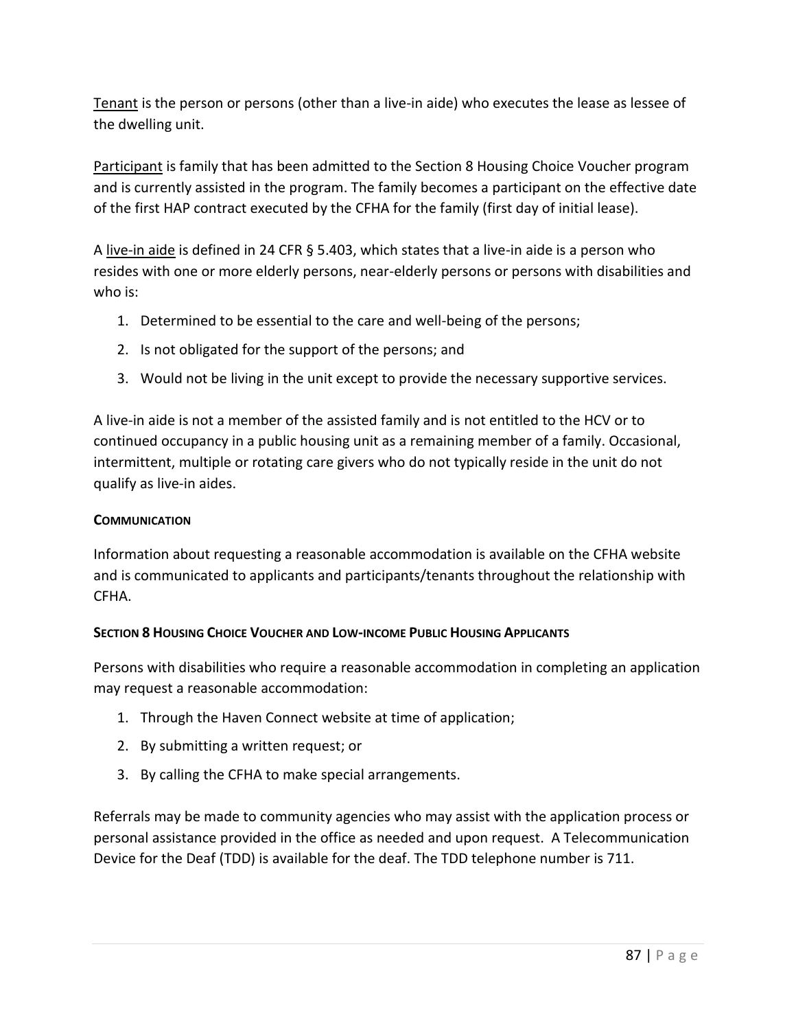<u>Tenant</u> is the person or persons (other than a live-in aide) who executes the lease as lessee of the dwelling unit.

<u>Participant</u> is family that has been admitted to the Section 8 Housing Choice Voucher program and is currently assisted in the program. The family becomes a participant on the effective date of the first HAP contract executed by the CFHA for the family (first day of initial lease).

A <u>live-in aide</u> is defined in 24 CFR § 5.403, which states that a live-in aide is a person who resides with one or more elderly persons, near-elderly persons or persons with disabilities and who is:

1. Determined to be essential to the care and well-being of the persons;
2. Is not obligated for the support of the persons; and
3. Would not be living in the unit except to provide the necessary supportive services.

A live-in aide is not a member of the assisted family and is not entitled to the HCV or to continued occupancy in a public housing unit as a remaining member of a family. Occasional, intermittent, multiple or rotating care givers who do not typically reside in the unit do not qualify as live-in aides.

#### COMMUNICATION

Information about requesting a reasonable accommodation is available on the CFHA website and is communicated to applicants and participants/tenants throughout the relationship with CFHA.

#### SECTION 8 HOUSING CHOICE VOUCHER AND LOW-INCOME PUBLIC HOUSING APPLICANTS

Persons with disabilities who require a reasonable accommodation in completing an application may request a reasonable accommodation:

1. Through the Haven Connect website at time of application;
2. By submitting a written request; or
3. By calling the CFHA to make special arrangements.

Referrals may be made to community agencies who may assist with the application process or personal assistance provided in the office as needed and upon request. A Telecommunication Device for the Deaf (TDD) is available for the deaf. The TDD telephone number is 711.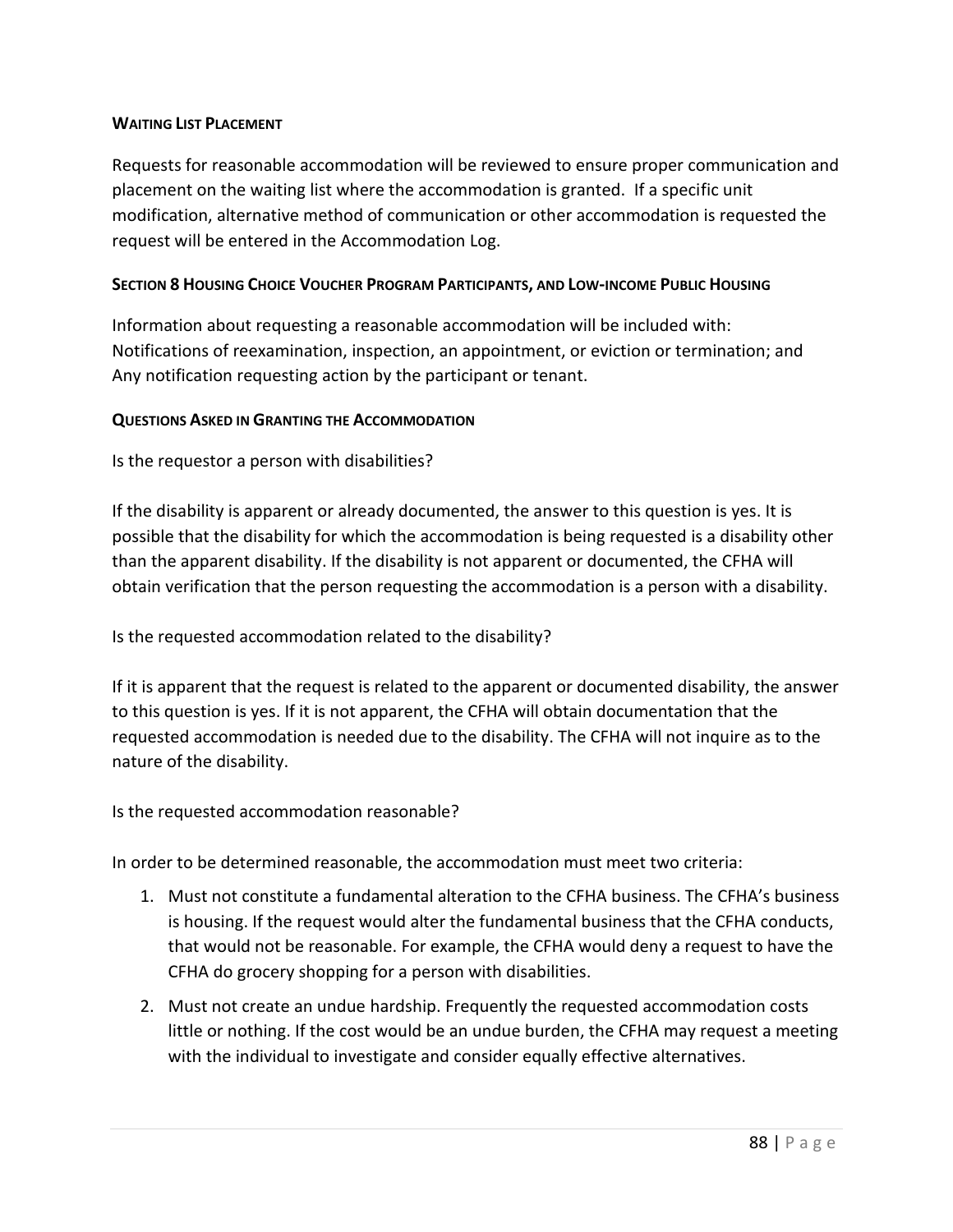**WAITING LIST PLACEMENT**

Requests for reasonable accommodation will be reviewed to ensure proper communication and placement on the waiting list where the accommodation is granted. If a specific unit modification, alternative method of communication or other accommodation is requested the request will be entered in the Accommodation Log.

**SECTION 8 HOUSING CHOICE VOUCHER PROGRAM PARTICIPANTS, AND LOW-INCOME PUBLIC HOUSING**

Information about requesting a reasonable accommodation will be included with:
Notifications of reexamination, inspection, an appointment, or eviction or termination; and
Any notification requesting action by the participant or tenant.

**QUESTIONS ASKED IN GRANTING THE ACCOMMODATION**

Is the requestor a person with disabilities?

If the disability is apparent or already documented, the answer to this question is yes. It is possible that the disability for which the accommodation is being requested is a disability other than the apparent disability. If the disability is not apparent or documented, the CFHA will obtain verification that the person requesting the accommodation is a person with a disability.

Is the requested accommodation related to the disability?

If it is apparent that the request is related to the apparent or documented disability, the answer to this question is yes. If it is not apparent, the CFHA will obtain documentation that the requested accommodation is needed due to the disability. The CFHA will not inquire as to the nature of the disability.

Is the requested accommodation reasonable?

In order to be determined reasonable, the accommodation must meet two criteria:

1. Must not constitute a fundamental alteration to the CFHA business. The CFHA's business is housing. If the request would alter the fundamental business that the CFHA conducts, that would not be reasonable. For example, the CFHA would deny a request to have the CFHA do grocery shopping for a person with disabilities.
2. Must not create an undue hardship. Frequently the requested accommodation costs little or nothing. If the cost would be an undue burden, the CFHA may request a meeting with the individual to investigate and consider equally effective alternatives.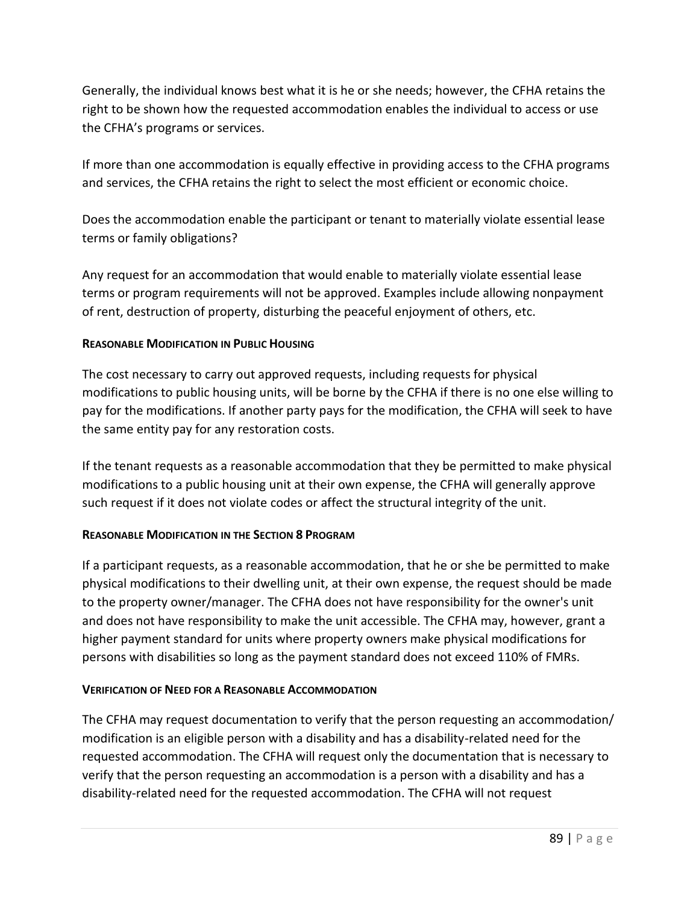Generally, the individual knows best what it is he or she needs; however, the CFHA retains the right to be shown how the requested accommodation enables the individual to access or use the CFHA's programs or services.

If more than one accommodation is equally effective in providing access to the CFHA programs and services, the CFHA retains the right to select the most efficient or economic choice.

Does the accommodation enable the participant or tenant to materially violate essential lease terms or family obligations?

Any request for an accommodation that would enable to materially violate essential lease terms or program requirements will not be approved. Examples include allowing nonpayment of rent, destruction of property, disturbing the peaceful enjoyment of others, etc.

#### REASONABLE MODIFICATION IN PUBLIC HOUSING

The cost necessary to carry out approved requests, including requests for physical modifications to public housing units, will be borne by the CFHA if there is no one else willing to pay for the modifications. If another party pays for the modification, the CFHA will seek to have the same entity pay for any restoration costs.

If the tenant requests as a reasonable accommodation that they be permitted to make physical modifications to a public housing unit at their own expense, the CFHA will generally approve such request if it does not violate codes or affect the structural integrity of the unit.

#### REASONABLE MODIFICATION IN THE SECTION 8 PROGRAM

If a participant requests, as a reasonable accommodation, that he or she be permitted to make physical modifications to their dwelling unit, at their own expense, the request should be made to the property owner/manager. The CFHA does not have responsibility for the owner's unit and does not have responsibility to make the unit accessible. The CFHA may, however, grant a higher payment standard for units where property owners make physical modifications for persons with disabilities so long as the payment standard does not exceed 110% of FMRs.

#### VERIFICATION OF NEED FOR A REASONABLE ACCOMMODATION

The CFHA may request documentation to verify that the person requesting an accommodation/ modification is an eligible person with a disability and has a disability-related need for the requested accommodation. The CFHA will request only the documentation that is necessary to verify that the person requesting an accommodation is a person with a disability and has a disability-related need for the requested accommodation. The CFHA will not request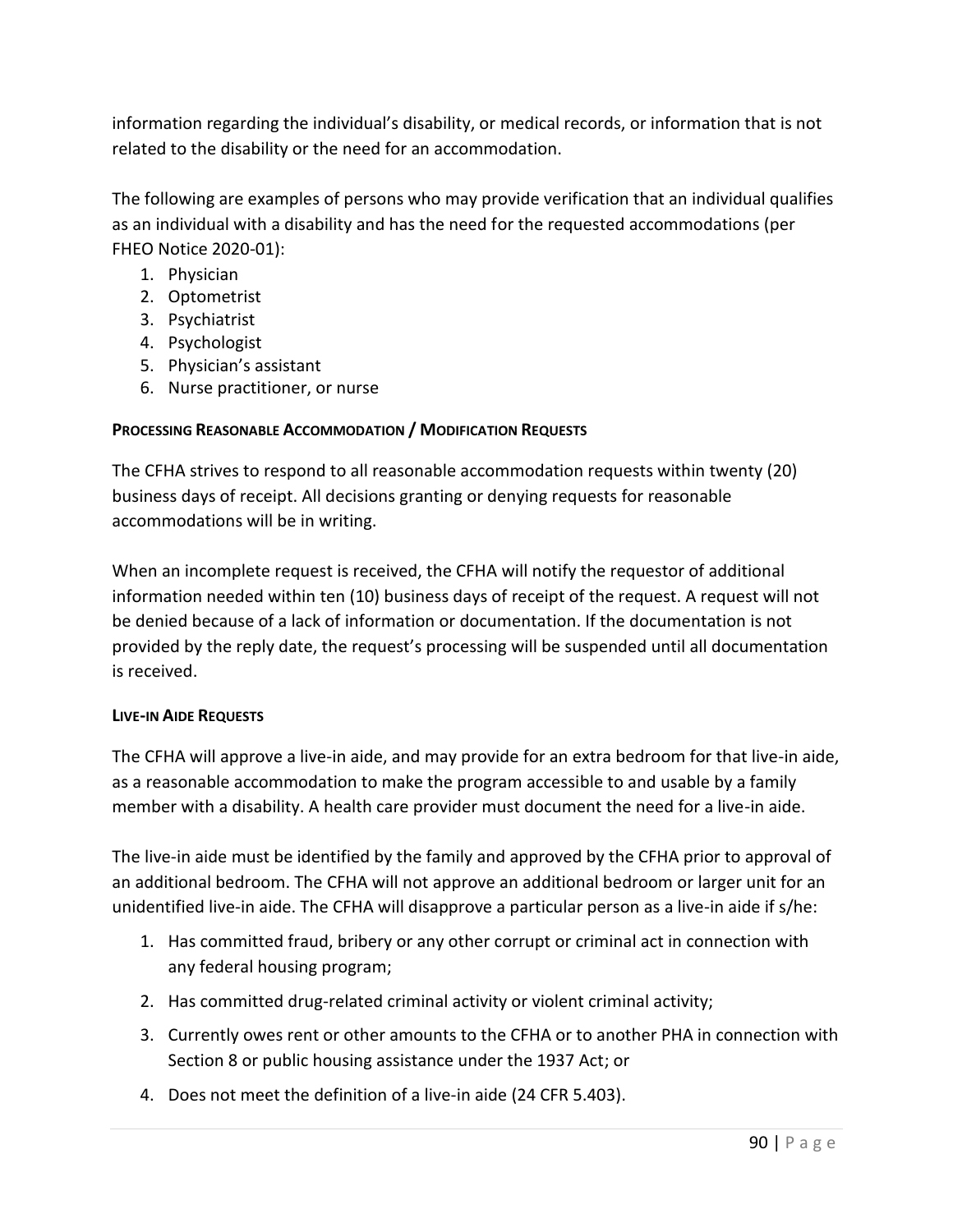information regarding the individual's disability, or medical records, or information that is not related to the disability or the need for an accommodation.

The following are examples of persons who may provide verification that an individual qualifies as an individual with a disability and has the need for the requested accommodations (per FHEO Notice 2020-01):

1. Physician
2. Optometrist
3. Psychiatrist
4. Psychologist
5. Physician's assistant
6. Nurse practitioner, or nurse

**PROCESSING REASONABLE ACCOMMODATION / MODIFICATION REQUESTS**

The CFHA strives to respond to all reasonable accommodation requests within twenty (20) business days of receipt. All decisions granting or denying requests for reasonable accommodations will be in writing.

When an incomplete request is received, the CFHA will notify the requestor of additional information needed within ten (10) business days of receipt of the request. A request will not be denied because of a lack of information or documentation. If the documentation is not provided by the reply date, the request's processing will be suspended until all documentation is received.

**LIVE-IN AIDE REQUESTS**

The CFHA will approve a live-in aide, and may provide for an extra bedroom for that live-in aide, as a reasonable accommodation to make the program accessible to and usable by a family member with a disability. A health care provider must document the need for a live-in aide.

The live-in aide must be identified by the family and approved by the CFHA prior to approval of an additional bedroom. The CFHA will not approve an additional bedroom or larger unit for an unidentified live-in aide. The CFHA will disapprove a particular person as a live-in aide if s/he:

1. Has committed fraud, bribery or any other corrupt or criminal act in connection with any federal housing program;
2. Has committed drug-related criminal activity or violent criminal activity;
3. Currently owes rent or other amounts to the CFHA or to another PHA in connection with Section 8 or public housing assistance under the 1937 Act; or
4. Does not meet the definition of a live-in aide (24 CFR 5.403).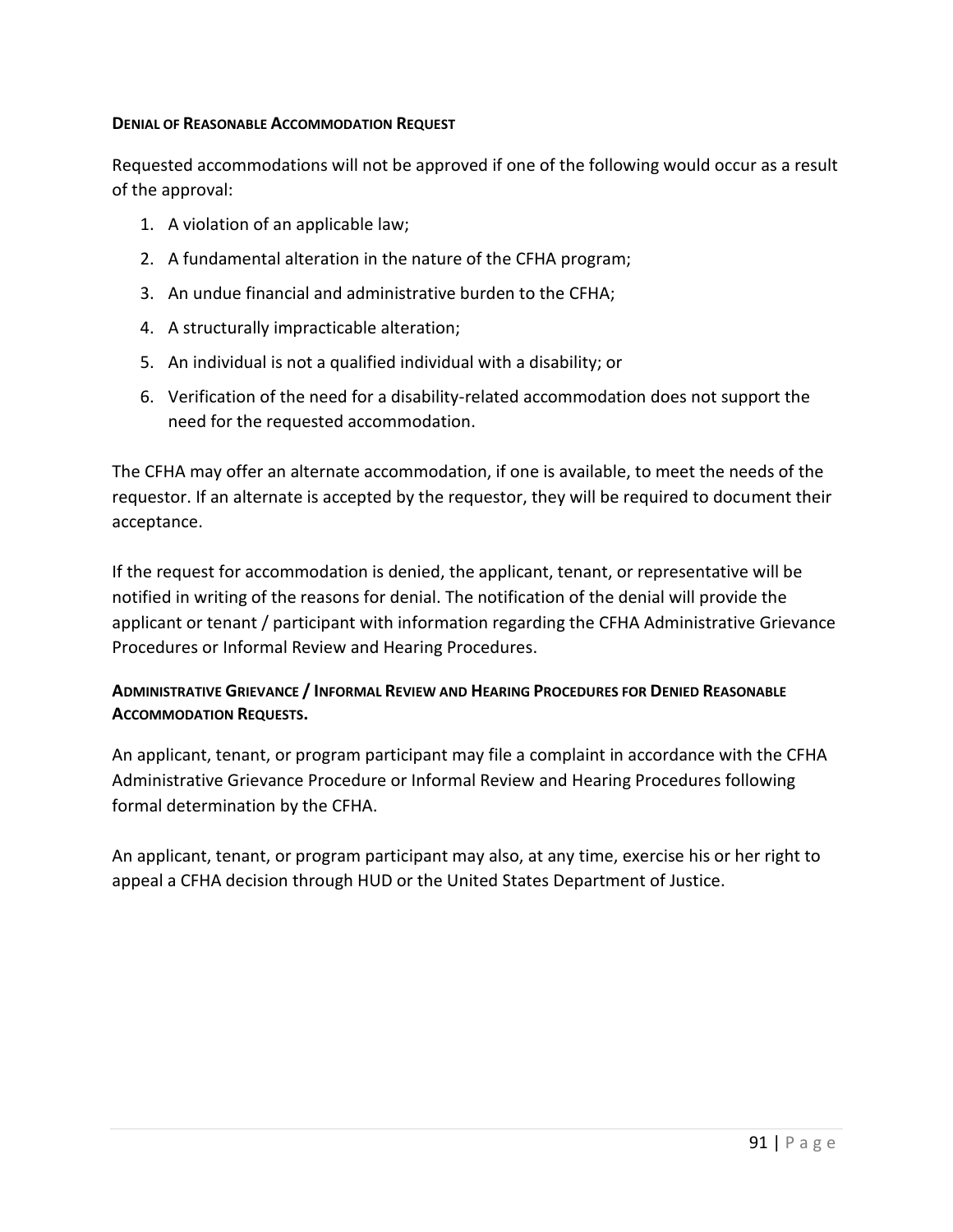### DENIAL OF REASONABLE ACCOMMODATION REQUEST

Requested accommodations will not be approved if one of the following would occur as a result of the approval:

1. A violation of an applicable law;
2. A fundamental alteration in the nature of the CFHA program;
3. An undue financial and administrative burden to the CFHA;
4. A structurally impracticable alteration;
5. An individual is not a qualified individual with a disability; or
6. Verification of the need for a disability-related accommodation does not support the need for the requested accommodation.

The CFHA may offer an alternate accommodation, if one is available, to meet the needs of the requestor. If an alternate is accepted by the requestor, they will be required to document their acceptance.

If the request for accommodation is denied, the applicant, tenant, or representative will be notified in writing of the reasons for denial. The notification of the denial will provide the applicant or tenant / participant with information regarding the CFHA Administrative Grievance Procedures or Informal Review and Hearing Procedures.

### ADMINISTRATIVE GRIEVANCE / INFORMAL REVIEW AND HEARING PROCEDURES FOR DENIED REASONABLE ACCOMMODATION REQUESTS.

An applicant, tenant, or program participant may file a complaint in accordance with the CFHA Administrative Grievance Procedure or Informal Review and Hearing Procedures following formal determination by the CFHA.

An applicant, tenant, or program participant may also, at any time, exercise his or her right to appeal a CFHA decision through HUD or the United States Department of Justice.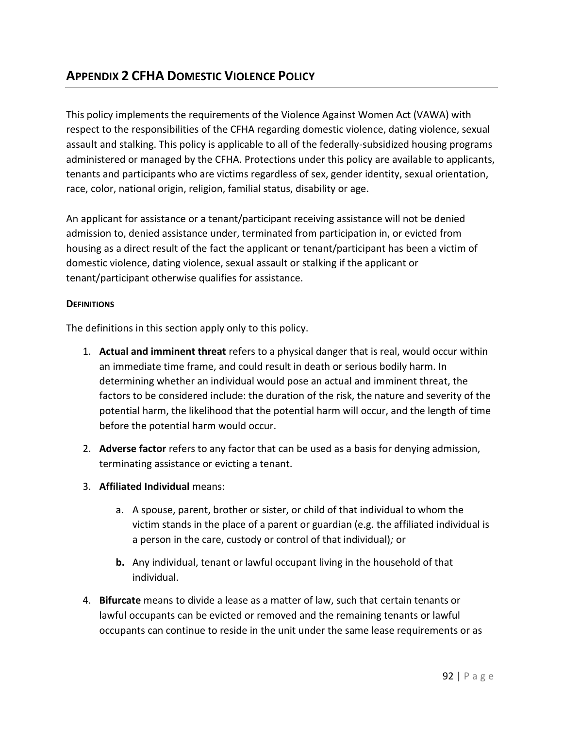## APPENDIX 2 CFHA DOMESTIC VIOLENCE POLICY

This policy implements the requirements of the Violence Against Women Act (VAWA) with respect to the responsibilities of the CFHA regarding domestic violence, dating violence, sexual assault and stalking. This policy is applicable to all of the federally-subsidized housing programs administered or managed by the CFHA. Protections under this policy are available to applicants, tenants and participants who are victims regardless of sex, gender identity, sexual orientation, race, color, national origin, religion, familial status, disability or age.

An applicant for assistance or a tenant/participant receiving assistance will not be denied admission to, denied assistance under, terminated from participation in, or evicted from housing as a direct result of the fact the applicant or tenant/participant has been a victim of domestic violence, dating violence, sexual assault or stalking if the applicant or tenant/participant otherwise qualifies for assistance.

**DEFINITIONS**

The definitions in this section apply only to this policy.

1. **Actual and imminent threat** refers to a physical danger that is real, would occur within an immediate time frame, and could result in death or serious bodily harm. In determining whether an individual would pose an actual and imminent threat, the factors to be considered include: the duration of the risk, the nature and severity of the potential harm, the likelihood that the potential harm will occur, and the length of time before the potential harm would occur.

2. **Adverse factor** refers to any factor that can be used as a basis for denying admission, terminating assistance or evicting a tenant.

3. **Affiliated Individual** means:

   a. A spouse, parent, brother or sister, or child of that individual to whom the victim stands in the place of a parent or guardian (e.g. the affiliated individual is a person in the care, custody or control of that individual)*;* or

   **b.** Any individual, tenant or lawful occupant living in the household of that individual.

4. **Bifurcate** means to divide a lease as a matter of law, such that certain tenants or lawful occupants can be evicted or removed and the remaining tenants or lawful occupants can continue to reside in the unit under the same lease requirements or as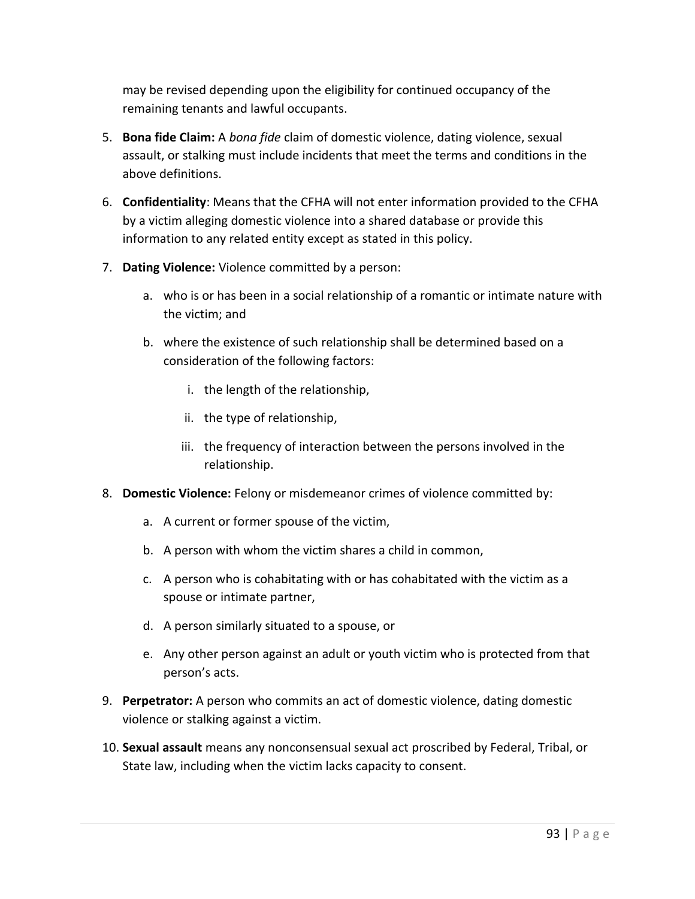may be revised depending upon the eligibility for continued occupancy of the remaining tenants and lawful occupants.

5. **Bona fide Claim:** A *bona fide* claim of domestic violence, dating violence, sexual assault, or stalking must include incidents that meet the terms and conditions in the above definitions.
6. **Confidentiality**: Means that the CFHA will not enter information provided to the CFHA by a victim alleging domestic violence into a shared database or provide this information to any related entity except as stated in this policy.
7. **Dating Violence:** Violence committed by a person:
   a. who is or has been in a social relationship of a romantic or intimate nature with the victim; and
   b. where the existence of such relationship shall be determined based on a consideration of the following factors:
      i. the length of the relationship,
      ii. the type of relationship,
      iii. the frequency of interaction between the persons involved in the relationship.
8. **Domestic Violence:** Felony or misdemeanor crimes of violence committed by:
   a. A current or former spouse of the victim,
   b. A person with whom the victim shares a child in common,
   c. A person who is cohabitating with or has cohabitated with the victim as a spouse or intimate partner,
   d. A person similarly situated to a spouse, or
   e. Any other person against an adult or youth victim who is protected from that person's acts.
9. **Perpetrator:** A person who commits an act of domestic violence, dating domestic violence or stalking against a victim.
10. **Sexual assault** means any nonconsensual sexual act proscribed by Federal, Tribal, or State law, including when the victim lacks capacity to consent.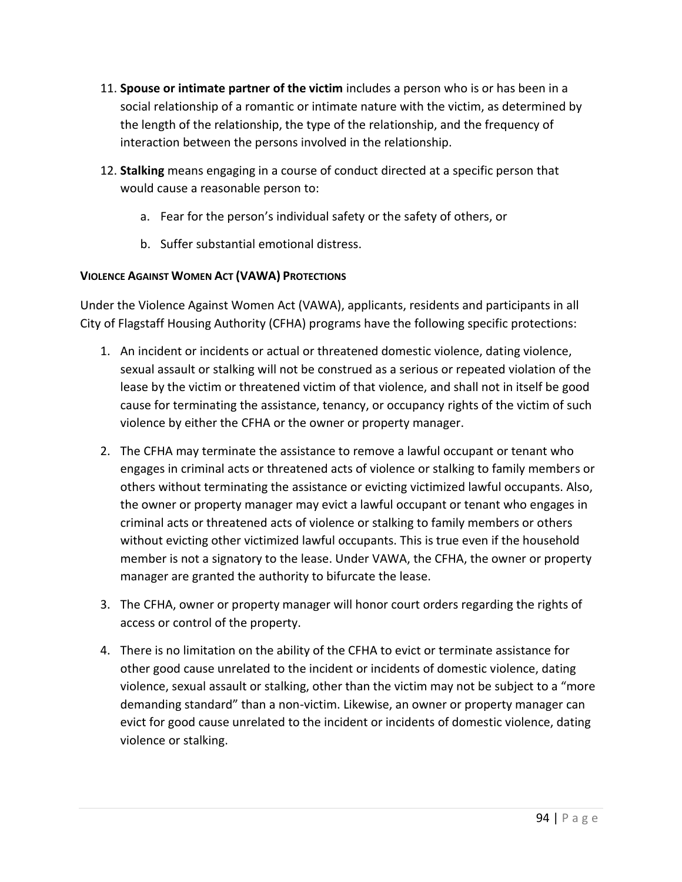11. **Spouse or intimate partner of the victim** includes a person who is or has been in a social relationship of a romantic or intimate nature with the victim, as determined by the length of the relationship, the type of the relationship, and the frequency of interaction between the persons involved in the relationship.

12. **Stalking** means engaging in a course of conduct directed at a specific person that would cause a reasonable person to:

    a. Fear for the person's individual safety or the safety of others, or

    b. Suffer substantial emotional distress.

**VIOLENCE AGAINST WOMEN ACT (VAWA) PROTECTIONS**

Under the Violence Against Women Act (VAWA), applicants, residents and participants in all City of Flagstaff Housing Authority (CFHA) programs have the following specific protections:

1. An incident or incidents or actual or threatened domestic violence, dating violence, sexual assault or stalking will not be construed as a serious or repeated violation of the lease by the victim or threatened victim of that violence, and shall not in itself be good cause for terminating the assistance, tenancy, or occupancy rights of the victim of such violence by either the CFHA or the owner or property manager.

2. The CFHA may terminate the assistance to remove a lawful occupant or tenant who engages in criminal acts or threatened acts of violence or stalking to family members or others without terminating the assistance or evicting victimized lawful occupants. Also, the owner or property manager may evict a lawful occupant or tenant who engages in criminal acts or threatened acts of violence or stalking to family members or others without evicting other victimized lawful occupants. This is true even if the household member is not a signatory to the lease. Under VAWA, the CFHA, the owner or property manager are granted the authority to bifurcate the lease.

3. The CFHA, owner or property manager will honor court orders regarding the rights of access or control of the property.

4. There is no limitation on the ability of the CFHA to evict or terminate assistance for other good cause unrelated to the incident or incidents of domestic violence, dating violence, sexual assault or stalking, other than the victim may not be subject to a "more demanding standard" than a non-victim. Likewise, an owner or property manager can evict for good cause unrelated to the incident or incidents of domestic violence, dating violence or stalking.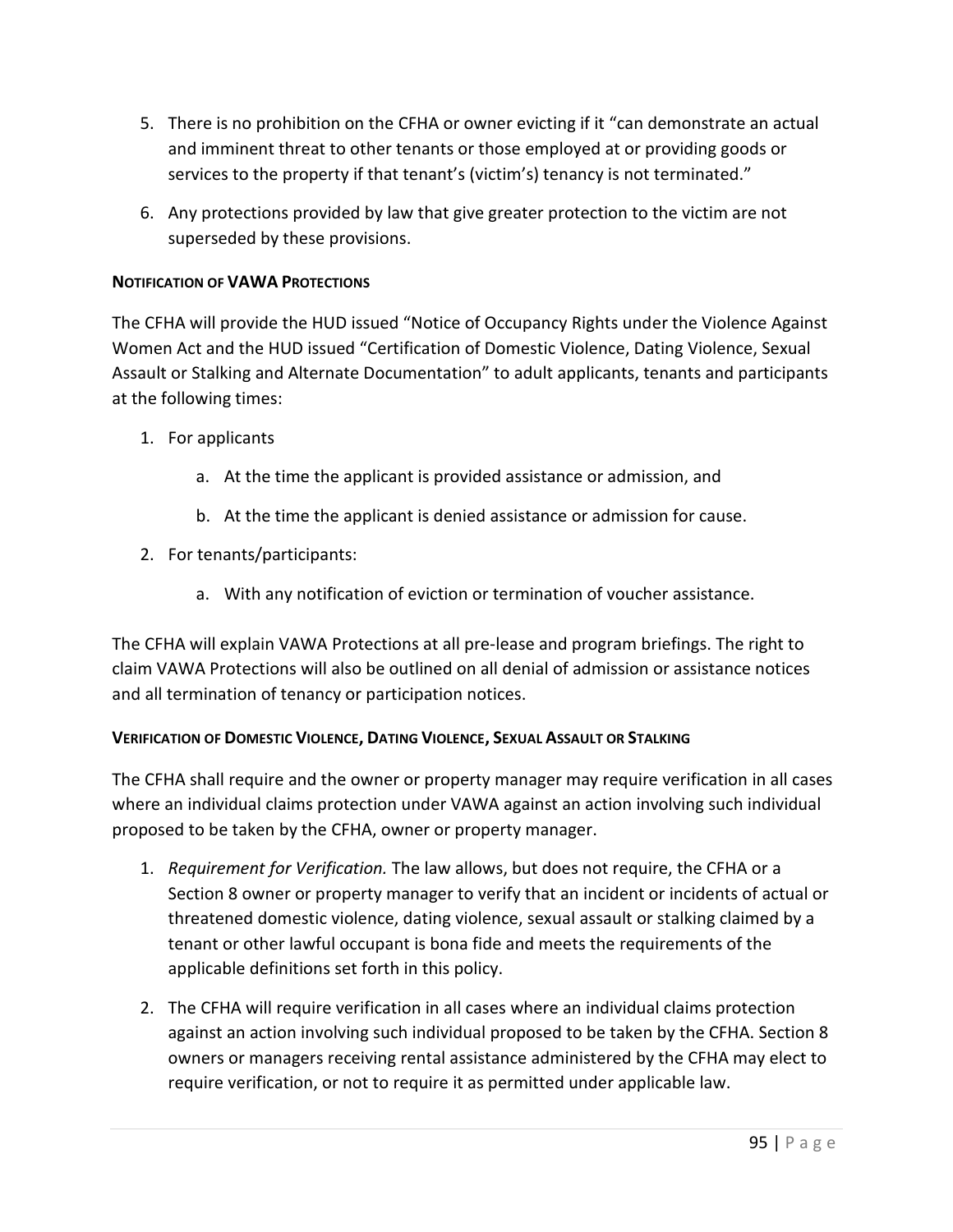5. There is no prohibition on the CFHA or owner evicting if it “can demonstrate an actual and imminent threat to other tenants or those employed at or providing goods or services to the property if that tenant’s (victim’s) tenancy is not terminated.”

6. Any protections provided by law that give greater protection to the victim are not superseded by these provisions.

#### NOTIFICATION OF VAWA PROTECTIONS

The CFHA will provide the HUD issued “Notice of Occupancy Rights under the Violence Against Women Act and the HUD issued “Certification of Domestic Violence, Dating Violence, Sexual Assault or Stalking and Alternate Documentation” to adult applicants, tenants and participants at the following times:

1. For applicants
    a. At the time the applicant is provided assistance or admission, and
    b. At the time the applicant is denied assistance or admission for cause.
2. For tenants/participants:
    a. With any notification of eviction or termination of voucher assistance.

The CFHA will explain VAWA Protections at all pre-lease and program briefings. The right to claim VAWA Protections will also be outlined on all denial of admission or assistance notices and all termination of tenancy or participation notices.

#### VERIFICATION OF DOMESTIC VIOLENCE, DATING VIOLENCE, SEXUAL ASSAULT OR STALKING

The CFHA shall require and the owner or property manager may require verification in all cases where an individual claims protection under VAWA against an action involving such individual proposed to be taken by the CFHA, owner or property manager.

1. *Requirement for Verification.* The law allows, but does not require, the CFHA or a Section 8 owner or property manager to verify that an incident or incidents of actual or threatened domestic violence, dating violence, sexual assault or stalking claimed by a tenant or other lawful occupant is bona fide and meets the requirements of the applicable definitions set forth in this policy.

2. The CFHA will require verification in all cases where an individual claims protection against an action involving such individual proposed to be taken by the CFHA. Section 8 owners or managers receiving rental assistance administered by the CFHA may elect to require verification, or not to require it as permitted under applicable law.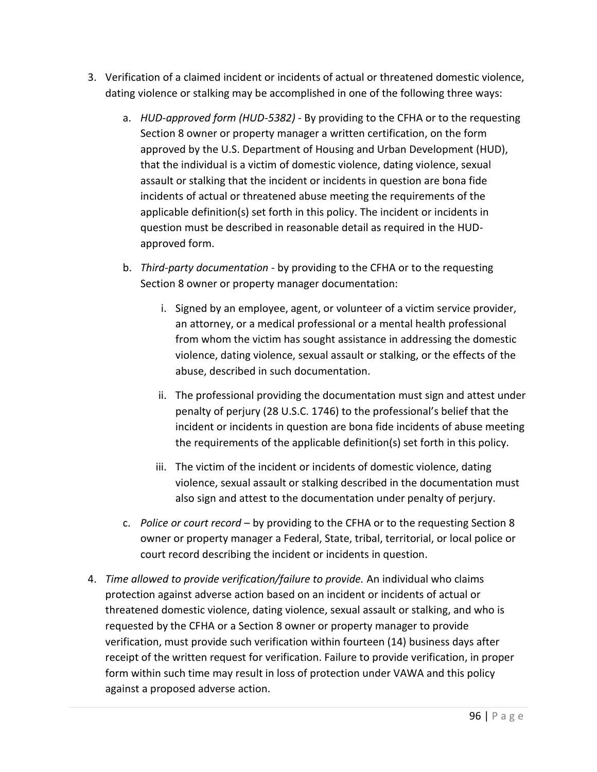3. Verification of a claimed incident or incidents of actual or threatened domestic violence, dating violence or stalking may be accomplished in one of the following three ways:

   a. *HUD-approved form (HUD-5382)* - By providing to the CFHA or to the requesting Section 8 owner or property manager a written certification, on the form approved by the U.S. Department of Housing and Urban Development (HUD), that the individual is a victim of domestic violence, dating violence, sexual assault or stalking that the incident or incidents in question are bona fide incidents of actual or threatened abuse meeting the requirements of the applicable definition(s) set forth in this policy. The incident or incidents in question must be described in reasonable detail as required in the HUD-approved form.

   b. *Third-party documentation* - by providing to the CFHA or to the requesting Section 8 owner or property manager documentation:

      i. Signed by an employee, agent, or volunteer of a victim service provider, an attorney, or a medical professional or a mental health professional from whom the victim has sought assistance in addressing the domestic violence, dating violence, sexual assault or stalking, or the effects of the abuse, described in such documentation.

      ii. The professional providing the documentation must sign and attest under penalty of perjury (28 U.S.C. 1746) to the professional's belief that the incident or incidents in question are bona fide incidents of abuse meeting the requirements of the applicable definition(s) set forth in this policy.

      iii. The victim of the incident or incidents of domestic violence, dating violence, sexual assault or stalking described in the documentation must also sign and attest to the documentation under penalty of perjury.

   c. *Police or court record* – by providing to the CFHA or to the requesting Section 8 owner or property manager a Federal, State, tribal, territorial, or local police or court record describing the incident or incidents in question.

4. *Time allowed to provide verification/failure to provide.* An individual who claims protection against adverse action based on an incident or incidents of actual or threatened domestic violence, dating violence, sexual assault or stalking, and who is requested by the CFHA or a Section 8 owner or property manager to provide verification, must provide such verification within fourteen (14) business days after receipt of the written request for verification. Failure to provide verification, in proper form within such time may result in loss of protection under VAWA and this policy against a proposed adverse action.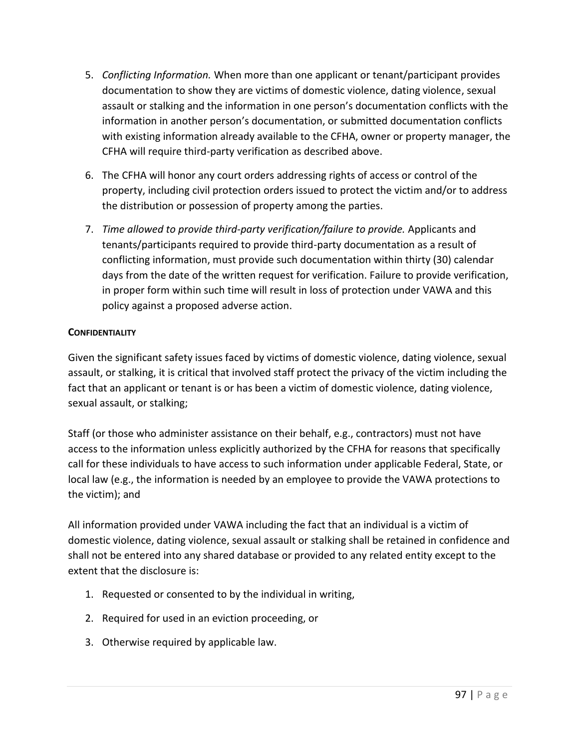5. *Conflicting Information.* When more than one applicant or tenant/participant provides documentation to show they are victims of domestic violence, dating violence, sexual assault or stalking and the information in one person's documentation conflicts with the information in another person's documentation, or submitted documentation conflicts with existing information already available to the CFHA, owner or property manager, the CFHA will require third-party verification as described above.

6. The CFHA will honor any court orders addressing rights of access or control of the property, including civil protection orders issued to protect the victim and/or to address the distribution or possession of property among the parties.

7. *Time allowed to provide third-party verification/failure to provide.* Applicants and tenants/participants required to provide third-party documentation as a result of conflicting information, must provide such documentation within thirty (30) calendar days from the date of the written request for verification. Failure to provide verification, in proper form within such time will result in loss of protection under VAWA and this policy against a proposed adverse action.

**CONFIDENTIALITY**

Given the significant safety issues faced by victims of domestic violence, dating violence, sexual assault, or stalking, it is critical that involved staff protect the privacy of the victim including the fact that an applicant or tenant is or has been a victim of domestic violence, dating violence, sexual assault, or stalking;

Staff (or those who administer assistance on their behalf, e.g., contractors) must not have access to the information unless explicitly authorized by the CFHA for reasons that specifically call for these individuals to have access to such information under applicable Federal, State, or local law (e.g., the information is needed by an employee to provide the VAWA protections to the victim); and

All information provided under VAWA including the fact that an individual is a victim of domestic violence, dating violence, sexual assault or stalking shall be retained in confidence and shall not be entered into any shared database or provided to any related entity except to the extent that the disclosure is:

1. Requested or consented to by the individual in writing,
2. Required for used in an eviction proceeding, or
3. Otherwise required by applicable law.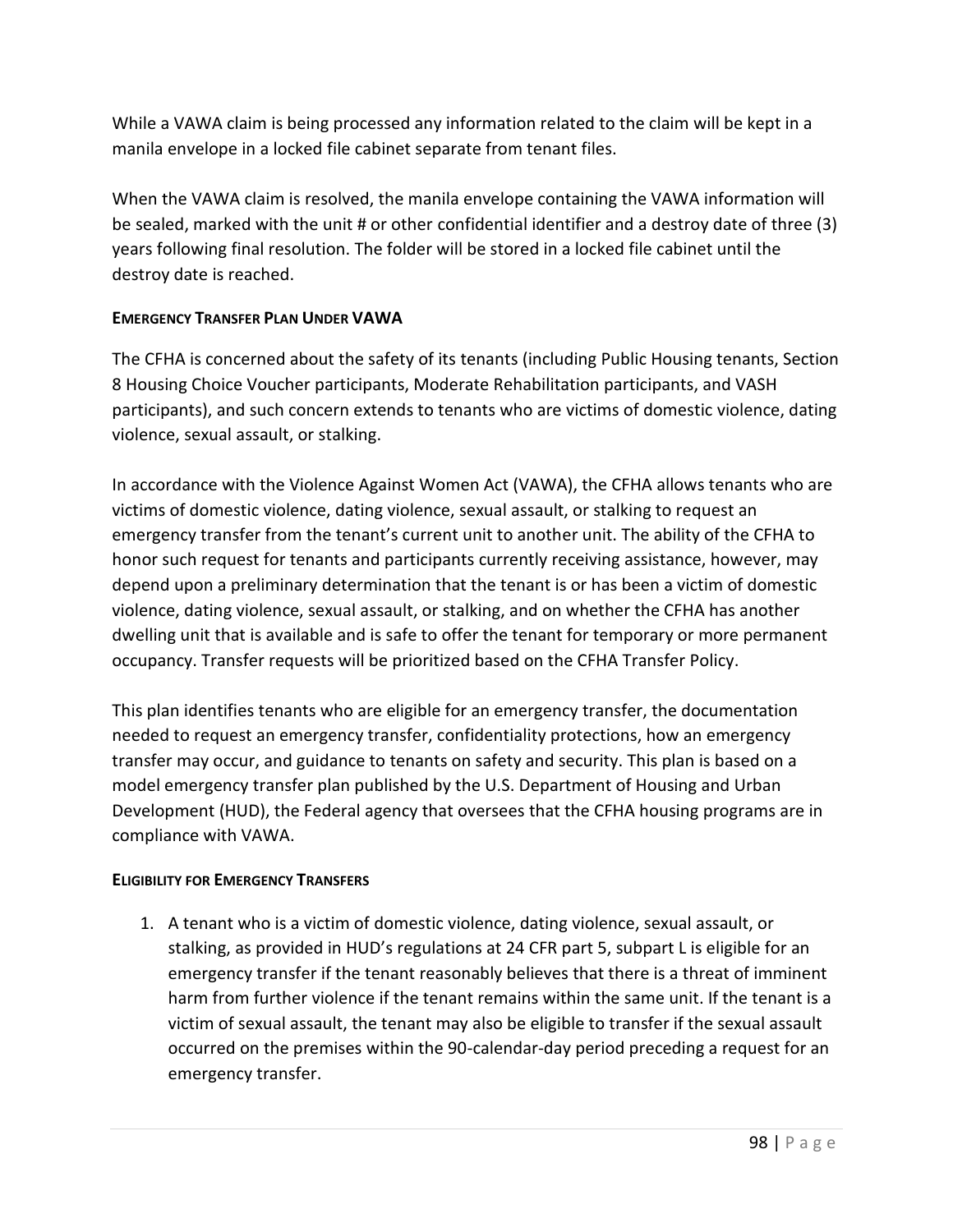While a VAWA claim is being processed any information related to the claim will be kept in a manila envelope in a locked file cabinet separate from tenant files.

When the VAWA claim is resolved, the manila envelope containing the VAWA information will be sealed, marked with the unit # or other confidential identifier and a destroy date of three (3) years following final resolution. The folder will be stored in a locked file cabinet until the destroy date is reached.

#### EMERGENCY TRANSFER PLAN UNDER VAWA

The CFHA is concerned about the safety of its tenants (including Public Housing tenants, Section 8 Housing Choice Voucher participants, Moderate Rehabilitation participants, and VASH participants), and such concern extends to tenants who are victims of domestic violence, dating violence, sexual assault, or stalking.

In accordance with the Violence Against Women Act (VAWA), the CFHA allows tenants who are victims of domestic violence, dating violence, sexual assault, or stalking to request an emergency transfer from the tenant's current unit to another unit. The ability of the CFHA to honor such request for tenants and participants currently receiving assistance, however, may depend upon a preliminary determination that the tenant is or has been a victim of domestic violence, dating violence, sexual assault, or stalking, and on whether the CFHA has another dwelling unit that is available and is safe to offer the tenant for temporary or more permanent occupancy. Transfer requests will be prioritized based on the CFHA Transfer Policy.

This plan identifies tenants who are eligible for an emergency transfer, the documentation needed to request an emergency transfer, confidentiality protections, how an emergency transfer may occur, and guidance to tenants on safety and security. This plan is based on a model emergency transfer plan published by the U.S. Department of Housing and Urban Development (HUD), the Federal agency that oversees that the CFHA housing programs are in compliance with VAWA.

#### ELIGIBILITY FOR EMERGENCY TRANSFERS

1. A tenant who is a victim of domestic violence, dating violence, sexual assault, or stalking, as provided in HUD's regulations at 24 CFR part 5, subpart L is eligible for an emergency transfer if the tenant reasonably believes that there is a threat of imminent harm from further violence if the tenant remains within the same unit. If the tenant is a victim of sexual assault, the tenant may also be eligible to transfer if the sexual assault occurred on the premises within the 90-calendar-day period preceding a request for an emergency transfer.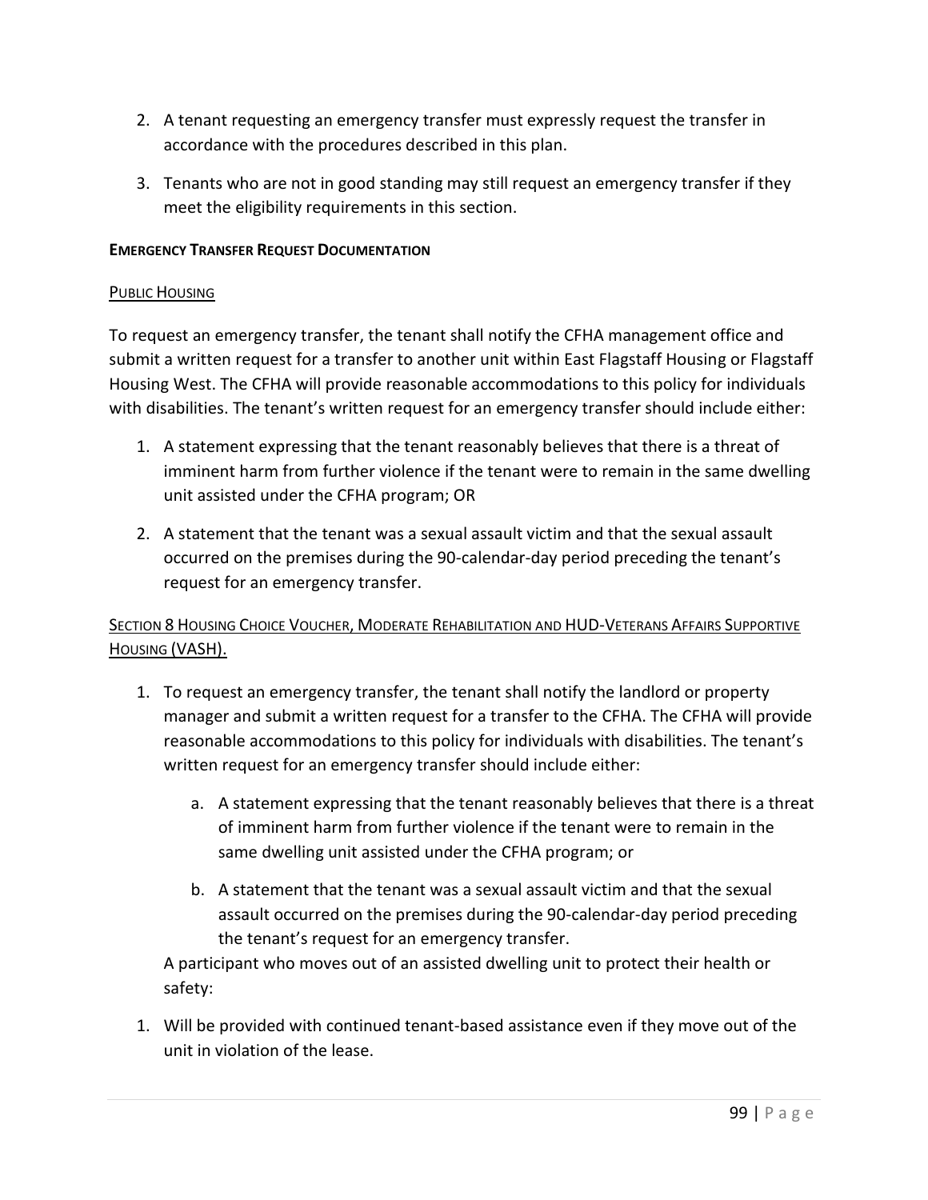2. A tenant requesting an emergency transfer must expressly request the transfer in accordance with the procedures described in this plan.

3. Tenants who are not in good standing may still request an emergency transfer if they meet the eligibility requirements in this section.

**EMERGENCY TRANSFER REQUEST DOCUMENTATION**

PUBLIC HOUSING

To request an emergency transfer, the tenant shall notify the CFHA management office and submit a written request for a transfer to another unit within East Flagstaff Housing or Flagstaff Housing West. The CFHA will provide reasonable accommodations to this policy for individuals with disabilities. The tenant's written request for an emergency transfer should include either:

1. A statement expressing that the tenant reasonably believes that there is a threat of imminent harm from further violence if the tenant were to remain in the same dwelling unit assisted under the CFHA program; OR

2. A statement that the tenant was a sexual assault victim and that the sexual assault occurred on the premises during the 90-calendar-day period preceding the tenant's request for an emergency transfer.

SECTION 8 HOUSING CHOICE VOUCHER, MODERATE REHABILITATION AND HUD-VETERANS AFFAIRS SUPPORTIVE HOUSING (VASH).

1. To request an emergency transfer, the tenant shall notify the landlord or property manager and submit a written request for a transfer to the CFHA. The CFHA will provide reasonable accommodations to this policy for individuals with disabilities. The tenant's written request for an emergency transfer should include either:

    a. A statement expressing that the tenant reasonably believes that there is a threat of imminent harm from further violence if the tenant were to remain in the same dwelling unit assisted under the CFHA program; or

    b. A statement that the tenant was a sexual assault victim and that the sexual assault occurred on the premises during the 90-calendar-day period preceding the tenant's request for an emergency transfer.

    A participant who moves out of an assisted dwelling unit to protect their health or safety:

1. Will be provided with continued tenant-based assistance even if they move out of the unit in violation of the lease.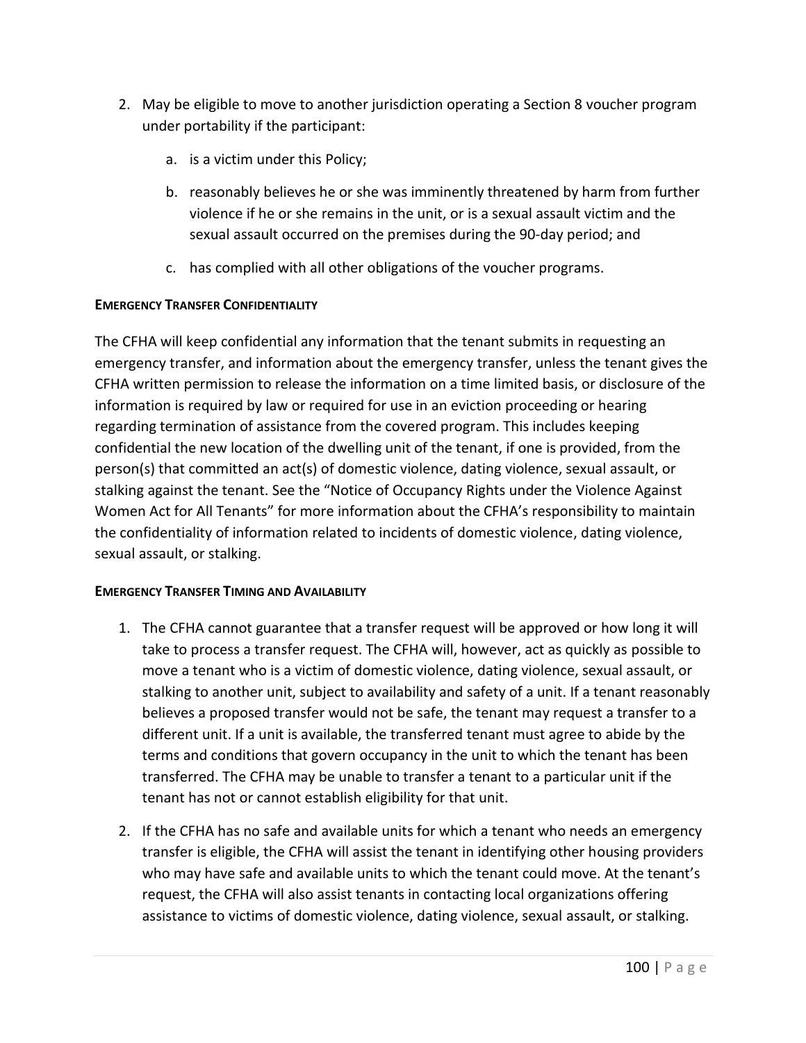2. May be eligible to move to another jurisdiction operating a Section 8 voucher program under portability if the participant:

    a. is a victim under this Policy;

    b. reasonably believes he or she was imminently threatened by harm from further violence if he or she remains in the unit, or is a sexual assault victim and the sexual assault occurred on the premises during the 90-day period; and

    c. has complied with all other obligations of the voucher programs.

**EMERGENCY TRANSFER CONFIDENTIALITY**

The CFHA will keep confidential any information that the tenant submits in requesting an emergency transfer, and information about the emergency transfer, unless the tenant gives the CFHA written permission to release the information on a time limited basis, or disclosure of the information is required by law or required for use in an eviction proceeding or hearing regarding termination of assistance from the covered program. This includes keeping confidential the new location of the dwelling unit of the tenant, if one is provided, from the person(s) that committed an act(s) of domestic violence, dating violence, sexual assault, or stalking against the tenant. See the "Notice of Occupancy Rights under the Violence Against Women Act for All Tenants" for more information about the CFHA's responsibility to maintain the confidentiality of information related to incidents of domestic violence, dating violence, sexual assault, or stalking.

**EMERGENCY TRANSFER TIMING AND AVAILABILITY**

1. The CFHA cannot guarantee that a transfer request will be approved or how long it will take to process a transfer request. The CFHA will, however, act as quickly as possible to move a tenant who is a victim of domestic violence, dating violence, sexual assault, or stalking to another unit, subject to availability and safety of a unit. If a tenant reasonably believes a proposed transfer would not be safe, the tenant may request a transfer to a different unit. If a unit is available, the transferred tenant must agree to abide by the terms and conditions that govern occupancy in the unit to which the tenant has been transferred. The CFHA may be unable to transfer a tenant to a particular unit if the tenant has not or cannot establish eligibility for that unit.

2. If the CFHA has no safe and available units for which a tenant who needs an emergency transfer is eligible, the CFHA will assist the tenant in identifying other housing providers who may have safe and available units to which the tenant could move. At the tenant's request, the CFHA will also assist tenants in contacting local organizations offering assistance to victims of domestic violence, dating violence, sexual assault, or stalking.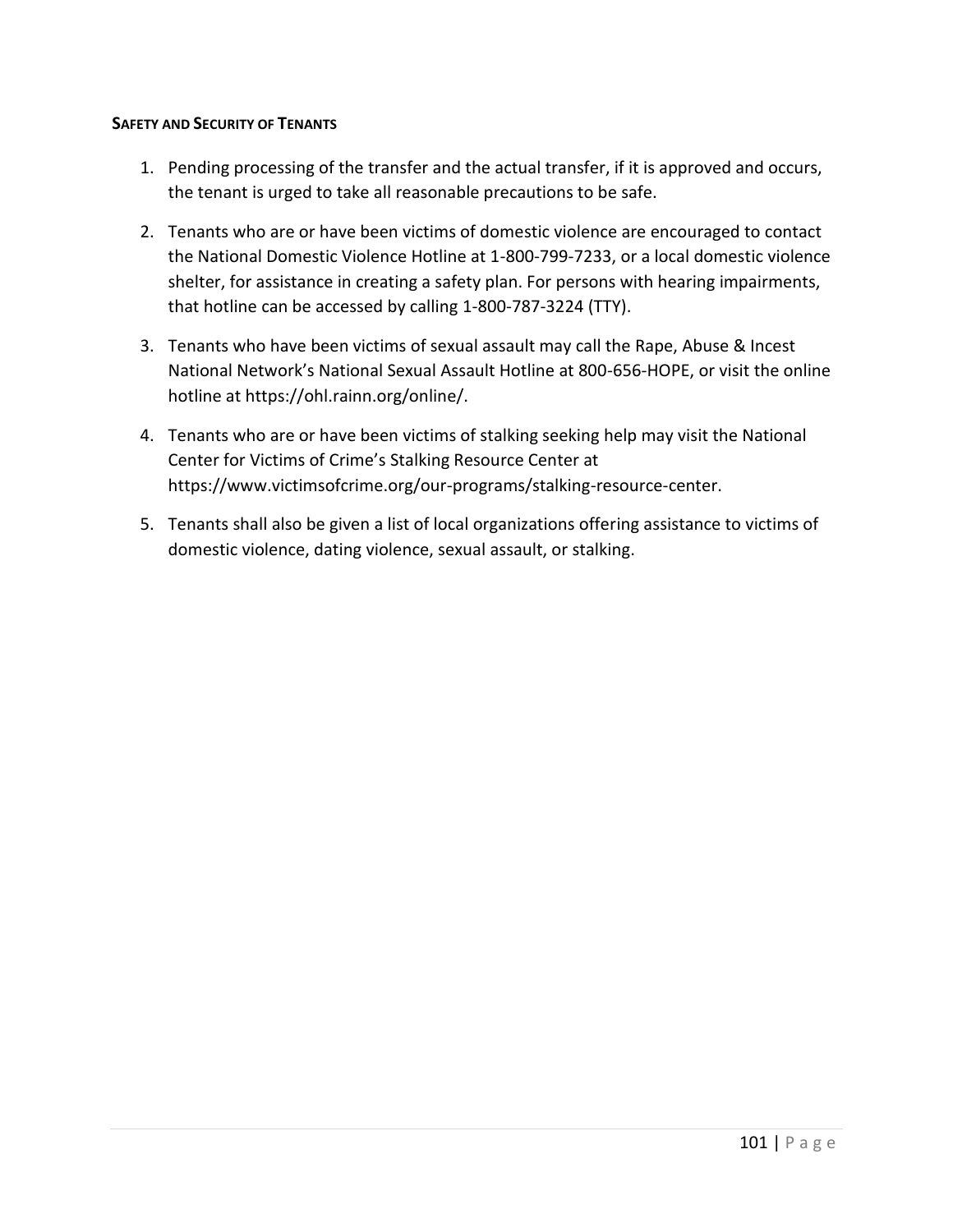**SAFETY AND SECURITY OF TENANTS**

1. Pending processing of the transfer and the actual transfer, if it is approved and occurs, the tenant is urged to take all reasonable precautions to be safe.

2. Tenants who are or have been victims of domestic violence are encouraged to contact the National Domestic Violence Hotline at 1-800-799-7233, or a local domestic violence shelter, for assistance in creating a safety plan. For persons with hearing impairments, that hotline can be accessed by calling 1-800-787-3224 (TTY).

3. Tenants who have been victims of sexual assault may call the Rape, Abuse & Incest National Network's National Sexual Assault Hotline at 800-656-HOPE, or visit the online hotline at https://ohl.rainn.org/online/.

4. Tenants who are or have been victims of stalking seeking help may visit the National Center for Victims of Crime's Stalking Resource Center at https://www.victimsofcrime.org/our-programs/stalking-resource-center.

5. Tenants shall also be given a list of local organizations offering assistance to victims of domestic violence, dating violence, sexual assault, or stalking.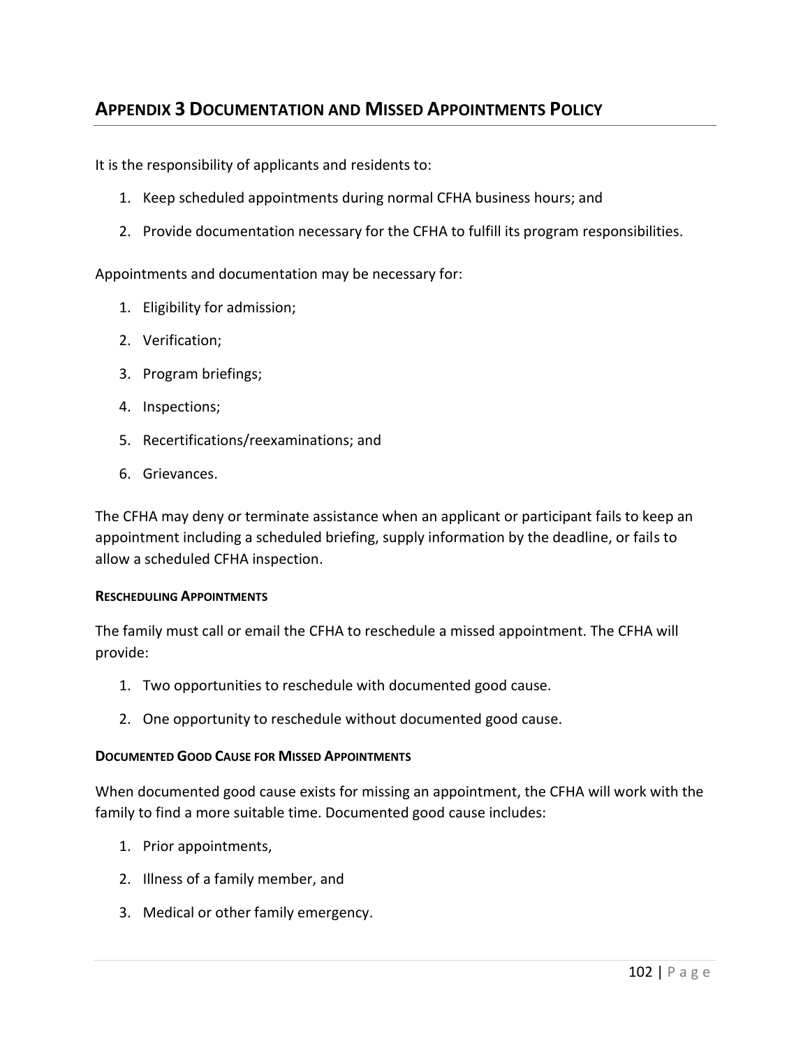## APPENDIX 3 DOCUMENTATION AND MISSED APPOINTMENTS POLICY

It is the responsibility of applicants and residents to:

1. Keep scheduled appointments during normal CFHA business hours; and
2. Provide documentation necessary for the CFHA to fulfill its program responsibilities.

Appointments and documentation may be necessary for:

1. Eligibility for admission;
2. Verification;
3. Program briefings;
4. Inspections;
5. Recertifications/reexaminations; and
6. Grievances.

The CFHA may deny or terminate assistance when an applicant or participant fails to keep an appointment including a scheduled briefing, supply information by the deadline, or fails to allow a scheduled CFHA inspection.

#### RESCHEDULING APPOINTMENTS

The family must call or email the CFHA to reschedule a missed appointment. The CFHA will provide:

1. Two opportunities to reschedule with documented good cause.
2. One opportunity to reschedule without documented good cause.

#### DOCUMENTED GOOD CAUSE FOR MISSED APPOINTMENTS

When documented good cause exists for missing an appointment, the CFHA will work with the family to find a more suitable time. Documented good cause includes:

1. Prior appointments,
2. Illness of a family member, and
3. Medical or other family emergency.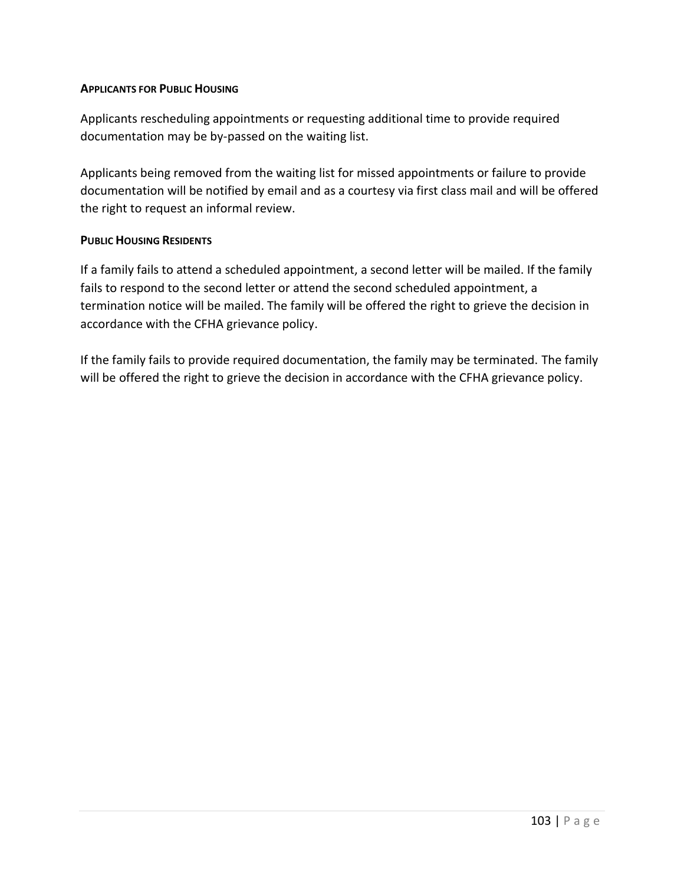#### Applicants for Public Housing

Applicants rescheduling appointments or requesting additional time to provide required documentation may be by-passed on the waiting list.

Applicants being removed from the waiting list for missed appointments or failure to provide documentation will be notified by email and as a courtesy via first class mail and will be offered the right to request an informal review.

#### Public Housing Residents

If a family fails to attend a scheduled appointment, a second letter will be mailed. If the family fails to respond to the second letter or attend the second scheduled appointment, a termination notice will be mailed. The family will be offered the right to grieve the decision in accordance with the CFHA grievance policy.

If the family fails to provide required documentation, the family may be terminated. The family will be offered the right to grieve the decision in accordance with the CFHA grievance policy.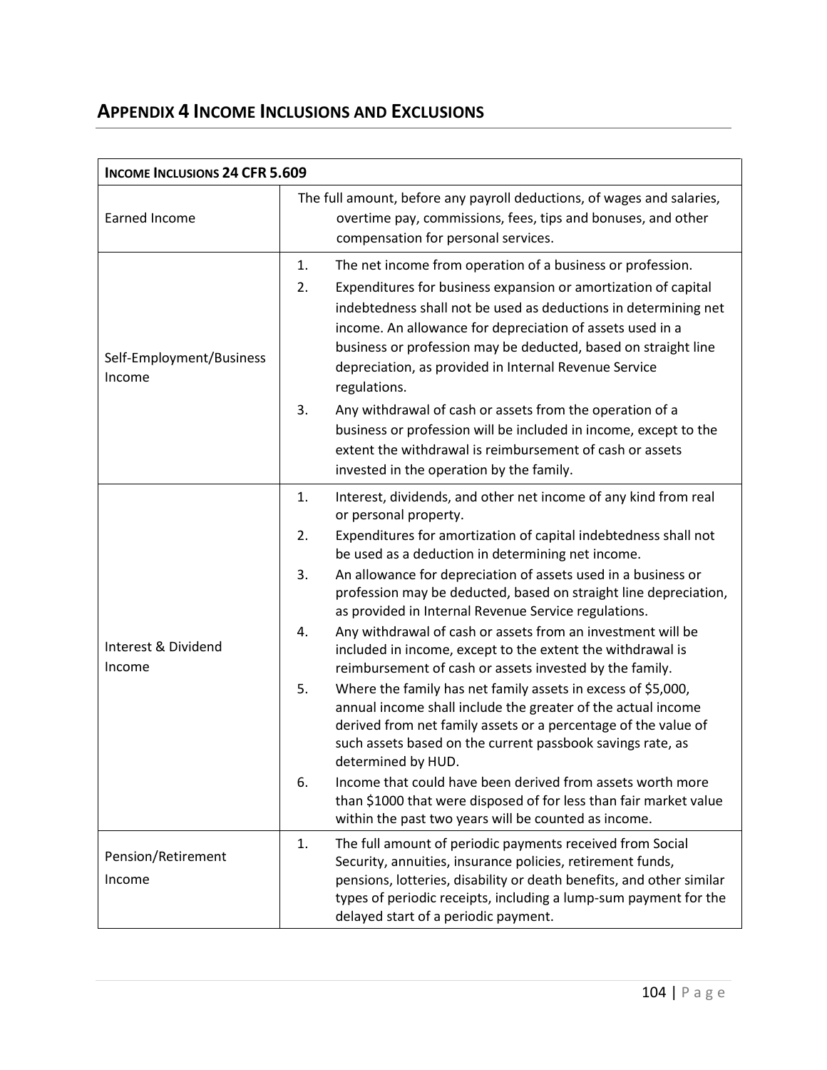## Appendix 4 Income Inclusions and Exclusions

| Income Inclusions 24 CFR 5.609 | |
|---|---|
| Earned Income | The full amount, before any payroll deductions, of wages and salaries, overtime pay, commissions, fees, tips and bonuses, and other compensation for personal services. |
| Self-Employment/Business Income | 1. The net income from operation of a business or profession.<br>2. Expenditures for business expansion or amortization of capital indebtedness shall not be used as deductions in determining net income. An allowance for depreciation of assets used in a business or profession may be deducted, based on straight line depreciation, as provided in Internal Revenue Service regulations.<br>3. Any withdrawal of cash or assets from the operation of a business or profession will be included in income, except to the extent the withdrawal is reimbursement of cash or assets invested in the operation by the family. |
| Interest & Dividend Income | 1. Interest, dividends, and other net income of any kind from real or personal property.<br>2. Expenditures for amortization of capital indebtedness shall not be used as a deduction in determining net income.<br>3. An allowance for depreciation of assets used in a business or profession may be deducted, based on straight line depreciation, as provided in Internal Revenue Service regulations.<br>4. Any withdrawal of cash or assets from an investment will be included in income, except to the extent the withdrawal is reimbursement of cash or assets invested by the family.<br>5. Where the family has net family assets in excess of $5,000, annual income shall include the greater of the actual income derived from net family assets or a percentage of the value of such assets based on the current passbook savings rate, as determined by HUD.<br>6. Income that could have been derived from assets worth more than $1000 that were disposed of for less than fair market value within the past two years will be counted as income. |
| Pension/Retirement Income | 1. The full amount of periodic payments received from Social Security, annuities, insurance policies, retirement funds, pensions, lotteries, disability or death benefits, and other similar types of periodic receipts, including a lump-sum payment for the delayed start of a periodic payment. |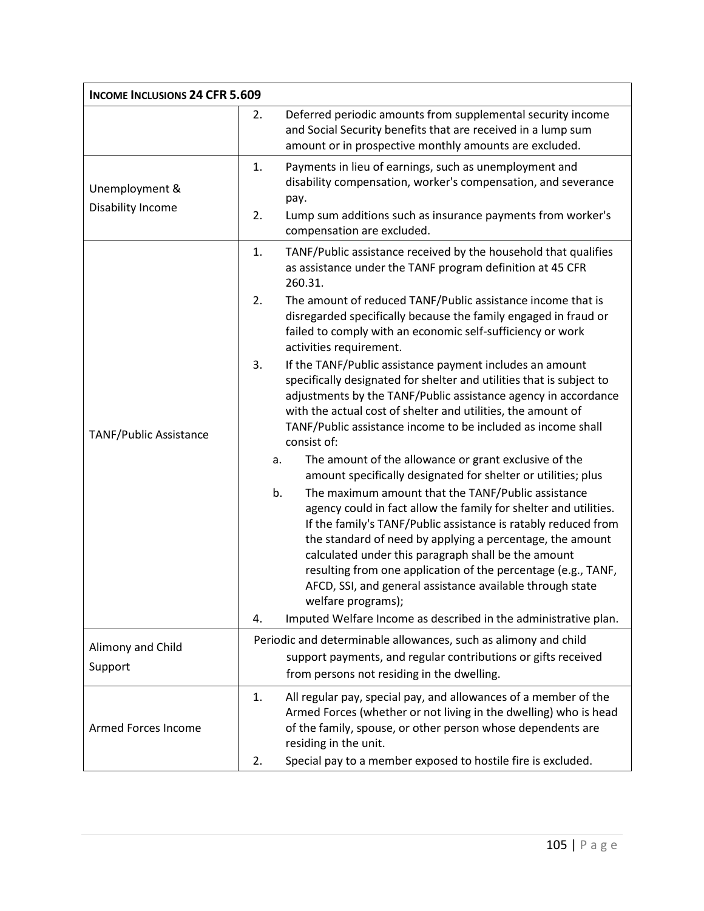| **Income Inclusions 24 CFR 5.609** | |
|---|---|
| | 2. Deferred periodic amounts from supplemental security income and Social Security benefits that are received in a lump sum amount or in prospective monthly amounts are excluded. |
| Unemployment & Disability Income | 1. Payments in lieu of earnings, such as unemployment and disability compensation, worker's compensation, and severance pay.<br>2. Lump sum additions such as insurance payments from worker's compensation are excluded. |
| TANF/Public Assistance | 1. TANF/Public assistance received by the household that qualifies as assistance under the TANF program definition at 45 CFR 260.31.<br>2. The amount of reduced TANF/Public assistance income that is disregarded specifically because the family engaged in fraud or failed to comply with an economic self-sufficiency or work activities requirement.<br>3. If the TANF/Public assistance payment includes an amount specifically designated for shelter and utilities that is subject to adjustments by the TANF/Public assistance agency in accordance with the actual cost of shelter and utilities, the amount of TANF/Public assistance income to be included as income shall consist of:<br>a. The amount of the allowance or grant exclusive of the amount specifically designated for shelter or utilities; plus<br>b. The maximum amount that the TANF/Public assistance agency could in fact allow the family for shelter and utilities. If the family's TANF/Public assistance is ratably reduced from the standard of need by applying a percentage, the amount calculated under this paragraph shall be the amount resulting from one application of the percentage (e.g., TANF, AFCD, SSI, and general assistance available through state welfare programs);<br>4. Imputed Welfare Income as described in the administrative plan. |
| Alimony and Child Support | Periodic and determinable allowances, such as alimony and child support payments, and regular contributions or gifts received from persons not residing in the dwelling. |
| Armed Forces Income | 1. All regular pay, special pay, and allowances of a member of the Armed Forces (whether or not living in the dwelling) who is head of the family, spouse, or other person whose dependents are residing in the unit.<br>2. Special pay to a member exposed to hostile fire is excluded. |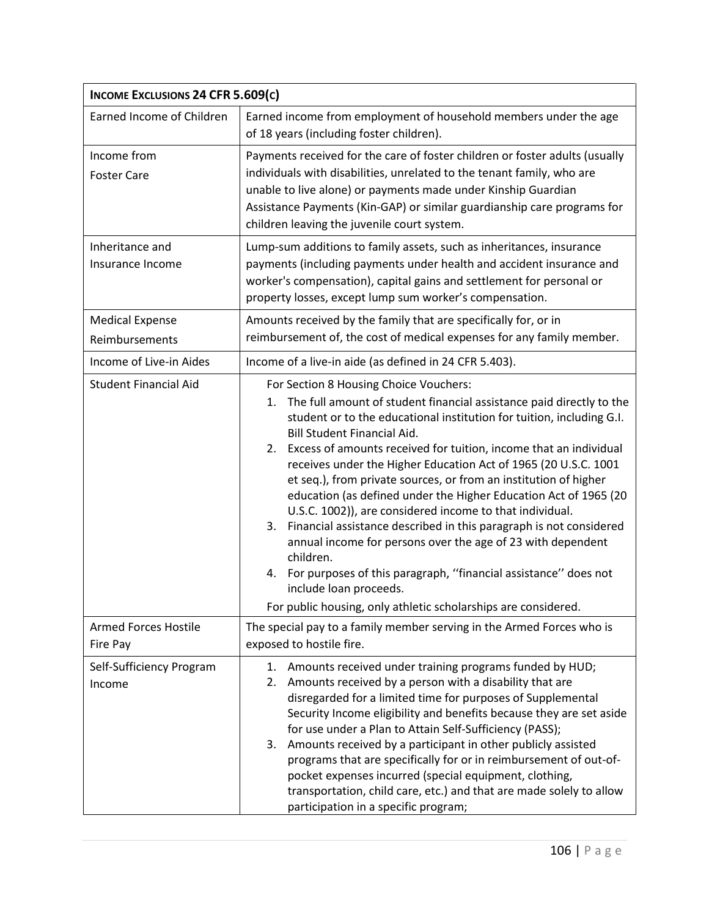| **INCOME EXCLUSIONS 24 CFR 5.609(C)** | |
|---|---|
| Earned Income of Children | Earned income from employment of household members under the age of 18 years (including foster children). |
| Income from Foster Care | Payments received for the care of foster children or foster adults (usually individuals with disabilities, unrelated to the tenant family, who are unable to live alone) or payments made under Kinship Guardian Assistance Payments (Kin-GAP) or similar guardianship care programs for children leaving the juvenile court system. |
| Inheritance and Insurance Income | Lump-sum additions to family assets, such as inheritances, insurance payments (including payments under health and accident insurance and worker's compensation), capital gains and settlement for personal or property losses, except lump sum worker's compensation. |
| Medical Expense Reimbursements | Amounts received by the family that are specifically for, or in reimbursement of, the cost of medical expenses for any family member. |
| Income of Live-in Aides | Income of a live-in aide (as defined in 24 CFR 5.403). |
| Student Financial Aid | For Section 8 Housing Choice Vouchers:<br>1. The full amount of student financial assistance paid directly to the student or to the educational institution for tuition, including G.I. Bill Student Financial Aid.<br>2. Excess of amounts received for tuition, income that an individual receives under the Higher Education Act of 1965 (20 U.S.C. 1001 et seq.), from private sources, or from an institution of higher education (as defined under the Higher Education Act of 1965 (20 U.S.C. 1002)), are considered income to that individual.<br>3. Financial assistance described in this paragraph is not considered annual income for persons over the age of 23 with dependent children.<br>4. For purposes of this paragraph, ''financial assistance'' does not include loan proceeds.<br>For public housing, only athletic scholarships are considered. |
| Armed Forces Hostile Fire Pay | The special pay to a family member serving in the Armed Forces who is exposed to hostile fire. |
| Self-Sufficiency Program Income | 1. Amounts received under training programs funded by HUD;<br>2. Amounts received by a person with a disability that are disregarded for a limited time for purposes of Supplemental Security Income eligibility and benefits because they are set aside for use under a Plan to Attain Self-Sufficiency (PASS);<br>3. Amounts received by a participant in other publicly assisted programs that are specifically for or in reimbursement of out-of-pocket expenses incurred (special equipment, clothing, transportation, child care, etc.) and that are made solely to allow participation in a specific program; |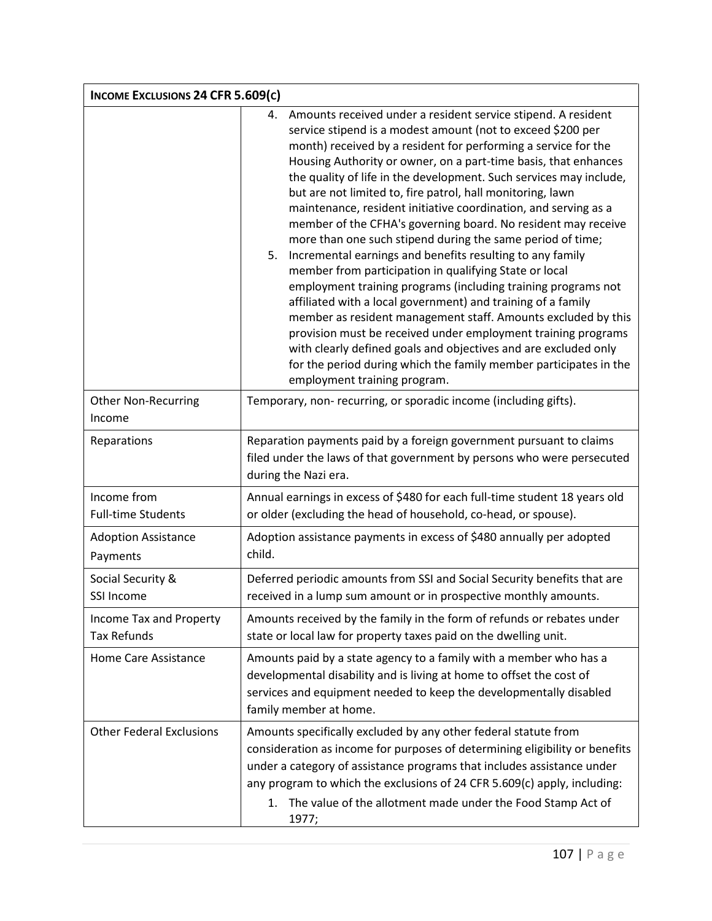| **INCOME EXCLUSIONS 24 CFR 5.609(C)** | |
|---|---|
| | 4. Amounts received under a resident service stipend. A resident service stipend is a modest amount (not to exceed $200 per month) received by a resident for performing a service for the Housing Authority or owner, on a part-time basis, that enhances the quality of life in the development. Such services may include, but are not limited to, fire patrol, hall monitoring, lawn maintenance, resident initiative coordination, and serving as a member of the CFHA's governing board. No resident may receive more than one such stipend during the same period of time;<br>5. Incremental earnings and benefits resulting to any family member from participation in qualifying State or local employment training programs (including training programs not affiliated with a local government) and training of a family member as resident management staff. Amounts excluded by this provision must be received under employment training programs with clearly defined goals and objectives and are excluded only for the period during which the family member participates in the employment training program. |
| Other Non-Recurring Income | Temporary, non- recurring, or sporadic income (including gifts). |
| Reparations | Reparation payments paid by a foreign government pursuant to claims filed under the laws of that government by persons who were persecuted during the Nazi era. |
| Income from Full-time Students | Annual earnings in excess of $480 for each full-time student 18 years old or older (excluding the head of household, co-head, or spouse). |
| Adoption Assistance Payments | Adoption assistance payments in excess of $480 annually per adopted child. |
| Social Security & SSI Income | Deferred periodic amounts from SSI and Social Security benefits that are received in a lump sum amount or in prospective monthly amounts. |
| Income Tax and Property Tax Refunds | Amounts received by the family in the form of refunds or rebates under state or local law for property taxes paid on the dwelling unit. |
| Home Care Assistance | Amounts paid by a state agency to a family with a member who has a developmental disability and is living at home to offset the cost of services and equipment needed to keep the developmentally disabled family member at home. |
| Other Federal Exclusions | Amounts specifically excluded by any other federal statute from consideration as income for purposes of determining eligibility or benefits under a category of assistance programs that includes assistance under any program to which the exclusions of 24 CFR 5.609(c) apply, including:<br>1. The value of the allotment made under the Food Stamp Act of 1977; |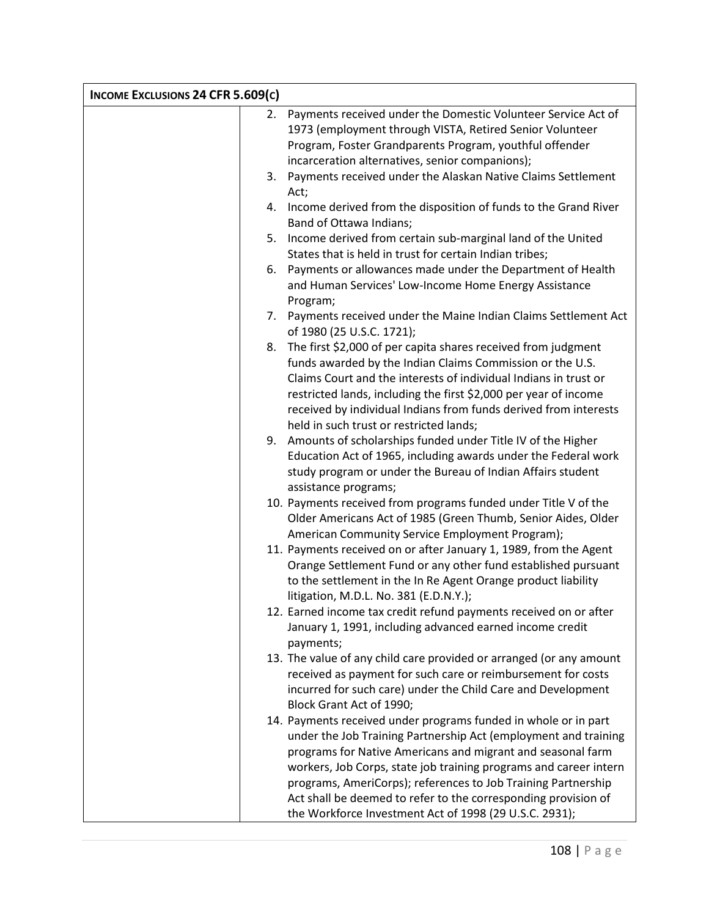| INCOME EXCLUSIONS 24 CFR 5.609(C) | |
|---|---|
| | 2. Payments received under the Domestic Volunteer Service Act of 1973 (employment through VISTA, Retired Senior Volunteer Program, Foster Grandparents Program, youthful offender incarceration alternatives, senior companions);<br>3. Payments received under the Alaskan Native Claims Settlement Act;<br>4. Income derived from the disposition of funds to the Grand River Band of Ottawa Indians;<br>5. Income derived from certain sub-marginal land of the United States that is held in trust for certain Indian tribes;<br>6. Payments or allowances made under the Department of Health and Human Services' Low-Income Home Energy Assistance Program;<br>7. Payments received under the Maine Indian Claims Settlement Act of 1980 (25 U.S.C. 1721);<br>8. The first $2,000 of per capita shares received from judgment funds awarded by the Indian Claims Commission or the U.S. Claims Court and the interests of individual Indians in trust or restricted lands, including the first $2,000 per year of income received by individual Indians from funds derived from interests held in such trust or restricted lands;<br>9. Amounts of scholarships funded under Title IV of the Higher Education Act of 1965, including awards under the Federal work study program or under the Bureau of Indian Affairs student assistance programs;<br>10. Payments received from programs funded under Title V of the Older Americans Act of 1985 (Green Thumb, Senior Aides, Older American Community Service Employment Program);<br>11. Payments received on or after January 1, 1989, from the Agent Orange Settlement Fund or any other fund established pursuant to the settlement in the In Re Agent Orange product liability litigation, M.D.L. No. 381 (E.D.N.Y.);<br>12. Earned income tax credit refund payments received on or after January 1, 1991, including advanced earned income credit payments;<br>13. The value of any child care provided or arranged (or any amount received as payment for such care or reimbursement for costs incurred for such care) under the Child Care and Development Block Grant Act of 1990;<br>14. Payments received under programs funded in whole or in part under the Job Training Partnership Act (employment and training programs for Native Americans and migrant and seasonal farm workers, Job Corps, state job training programs and career intern programs, AmeriCorps); references to Job Training Partnership Act shall be deemed to refer to the corresponding provision of the Workforce Investment Act of 1998 (29 U.S.C. 2931); |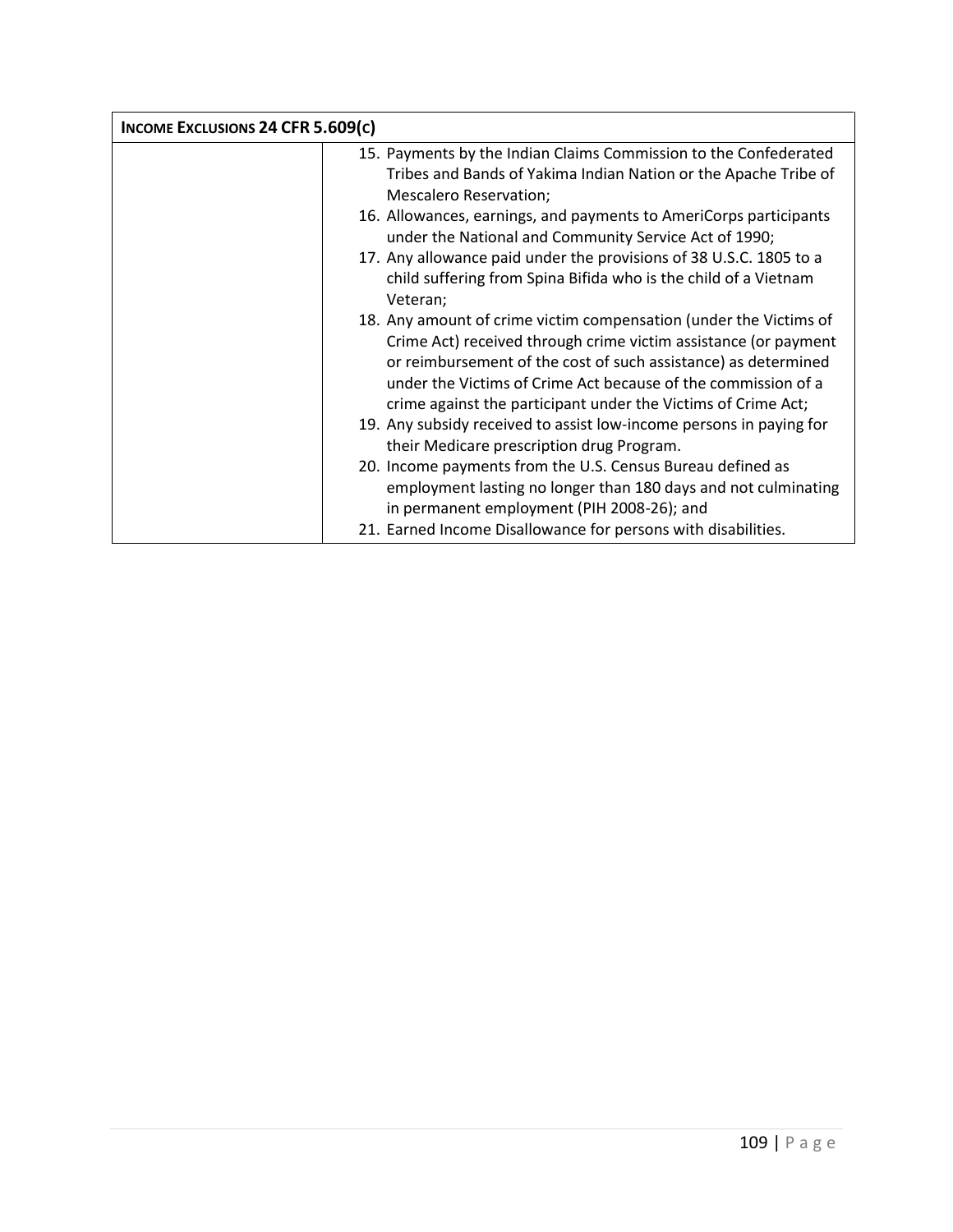| INCOME EXCLUSIONS 24 CFR 5.609(C) | |
| --- | --- |
| | 15. Payments by the Indian Claims Commission to the Confederated Tribes and Bands of Yakima Indian Nation or the Apache Tribe of Mescalero Reservation;<br>16. Allowances, earnings, and payments to AmeriCorps participants under the National and Community Service Act of 1990;<br>17. Any allowance paid under the provisions of 38 U.S.C. 1805 to a child suffering from Spina Bifida who is the child of a Vietnam Veteran;<br>18. Any amount of crime victim compensation (under the Victims of Crime Act) received through crime victim assistance (or payment or reimbursement of the cost of such assistance) as determined under the Victims of Crime Act because of the commission of a crime against the participant under the Victims of Crime Act;<br>19. Any subsidy received to assist low-income persons in paying for their Medicare prescription drug Program.<br>20. Income payments from the U.S. Census Bureau defined as employment lasting no longer than 180 days and not culminating in permanent employment (PIH 2008-26); and<br>21. Earned Income Disallowance for persons with disabilities. |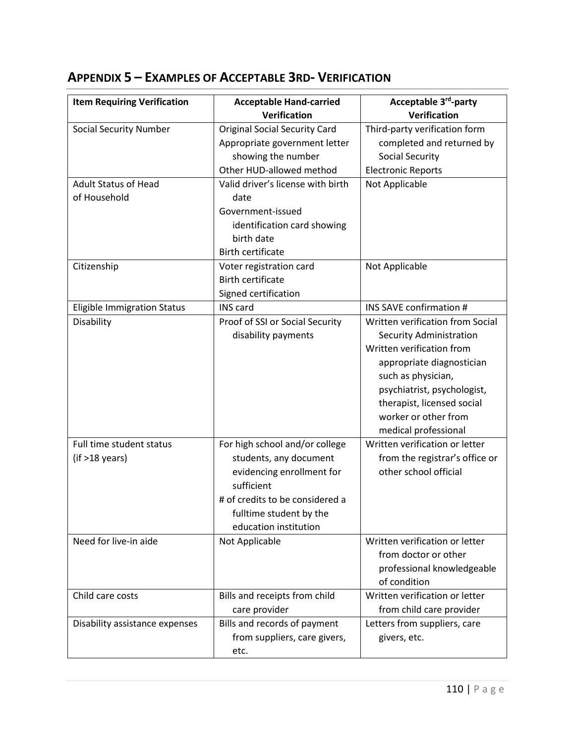## APPENDIX 5 – EXAMPLES OF ACCEPTABLE 3RD- VERIFICATION

| Item Requiring Verification | Acceptable Hand-carried Verification | Acceptable 3rd-party Verification |
|---|---|---|
| Social Security Number | Original Social Security Card<br>Appropriate government letter showing the number<br>Other HUD-allowed method | Third-party verification form completed and returned by Social Security<br>Electronic Reports |
| Adult Status of Head of Household | Valid driver's license with birth date<br>Government-issued identification card showing birth date<br>Birth certificate | Not Applicable |
| Citizenship | Voter registration card<br>Birth certificate<br>Signed certification | Not Applicable |
| Eligible Immigration Status | INS card | INS SAVE confirmation # |
| Disability | Proof of SSI or Social Security disability payments | Written verification from Social Security Administration<br>Written verification from appropriate diagnostician such as physician, psychiatrist, psychologist, therapist, licensed social worker or other from medical professional |
| Full time student status (if >18 years) | For high school and/or college students, any document evidencing enrollment for sufficient<br># of credits to be considered a fulltime student by the education institution | Written verification or letter from the registrar's office or other school official |
| Need for live-in aide | Not Applicable | Written verification or letter from doctor or other professional knowledgeable of condition |
| Child care costs | Bills and receipts from child care provider | Written verification or letter from child care provider |
| Disability assistance expenses | Bills and records of payment from suppliers, care givers, etc. | Letters from suppliers, care givers, etc. |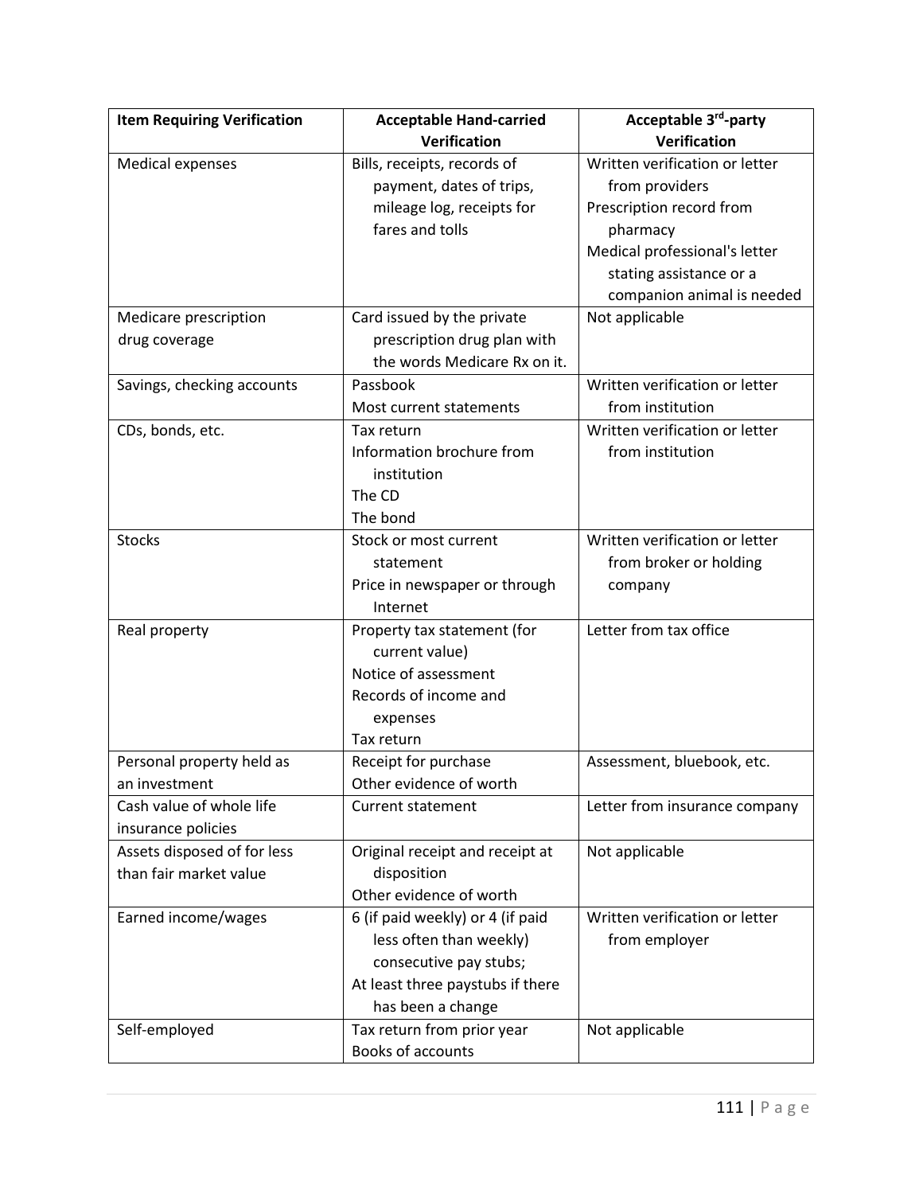| Item Requiring Verification | Acceptable Hand-carried Verification | Acceptable 3rd-party Verification |
|---|---|---|
| Medical expenses | Bills, receipts, records of payment, dates of trips, mileage log, receipts for fares and tolls | Written verification or letter from providers<br>Prescription record from pharmacy<br>Medical professional's letter stating assistance or a companion animal is needed |
| Medicare prescription drug coverage | Card issued by the private prescription drug plan with the words Medicare Rx on it. | Not applicable |
| Savings, checking accounts | Passbook<br>Most current statements | Written verification or letter from institution |
| CDs, bonds, etc. | Tax return<br>Information brochure from institution<br>The CD<br>The bond | Written verification or letter from institution |
| Stocks | Stock or most current statement<br>Price in newspaper or through Internet | Written verification or letter from broker or holding company |
| Real property | Property tax statement (for current value)<br>Notice of assessment<br>Records of income and expenses<br>Tax return | Letter from tax office |
| Personal property held as an investment | Receipt for purchase<br>Other evidence of worth | Assessment, bluebook, etc. |
| Cash value of whole life insurance policies | Current statement | Letter from insurance company |
| Assets disposed of for less than fair market value | Original receipt and receipt at disposition<br>Other evidence of worth | Not applicable |
| Earned income/wages | 6 (if paid weekly) or 4 (if paid less often than weekly) consecutive pay stubs;<br>At least three paystubs if there has been a change | Written verification or letter from employer |
| Self-employed | Tax return from prior year<br>Books of accounts | Not applicable |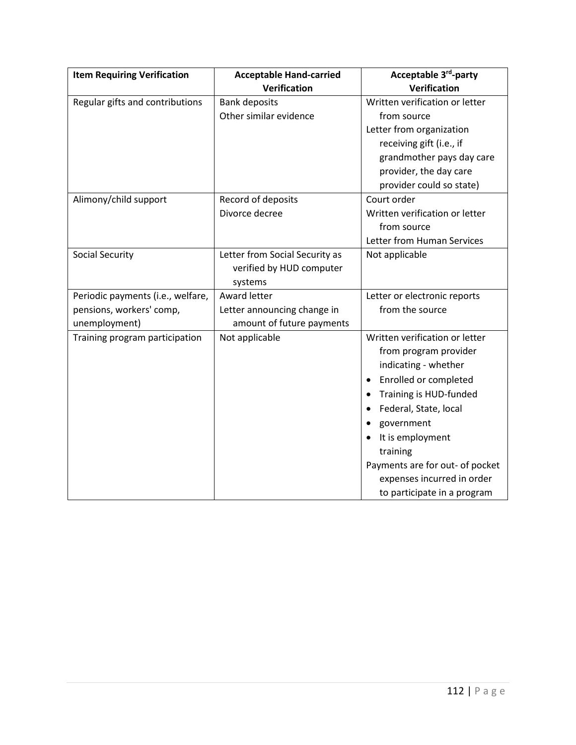| Item Requiring Verification | Acceptable Hand-carried Verification | Acceptable 3rd-party Verification |
|---|---|---|
| Regular gifts and contributions | Bank deposits<br>Other similar evidence | Written verification or letter from source<br>Letter from organization receiving gift (i.e., if grandmother pays day care provider, the day care provider could so state) |
| Alimony/child support | Record of deposits<br>Divorce decree | Court order<br>Written verification or letter from source<br>Letter from Human Services |
| Social Security | Letter from Social Security as verified by HUD computer systems | Not applicable |
| Periodic payments (i.e., welfare, pensions, workers' comp, unemployment) | Award letter<br>Letter announcing change in amount of future payments | Letter or electronic reports from the source |
| Training program participation | Not applicable | Written verification or letter from program provider indicating - whether<br>• Enrolled or completed<br>• Training is HUD-funded<br>• Federal, State, local<br>• government<br>• It is employment training<br>Payments are for out- of pocket expenses incurred in order to participate in a program |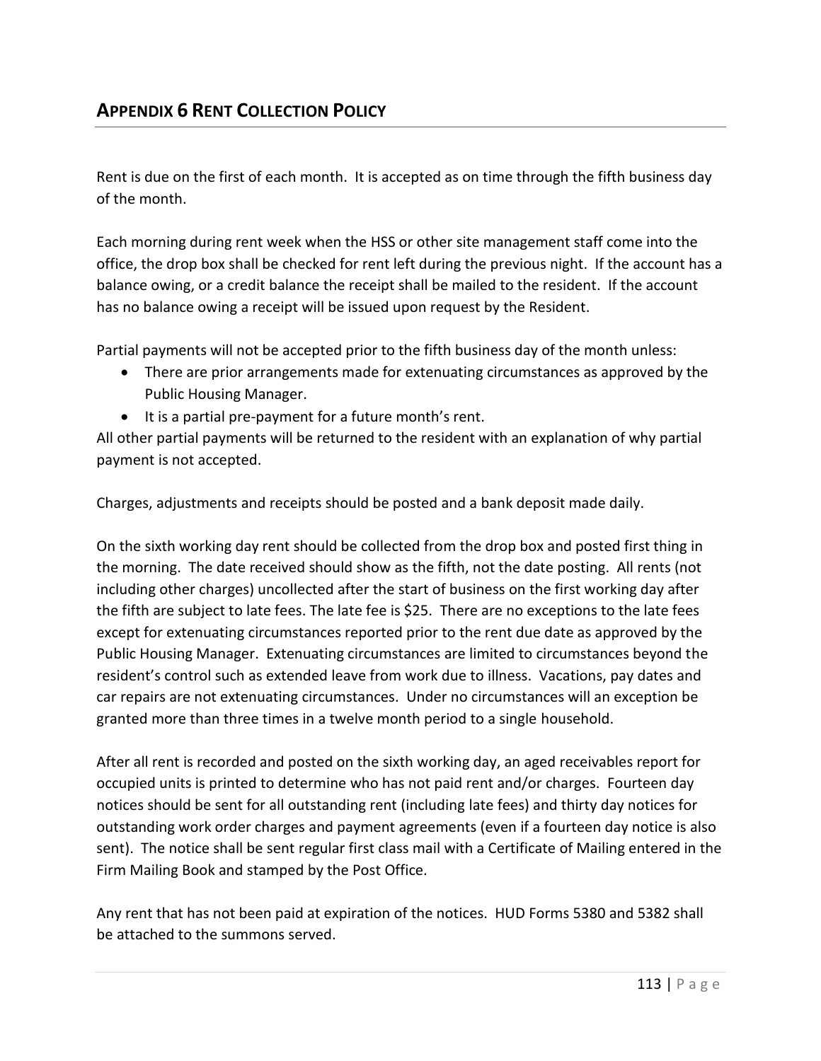## APPENDIX 6 RENT COLLECTION POLICY

Rent is due on the first of each month. It is accepted as on time through the fifth business day of the month.

Each morning during rent week when the HSS or other site management staff come into the office, the drop box shall be checked for rent left during the previous night. If the account has a balance owing, or a credit balance the receipt shall be mailed to the resident. If the account has no balance owing a receipt will be issued upon request by the Resident.

Partial payments will not be accepted prior to the fifth business day of the month unless:

- There are prior arrangements made for extenuating circumstances as approved by the Public Housing Manager.
- It is a partial pre-payment for a future month's rent.

All other partial payments will be returned to the resident with an explanation of why partial payment is not accepted.

Charges, adjustments and receipts should be posted and a bank deposit made daily.

On the sixth working day rent should be collected from the drop box and posted first thing in the morning. The date received should show as the fifth, not the date posting. All rents (not including other charges) uncollected after the start of business on the first working day after the fifth are subject to late fees. The late fee is $25. There are no exceptions to the late fees except for extenuating circumstances reported prior to the rent due date as approved by the Public Housing Manager. Extenuating circumstances are limited to circumstances beyond the resident's control such as extended leave from work due to illness. Vacations, pay dates and car repairs are not extenuating circumstances. Under no circumstances will an exception be granted more than three times in a twelve month period to a single household.

After all rent is recorded and posted on the sixth working day, an aged receivables report for occupied units is printed to determine who has not paid rent and/or charges. Fourteen day notices should be sent for all outstanding rent (including late fees) and thirty day notices for outstanding work order charges and payment agreements (even if a fourteen day notice is also sent). The notice shall be sent regular first class mail with a Certificate of Mailing entered in the Firm Mailing Book and stamped by the Post Office.

Any rent that has not been paid at expiration of the notices. HUD Forms 5380 and 5382 shall be attached to the summons served.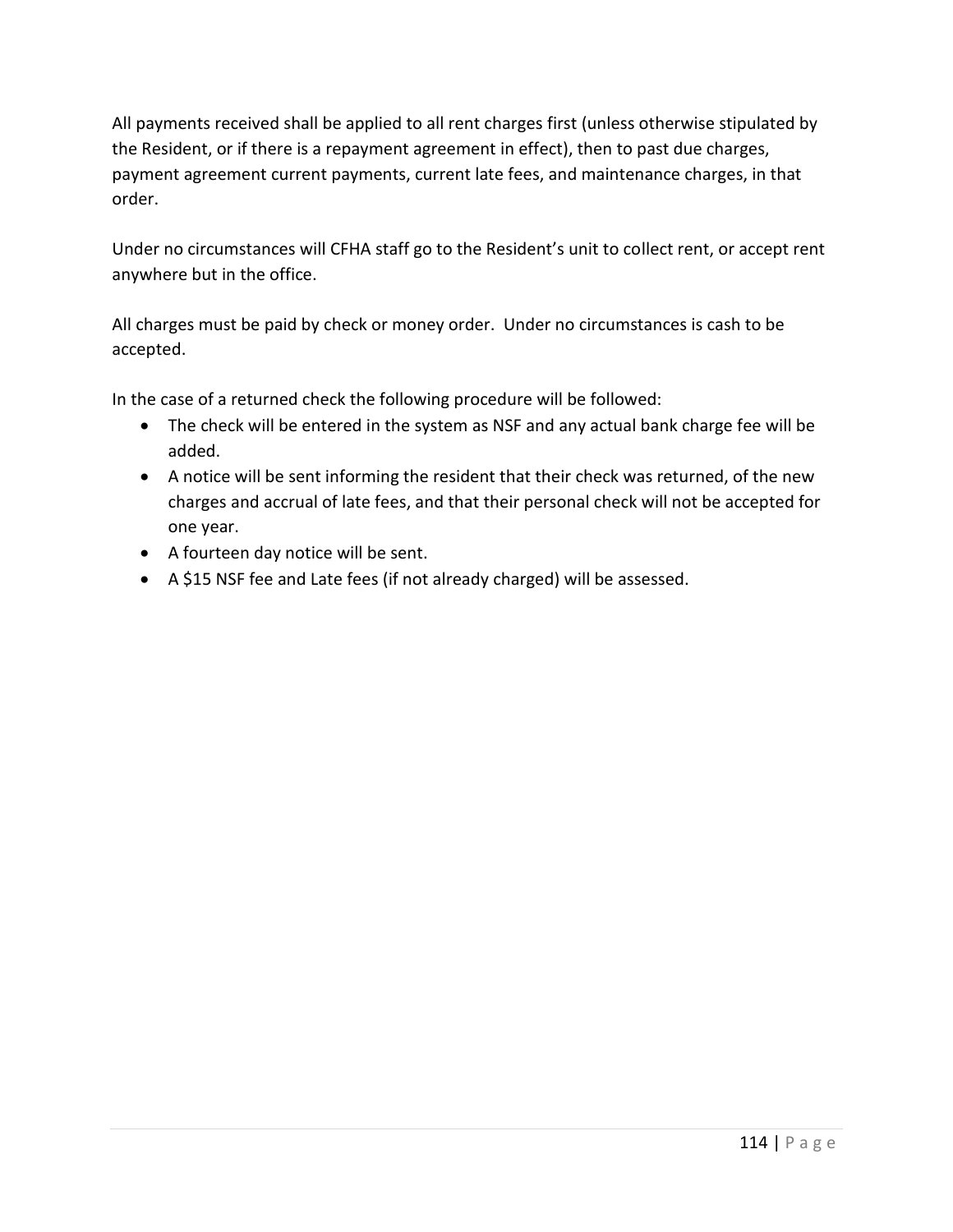All payments received shall be applied to all rent charges first (unless otherwise stipulated by the Resident, or if there is a repayment agreement in effect), then to past due charges, payment agreement current payments, current late fees, and maintenance charges, in that order.

Under no circumstances will CFHA staff go to the Resident's unit to collect rent, or accept rent anywhere but in the office.

All charges must be paid by check or money order. Under no circumstances is cash to be accepted.

In the case of a returned check the following procedure will be followed:

- The check will be entered in the system as NSF and any actual bank charge fee will be added.
- A notice will be sent informing the resident that their check was returned, of the new charges and accrual of late fees, and that their personal check will not be accepted for one year.
- A fourteen day notice will be sent.
- A $15 NSF fee and Late fees (if not already charged) will be assessed.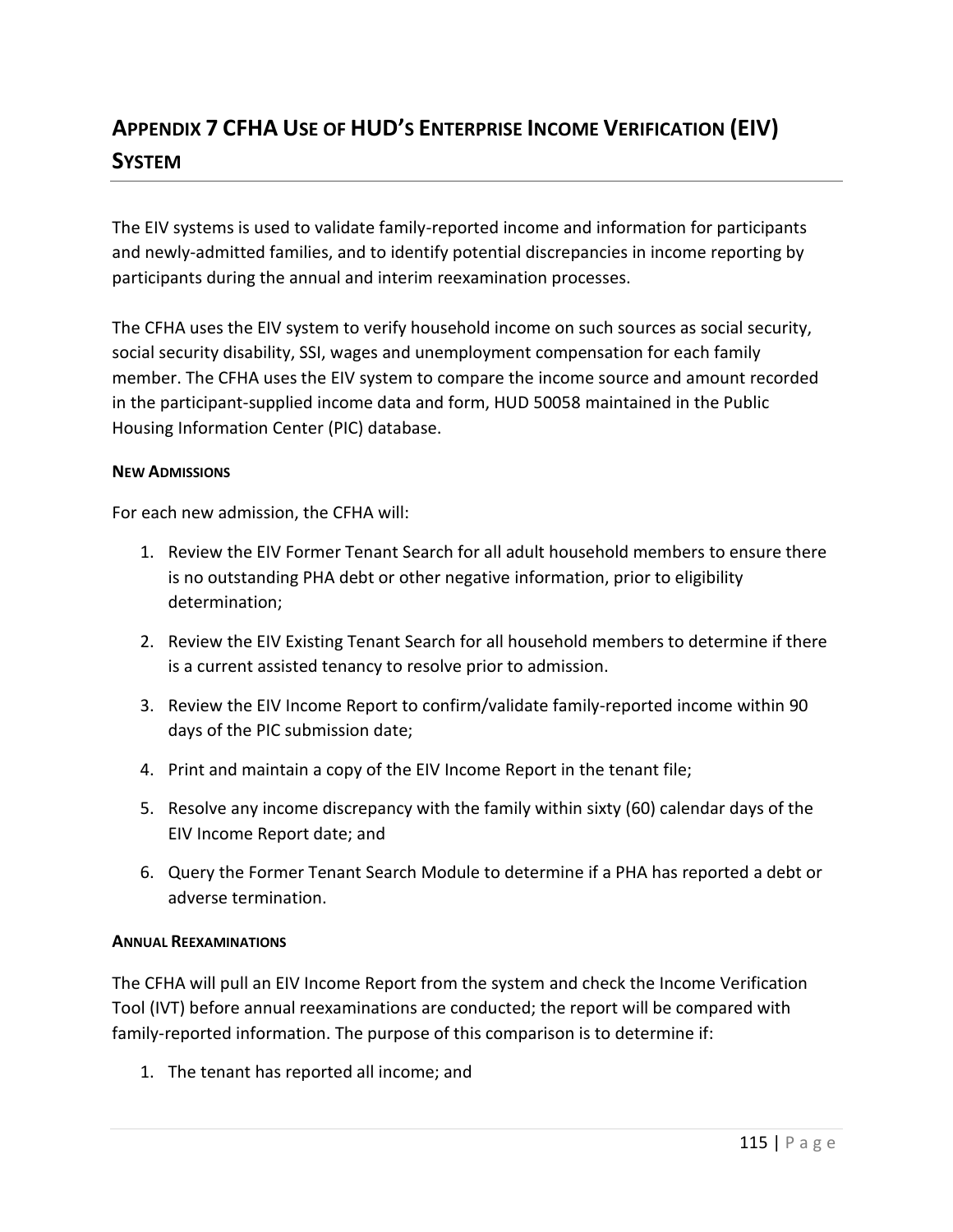# APPENDIX 7 CFHA USE OF HUD'S ENTERPRISE INCOME VERIFICATION (EIV) SYSTEM

The EIV systems is used to validate family-reported income and information for participants and newly-admitted families, and to identify potential discrepancies in income reporting by participants during the annual and interim reexamination processes.

The CFHA uses the EIV system to verify household income on such sources as social security, social security disability, SSI, wages and unemployment compensation for each family member. The CFHA uses the EIV system to compare the income source and amount recorded in the participant-supplied income data and form, HUD 50058 maintained in the Public Housing Information Center (PIC) database.

#### NEW ADMISSIONS

For each new admission, the CFHA will:

1. Review the EIV Former Tenant Search for all adult household members to ensure there is no outstanding PHA debt or other negative information, prior to eligibility determination;
2. Review the EIV Existing Tenant Search for all household members to determine if there is a current assisted tenancy to resolve prior to admission.
3. Review the EIV Income Report to confirm/validate family-reported income within 90 days of the PIC submission date;
4. Print and maintain a copy of the EIV Income Report in the tenant file;
5. Resolve any income discrepancy with the family within sixty (60) calendar days of the EIV Income Report date; and
6. Query the Former Tenant Search Module to determine if a PHA has reported a debt or adverse termination.

#### ANNUAL REEXAMINATIONS

The CFHA will pull an EIV Income Report from the system and check the Income Verification Tool (IVT) before annual reexaminations are conducted; the report will be compared with family-reported information. The purpose of this comparison is to determine if:

1. The tenant has reported all income; and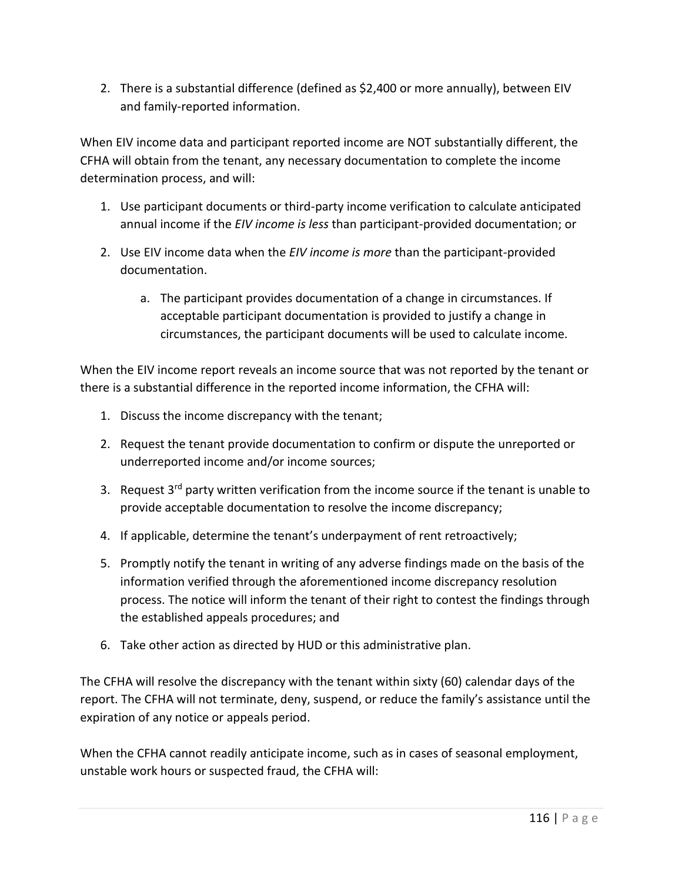2. There is a substantial difference (defined as $2,400 or more annually), between EIV and family-reported information.

When EIV income data and participant reported income are NOT substantially different, the CFHA will obtain from the tenant, any necessary documentation to complete the income determination process, and will:

1. Use participant documents or third-party income verification to calculate anticipated annual income if the *EIV income is less* than participant-provided documentation; or
2. Use EIV income data when the *EIV income is more* than the participant-provided documentation.
    a. The participant provides documentation of a change in circumstances. If acceptable participant documentation is provided to justify a change in circumstances, the participant documents will be used to calculate income.

When the EIV income report reveals an income source that was not reported by the tenant or there is a substantial difference in the reported income information, the CFHA will:

1. Discuss the income discrepancy with the tenant;
2. Request the tenant provide documentation to confirm or dispute the unreported or underreported income and/or income sources;
3. Request 3rd party written verification from the income source if the tenant is unable to provide acceptable documentation to resolve the income discrepancy;
4. If applicable, determine the tenant's underpayment of rent retroactively;
5. Promptly notify the tenant in writing of any adverse findings made on the basis of the information verified through the aforementioned income discrepancy resolution process. The notice will inform the tenant of their right to contest the findings through the established appeals procedures; and
6. Take other action as directed by HUD or this administrative plan.

The CFHA will resolve the discrepancy with the tenant within sixty (60) calendar days of the report. The CFHA will not terminate, deny, suspend, or reduce the family's assistance until the expiration of any notice or appeals period.

When the CFHA cannot readily anticipate income, such as in cases of seasonal employment, unstable work hours or suspected fraud, the CFHA will: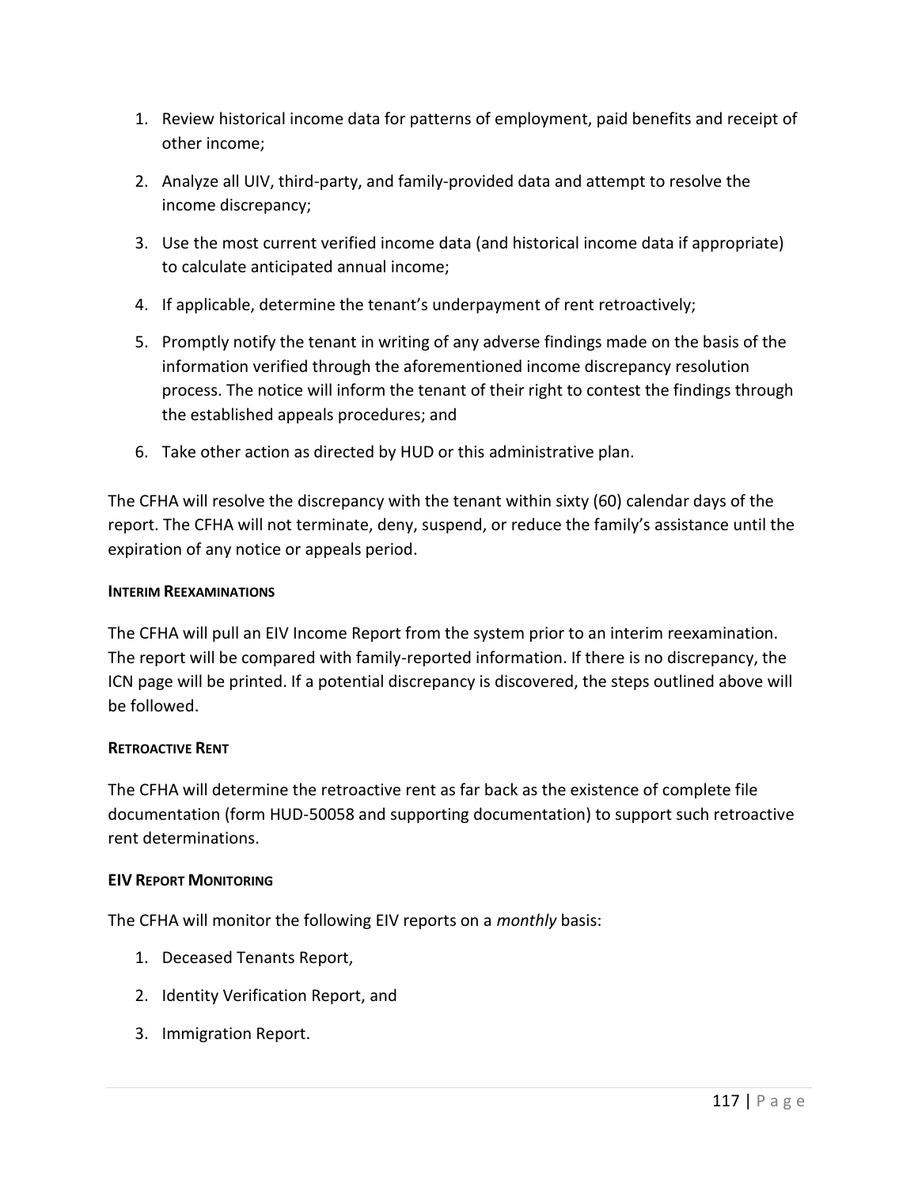1. Review historical income data for patterns of employment, paid benefits and receipt of other income;

2. Analyze all UIV, third-party, and family-provided data and attempt to resolve the income discrepancy;

3. Use the most current verified income data (and historical income data if appropriate) to calculate anticipated annual income;

4. If applicable, determine the tenant's underpayment of rent retroactively;

5. Promptly notify the tenant in writing of any adverse findings made on the basis of the information verified through the aforementioned income discrepancy resolution process. The notice will inform the tenant of their right to contest the findings through the established appeals procedures; and

6. Take other action as directed by HUD or this administrative plan.

The CFHA will resolve the discrepancy with the tenant within sixty (60) calendar days of the report. The CFHA will not terminate, deny, suspend, or reduce the family's assistance until the expiration of any notice or appeals period.

#### INTERIM REEXAMINATIONS

The CFHA will pull an EIV Income Report from the system prior to an interim reexamination. The report will be compared with family-reported information. If there is no discrepancy, the ICN page will be printed. If a potential discrepancy is discovered, the steps outlined above will be followed.

#### RETROACTIVE RENT

The CFHA will determine the retroactive rent as far back as the existence of complete file documentation (form HUD-50058 and supporting documentation) to support such retroactive rent determinations.

#### EIV REPORT MONITORING

The CFHA will monitor the following EIV reports on a *monthly* basis:

1. Deceased Tenants Report,

2. Identity Verification Report, and

3. Immigration Report.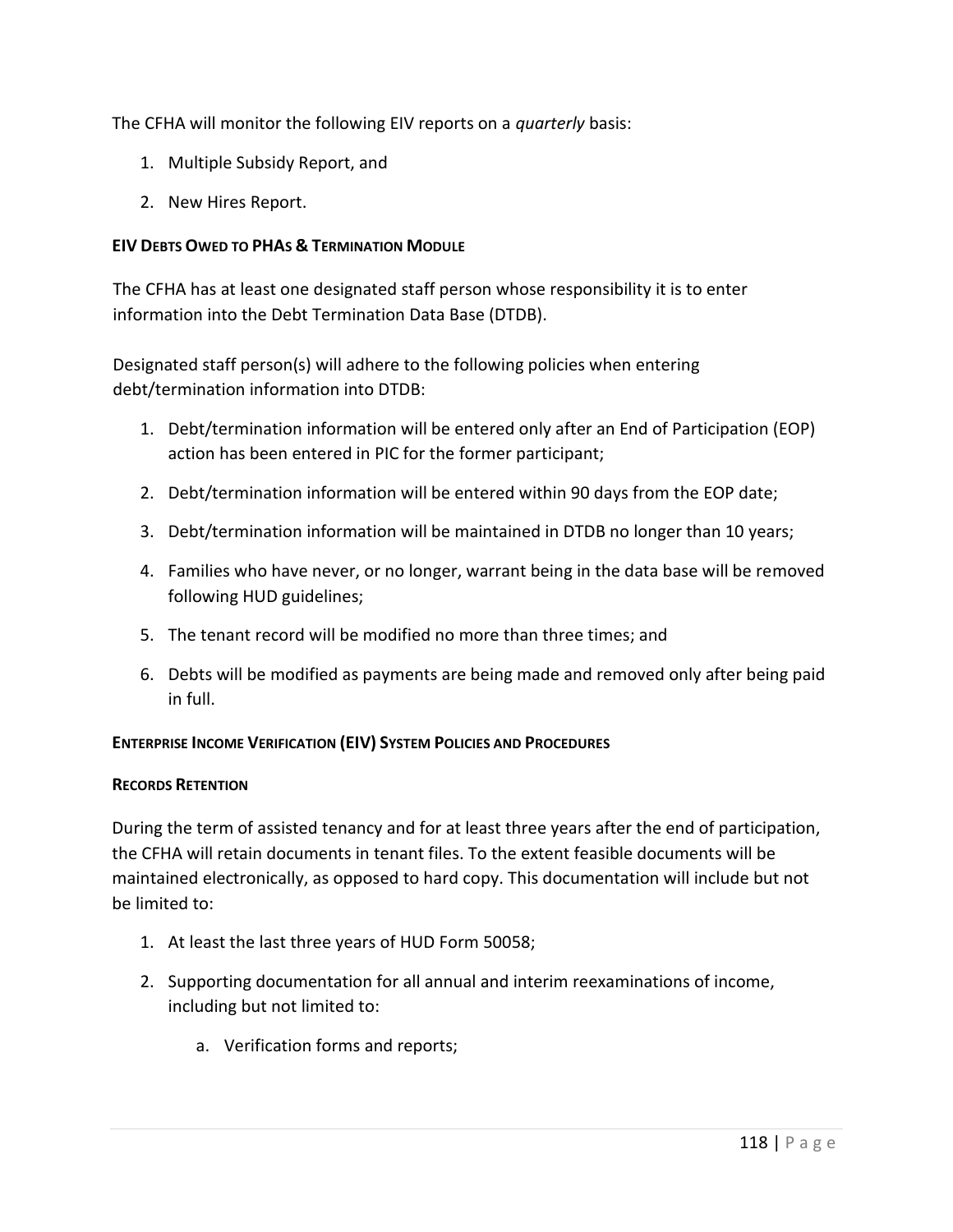The CFHA will monitor the following EIV reports on a *quarterly* basis:

1. Multiple Subsidy Report, and
2. New Hires Report.

#### EIV DEBTS OWED TO PHAS & TERMINATION MODULE

The CFHA has at least one designated staff person whose responsibility it is to enter information into the Debt Termination Data Base (DTDB).

Designated staff person(s) will adhere to the following policies when entering debt/termination information into DTDB:

1. Debt/termination information will be entered only after an End of Participation (EOP) action has been entered in PIC for the former participant;
2. Debt/termination information will be entered within 90 days from the EOP date;
3. Debt/termination information will be maintained in DTDB no longer than 10 years;
4. Families who have never, or no longer, warrant being in the data base will be removed following HUD guidelines;
5. The tenant record will be modified no more than three times; and
6. Debts will be modified as payments are being made and removed only after being paid in full.

#### ENTERPRISE INCOME VERIFICATION (EIV) SYSTEM POLICIES AND PROCEDURES

#### RECORDS RETENTION

During the term of assisted tenancy and for at least three years after the end of participation, the CFHA will retain documents in tenant files. To the extent feasible documents will be maintained electronically, as opposed to hard copy. This documentation will include but not be limited to:

1. At least the last three years of HUD Form 50058;
2. Supporting documentation for all annual and interim reexaminations of income, including but not limited to:
    a. Verification forms and reports;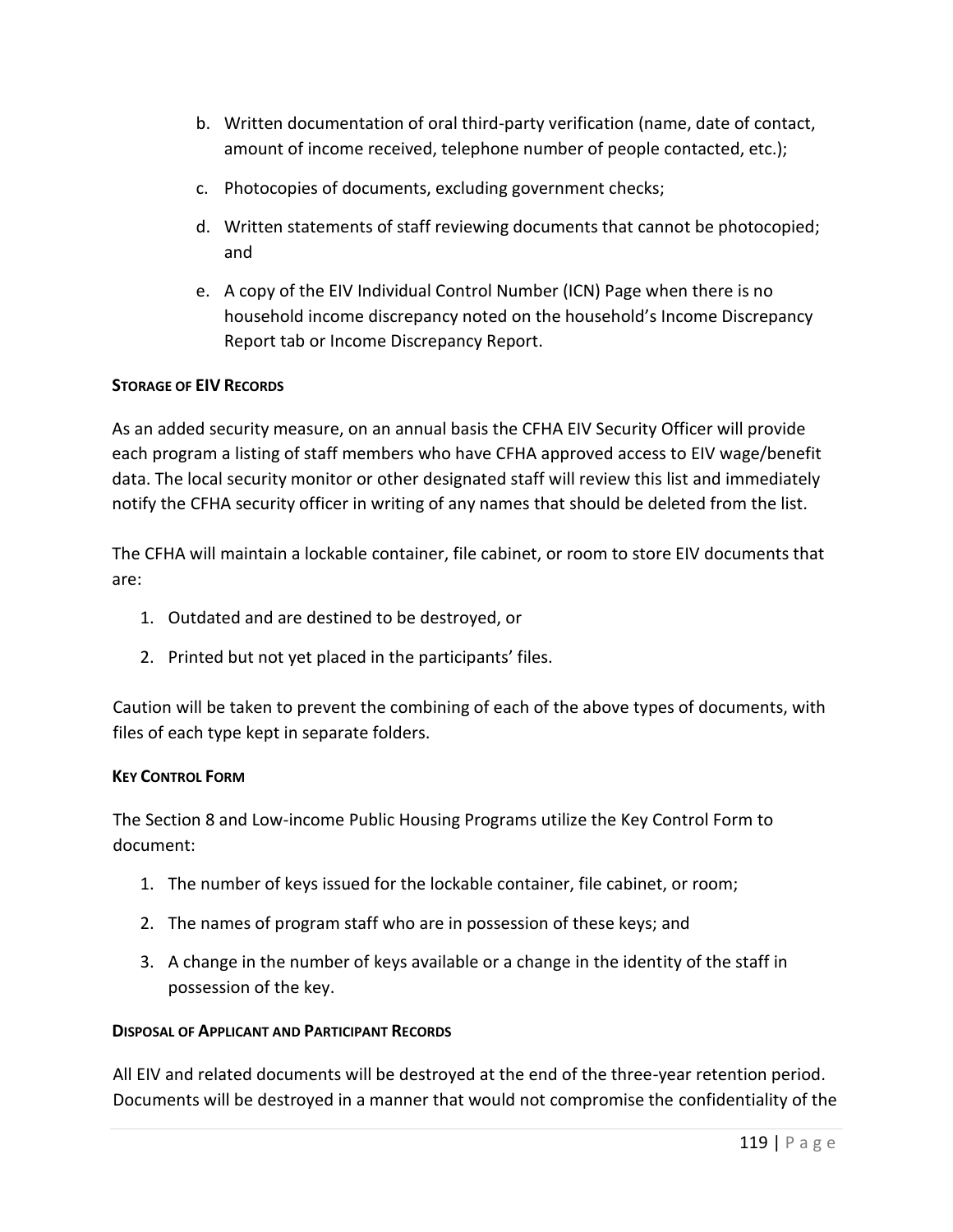b. Written documentation of oral third-party verification (name, date of contact, amount of income received, telephone number of people contacted, etc.);

c. Photocopies of documents, excluding government checks;

d. Written statements of staff reviewing documents that cannot be photocopied; and

e. A copy of the EIV Individual Control Number (ICN) Page when there is no household income discrepancy noted on the household's Income Discrepancy Report tab or Income Discrepancy Report.

#### STORAGE OF EIV RECORDS

As an added security measure, on an annual basis the CFHA EIV Security Officer will provide each program a listing of staff members who have CFHA approved access to EIV wage/benefit data. The local security monitor or other designated staff will review this list and immediately notify the CFHA security officer in writing of any names that should be deleted from the list.

The CFHA will maintain a lockable container, file cabinet, or room to store EIV documents that are:

1. Outdated and are destined to be destroyed, or
2. Printed but not yet placed in the participants' files.

Caution will be taken to prevent the combining of each of the above types of documents, with files of each type kept in separate folders.

#### KEY CONTROL FORM

The Section 8 and Low-income Public Housing Programs utilize the Key Control Form to document:

1. The number of keys issued for the lockable container, file cabinet, or room;
2. The names of program staff who are in possession of these keys; and
3. A change in the number of keys available or a change in the identity of the staff in possession of the key.

#### DISPOSAL OF APPLICANT AND PARTICIPANT RECORDS

All EIV and related documents will be destroyed at the end of the three-year retention period. Documents will be destroyed in a manner that would not compromise the confidentiality of the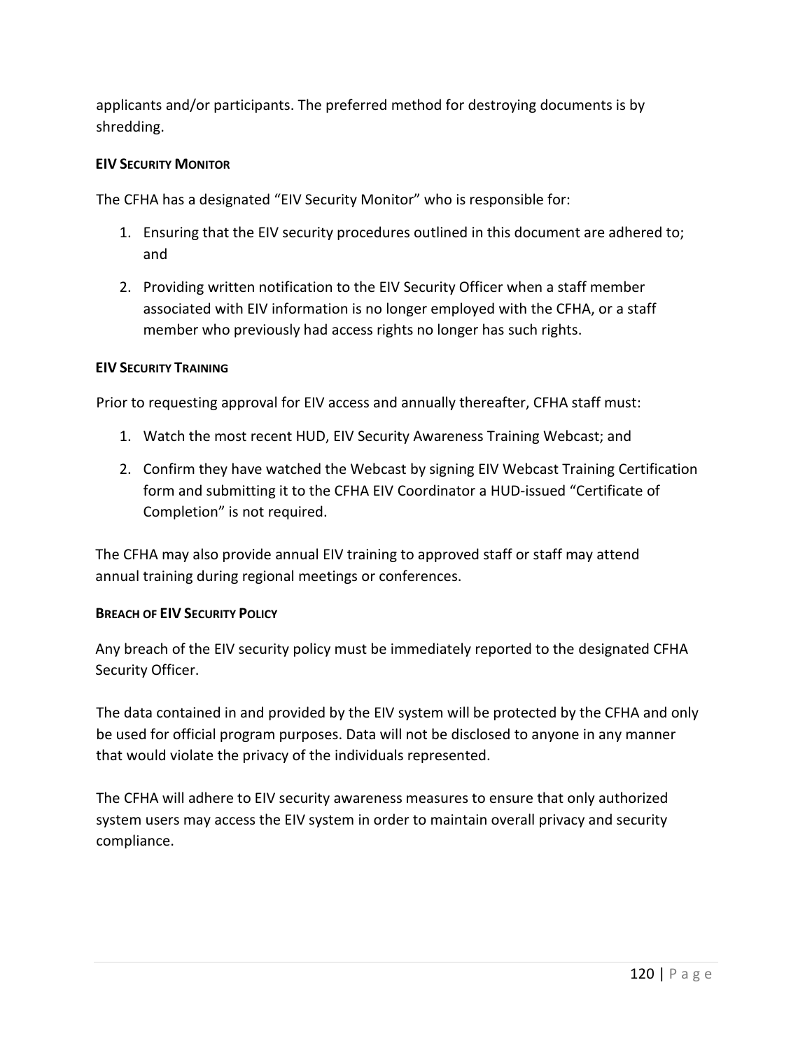applicants and/or participants. The preferred method for destroying documents is by shredding.

#### EIV Security Monitor

The CFHA has a designated "EIV Security Monitor" who is responsible for:

1. Ensuring that the EIV security procedures outlined in this document are adhered to; and
2. Providing written notification to the EIV Security Officer when a staff member associated with EIV information is no longer employed with the CFHA, or a staff member who previously had access rights no longer has such rights.

#### EIV Security Training

Prior to requesting approval for EIV access and annually thereafter, CFHA staff must:

1. Watch the most recent HUD, EIV Security Awareness Training Webcast; and
2. Confirm they have watched the Webcast by signing EIV Webcast Training Certification form and submitting it to the CFHA EIV Coordinator a HUD-issued "Certificate of Completion" is not required.

The CFHA may also provide annual EIV training to approved staff or staff may attend annual training during regional meetings or conferences.

#### Breach of EIV Security Policy

Any breach of the EIV security policy must be immediately reported to the designated CFHA Security Officer.

The data contained in and provided by the EIV system will be protected by the CFHA and only be used for official program purposes. Data will not be disclosed to anyone in any manner that would violate the privacy of the individuals represented.

The CFHA will adhere to EIV security awareness measures to ensure that only authorized system users may access the EIV system in order to maintain overall privacy and security compliance.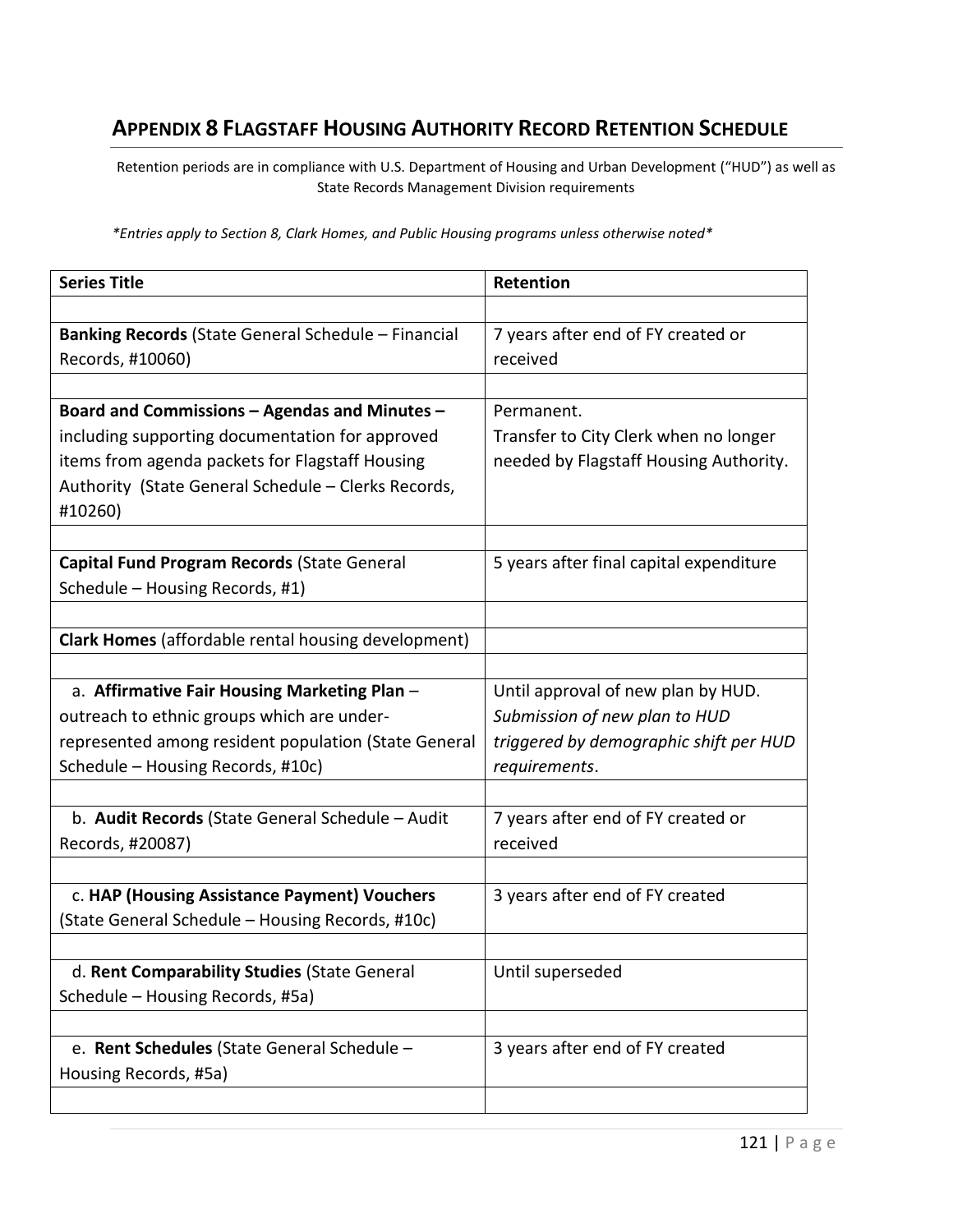## APPENDIX 8 FLAGSTAFF HOUSING AUTHORITY RECORD RETENTION SCHEDULE

Retention periods are in compliance with U.S. Department of Housing and Urban Development ("HUD") as well as State Records Management Division requirements

*\*Entries apply to Section 8, Clark Homes, and Public Housing programs unless otherwise noted\**

| Series Title | Retention |
|---|---|
| | |
| **Banking Records** (State General Schedule – Financial Records, #10060) | 7 years after end of FY created or received |
| | |
| **Board and Commissions – Agendas and Minutes –** including supporting documentation for approved items from agenda packets for Flagstaff Housing Authority (State General Schedule – Clerks Records, #10260) | Permanent.<br>Transfer to City Clerk when no longer needed by Flagstaff Housing Authority. |
| | |
| **Capital Fund Program Records** (State General Schedule – Housing Records, #1) | 5 years after final capital expenditure |
| | |
| **Clark Homes** (affordable rental housing development) | |
| | |
| a. **Affirmative Fair Housing Marketing Plan** – outreach to ethnic groups which are under-represented among resident population (State General Schedule – Housing Records, #10c) | Until approval of new plan by HUD. *Submission of new plan to HUD triggered by demographic shift per HUD requirements*. |
| | |
| b. **Audit Records** (State General Schedule – Audit Records, #20087) | 7 years after end of FY created or received |
| | |
| c. **HAP (Housing Assistance Payment) Vouchers** (State General Schedule – Housing Records, #10c) | 3 years after end of FY created |
| | |
| d. **Rent Comparability Studies** (State General Schedule – Housing Records, #5a) | Until superseded |
| | |
| e. **Rent Schedules** (State General Schedule – Housing Records, #5a) | 3 years after end of FY created |
| | |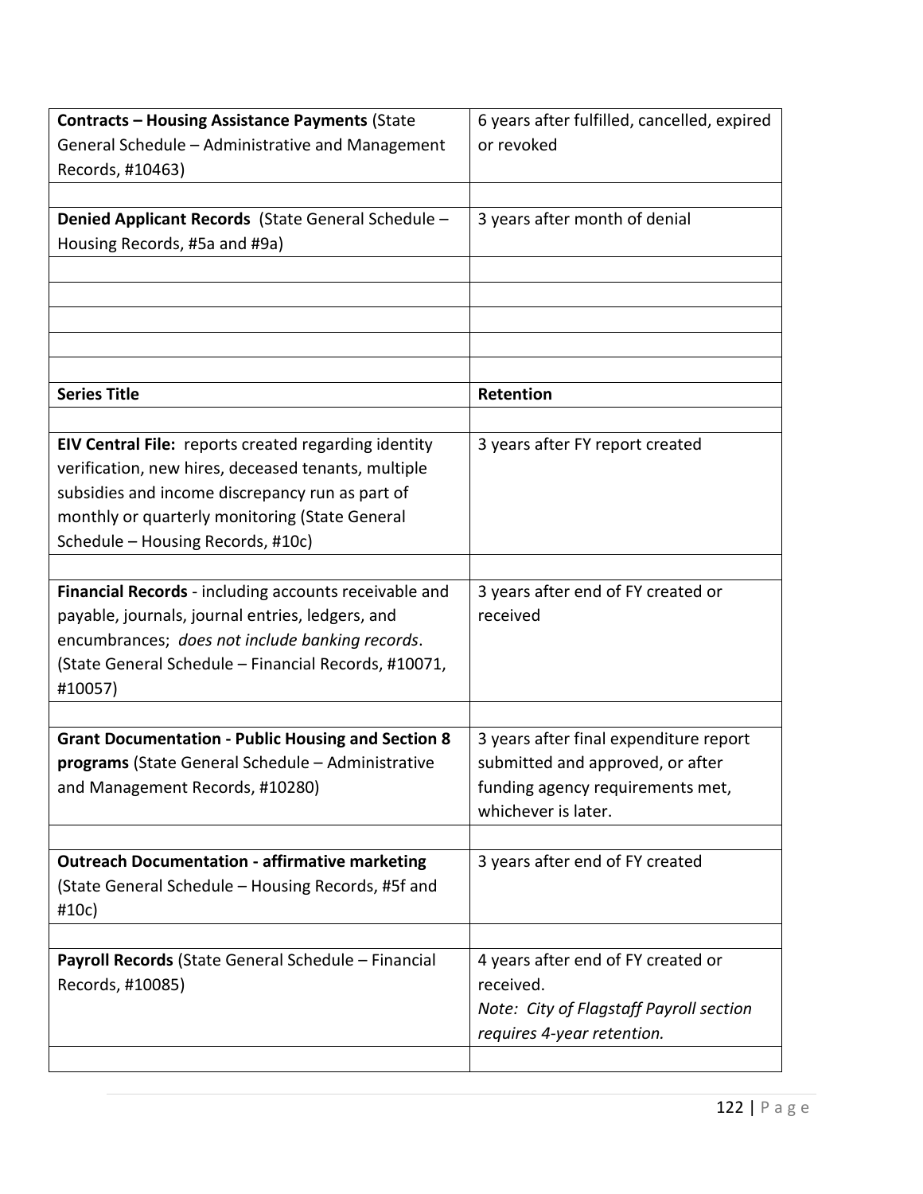| | |
|---|---|
| **Contracts – Housing Assistance Payments** (State General Schedule – Administrative and Management Records, #10463) | 6 years after fulfilled, cancelled, expired or revoked |
| | |
| **Denied Applicant Records** (State General Schedule – Housing Records, #5a and #9a) | 3 years after month of denial |
| | |
| | |
| | |
| | |
| | |
| **Series Title** | **Retention** |
| | |
| **EIV Central File:** reports created regarding identity verification, new hires, deceased tenants, multiple subsidies and income discrepancy run as part of monthly or quarterly monitoring (State General Schedule – Housing Records, #10c) | 3 years after FY report created |
| | |
| **Financial Records** - including accounts receivable and payable, journals, journal entries, ledgers, and encumbrances; *does not include banking records*. (State General Schedule – Financial Records, #10071, #10057) | 3 years after end of FY created or received |
| | |
| **Grant Documentation - Public Housing and Section 8 programs** (State General Schedule – Administrative and Management Records, #10280) | 3 years after final expenditure report submitted and approved, or after funding agency requirements met, whichever is later. |
| | |
| **Outreach Documentation - affirmative marketing** (State General Schedule – Housing Records, #5f and #10c) | 3 years after end of FY created |
| | |
| **Payroll Records** (State General Schedule – Financial Records, #10085) | 4 years after end of FY created or received. *Note: City of Flagstaff Payroll section requires 4-year retention.* |
| | |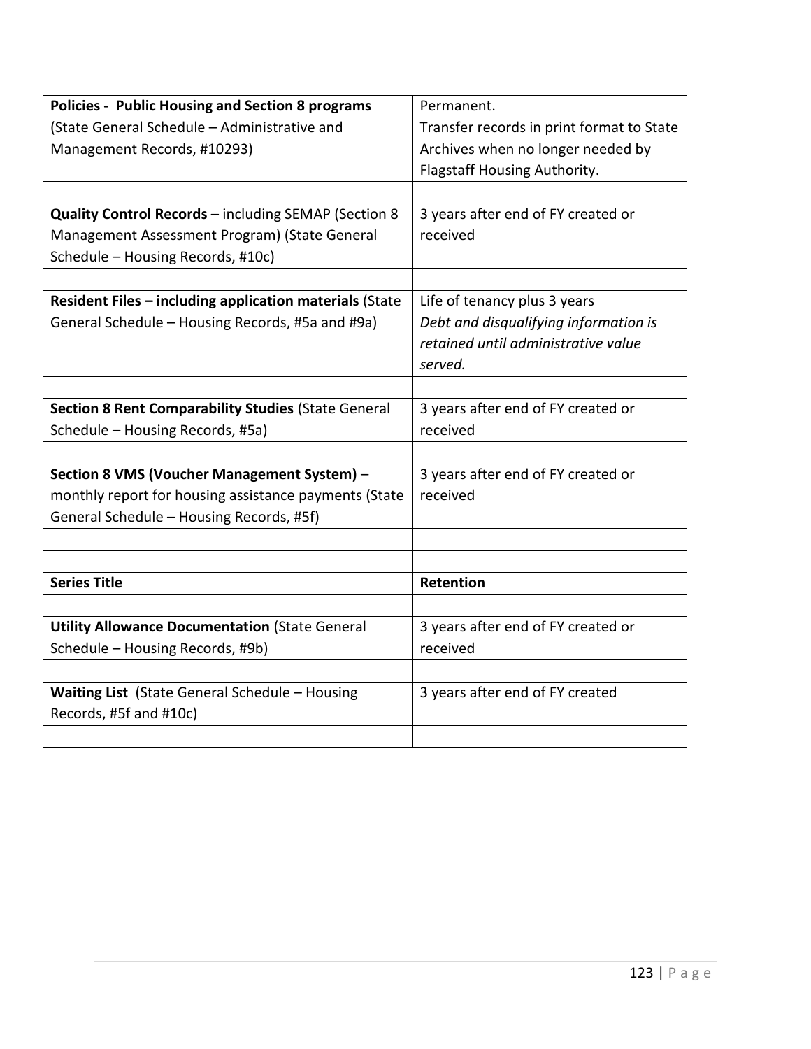| | |
|---|---|
| **Policies - Public Housing and Section 8 programs** (State General Schedule – Administrative and Management Records, #10293) | Permanent. Transfer records in print format to State Archives when no longer needed by Flagstaff Housing Authority. |
| | |
| **Quality Control Records** – including SEMAP (Section 8 Management Assessment Program) (State General Schedule – Housing Records, #10c) | 3 years after end of FY created or received |
| | |
| **Resident Files – including application materials** (State General Schedule – Housing Records, #5a and #9a) | Life of tenancy plus 3 years *Debt and disqualifying information is retained until administrative value served.* |
| | |
| **Section 8 Rent Comparability Studies** (State General Schedule – Housing Records, #5a) | 3 years after end of FY created or received |
| | |
| **Section 8 VMS (Voucher Management System)** – monthly report for housing assistance payments (State General Schedule – Housing Records, #5f) | 3 years after end of FY created or received |
| | |
| | |
| **Series Title** | **Retention** |
| | |
| **Utility Allowance Documentation** (State General Schedule – Housing Records, #9b) | 3 years after end of FY created or received |
| | |
| **Waiting List** (State General Schedule – Housing Records, #5f and #10c) | 3 years after end of FY created |
| | |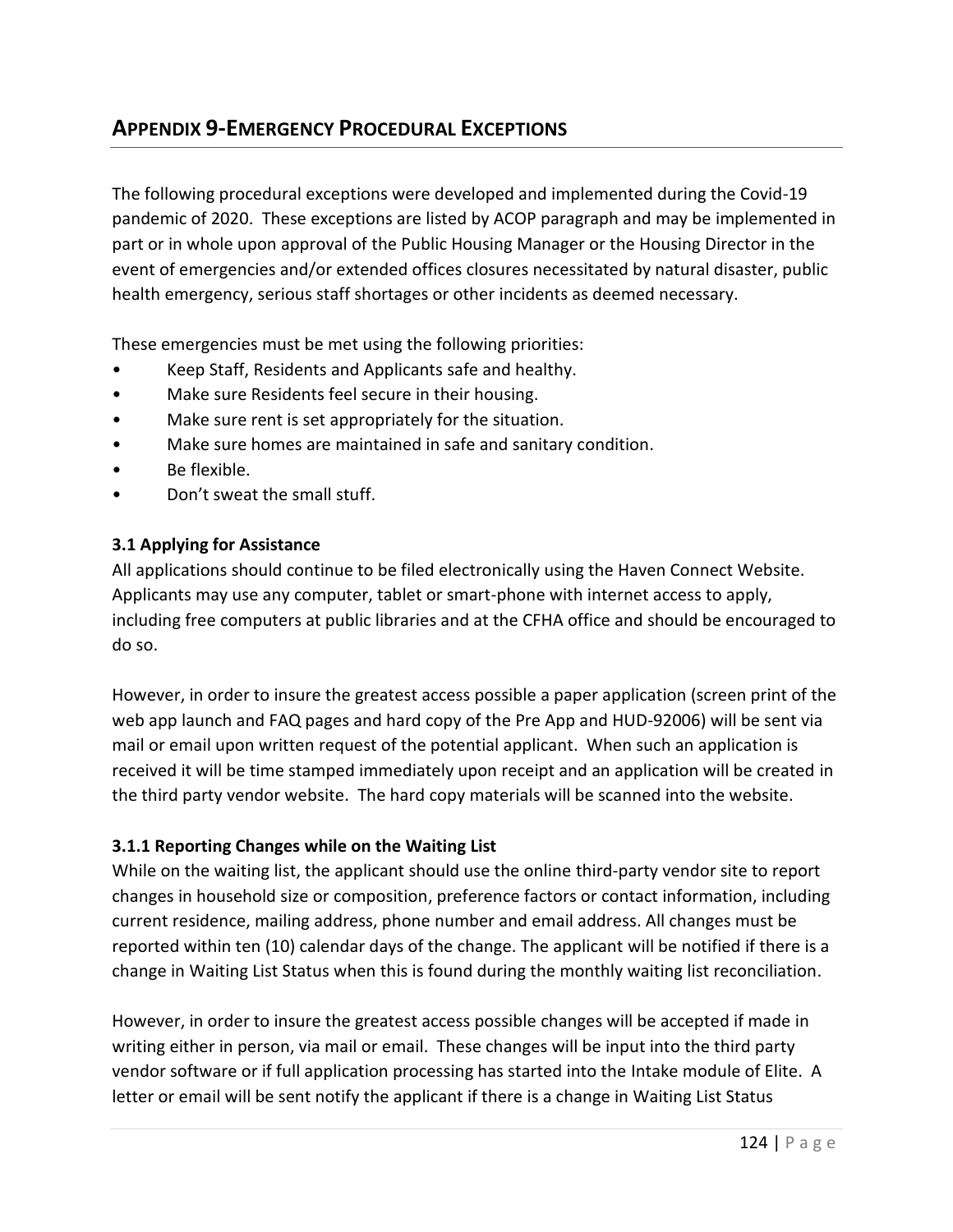## APPENDIX 9-EMERGENCY PROCEDURAL EXCEPTIONS

The following procedural exceptions were developed and implemented during the Covid-19 pandemic of 2020. These exceptions are listed by ACOP paragraph and may be implemented in part or in whole upon approval of the Public Housing Manager or the Housing Director in the event of emergencies and/or extended offices closures necessitated by natural disaster, public health emergency, serious staff shortages or other incidents as deemed necessary.

These emergencies must be met using the following priorities:

- Keep Staff, Residents and Applicants safe and healthy.
- Make sure Residents feel secure in their housing.
- Make sure rent is set appropriately for the situation.
- Make sure homes are maintained in safe and sanitary condition.
- Be flexible.
- Don't sweat the small stuff.

### 3.1 Applying for Assistance

All applications should continue to be filed electronically using the Haven Connect Website. Applicants may use any computer, tablet or smart-phone with internet access to apply, including free computers at public libraries and at the CFHA office and should be encouraged to do so.

However, in order to insure the greatest access possible a paper application (screen print of the web app launch and FAQ pages and hard copy of the Pre App and HUD-92006) will be sent via mail or email upon written request of the potential applicant. When such an application is received it will be time stamped immediately upon receipt and an application will be created in the third party vendor website. The hard copy materials will be scanned into the website.

### 3.1.1 Reporting Changes while on the Waiting List

While on the waiting list, the applicant should use the online third-party vendor site to report changes in household size or composition, preference factors or contact information, including current residence, mailing address, phone number and email address. All changes must be reported within ten (10) calendar days of the change. The applicant will be notified if there is a change in Waiting List Status when this is found during the monthly waiting list reconciliation.

However, in order to insure the greatest access possible changes will be accepted if made in writing either in person, via mail or email. These changes will be input into the third party vendor software or if full application processing has started into the Intake module of Elite. A letter or email will be sent notify the applicant if there is a change in Waiting List Status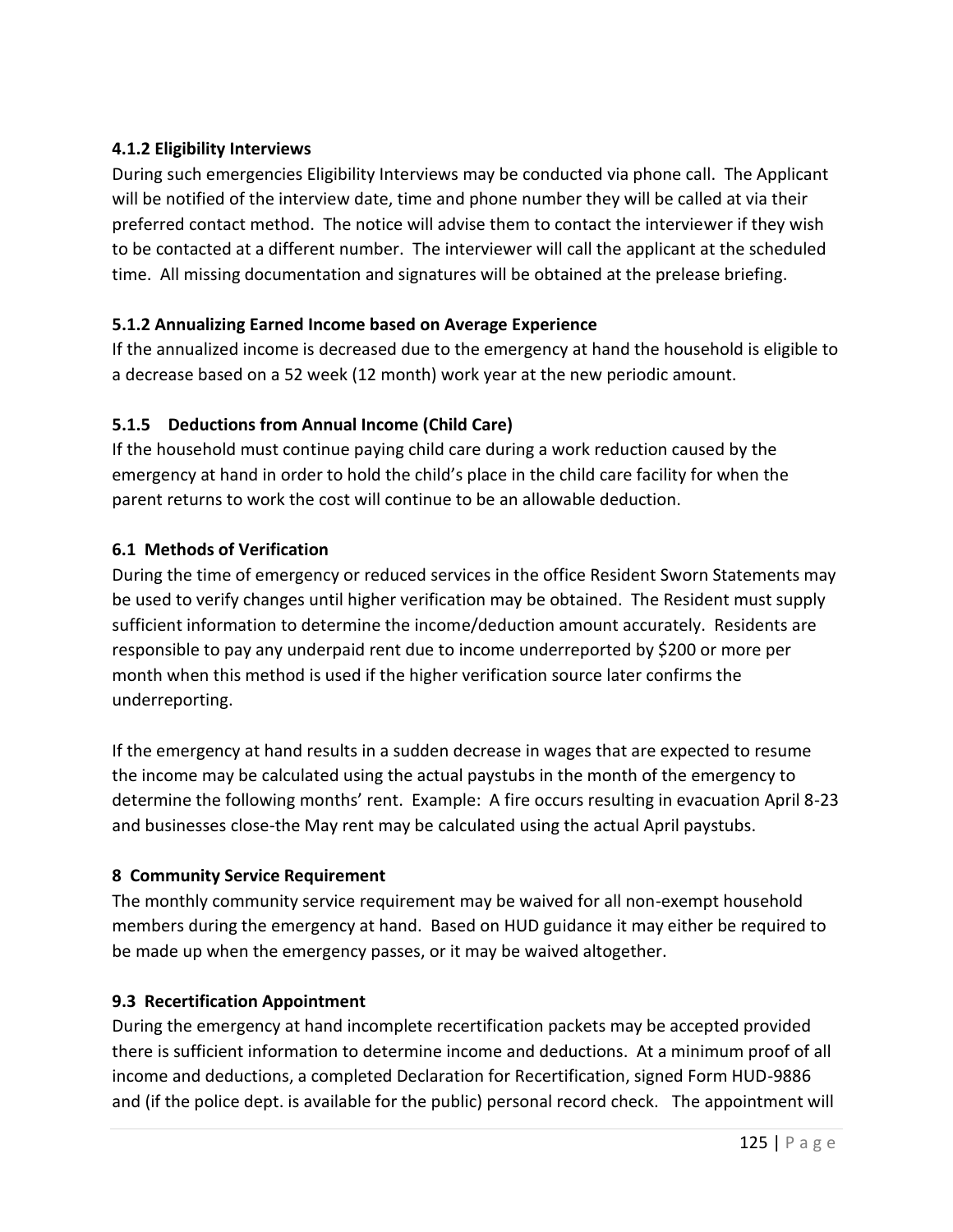### 4.1.2 Eligibility Interviews

During such emergencies Eligibility Interviews may be conducted via phone call. The Applicant will be notified of the interview date, time and phone number they will be called at via their preferred contact method. The notice will advise them to contact the interviewer if they wish to be contacted at a different number. The interviewer will call the applicant at the scheduled time. All missing documentation and signatures will be obtained at the prelease briefing.

### 5.1.2 Annualizing Earned Income based on Average Experience

If the annualized income is decreased due to the emergency at hand the household is eligible to a decrease based on a 52 week (12 month) work year at the new periodic amount.

### 5.1.5 Deductions from Annual Income (Child Care)

If the household must continue paying child care during a work reduction caused by the emergency at hand in order to hold the child's place in the child care facility for when the parent returns to work the cost will continue to be an allowable deduction.

### 6.1 Methods of Verification

During the time of emergency or reduced services in the office Resident Sworn Statements may be used to verify changes until higher verification may be obtained. The Resident must supply sufficient information to determine the income/deduction amount accurately. Residents are responsible to pay any underpaid rent due to income underreported by $200 or more per month when this method is used if the higher verification source later confirms the underreporting.

If the emergency at hand results in a sudden decrease in wages that are expected to resume the income may be calculated using the actual paystubs in the month of the emergency to determine the following months' rent. Example: A fire occurs resulting in evacuation April 8-23 and businesses close-the May rent may be calculated using the actual April paystubs.

### 8 Community Service Requirement

The monthly community service requirement may be waived for all non-exempt household members during the emergency at hand. Based on HUD guidance it may either be required to be made up when the emergency passes, or it may be waived altogether.

### 9.3 Recertification Appointment

During the emergency at hand incomplete recertification packets may be accepted provided there is sufficient information to determine income and deductions. At a minimum proof of all income and deductions, a completed Declaration for Recertification, signed Form HUD-9886 and (if the police dept. is available for the public) personal record check. The appointment will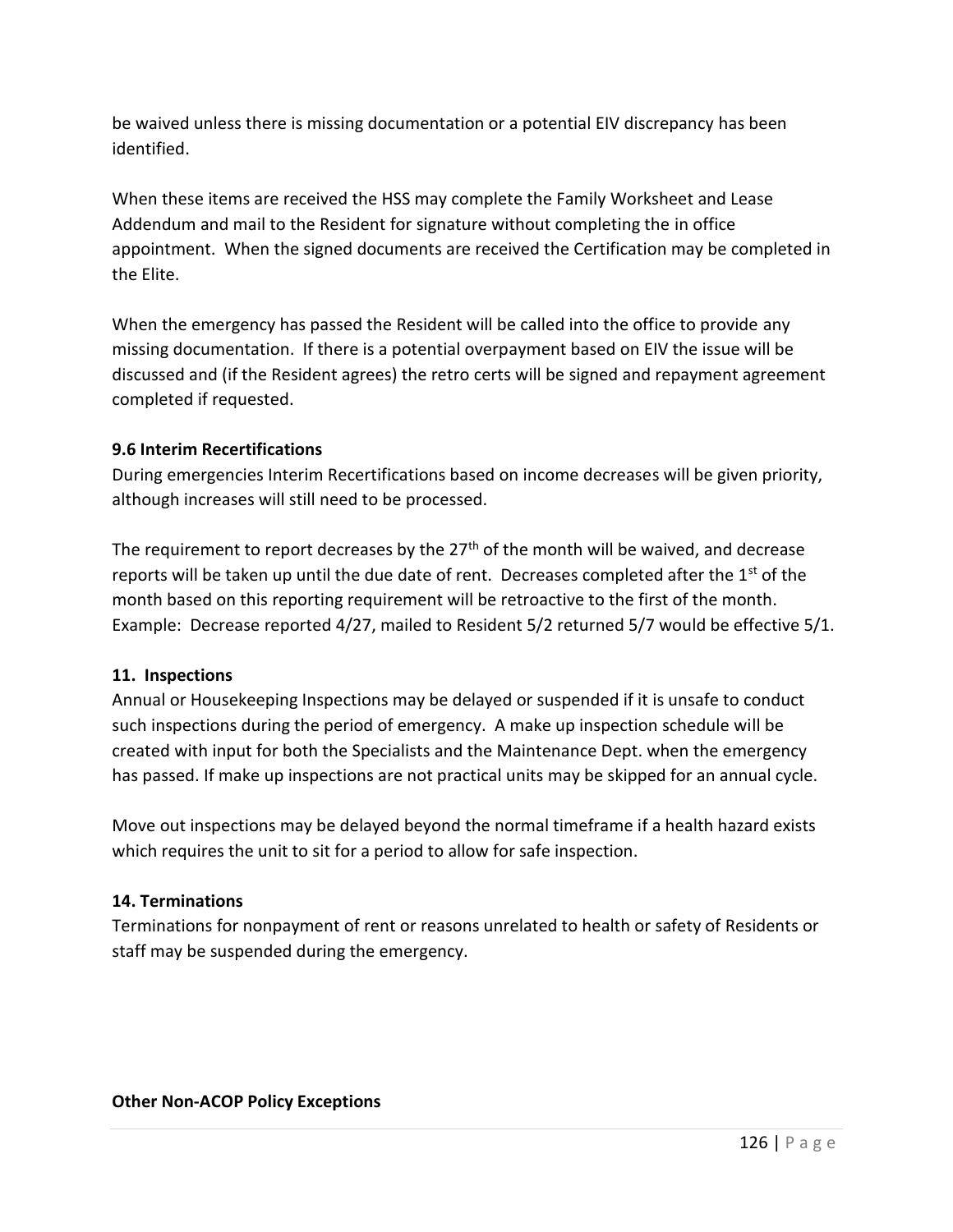be waived unless there is missing documentation or a potential EIV discrepancy has been identified.

When these items are received the HSS may complete the Family Worksheet and Lease Addendum and mail to the Resident for signature without completing the in office appointment. When the signed documents are received the Certification may be completed in the Elite.

When the emergency has passed the Resident will be called into the office to provide any missing documentation. If there is a potential overpayment based on EIV the issue will be discussed and (if the Resident agrees) the retro certs will be signed and repayment agreement completed if requested.

**9.6 Interim Recertifications**

During emergencies Interim Recertifications based on income decreases will be given priority, although increases will still need to be processed.

The requirement to report decreases by the 27th of the month will be waived, and decrease reports will be taken up until the due date of rent. Decreases completed after the 1st of the month based on this reporting requirement will be retroactive to the first of the month. Example: Decrease reported 4/27, mailed to Resident 5/2 returned 5/7 would be effective 5/1.

**11. Inspections**

Annual or Housekeeping Inspections may be delayed or suspended if it is unsafe to conduct such inspections during the period of emergency. A make up inspection schedule will be created with input for both the Specialists and the Maintenance Dept. when the emergency has passed. If make up inspections are not practical units may be skipped for an annual cycle.

Move out inspections may be delayed beyond the normal timeframe if a health hazard exists which requires the unit to sit for a period to allow for safe inspection.

**14. Terminations**

Terminations for nonpayment of rent or reasons unrelated to health or safety of Residents or staff may be suspended during the emergency.

**Other Non-ACOP Policy Exceptions**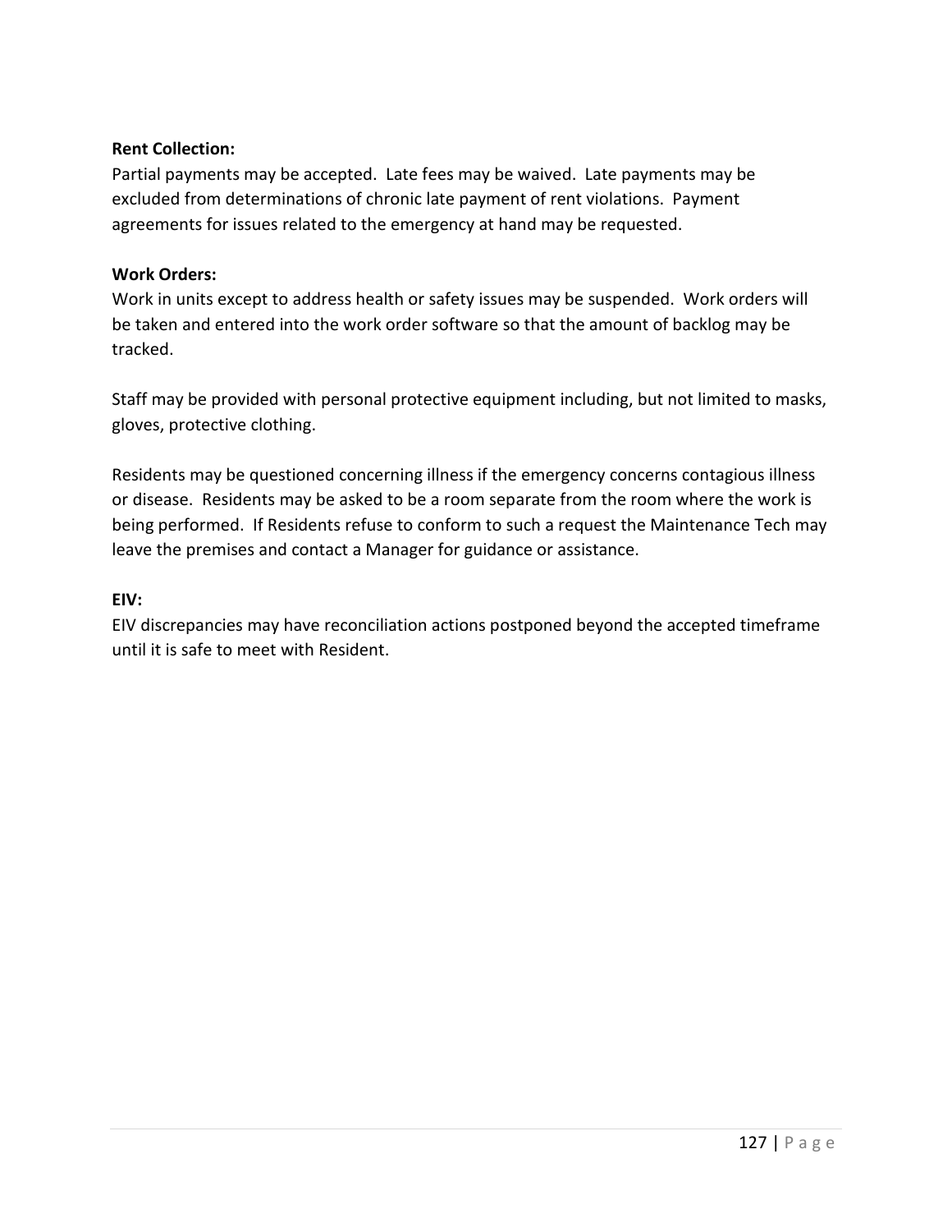**Rent Collection:**
Partial payments may be accepted. Late fees may be waived. Late payments may be excluded from determinations of chronic late payment of rent violations. Payment agreements for issues related to the emergency at hand may be requested.

**Work Orders:**
Work in units except to address health or safety issues may be suspended. Work orders will be taken and entered into the work order software so that the amount of backlog may be tracked.

Staff may be provided with personal protective equipment including, but not limited to masks, gloves, protective clothing.

Residents may be questioned concerning illness if the emergency concerns contagious illness or disease. Residents may be asked to be a room separate from the room where the work is being performed. If Residents refuse to conform to such a request the Maintenance Tech may leave the premises and contact a Manager for guidance or assistance.

**EIV:**
EIV discrepancies may have reconciliation actions postponed beyond the accepted timeframe until it is safe to meet with Resident.